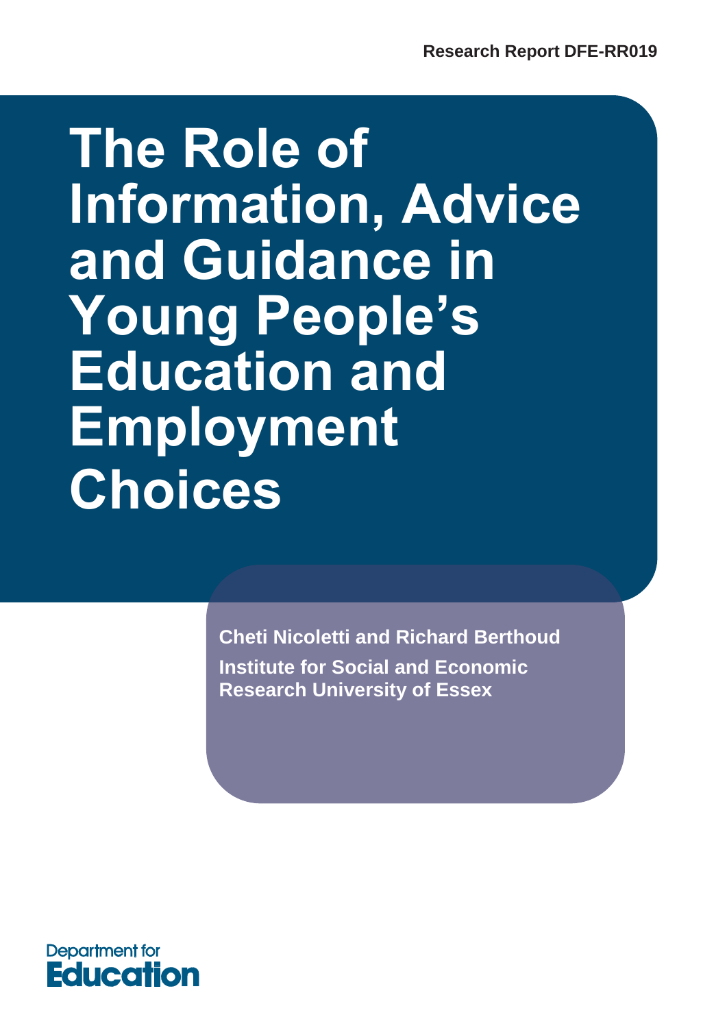Research Report DFE-RR019

# The Role of Information, Advice and Guidance in Young People's Education and Employment Choices

**Cheti Nicoletti and Richard Berthoud**

**Institute for Social and Economic Research University of Essex**

Department for Education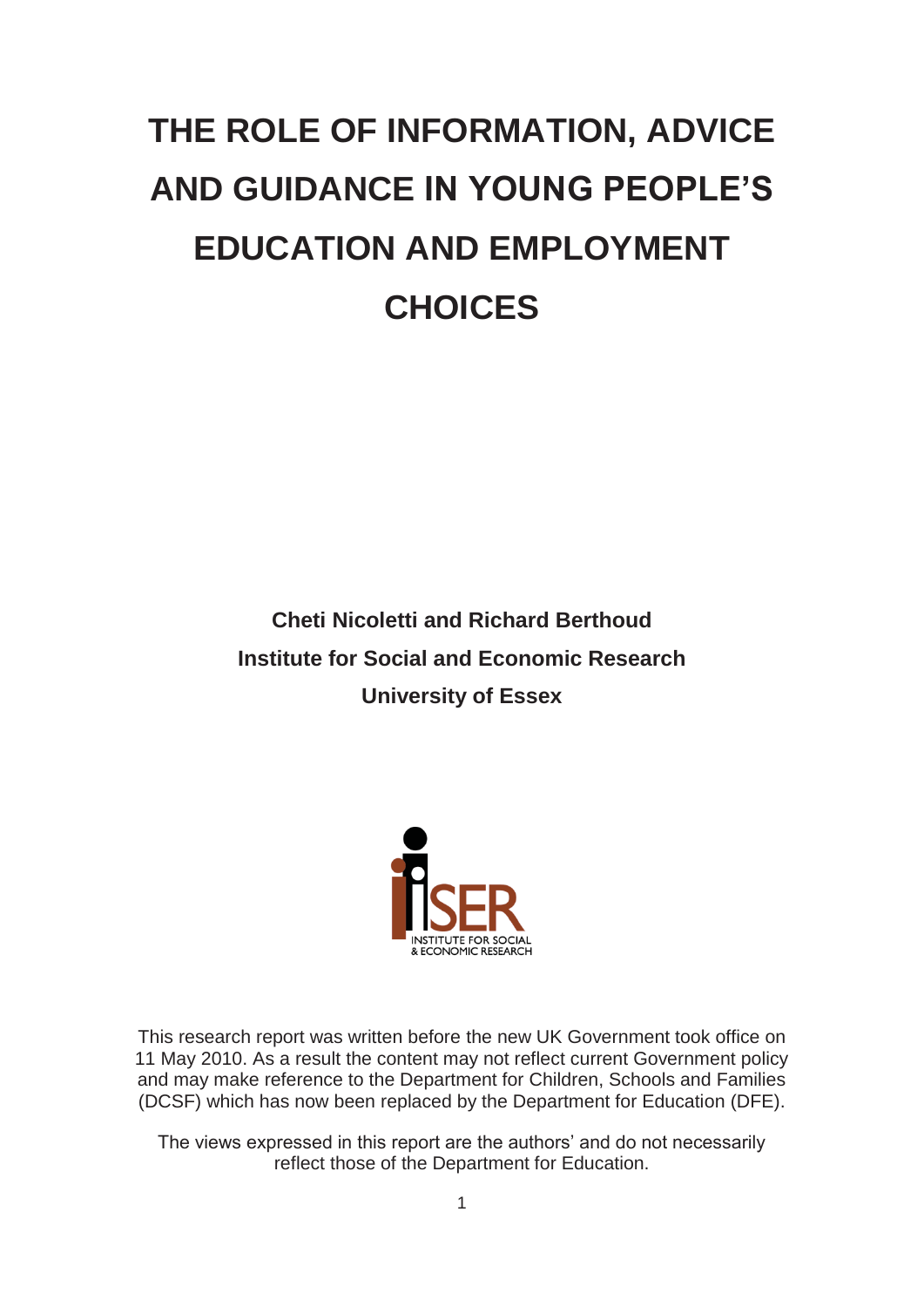# THE ROLE OF INFORMATION, ADVICE AND GUIDANCE IN YOUNG PEOPLE'S EDUCATION AND EMPLOYMENT CHOICES

**Cheti Nicoletti and Richard Berthoud**

**Institute for Social and Economic Research**

**University of Essex**

This research report was written before the new UK Government took office on 11 May 2010. As a result the content may not reflect current Government policy and may make reference to the Department for Children, Schools and Families (DCSF) which has now been replaced by the Department for Education (DFE).

The views expressed in this report are the authors' and do not necessarily reflect those of the Department for Education.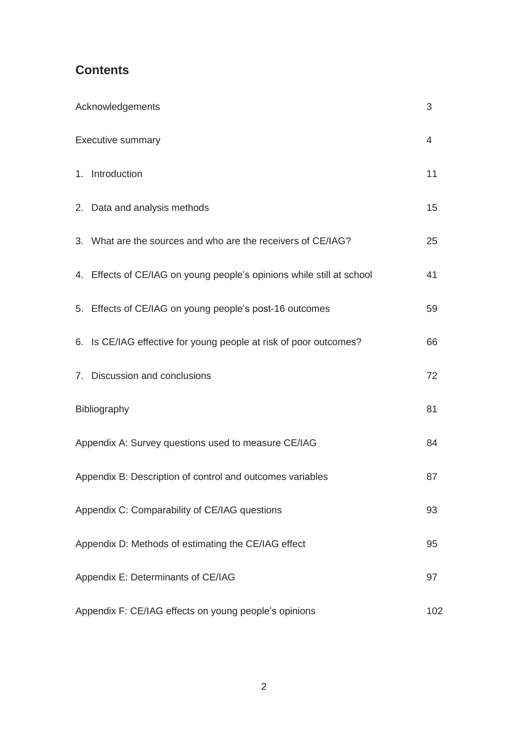## Contents

| | |
|---|---|
| Acknowledgements | 3 |
| Executive summary | 4 |
| 1. Introduction | 11 |
| 2. Data and analysis methods | 15 |
| 3. What are the sources and who are the receivers of CE/IAG? | 25 |
| 4. Effects of CE/IAG on young people's opinions while still at school | 41 |
| 5. Effects of CE/IAG on young people's post-16 outcomes | 59 |
| 6. Is CE/IAG effective for young people at risk of poor outcomes? | 66 |
| 7. Discussion and conclusions | 72 |
| Bibliography | 81 |
| Appendix A: Survey questions used to measure CE/IAG | 84 |
| Appendix B: Description of control and outcomes variables | 87 |
| Appendix C: Comparability of CE/IAG questions | 93 |
| Appendix D: Methods of estimating the CE/IAG effect | 95 |
| Appendix E: Determinants of CE/IAG | 97 |
| Appendix F: CE/IAG effects on young people's opinions | 102 |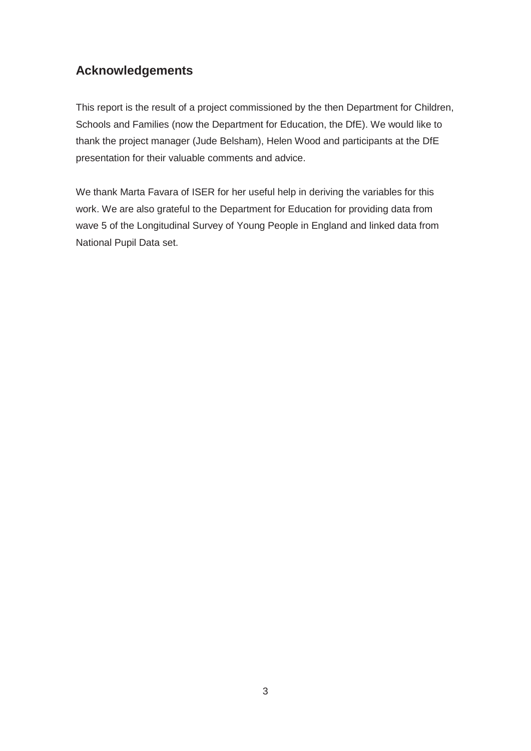## Acknowledgements

This report is the result of a project commissioned by the then Department for Children, Schools and Families (now the Department for Education, the DfE). We would like to thank the project manager (Jude Belsham), Helen Wood and participants at the DfE presentation for their valuable comments and advice.

We thank Marta Favara of ISER for her useful help in deriving the variables for this work. We are also grateful to the Department for Education for providing data from wave 5 of the Longitudinal Survey of Young People in England and linked data from National Pupil Data set.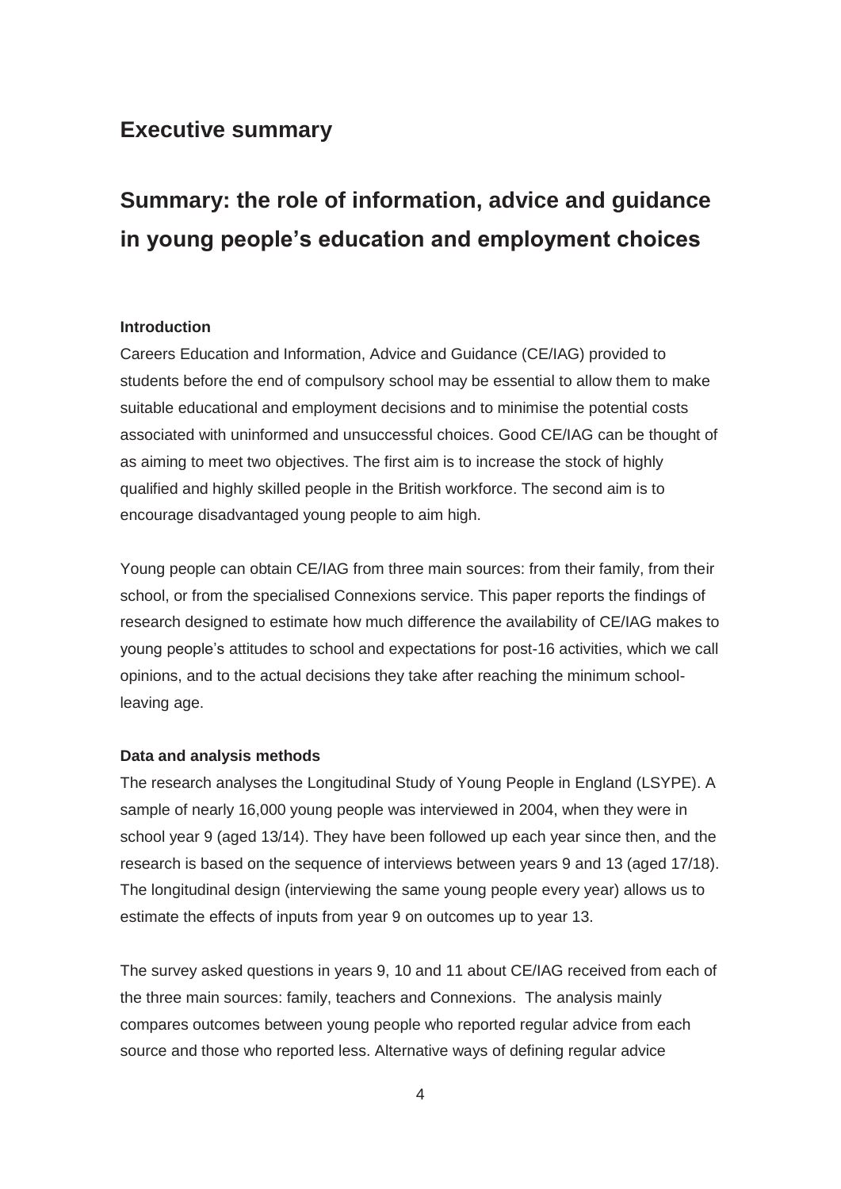# Executive summary

## Summary: the role of information, advice and guidance in young people's education and employment choices

**Introduction**

Careers Education and Information, Advice and Guidance (CE/IAG) provided to students before the end of compulsory school may be essential to allow them to make suitable educational and employment decisions and to minimise the potential costs associated with uninformed and unsuccessful choices. Good CE/IAG can be thought of as aiming to meet two objectives. The first aim is to increase the stock of highly qualified and highly skilled people in the British workforce. The second aim is to encourage disadvantaged young people to aim high.

Young people can obtain CE/IAG from three main sources: from their family, from their school, or from the specialised Connexions service. This paper reports the findings of research designed to estimate how much difference the availability of CE/IAG makes to young people's attitudes to school and expectations for post-16 activities, which we call opinions, and to the actual decisions they take after reaching the minimum school-leaving age.

**Data and analysis methods**

The research analyses the Longitudinal Study of Young People in England (LSYPE). A sample of nearly 16,000 young people was interviewed in 2004, when they were in school year 9 (aged 13/14). They have been followed up each year since then, and the research is based on the sequence of interviews between years 9 and 13 (aged 17/18). The longitudinal design (interviewing the same young people every year) allows us to estimate the effects of inputs from year 9 on outcomes up to year 13.

The survey asked questions in years 9, 10 and 11 about CE/IAG received from each of the three main sources: family, teachers and Connexions. The analysis mainly compares outcomes between young people who reported regular advice from each source and those who reported less. Alternative ways of defining regular advice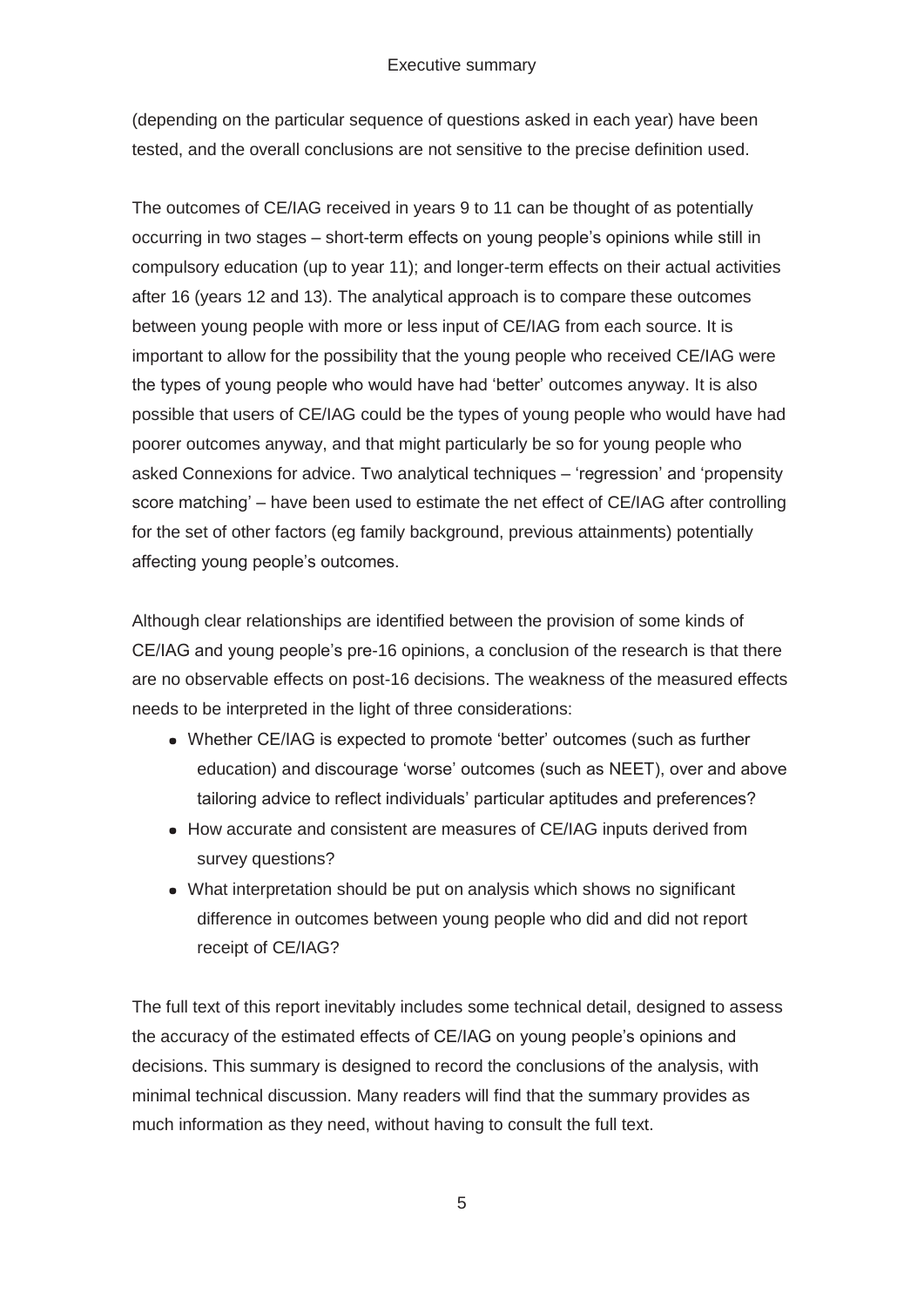(depending on the particular sequence of questions asked in each year) have been tested, and the overall conclusions are not sensitive to the precise definition used.

The outcomes of CE/IAG received in years 9 to 11 can be thought of as potentially occurring in two stages – short-term effects on young people's opinions while still in compulsory education (up to year 11); and longer-term effects on their actual activities after 16 (years 12 and 13). The analytical approach is to compare these outcomes between young people with more or less input of CE/IAG from each source. It is important to allow for the possibility that the young people who received CE/IAG were the types of young people who would have had 'better' outcomes anyway. It is also possible that users of CE/IAG could be the types of young people who would have had poorer outcomes anyway, and that might particularly be so for young people who asked Connexions for advice. Two analytical techniques – 'regression' and 'propensity score matching' – have been used to estimate the net effect of CE/IAG after controlling for the set of other factors (eg family background, previous attainments) potentially affecting young people's outcomes.

Although clear relationships are identified between the provision of some kinds of CE/IAG and young people's pre-16 opinions, a conclusion of the research is that there are no observable effects on post-16 decisions. The weakness of the measured effects needs to be interpreted in the light of three considerations:

- Whether CE/IAG is expected to promote 'better' outcomes (such as further education) and discourage 'worse' outcomes (such as NEET), over and above tailoring advice to reflect individuals' particular aptitudes and preferences?
- How accurate and consistent are measures of CE/IAG inputs derived from survey questions?
- What interpretation should be put on analysis which shows no significant difference in outcomes between young people who did and did not report receipt of CE/IAG?

The full text of this report inevitably includes some technical detail, designed to assess the accuracy of the estimated effects of CE/IAG on young people's opinions and decisions. This summary is designed to record the conclusions of the analysis, with minimal technical discussion. Many readers will find that the summary provides as much information as they need, without having to consult the full text.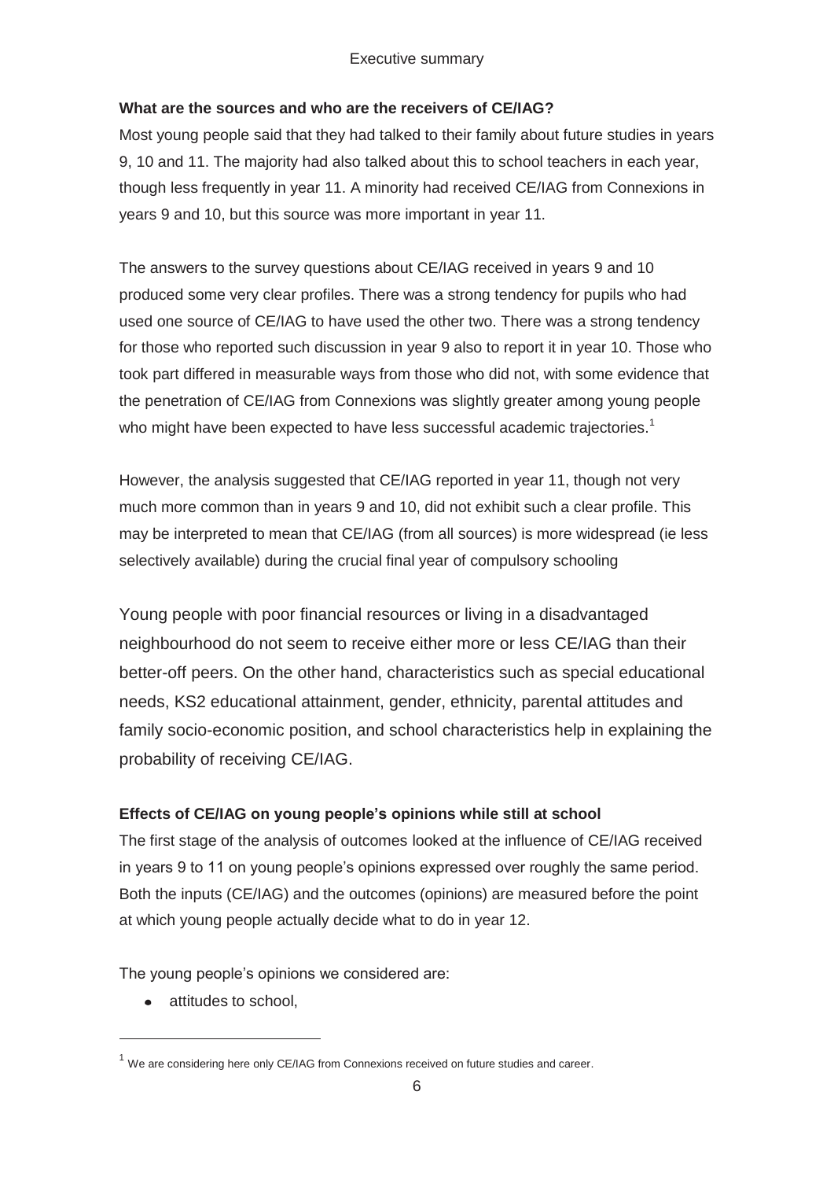**What are the sources and who are the receivers of CE/IAG?**

Most young people said that they had talked to their family about future studies in years 9, 10 and 11. The majority had also talked about this to school teachers in each year, though less frequently in year 11. A minority had received CE/IAG from Connexions in years 9 and 10, but this source was more important in year 11.

The answers to the survey questions about CE/IAG received in years 9 and 10 produced some very clear profiles. There was a strong tendency for pupils who had used one source of CE/IAG to have used the other two. There was a strong tendency for those who reported such discussion in year 9 also to report it in year 10. Those who took part differed in measurable ways from those who did not, with some evidence that the penetration of CE/IAG from Connexions was slightly greater among young people who might have been expected to have less successful academic trajectories.[1]

However, the analysis suggested that CE/IAG reported in year 11, though not very much more common than in years 9 and 10, did not exhibit such a clear profile. This may be interpreted to mean that CE/IAG (from all sources) is more widespread (ie less selectively available) during the crucial final year of compulsory schooling

Young people with poor financial resources or living in a disadvantaged neighbourhood do not seem to receive either more or less CE/IAG than their better-off peers. On the other hand, characteristics such as special educational needs, KS2 educational attainment, gender, ethnicity, parental attitudes and family socio-economic position, and school characteristics help in explaining the probability of receiving CE/IAG.

**Effects of CE/IAG on young people's opinions while still at school**

The first stage of the analysis of outcomes looked at the influence of CE/IAG received in years 9 to 11 on young people's opinions expressed over roughly the same period. Both the inputs (CE/IAG) and the outcomes (opinions) are measured before the point at which young people actually decide what to do in year 12.

The young people's opinions we considered are:

- attitudes to school,

[1] We are considering here only CE/IAG from Connexions received on future studies and career.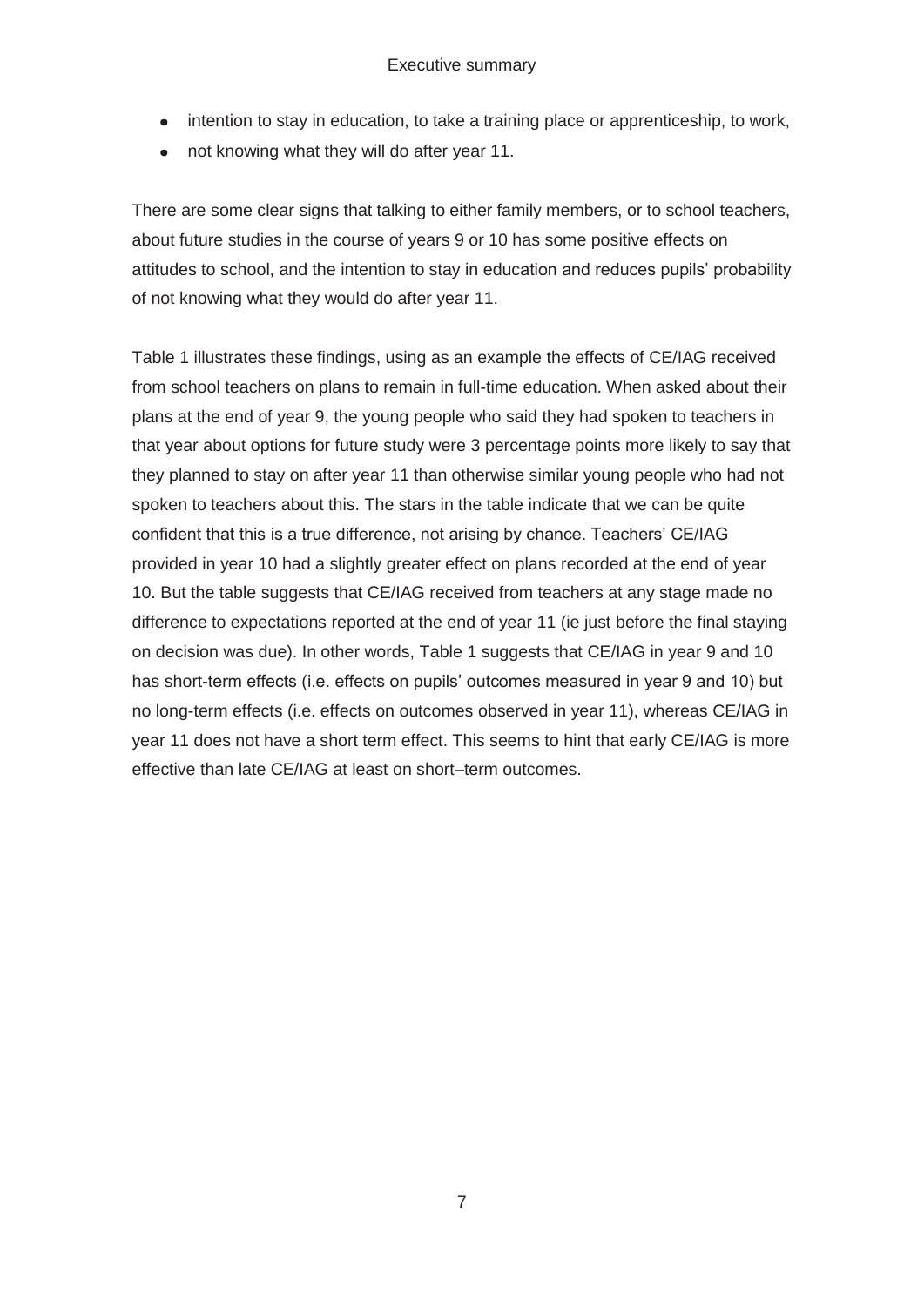- intention to stay in education, to take a training place or apprenticeship, to work,
- not knowing what they will do after year 11.

There are some clear signs that talking to either family members, or to school teachers, about future studies in the course of years 9 or 10 has some positive effects on attitudes to school, and the intention to stay in education and reduces pupils' probability of not knowing what they would do after year 11.

Table 1 illustrates these findings, using as an example the effects of CE/IAG received from school teachers on plans to remain in full-time education. When asked about their plans at the end of year 9, the young people who said they had spoken to teachers in that year about options for future study were 3 percentage points more likely to say that they planned to stay on after year 11 than otherwise similar young people who had not spoken to teachers about this. The stars in the table indicate that we can be quite confident that this is a true difference, not arising by chance. Teachers' CE/IAG provided in year 10 had a slightly greater effect on plans recorded at the end of year 10. But the table suggests that CE/IAG received from teachers at any stage made no difference to expectations reported at the end of year 11 (ie just before the final staying on decision was due). In other words, Table 1 suggests that CE/IAG in year 9 and 10 has short-term effects (i.e. effects on pupils' outcomes measured in year 9 and 10) but no long-term effects (i.e. effects on outcomes observed in year 11), whereas CE/IAG in year 11 does not have a short term effect. This seems to hint that early CE/IAG is more effective than late CE/IAG at least on short–term outcomes.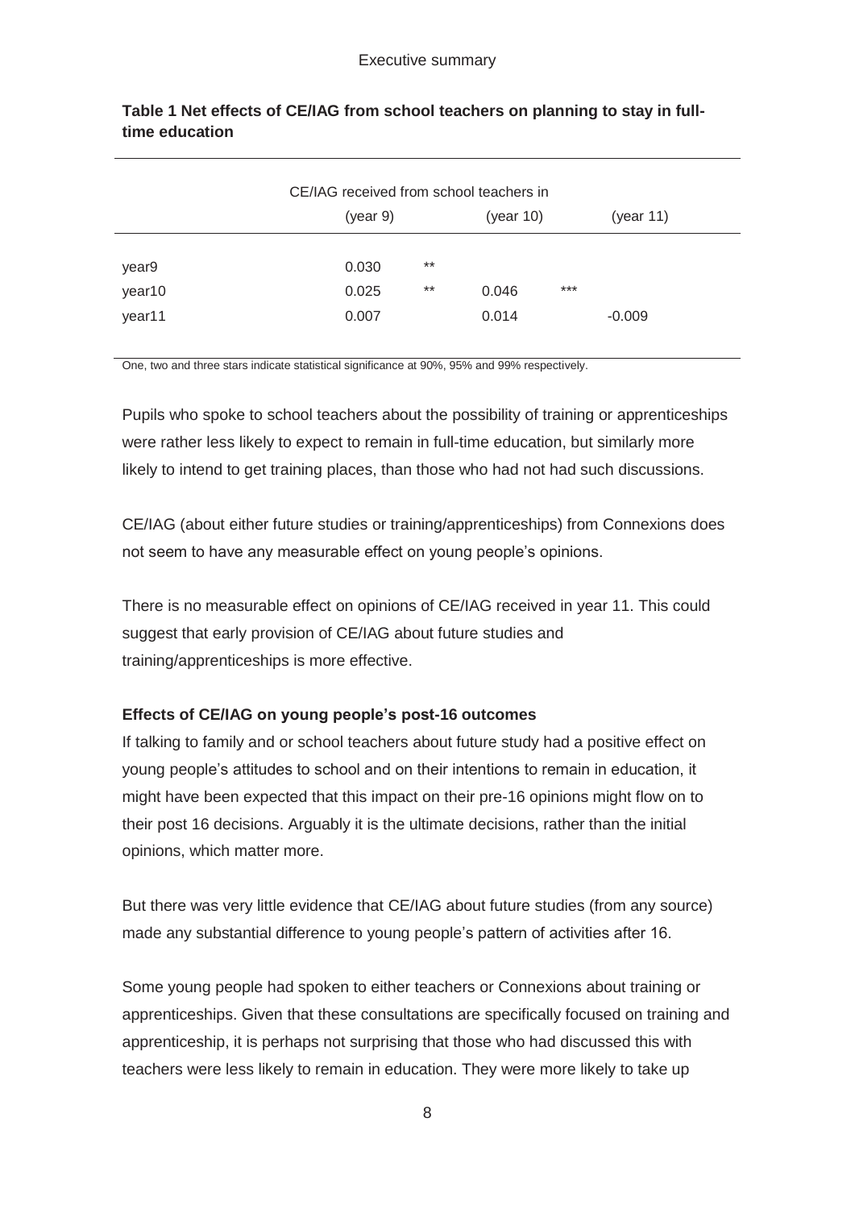**Table 1 Net effects of CE/IAG from school teachers on planning to stay in full-time education**

| | CE/IAG received from school teachers in | | | | |
|---|---|---|---|---|---|
| | (year 9) | | (year 10) | | (year 11) |
| year9 | 0.030 | ** | | | |
| year10 | 0.025 | ** | 0.046 | *** | |
| year11 | 0.007 | | 0.014 | | -0.009 |

One, two and three stars indicate statistical significance at 90%, 95% and 99% respectively.

Pupils who spoke to school teachers about the possibility of training or apprenticeships were rather less likely to expect to remain in full-time education, but similarly more likely to intend to get training places, than those who had not had such discussions.

CE/IAG (about either future studies or training/apprenticeships) from Connexions does not seem to have any measurable effect on young people's opinions.

There is no measurable effect on opinions of CE/IAG received in year 11. This could suggest that early provision of CE/IAG about future studies and training/apprenticeships is more effective.

**Effects of CE/IAG on young people's post-16 outcomes**

If talking to family and or school teachers about future study had a positive effect on young people's attitudes to school and on their intentions to remain in education, it might have been expected that this impact on their pre-16 opinions might flow on to their post 16 decisions. Arguably it is the ultimate decisions, rather than the initial opinions, which matter more.

But there was very little evidence that CE/IAG about future studies (from any source) made any substantial difference to young people's pattern of activities after 16.

Some young people had spoken to either teachers or Connexions about training or apprenticeships. Given that these consultations are specifically focused on training and apprenticeship, it is perhaps not surprising that those who had discussed this with teachers were less likely to remain in education. They were more likely to take up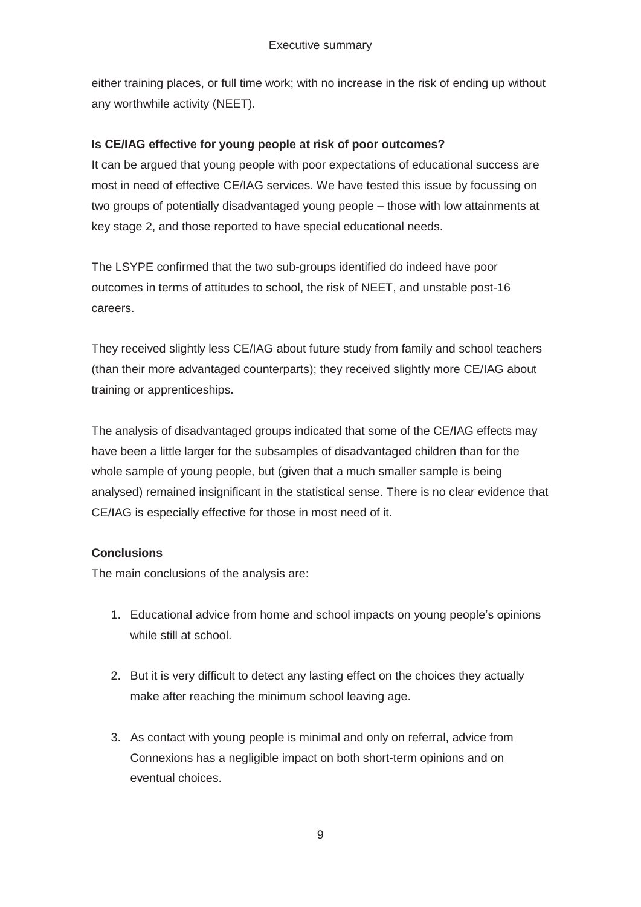either training places, or full time work; with no increase in the risk of ending up without any worthwhile activity (NEET).

**Is CE/IAG effective for young people at risk of poor outcomes?**

It can be argued that young people with poor expectations of educational success are most in need of effective CE/IAG services. We have tested this issue by focussing on two groups of potentially disadvantaged young people – those with low attainments at key stage 2, and those reported to have special educational needs.

The LSYPE confirmed that the two sub-groups identified do indeed have poor outcomes in terms of attitudes to school, the risk of NEET, and unstable post-16 careers.

They received slightly less CE/IAG about future study from family and school teachers (than their more advantaged counterparts); they received slightly more CE/IAG about training or apprenticeships.

The analysis of disadvantaged groups indicated that some of the CE/IAG effects may have been a little larger for the subsamples of disadvantaged children than for the whole sample of young people, but (given that a much smaller sample is being analysed) remained insignificant in the statistical sense. There is no clear evidence that CE/IAG is especially effective for those in most need of it.

**Conclusions**

The main conclusions of the analysis are:

1. Educational advice from home and school impacts on young people's opinions while still at school.

2. But it is very difficult to detect any lasting effect on the choices they actually make after reaching the minimum school leaving age.

3. As contact with young people is minimal and only on referral, advice from Connexions has a negligible impact on both short-term opinions and on eventual choices.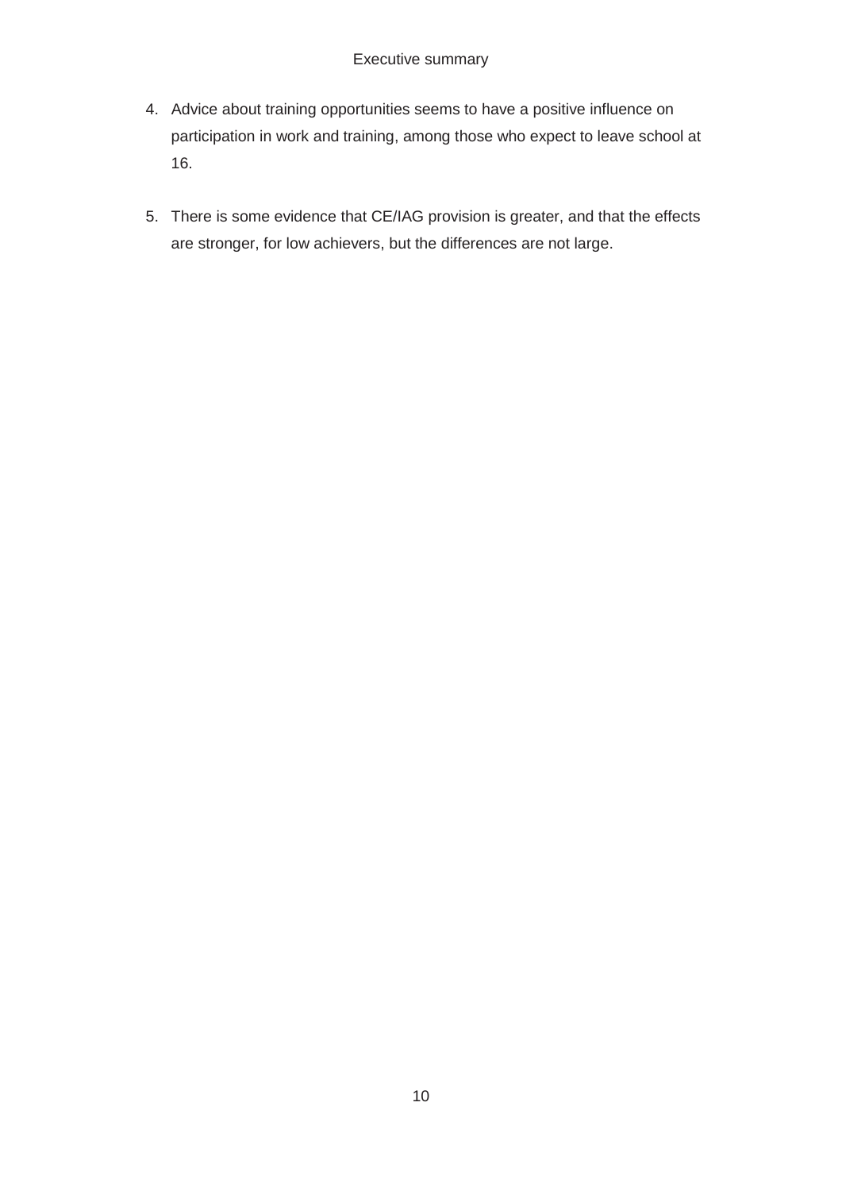4. Advice about training opportunities seems to have a positive influence on participation in work and training, among those who expect to leave school at 16.

5. There is some evidence that CE/IAG provision is greater, and that the effects are stronger, for low achievers, but the differences are not large.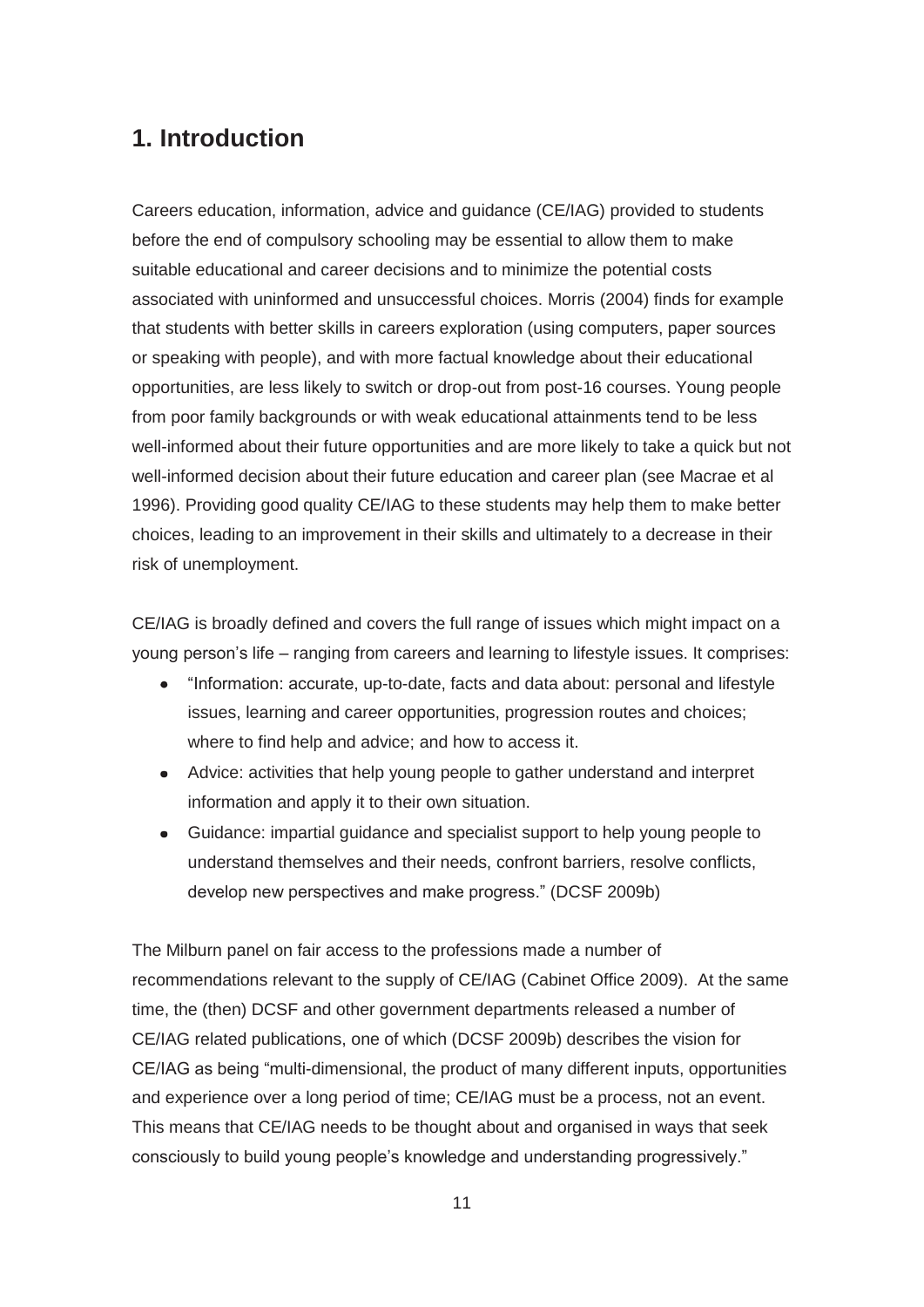## 1. Introduction

Careers education, information, advice and guidance (CE/IAG) provided to students before the end of compulsory schooling may be essential to allow them to make suitable educational and career decisions and to minimize the potential costs associated with uninformed and unsuccessful choices. Morris (2004) finds for example that students with better skills in careers exploration (using computers, paper sources or speaking with people), and with more factual knowledge about their educational opportunities, are less likely to switch or drop-out from post-16 courses. Young people from poor family backgrounds or with weak educational attainments tend to be less well-informed about their future opportunities and are more likely to take a quick but not well-informed decision about their future education and career plan (see Macrae et al 1996). Providing good quality CE/IAG to these students may help them to make better choices, leading to an improvement in their skills and ultimately to a decrease in their risk of unemployment.

CE/IAG is broadly defined and covers the full range of issues which might impact on a young person's life – ranging from careers and learning to lifestyle issues. It comprises:

- "Information: accurate, up-to-date, facts and data about: personal and lifestyle issues, learning and career opportunities, progression routes and choices; where to find help and advice; and how to access it.
- Advice: activities that help young people to gather understand and interpret information and apply it to their own situation.
- Guidance: impartial guidance and specialist support to help young people to understand themselves and their needs, confront barriers, resolve conflicts, develop new perspectives and make progress." (DCSF 2009b)

The Milburn panel on fair access to the professions made a number of recommendations relevant to the supply of CE/IAG (Cabinet Office 2009). At the same time, the (then) DCSF and other government departments released a number of CE/IAG related publications, one of which (DCSF 2009b) describes the vision for CE/IAG as being "multi-dimensional, the product of many different inputs, opportunities and experience over a long period of time; CE/IAG must be a process, not an event. This means that CE/IAG needs to be thought about and organised in ways that seek consciously to build young people's knowledge and understanding progressively."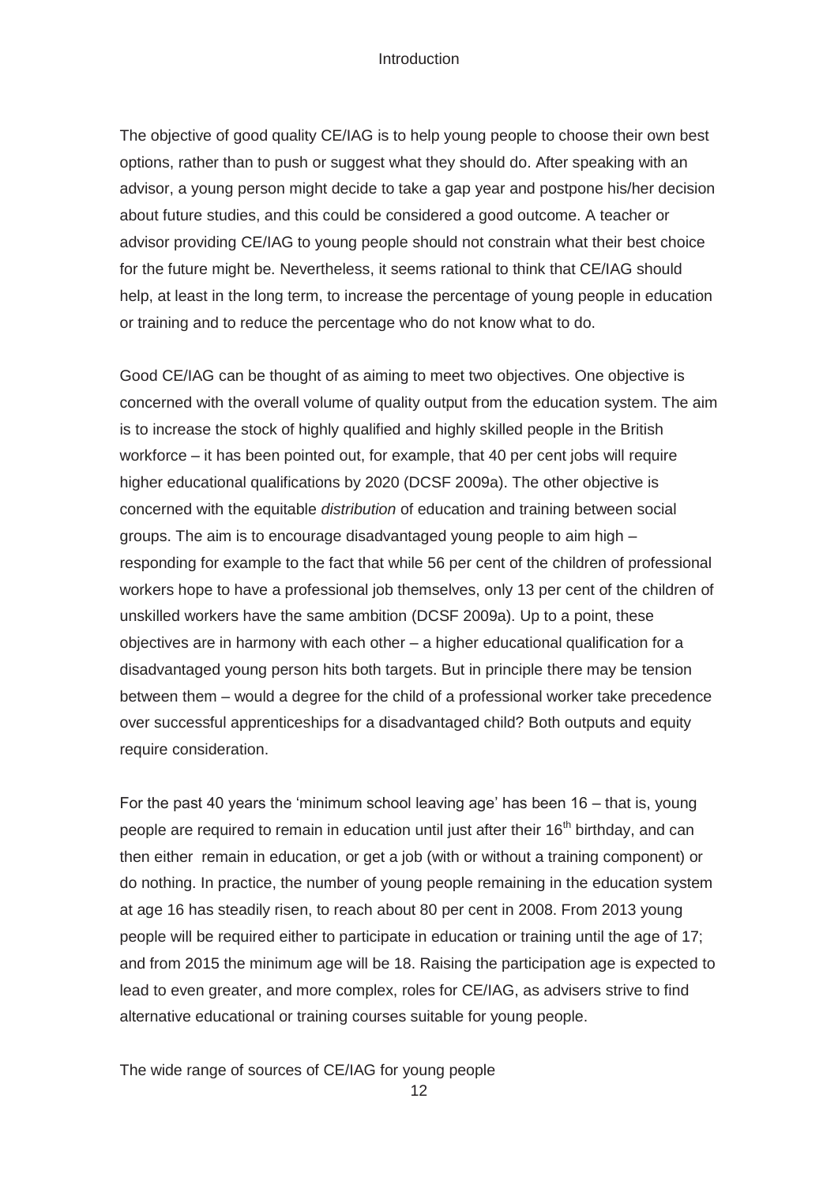The objective of good quality CE/IAG is to help young people to choose their own best options, rather than to push or suggest what they should do. After speaking with an advisor, a young person might decide to take a gap year and postpone his/her decision about future studies, and this could be considered a good outcome. A teacher or advisor providing CE/IAG to young people should not constrain what their best choice for the future might be. Nevertheless, it seems rational to think that CE/IAG should help, at least in the long term, to increase the percentage of young people in education or training and to reduce the percentage who do not know what to do.

Good CE/IAG can be thought of as aiming to meet two objectives. One objective is concerned with the overall volume of quality output from the education system. The aim is to increase the stock of highly qualified and highly skilled people in the British workforce – it has been pointed out, for example, that 40 per cent jobs will require higher educational qualifications by 2020 (DCSF 2009a). The other objective is concerned with the equitable *distribution* of education and training between social groups. The aim is to encourage disadvantaged young people to aim high – responding for example to the fact that while 56 per cent of the children of professional workers hope to have a professional job themselves, only 13 per cent of the children of unskilled workers have the same ambition (DCSF 2009a). Up to a point, these objectives are in harmony with each other – a higher educational qualification for a disadvantaged young person hits both targets. But in principle there may be tension between them – would a degree for the child of a professional worker take precedence over successful apprenticeships for a disadvantaged child? Both outputs and equity require consideration.

For the past 40 years the 'minimum school leaving age' has been 16 – that is, young people are required to remain in education until just after their 16th birthday, and can then either remain in education, or get a job (with or without a training component) or do nothing. In practice, the number of young people remaining in the education system at age 16 has steadily risen, to reach about 80 per cent in 2008. From 2013 young people will be required either to participate in education or training until the age of 17; and from 2015 the minimum age will be 18. Raising the participation age is expected to lead to even greater, and more complex, roles for CE/IAG, as advisers strive to find alternative educational or training courses suitable for young people.

The wide range of sources of CE/IAG for young people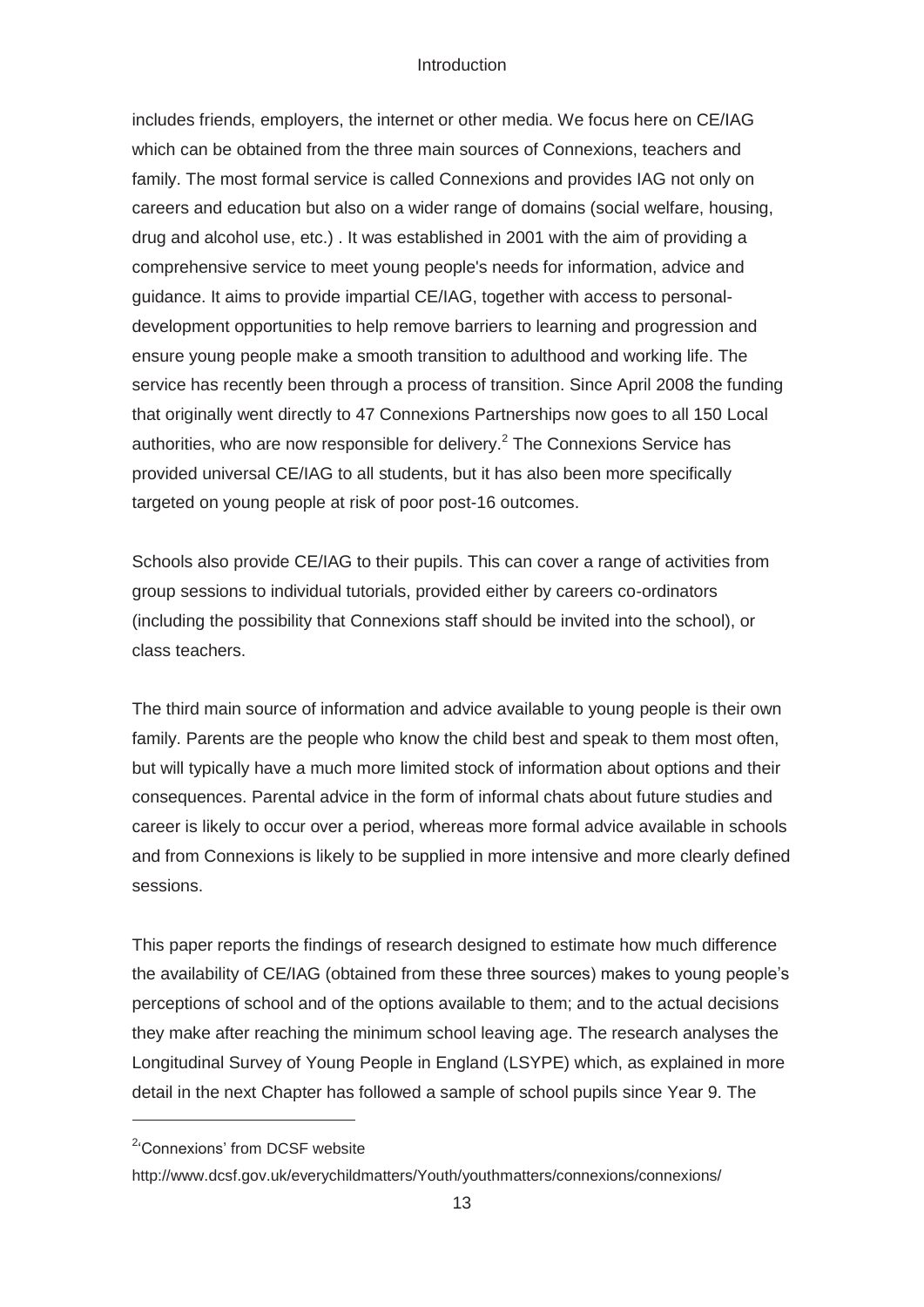includes friends, employers, the internet or other media. We focus here on CE/IAG which can be obtained from the three main sources of Connexions, teachers and family. The most formal service is called Connexions and provides IAG not only on careers and education but also on a wider range of domains (social welfare, housing, drug and alcohol use, etc.) . It was established in 2001 with the aim of providing a comprehensive service to meet young people's needs for information, advice and guidance. It aims to provide impartial CE/IAG, together with access to personal-development opportunities to help remove barriers to learning and progression and ensure young people make a smooth transition to adulthood and working life. The service has recently been through a process of transition. Since April 2008 the funding that originally went directly to 47 Connexions Partnerships now goes to all 150 Local authorities, who are now responsible for delivery.[2] The Connexions Service has provided universal CE/IAG to all students, but it has also been more specifically targeted on young people at risk of poor post-16 outcomes.

Schools also provide CE/IAG to their pupils. This can cover a range of activities from group sessions to individual tutorials, provided either by careers co-ordinators (including the possibility that Connexions staff should be invited into the school), or class teachers.

The third main source of information and advice available to young people is their own family. Parents are the people who know the child best and speak to them most often, but will typically have a much more limited stock of information about options and their consequences. Parental advice in the form of informal chats about future studies and career is likely to occur over a period, whereas more formal advice available in schools and from Connexions is likely to be supplied in more intensive and more clearly defined sessions.

This paper reports the findings of research designed to estimate how much difference the availability of CE/IAG (obtained from these three sources) makes to young people's perceptions of school and of the options available to them; and to the actual decisions they make after reaching the minimum school leaving age. The research analyses the Longitudinal Survey of Young People in England (LSYPE) which, as explained in more detail in the next Chapter has followed a sample of school pupils since Year 9. The

---

[2] 'Connexions' from DCSF website

http://www.dcsf.gov.uk/everychildmatters/Youth/youthmatters/connexions/connexions/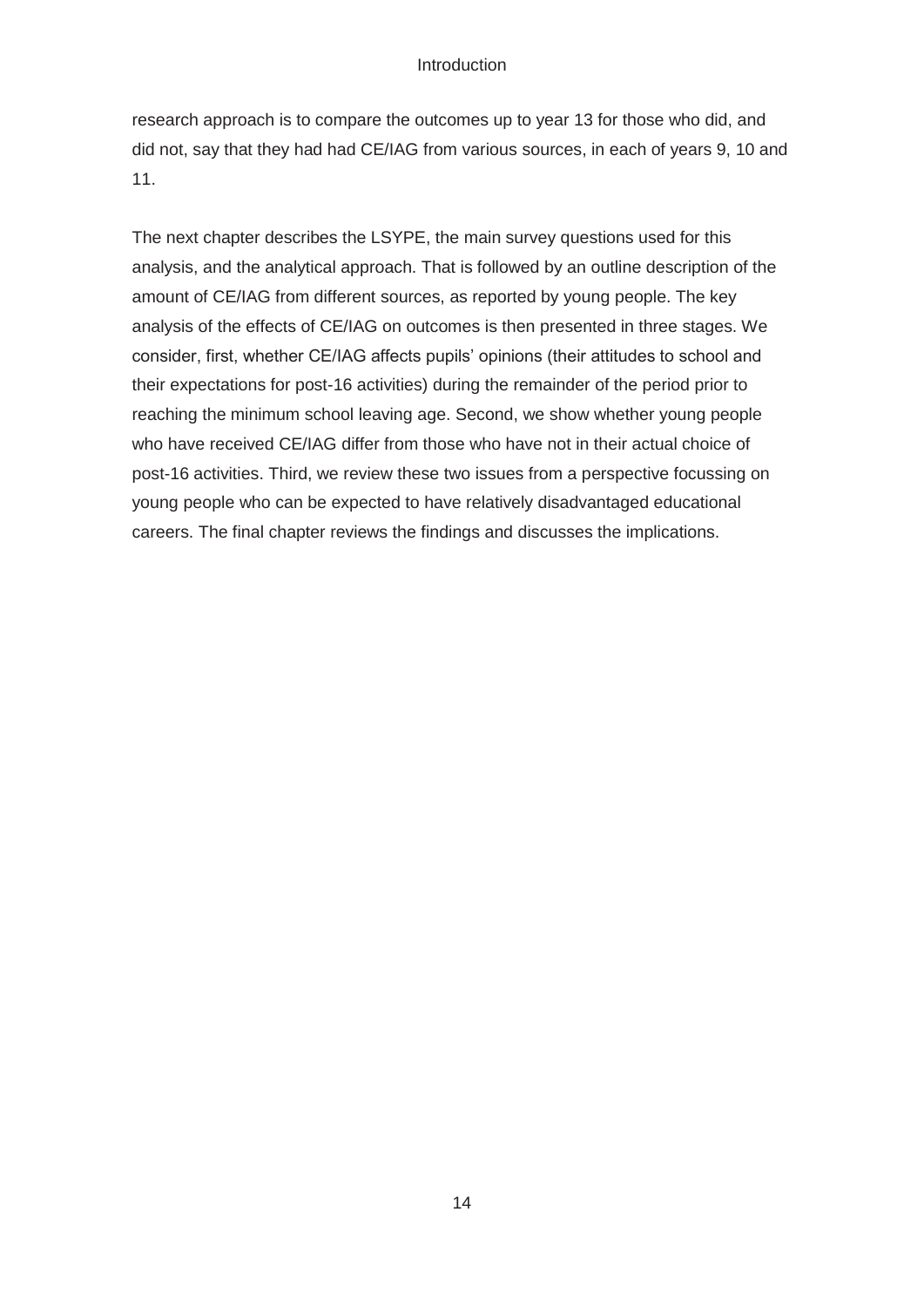research approach is to compare the outcomes up to year 13 for those who did, and did not, say that they had had CE/IAG from various sources, in each of years 9, 10 and 11.

The next chapter describes the LSYPE, the main survey questions used for this analysis, and the analytical approach. That is followed by an outline description of the amount of CE/IAG from different sources, as reported by young people. The key analysis of the effects of CE/IAG on outcomes is then presented in three stages. We consider, first, whether CE/IAG affects pupils' opinions (their attitudes to school and their expectations for post-16 activities) during the remainder of the period prior to reaching the minimum school leaving age. Second, we show whether young people who have received CE/IAG differ from those who have not in their actual choice of post-16 activities. Third, we review these two issues from a perspective focussing on young people who can be expected to have relatively disadvantaged educational careers. The final chapter reviews the findings and discusses the implications.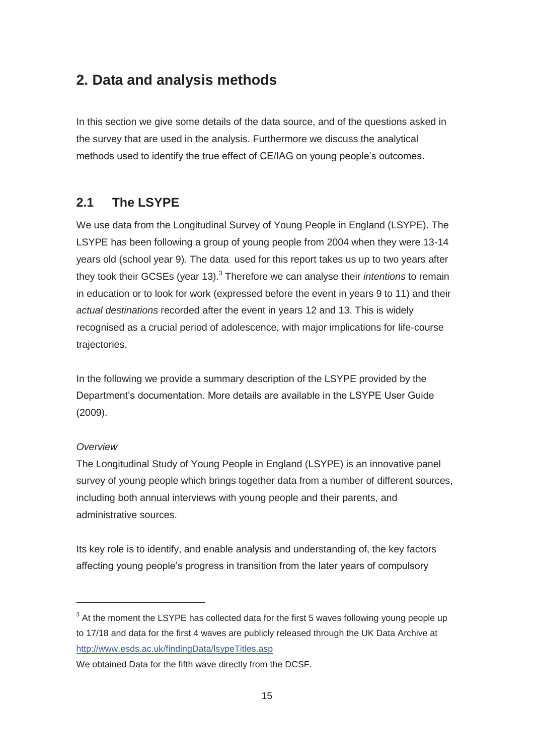# 2. Data and analysis methods

In this section we give some details of the data source, and of the questions asked in the survey that are used in the analysis. Furthermore we discuss the analytical methods used to identify the true effect of CE/IAG on young people's outcomes.

## 2.1 The LSYPE

We use data from the Longitudinal Survey of Young People in England (LSYPE). The LSYPE has been following a group of young people from 2004 when they were 13-14 years old (school year 9). The data used for this report takes us up to two years after they took their GCSEs (year 13).[3] Therefore we can analyse their *intentions* to remain in education or to look for work (expressed before the event in years 9 to 11) and their *actual destinations* recorded after the event in years 12 and 13. This is widely recognised as a crucial period of adolescence, with major implications for life-course trajectories.

In the following we provide a summary description of the LSYPE provided by the Department's documentation. More details are available in the LSYPE User Guide (2009).

*Overview*

The Longitudinal Study of Young People in England (LSYPE) is an innovative panel survey of young people which brings together data from a number of different sources, including both annual interviews with young people and their parents, and administrative sources.

Its key role is to identify, and enable analysis and understanding of, the key factors affecting young people's progress in transition from the later years of compulsory

---

[3] At the moment the LSYPE has collected data for the first 5 waves following young people up to 17/18 and data for the first 4 waves are publicly released through the UK Data Archive at http://www.esds.ac.uk/findingData/lsypeTitles.asp

We obtained Data for the fifth wave directly from the DCSF.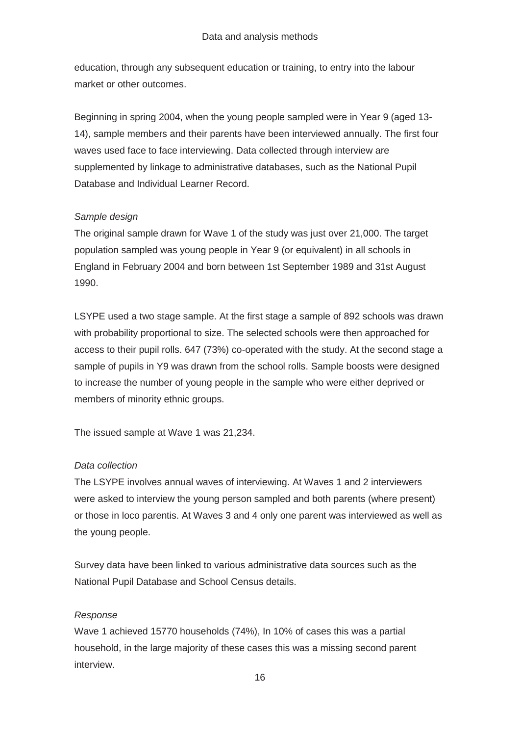education, through any subsequent education or training, to entry into the labour market or other outcomes.

Beginning in spring 2004, when the young people sampled were in Year 9 (aged 13-14), sample members and their parents have been interviewed annually. The first four waves used face to face interviewing. Data collected through interview are supplemented by linkage to administrative databases, such as the National Pupil Database and Individual Learner Record.

*Sample design*

The original sample drawn for Wave 1 of the study was just over 21,000. The target population sampled was young people in Year 9 (or equivalent) in all schools in England in February 2004 and born between 1st September 1989 and 31st August 1990.

LSYPE used a two stage sample. At the first stage a sample of 892 schools was drawn with probability proportional to size. The selected schools were then approached for access to their pupil rolls. 647 (73%) co-operated with the study. At the second stage a sample of pupils in Y9 was drawn from the school rolls. Sample boosts were designed to increase the number of young people in the sample who were either deprived or members of minority ethnic groups.

The issued sample at Wave 1 was 21,234.

*Data collection*

The LSYPE involves annual waves of interviewing. At Waves 1 and 2 interviewers were asked to interview the young person sampled and both parents (where present) or those in loco parentis. At Waves 3 and 4 only one parent was interviewed as well as the young people.

Survey data have been linked to various administrative data sources such as the National Pupil Database and School Census details.

*Response*

Wave 1 achieved 15770 households (74%), In 10% of cases this was a partial household, in the large majority of these cases this was a missing second parent interview.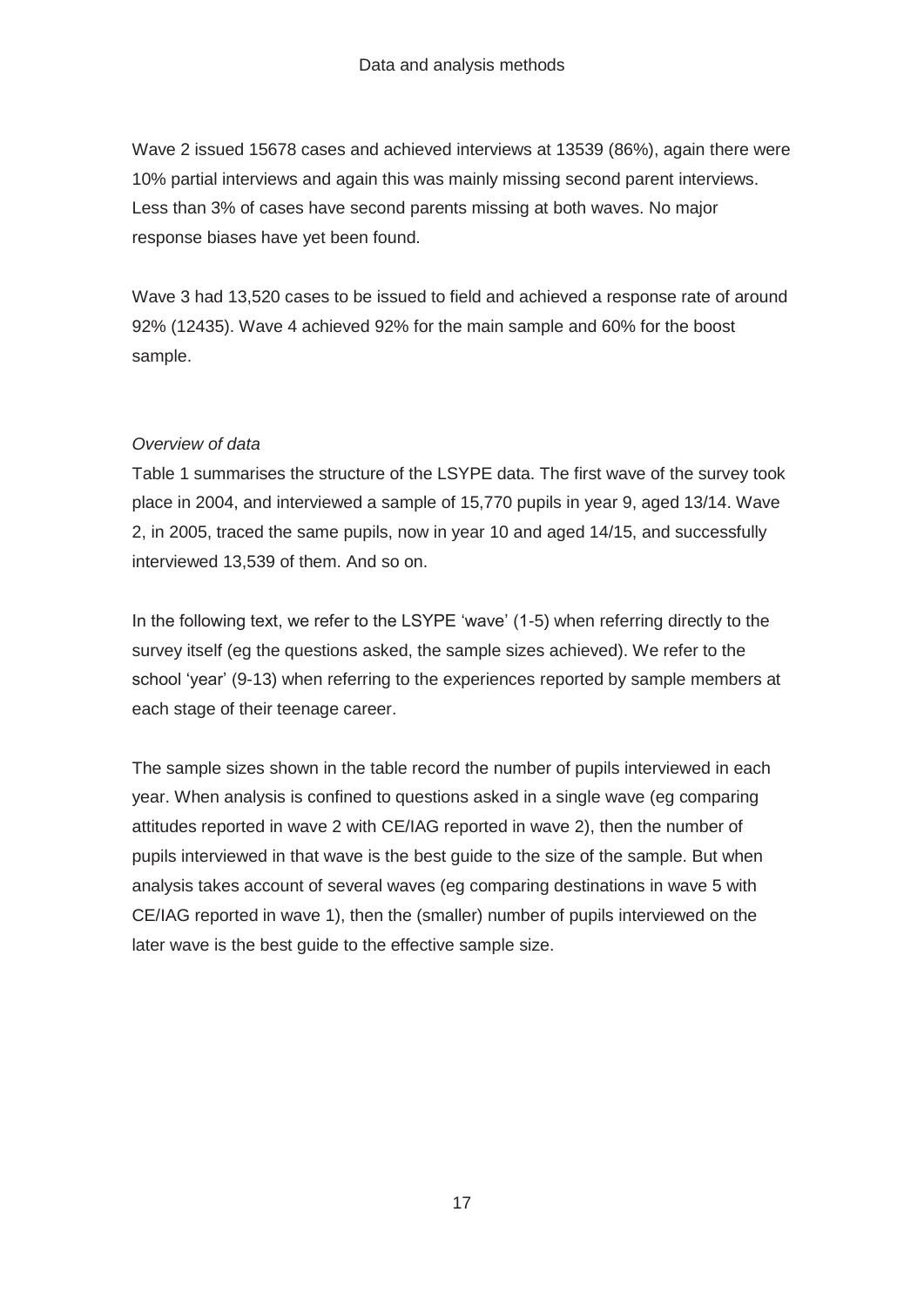Wave 2 issued 15678 cases and achieved interviews at 13539 (86%), again there were 10% partial interviews and again this was mainly missing second parent interviews. Less than 3% of cases have second parents missing at both waves. No major response biases have yet been found.

Wave 3 had 13,520 cases to be issued to field and achieved a response rate of around 92% (12435). Wave 4 achieved 92% for the main sample and 60% for the boost sample.

*Overview of data*

Table 1 summarises the structure of the LSYPE data. The first wave of the survey took place in 2004, and interviewed a sample of 15,770 pupils in year 9, aged 13/14. Wave 2, in 2005, traced the same pupils, now in year 10 and aged 14/15, and successfully interviewed 13,539 of them. And so on.

In the following text, we refer to the LSYPE 'wave' (1-5) when referring directly to the survey itself (eg the questions asked, the sample sizes achieved). We refer to the school 'year' (9-13) when referring to the experiences reported by sample members at each stage of their teenage career.

The sample sizes shown in the table record the number of pupils interviewed in each year. When analysis is confined to questions asked in a single wave (eg comparing attitudes reported in wave 2 with CE/IAG reported in wave 2), then the number of pupils interviewed in that wave is the best guide to the size of the sample. But when analysis takes account of several waves (eg comparing destinations in wave 5 with CE/IAG reported in wave 1), then the (smaller) number of pupils interviewed on the later wave is the best guide to the effective sample size.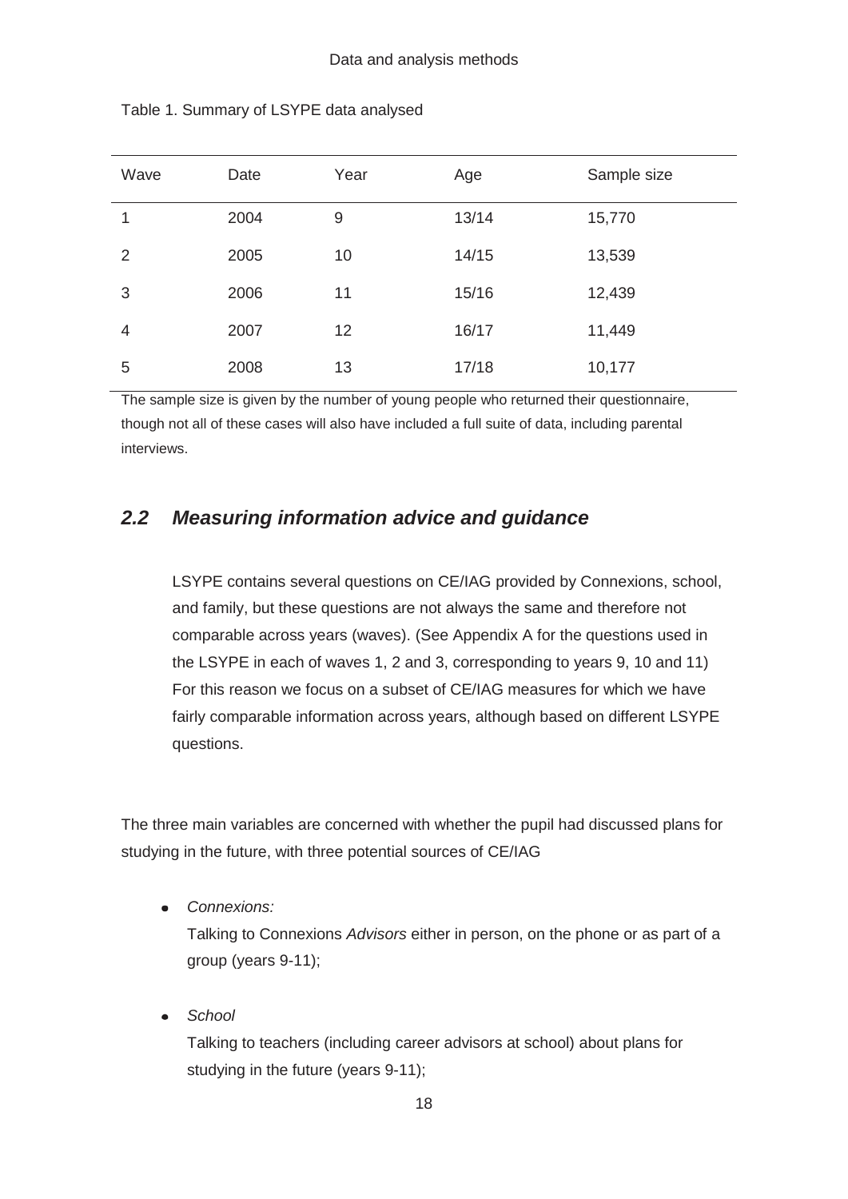Table 1. Summary of LSYPE data analysed

| Wave | Date | Year | Age | Sample size |
|---|---|---|---|---|
| 1 | 2004 | 9 | 13/14 | 15,770 |
| 2 | 2005 | 10 | 14/15 | 13,539 |
| 3 | 2006 | 11 | 15/16 | 12,439 |
| 4 | 2007 | 12 | 16/17 | 11,449 |
| 5 | 2008 | 13 | 17/18 | 10,177 |

The sample size is given by the number of young people who returned their questionnaire, though not all of these cases will also have included a full suite of data, including parental interviews.

## *2.2 Measuring information advice and guidance*

LSYPE contains several questions on CE/IAG provided by Connexions, school, and family, but these questions are not always the same and therefore not comparable across years (waves). (See Appendix A for the questions used in the LSYPE in each of waves 1, 2 and 3, corresponding to years 9, 10 and 11) For this reason we focus on a subset of CE/IAG measures for which we have fairly comparable information across years, although based on different LSYPE questions.

The three main variables are concerned with whether the pupil had discussed plans for studying in the future, with three potential sources of CE/IAG

- *Connexions:*
  Talking to Connexions *Advisors* either in person, on the phone or as part of a group (years 9-11);

- *School*
  Talking to teachers (including career advisors at school) about plans for studying in the future (years 9-11);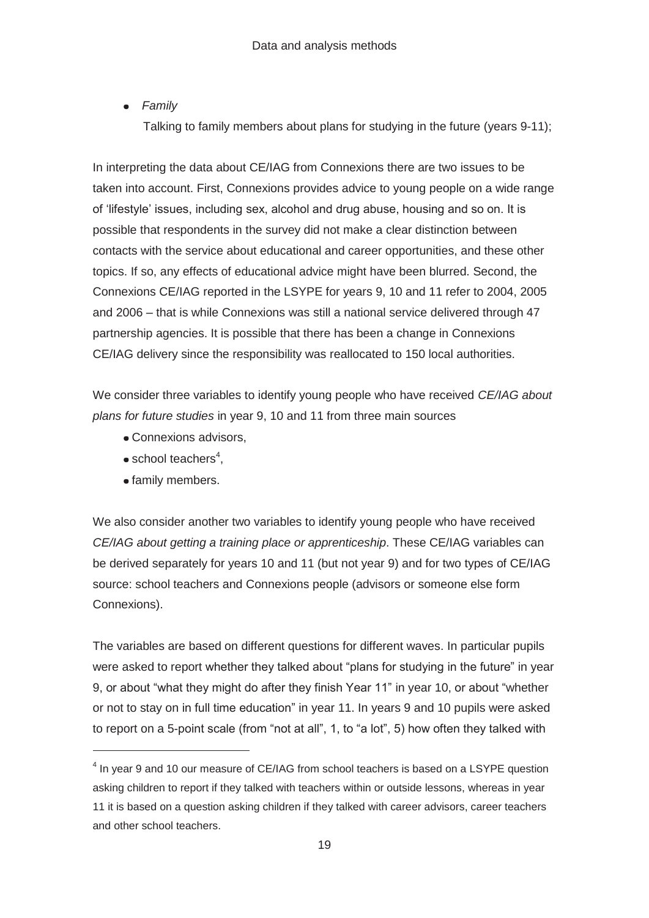- *Family*

  Talking to family members about plans for studying in the future (years 9-11);

In interpreting the data about CE/IAG from Connexions there are two issues to be taken into account. First, Connexions provides advice to young people on a wide range of 'lifestyle' issues, including sex, alcohol and drug abuse, housing and so on. It is possible that respondents in the survey did not make a clear distinction between contacts with the service about educational and career opportunities, and these other topics. If so, any effects of educational advice might have been blurred. Second, the Connexions CE/IAG reported in the LSYPE for years 9, 10 and 11 refer to 2004, 2005 and 2006 – that is while Connexions was still a national service delivered through 47 partnership agencies. It is possible that there has been a change in Connexions CE/IAG delivery since the responsibility was reallocated to 150 local authorities.

We consider three variables to identify young people who have received *CE/IAG about plans for future studies* in year 9, 10 and 11 from three main sources

- Connexions advisors,
- school teachers[4],
- family members.

We also consider another two variables to identify young people who have received *CE/IAG about getting a training place or apprenticeship*. These CE/IAG variables can be derived separately for years 10 and 11 (but not year 9) and for two types of CE/IAG source: school teachers and Connexions people (advisors or someone else form Connexions).

The variables are based on different questions for different waves. In particular pupils were asked to report whether they talked about "plans for studying in the future" in year 9, or about "what they might do after they finish Year 11" in year 10, or about "whether or not to stay on in full time education" in year 11. In years 9 and 10 pupils were asked to report on a 5-point scale (from "not at all", 1, to "a lot", 5) how often they talked with

[4] In year 9 and 10 our measure of CE/IAG from school teachers is based on a LSYPE question asking children to report if they talked with teachers within or outside lessons, whereas in year 11 it is based on a question asking children if they talked with career advisors, career teachers and other school teachers.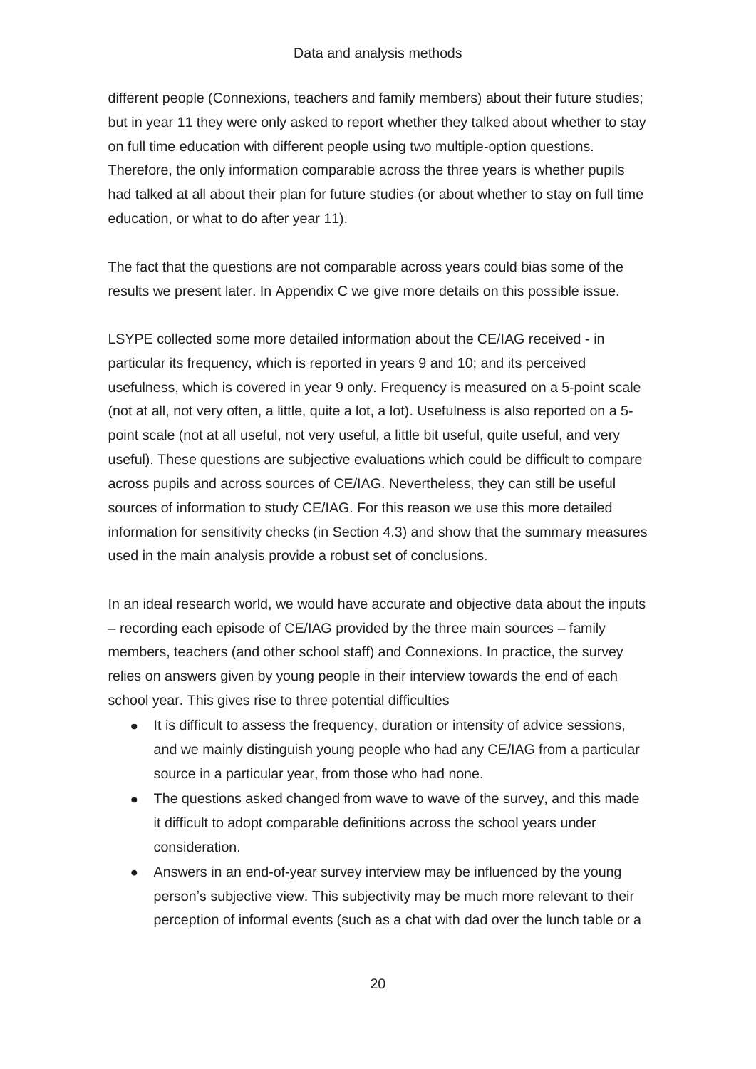different people (Connexions, teachers and family members) about their future studies; but in year 11 they were only asked to report whether they talked about whether to stay on full time education with different people using two multiple-option questions. Therefore, the only information comparable across the three years is whether pupils had talked at all about their plan for future studies (or about whether to stay on full time education, or what to do after year 11).

The fact that the questions are not comparable across years could bias some of the results we present later. In Appendix C we give more details on this possible issue.

LSYPE collected some more detailed information about the CE/IAG received - in particular its frequency, which is reported in years 9 and 10; and its perceived usefulness, which is covered in year 9 only. Frequency is measured on a 5-point scale (not at all, not very often, a little, quite a lot, a lot). Usefulness is also reported on a 5-point scale (not at all useful, not very useful, a little bit useful, quite useful, and very useful). These questions are subjective evaluations which could be difficult to compare across pupils and across sources of CE/IAG. Nevertheless, they can still be useful sources of information to study CE/IAG. For this reason we use this more detailed information for sensitivity checks (in Section 4.3) and show that the summary measures used in the main analysis provide a robust set of conclusions.

In an ideal research world, we would have accurate and objective data about the inputs – recording each episode of CE/IAG provided by the three main sources – family members, teachers (and other school staff) and Connexions. In practice, the survey relies on answers given by young people in their interview towards the end of each school year. This gives rise to three potential difficulties

- It is difficult to assess the frequency, duration or intensity of advice sessions, and we mainly distinguish young people who had any CE/IAG from a particular source in a particular year, from those who had none.
- The questions asked changed from wave to wave of the survey, and this made it difficult to adopt comparable definitions across the school years under consideration.
- Answers in an end-of-year survey interview may be influenced by the young person's subjective view. This subjectivity may be much more relevant to their perception of informal events (such as a chat with dad over the lunch table or a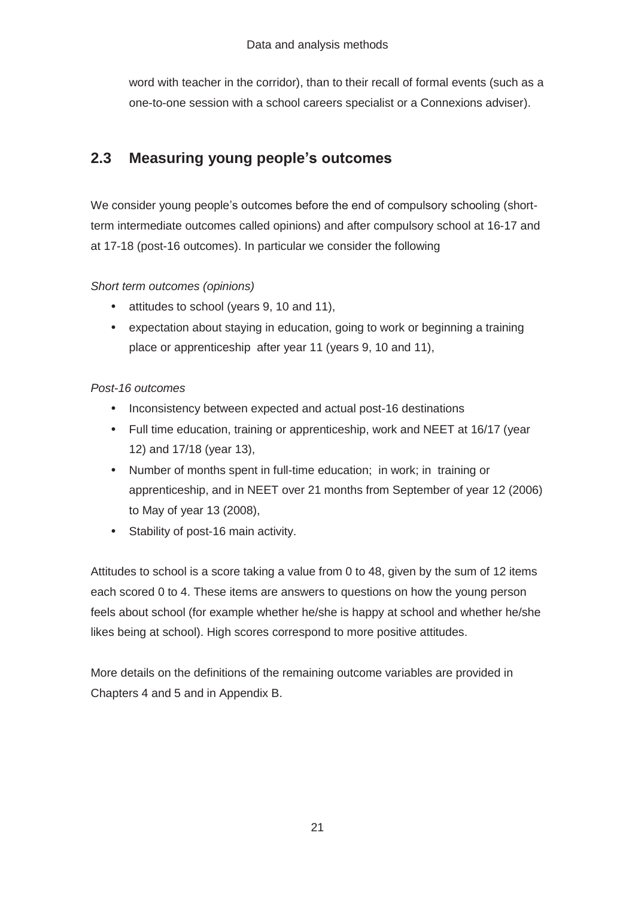word with teacher in the corridor), than to their recall of formal events (such as a one-to-one session with a school careers specialist or a Connexions adviser).

## 2.3 Measuring young people's outcomes

We consider young people's outcomes before the end of compulsory schooling (short-term intermediate outcomes called opinions) and after compulsory school at 16-17 and at 17-18 (post-16 outcomes). In particular we consider the following

*Short term outcomes (opinions)*

- attitudes to school (years 9, 10 and 11),
- expectation about staying in education, going to work or beginning a training place or apprenticeship after year 11 (years 9, 10 and 11),

*Post-16 outcomes*

- Inconsistency between expected and actual post-16 destinations
- Full time education, training or apprenticeship, work and NEET at 16/17 (year 12) and 17/18 (year 13),
- Number of months spent in full-time education; in work; in training or apprenticeship, and in NEET over 21 months from September of year 12 (2006) to May of year 13 (2008),
- Stability of post-16 main activity.

Attitudes to school is a score taking a value from 0 to 48, given by the sum of 12 items each scored 0 to 4. These items are answers to questions on how the young person feels about school (for example whether he/she is happy at school and whether he/she likes being at school). High scores correspond to more positive attitudes.

More details on the definitions of the remaining outcome variables are provided in Chapters 4 and 5 and in Appendix B.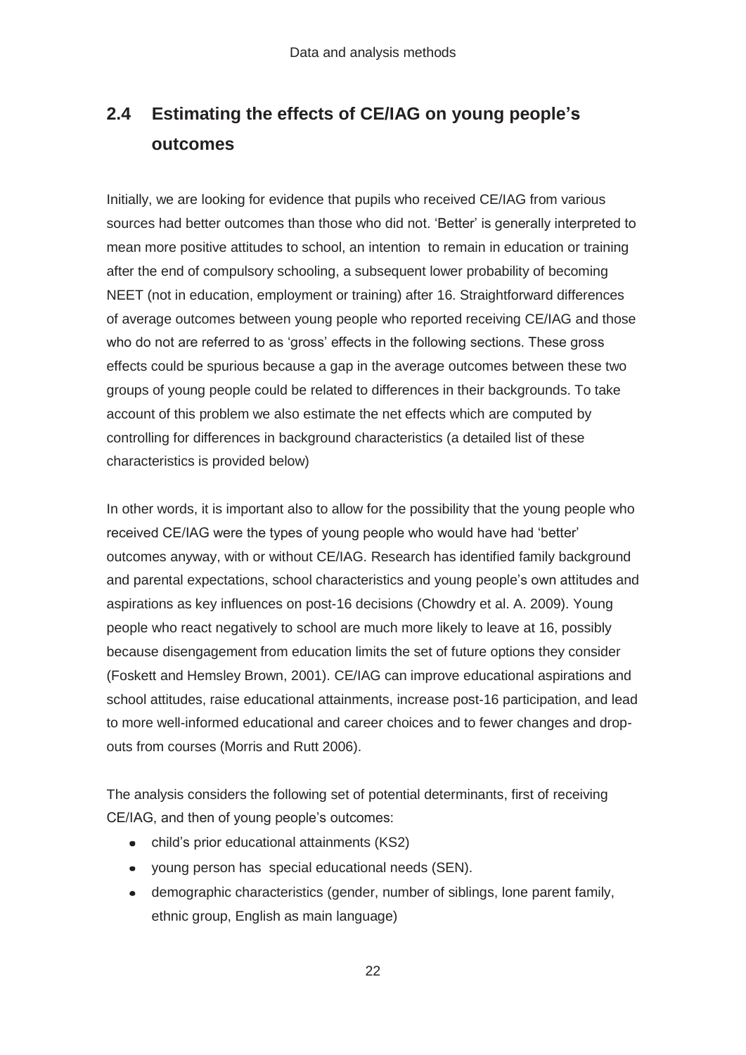## 2.4 Estimating the effects of CE/IAG on young people's outcomes

Initially, we are looking for evidence that pupils who received CE/IAG from various sources had better outcomes than those who did not. 'Better' is generally interpreted to mean more positive attitudes to school, an intention to remain in education or training after the end of compulsory schooling, a subsequent lower probability of becoming NEET (not in education, employment or training) after 16. Straightforward differences of average outcomes between young people who reported receiving CE/IAG and those who do not are referred to as 'gross' effects in the following sections. These gross effects could be spurious because a gap in the average outcomes between these two groups of young people could be related to differences in their backgrounds. To take account of this problem we also estimate the net effects which are computed by controlling for differences in background characteristics (a detailed list of these characteristics is provided below)

In other words, it is important also to allow for the possibility that the young people who received CE/IAG were the types of young people who would have had 'better' outcomes anyway, with or without CE/IAG. Research has identified family background and parental expectations, school characteristics and young people's own attitudes and aspirations as key influences on post-16 decisions (Chowdry et al. A. 2009). Young people who react negatively to school are much more likely to leave at 16, possibly because disengagement from education limits the set of future options they consider (Foskett and Hemsley Brown, 2001). CE/IAG can improve educational aspirations and school attitudes, raise educational attainments, increase post-16 participation, and lead to more well-informed educational and career choices and to fewer changes and drop-outs from courses (Morris and Rutt 2006).

The analysis considers the following set of potential determinants, first of receiving CE/IAG, and then of young people's outcomes:

- child's prior educational attainments (KS2)
- young person has special educational needs (SEN).
- demographic characteristics (gender, number of siblings, lone parent family, ethnic group, English as main language)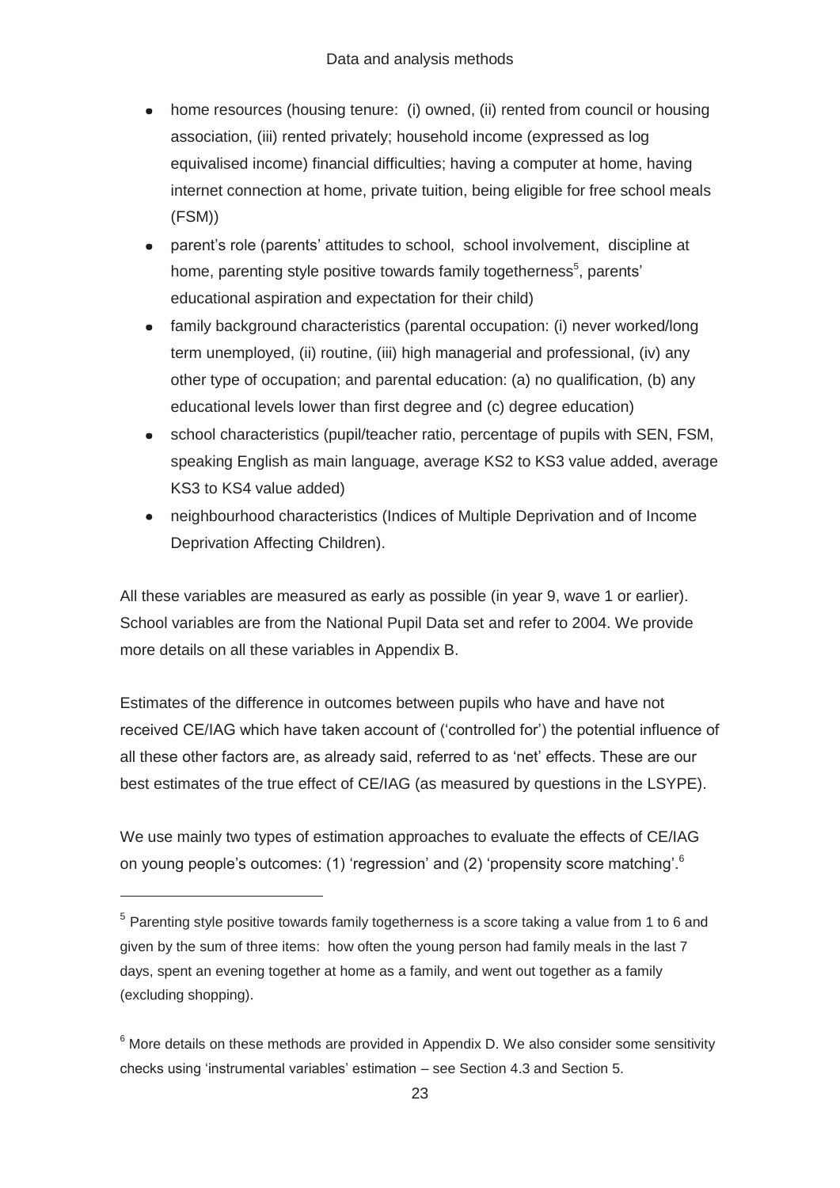- home resources (housing tenure: (i) owned, (ii) rented from council or housing association, (iii) rented privately; household income (expressed as log equivalised income) financial difficulties; having a computer at home, having internet connection at home, private tuition, being eligible for free school meals (FSM))
- parent's role (parents' attitudes to school, school involvement, discipline at home, parenting style positive towards family togetherness[5], parents' educational aspiration and expectation for their child)
- family background characteristics (parental occupation: (i) never worked/long term unemployed, (ii) routine, (iii) high managerial and professional, (iv) any other type of occupation; and parental education: (a) no qualification, (b) any educational levels lower than first degree and (c) degree education)
- school characteristics (pupil/teacher ratio, percentage of pupils with SEN, FSM, speaking English as main language, average KS2 to KS3 value added, average KS3 to KS4 value added)
- neighbourhood characteristics (Indices of Multiple Deprivation and of Income Deprivation Affecting Children).

All these variables are measured as early as possible (in year 9, wave 1 or earlier). School variables are from the National Pupil Data set and refer to 2004. We provide more details on all these variables in Appendix B.

Estimates of the difference in outcomes between pupils who have and have not received CE/IAG which have taken account of ('controlled for') the potential influence of all these other factors are, as already said, referred to as 'net' effects. These are our best estimates of the true effect of CE/IAG (as measured by questions in the LSYPE).

We use mainly two types of estimation approaches to evaluate the effects of CE/IAG on young people's outcomes: (1) 'regression' and (2) 'propensity score matching'.[6]

---

[5] Parenting style positive towards family togetherness is a score taking a value from 1 to 6 and given by the sum of three items: how often the young person had family meals in the last 7 days, spent an evening together at home as a family, and went out together as a family (excluding shopping).

[6] More details on these methods are provided in Appendix D. We also consider some sensitivity checks using 'instrumental variables' estimation – see Section 4.3 and Section 5.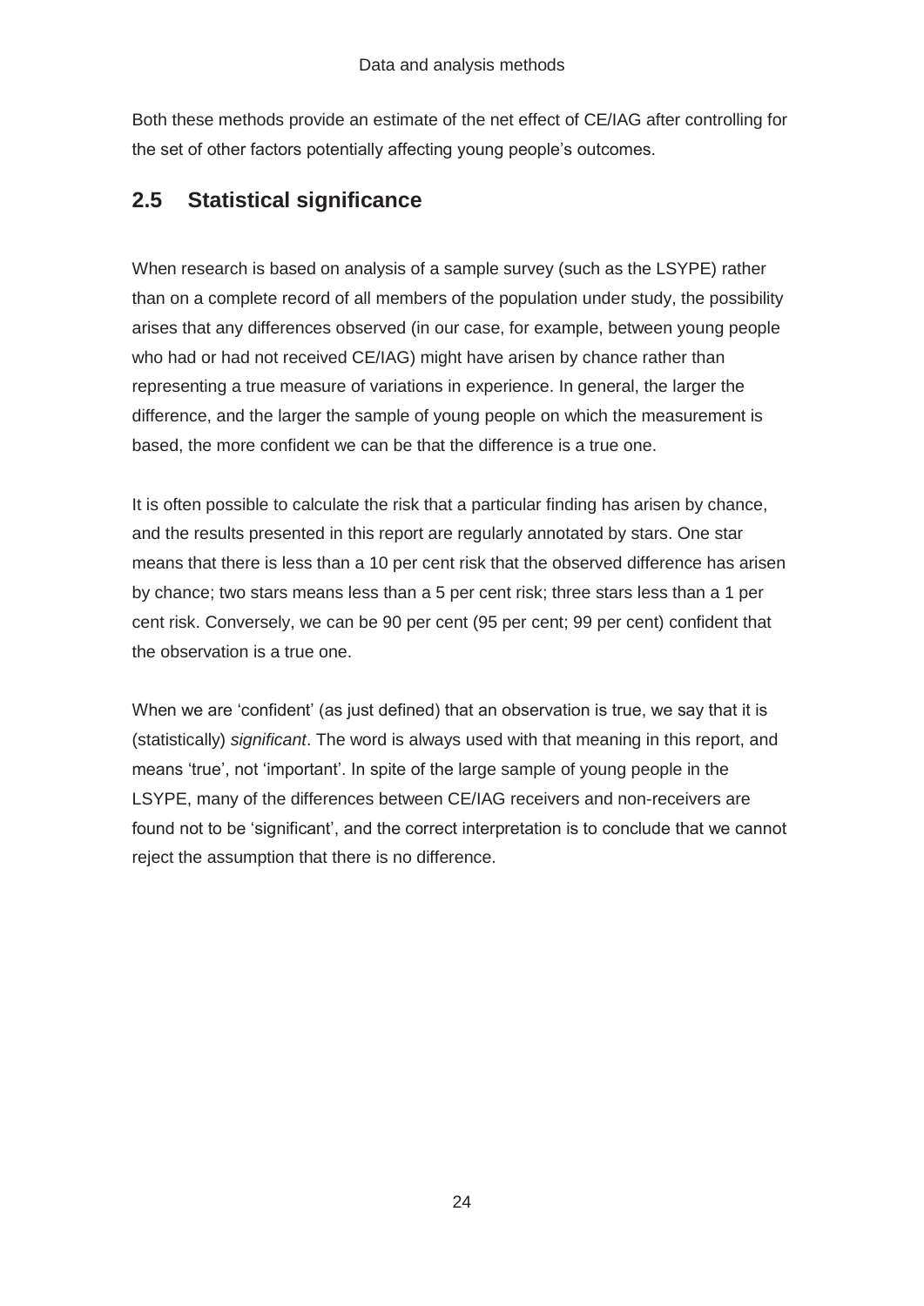Both these methods provide an estimate of the net effect of CE/IAG after controlling for the set of other factors potentially affecting young people's outcomes.

## 2.5 Statistical significance

When research is based on analysis of a sample survey (such as the LSYPE) rather than on a complete record of all members of the population under study, the possibility arises that any differences observed (in our case, for example, between young people who had or had not received CE/IAG) might have arisen by chance rather than representing a true measure of variations in experience. In general, the larger the difference, and the larger the sample of young people on which the measurement is based, the more confident we can be that the difference is a true one.

It is often possible to calculate the risk that a particular finding has arisen by chance, and the results presented in this report are regularly annotated by stars. One star means that there is less than a 10 per cent risk that the observed difference has arisen by chance; two stars means less than a 5 per cent risk; three stars less than a 1 per cent risk. Conversely, we can be 90 per cent (95 per cent; 99 per cent) confident that the observation is a true one.

When we are 'confident' (as just defined) that an observation is true, we say that it is (statistically) *significant*. The word is always used with that meaning in this report, and means 'true', not 'important'. In spite of the large sample of young people in the LSYPE, many of the differences between CE/IAG receivers and non-receivers are found not to be 'significant', and the correct interpretation is to conclude that we cannot reject the assumption that there is no difference.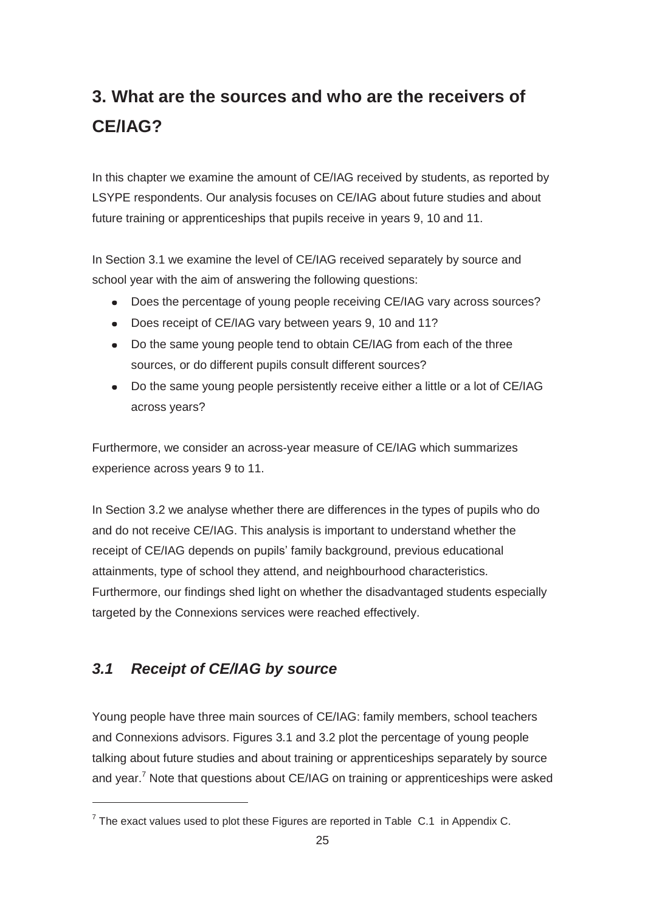# 3. What are the sources and who are the receivers of CE/IAG?

In this chapter we examine the amount of CE/IAG received by students, as reported by LSYPE respondents. Our analysis focuses on CE/IAG about future studies and about future training or apprenticeships that pupils receive in years 9, 10 and 11.

In Section 3.1 we examine the level of CE/IAG received separately by source and school year with the aim of answering the following questions:

- Does the percentage of young people receiving CE/IAG vary across sources?
- Does receipt of CE/IAG vary between years 9, 10 and 11?
- Do the same young people tend to obtain CE/IAG from each of the three sources, or do different pupils consult different sources?
- Do the same young people persistently receive either a little or a lot of CE/IAG across years?

Furthermore, we consider an across-year measure of CE/IAG which summarizes experience across years 9 to 11.

In Section 3.2 we analyse whether there are differences in the types of pupils who do and do not receive CE/IAG. This analysis is important to understand whether the receipt of CE/IAG depends on pupils' family background, previous educational attainments, type of school they attend, and neighbourhood characteristics. Furthermore, our findings shed light on whether the disadvantaged students especially targeted by the Connexions services were reached effectively.

## *3.1 Receipt of CE/IAG by source*

Young people have three main sources of CE/IAG: family members, school teachers and Connexions advisors. Figures 3.1 and 3.2 plot the percentage of young people talking about future studies and about training or apprenticeships separately by source and year.[7] Note that questions about CE/IAG on training or apprenticeships were asked

[7] The exact values used to plot these Figures are reported in Table C.1 in Appendix C.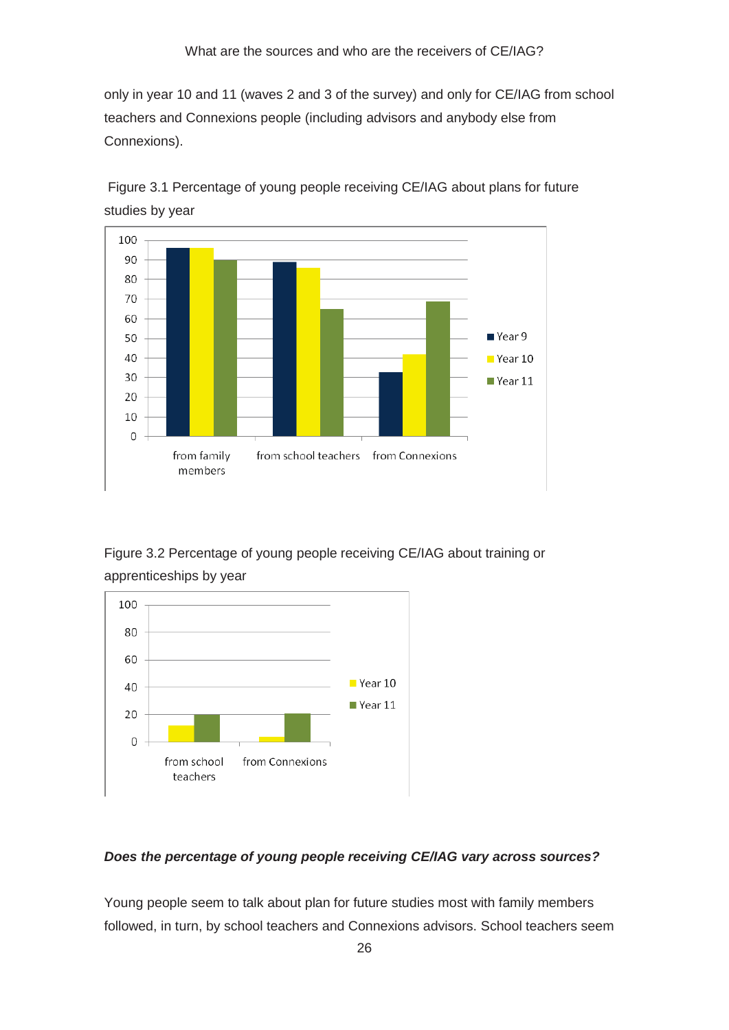only in year 10 and 11 (waves 2 and 3 of the survey) and only for CE/IAG from school teachers and Connexions people (including advisors and anybody else from Connexions).

Figure 3.1 Percentage of young people receiving CE/IAG about plans for future studies by year

Figure 3.2 Percentage of young people receiving CE/IAG about training or apprenticeships by year

***Does the percentage of young people receiving CE/IAG vary across sources?***

Young people seem to talk about plan for future studies most with family members followed, in turn, by school teachers and Connexions advisors. School teachers seem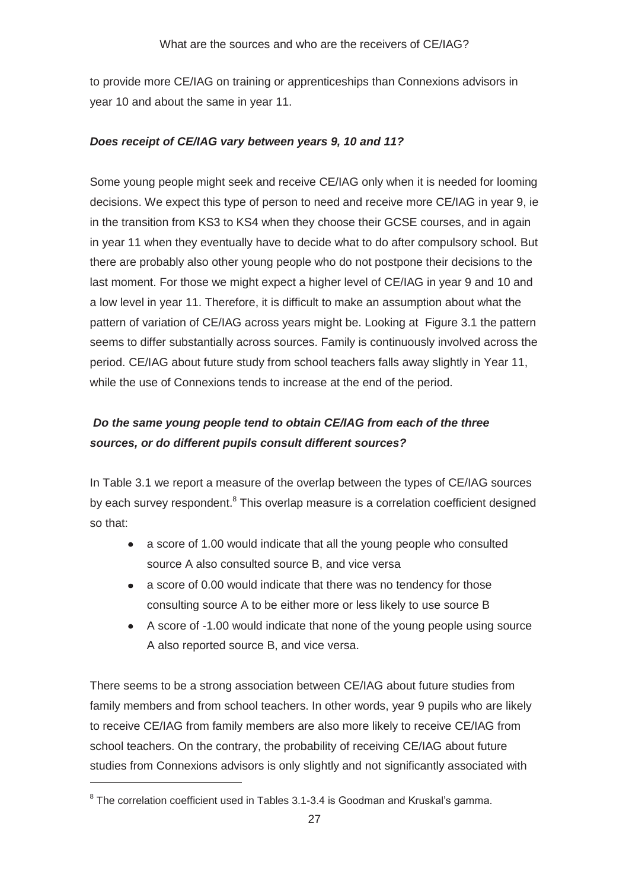to provide more CE/IAG on training or apprenticeships than Connexions advisors in year 10 and about the same in year 11.

### *Does receipt of CE/IAG vary between years 9, 10 and 11?*

Some young people might seek and receive CE/IAG only when it is needed for looming decisions. We expect this type of person to need and receive more CE/IAG in year 9, ie in the transition from KS3 to KS4 when they choose their GCSE courses, and in again in year 11 when they eventually have to decide what to do after compulsory school. But there are probably also other young people who do not postpone their decisions to the last moment. For those we might expect a higher level of CE/IAG in year 9 and 10 and a low level in year 11. Therefore, it is difficult to make an assumption about what the pattern of variation of CE/IAG across years might be. Looking at Figure 3.1 the pattern seems to differ substantially across sources. Family is continuously involved across the period. CE/IAG about future study from school teachers falls away slightly in Year 11, while the use of Connexions tends to increase at the end of the period.

### *Do the same young people tend to obtain CE/IAG from each of the three sources, or do different pupils consult different sources?*

In Table 3.1 we report a measure of the overlap between the types of CE/IAG sources by each survey respondent.[8] This overlap measure is a correlation coefficient designed so that:

- a score of 1.00 would indicate that all the young people who consulted source A also consulted source B, and vice versa
- a score of 0.00 would indicate that there was no tendency for those consulting source A to be either more or less likely to use source B
- A score of -1.00 would indicate that none of the young people using source A also reported source B, and vice versa.

There seems to be a strong association between CE/IAG about future studies from family members and from school teachers. In other words, year 9 pupils who are likely to receive CE/IAG from family members are also more likely to receive CE/IAG from school teachers. On the contrary, the probability of receiving CE/IAG about future studies from Connexions advisors is only slightly and not significantly associated with

[8] The correlation coefficient used in Tables 3.1-3.4 is Goodman and Kruskal's gamma.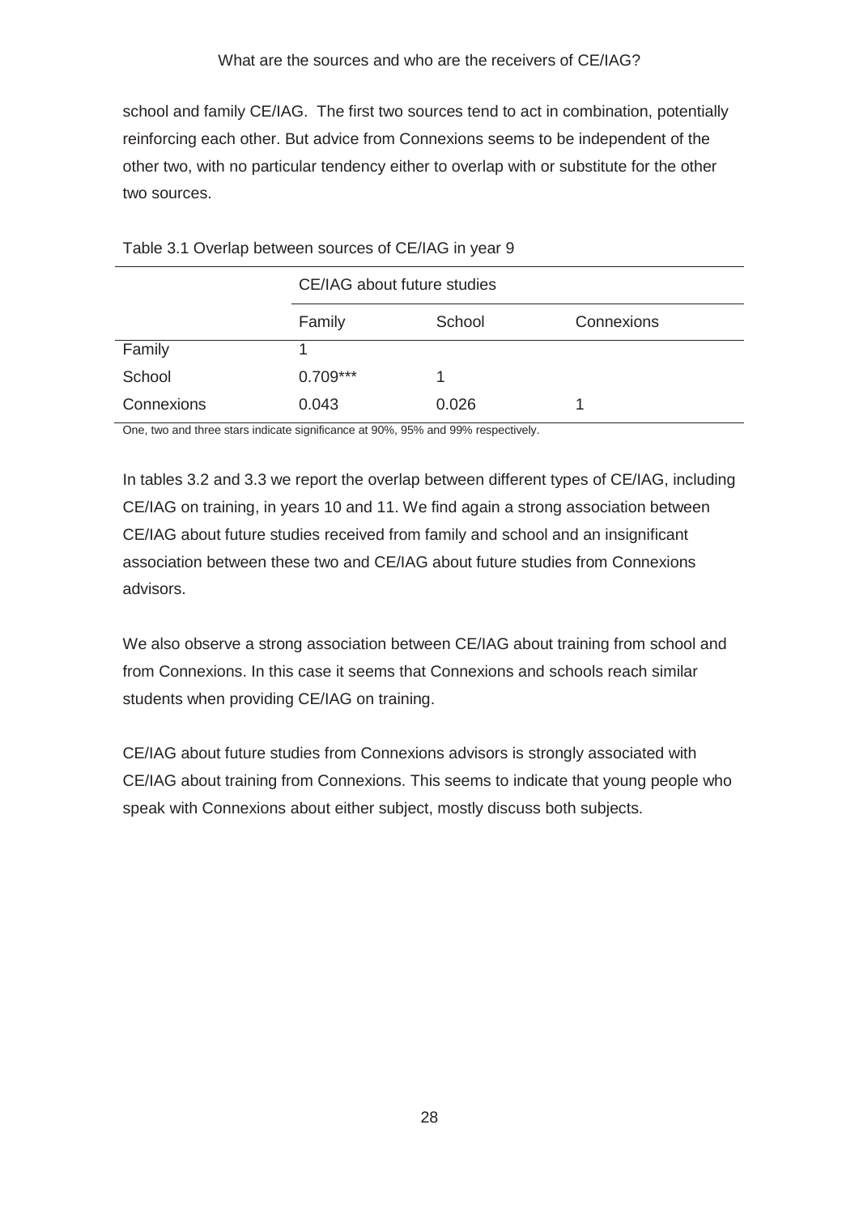school and family CE/IAG. The first two sources tend to act in combination, potentially reinforcing each other. But advice from Connexions seems to be independent of the other two, with no particular tendency either to overlap with or substitute for the other two sources.

Table 3.1 Overlap between sources of CE/IAG in year 9

| | CE/IAG about future studies | | |
|---|---|---|---|
| | Family | School | Connexions |
| Family | 1 | | |
| School | 0.709*** | 1 | |
| Connexions | 0.043 | 0.026 | 1 |

One, two and three stars indicate significance at 90%, 95% and 99% respectively.

In tables 3.2 and 3.3 we report the overlap between different types of CE/IAG, including CE/IAG on training, in years 10 and 11. We find again a strong association between CE/IAG about future studies received from family and school and an insignificant association between these two and CE/IAG about future studies from Connexions advisors.

We also observe a strong association between CE/IAG about training from school and from Connexions. In this case it seems that Connexions and schools reach similar students when providing CE/IAG on training.

CE/IAG about future studies from Connexions advisors is strongly associated with CE/IAG about training from Connexions. This seems to indicate that young people who speak with Connexions about either subject, mostly discuss both subjects.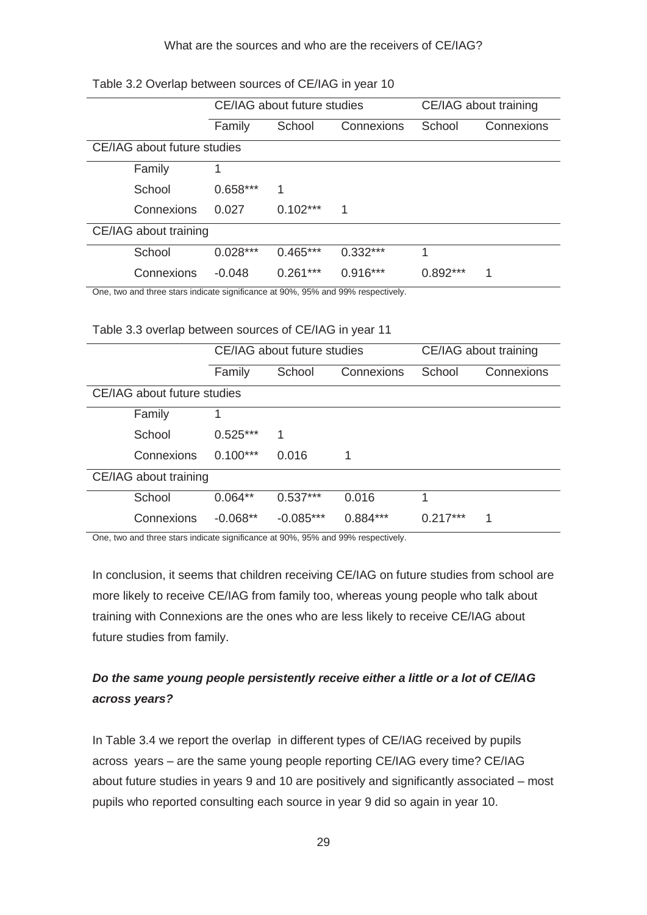Table 3.2 Overlap between sources of CE/IAG in year 10

| | CE/IAG about future studies | | | CE/IAG about training | |
|---|---|---|---|---|---|
| | Family | School | Connexions | School | Connexions |
| **CE/IAG about future studies** | | | | | |
| Family | 1 | | | | |
| School | 0.658*** | 1 | | | |
| Connexions | 0.027 | 0.102*** | 1 | | |
| **CE/IAG about training** | | | | | |
| School | 0.028*** | 0.465*** | 0.332*** | 1 | |
| Connexions | -0.048 | 0.261*** | 0.916*** | 0.892*** | 1 |

One, two and three stars indicate significance at 90%, 95% and 99% respectively.

Table 3.3 overlap between sources of CE/IAG in year 11

| | CE/IAG about future studies | | | CE/IAG about training | |
|---|---|---|---|---|---|
| | Family | School | Connexions | School | Connexions |
| **CE/IAG about future studies** | | | | | |
| Family | 1 | | | | |
| School | 0.525*** | 1 | | | |
| Connexions | 0.100*** | 0.016 | 1 | | |
| **CE/IAG about training** | | | | | |
| School | 0.064** | 0.537*** | 0.016 | 1 | |
| Connexions | -0.068** | -0.085*** | 0.884*** | 0.217*** | 1 |

One, two and three stars indicate significance at 90%, 95% and 99% respectively.

In conclusion, it seems that children receiving CE/IAG on future studies from school are more likely to receive CE/IAG from family too, whereas young people who talk about training with Connexions are the ones who are less likely to receive CE/IAG about future studies from family.

### ***Do the same young people persistently receive either a little or a lot of CE/IAG across years?***

In Table 3.4 we report the overlap in different types of CE/IAG received by pupils across years – are the same young people reporting CE/IAG every time? CE/IAG about future studies in years 9 and 10 are positively and significantly associated – most pupils who reported consulting each source in year 9 did so again in year 10.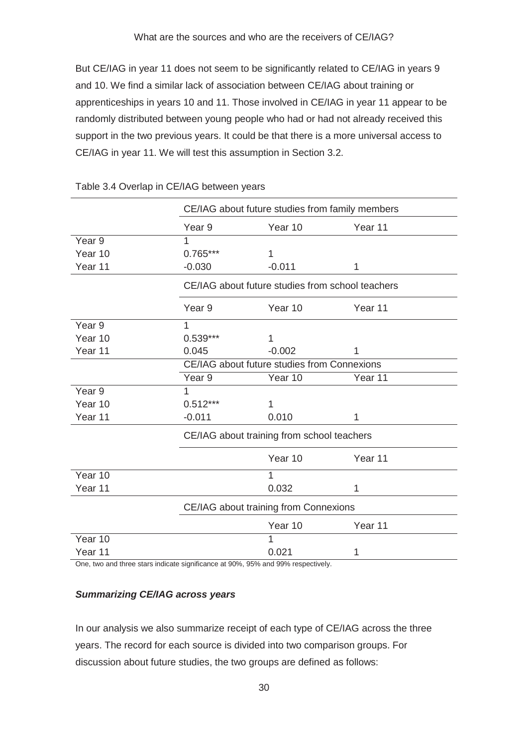But CE/IAG in year 11 does not seem to be significantly related to CE/IAG in years 9 and 10. We find a similar lack of association between CE/IAG about training or apprenticeships in years 10 and 11. Those involved in CE/IAG in year 11 appear to be randomly distributed between young people who had or had not already received this support in the two previous years. It could be that there is a more universal access to CE/IAG in year 11. We will test this assumption in Section 3.2.

Table 3.4 Overlap in CE/IAG between years

| | CE/IAG about future studies from family members | | |
|---|---|---|---|
| | Year 9 | Year 10 | Year 11 |
| Year 9 | 1 | | |
| Year 10 | 0.765*** | 1 | |
| Year 11 | -0.030 | -0.011 | 1 |
| | CE/IAG about future studies from school teachers | | |
| | Year 9 | Year 10 | Year 11 |
| Year 9 | 1 | | |
| Year 10 | 0.539*** | 1 | |
| Year 11 | 0.045 | -0.002 | 1 |
| | CE/IAG about future studies from Connexions | | |
| | Year 9 | Year 10 | Year 11 |
| Year 9 | 1 | | |
| Year 10 | 0.512*** | 1 | |
| Year 11 | -0.011 | 0.010 | 1 |
| | CE/IAG about training from school teachers | | |
| | | Year 10 | Year 11 |
| Year 10 | | 1 | |
| Year 11 | | 0.032 | 1 |
| | CE/IAG about training from Connexions | | |
| | | Year 10 | Year 11 |
| Year 10 | | 1 | |
| Year 11 | | 0.021 | 1 |

One, two and three stars indicate significance at 90%, 95% and 99% respectively.

### *Summarizing CE/IAG across years*

In our analysis we also summarize receipt of each type of CE/IAG across the three years. The record for each source is divided into two comparison groups. For discussion about future studies, the two groups are defined as follows: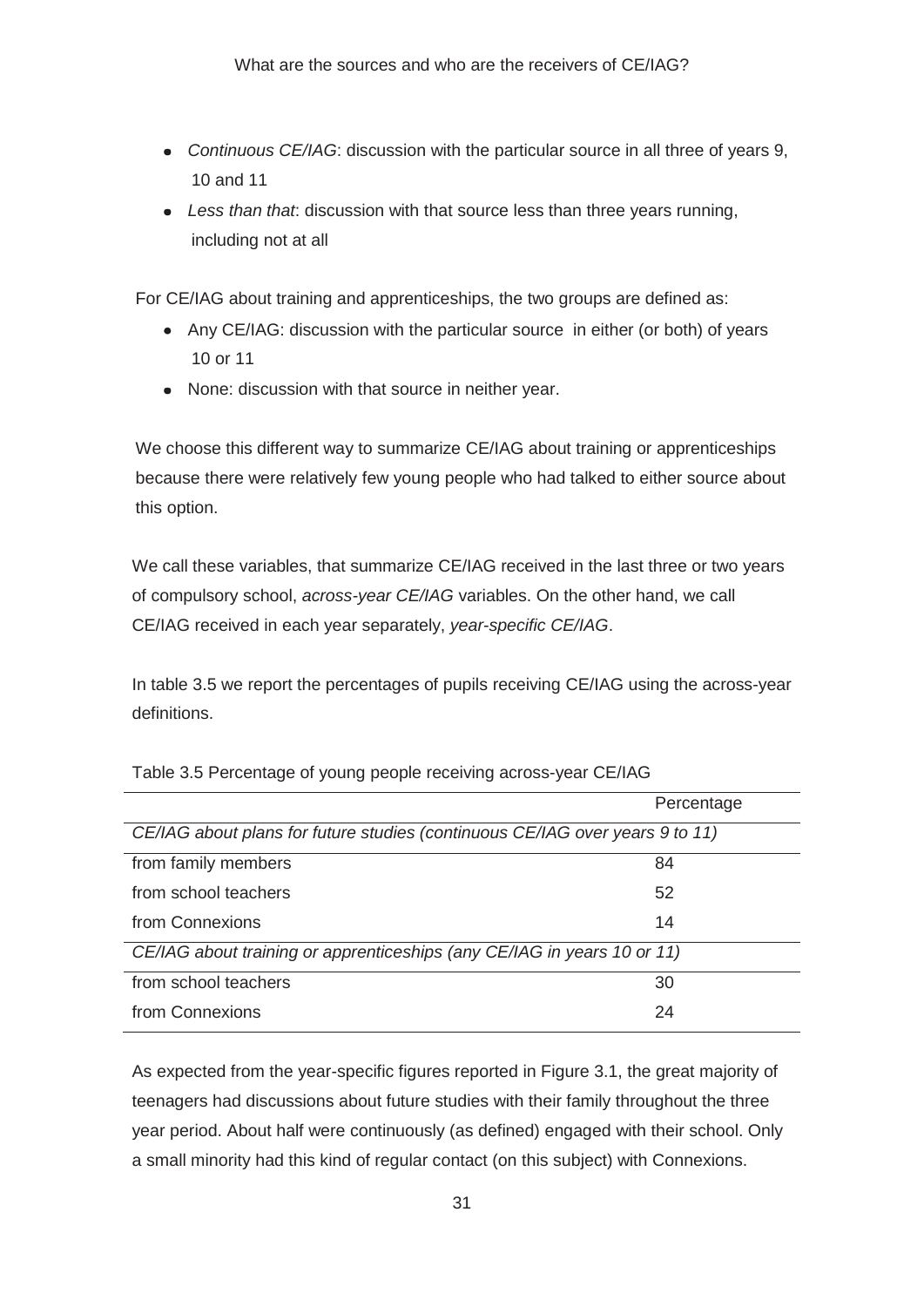- *Continuous CE/IAG*: discussion with the particular source in all three of years 9, 10 and 11
- *Less than that*: discussion with that source less than three years running, including not at all

For CE/IAG about training and apprenticeships, the two groups are defined as:

- Any CE/IAG: discussion with the particular source in either (or both) of years 10 or 11
- None: discussion with that source in neither year.

We choose this different way to summarize CE/IAG about training or apprenticeships because there were relatively few young people who had talked to either source about this option.

We call these variables, that summarize CE/IAG received in the last three or two years of compulsory school, *across-year CE/IAG* variables. On the other hand, we call CE/IAG received in each year separately, *year-specific CE/IAG*.

In table 3.5 we report the percentages of pupils receiving CE/IAG using the across-year definitions.

Table 3.5 Percentage of young people receiving across-year CE/IAG

| | Percentage |
|---|---|
| *CE/IAG about plans for future studies (continuous CE/IAG over years 9 to 11)* | |
| from family members | 84 |
| from school teachers | 52 |
| from Connexions | 14 |
| *CE/IAG about training or apprenticeships (any CE/IAG in years 10 or 11)* | |
| from school teachers | 30 |
| from Connexions | 24 |

As expected from the year-specific figures reported in Figure 3.1, the great majority of teenagers had discussions about future studies with their family throughout the three year period. About half were continuously (as defined) engaged with their school. Only a small minority had this kind of regular contact (on this subject) with Connexions.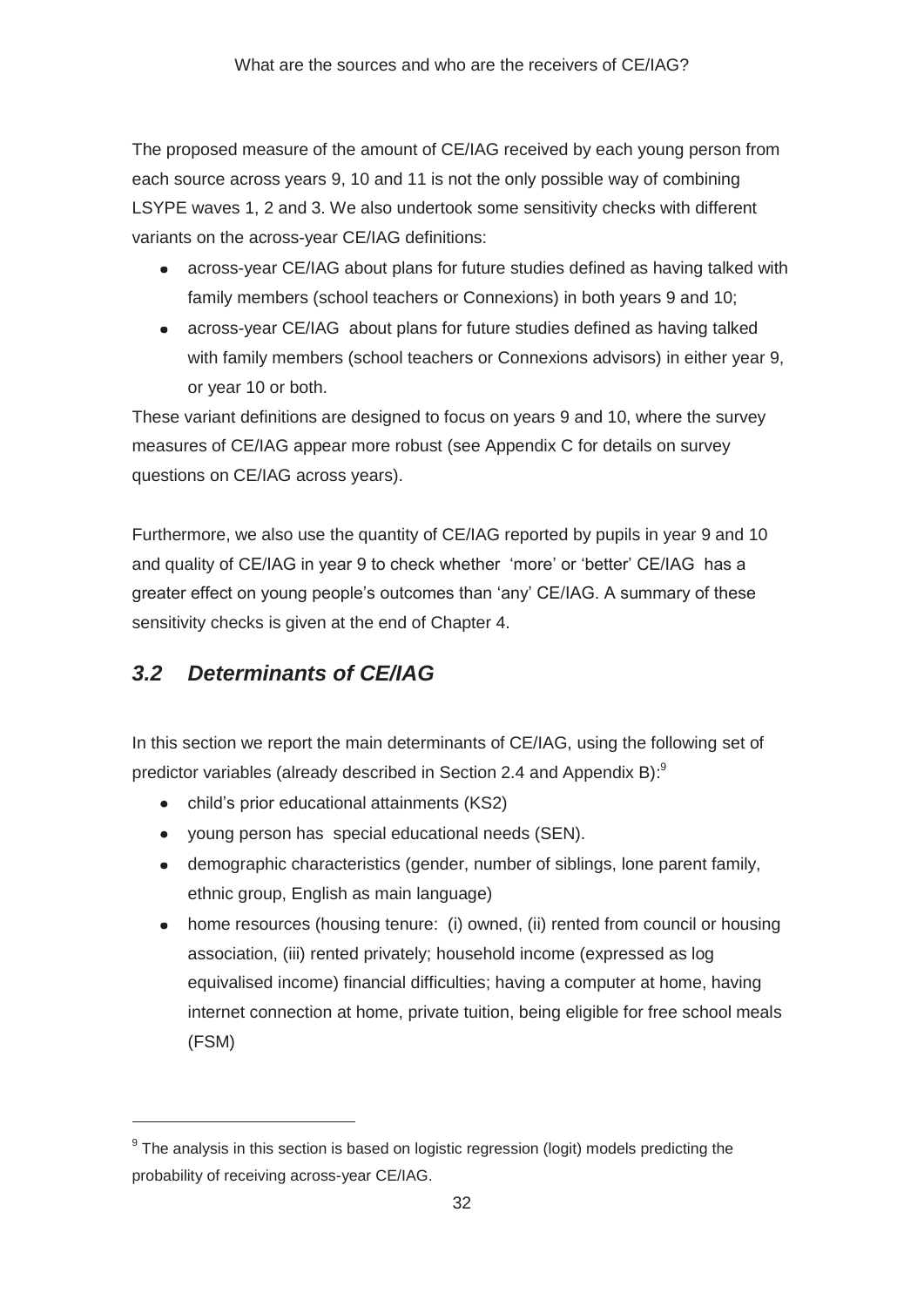The proposed measure of the amount of CE/IAG received by each young person from each source across years 9, 10 and 11 is not the only possible way of combining LSYPE waves 1, 2 and 3. We also undertook some sensitivity checks with different variants on the across-year CE/IAG definitions:

- across-year CE/IAG about plans for future studies defined as having talked with family members (school teachers or Connexions) in both years 9 and 10;
- across-year CE/IAG about plans for future studies defined as having talked with family members (school teachers or Connexions advisors) in either year 9, or year 10 or both.

These variant definitions are designed to focus on years 9 and 10, where the survey measures of CE/IAG appear more robust (see Appendix C for details on survey questions on CE/IAG across years).

Furthermore, we also use the quantity of CE/IAG reported by pupils in year 9 and 10 and quality of CE/IAG in year 9 to check whether 'more' or 'better' CE/IAG has a greater effect on young people's outcomes than 'any' CE/IAG. A summary of these sensitivity checks is given at the end of Chapter 4.

## *3.2 Determinants of CE/IAG*

In this section we report the main determinants of CE/IAG, using the following set of predictor variables (already described in Section 2.4 and Appendix B):[9]

- child's prior educational attainments (KS2)
- young person has special educational needs (SEN).
- demographic characteristics (gender, number of siblings, lone parent family, ethnic group, English as main language)
- home resources (housing tenure: (i) owned, (ii) rented from council or housing association, (iii) rented privately; household income (expressed as log equivalised income) financial difficulties; having a computer at home, having internet connection at home, private tuition, being eligible for free school meals (FSM)

---

[9] The analysis in this section is based on logistic regression (logit) models predicting the probability of receiving across-year CE/IAG.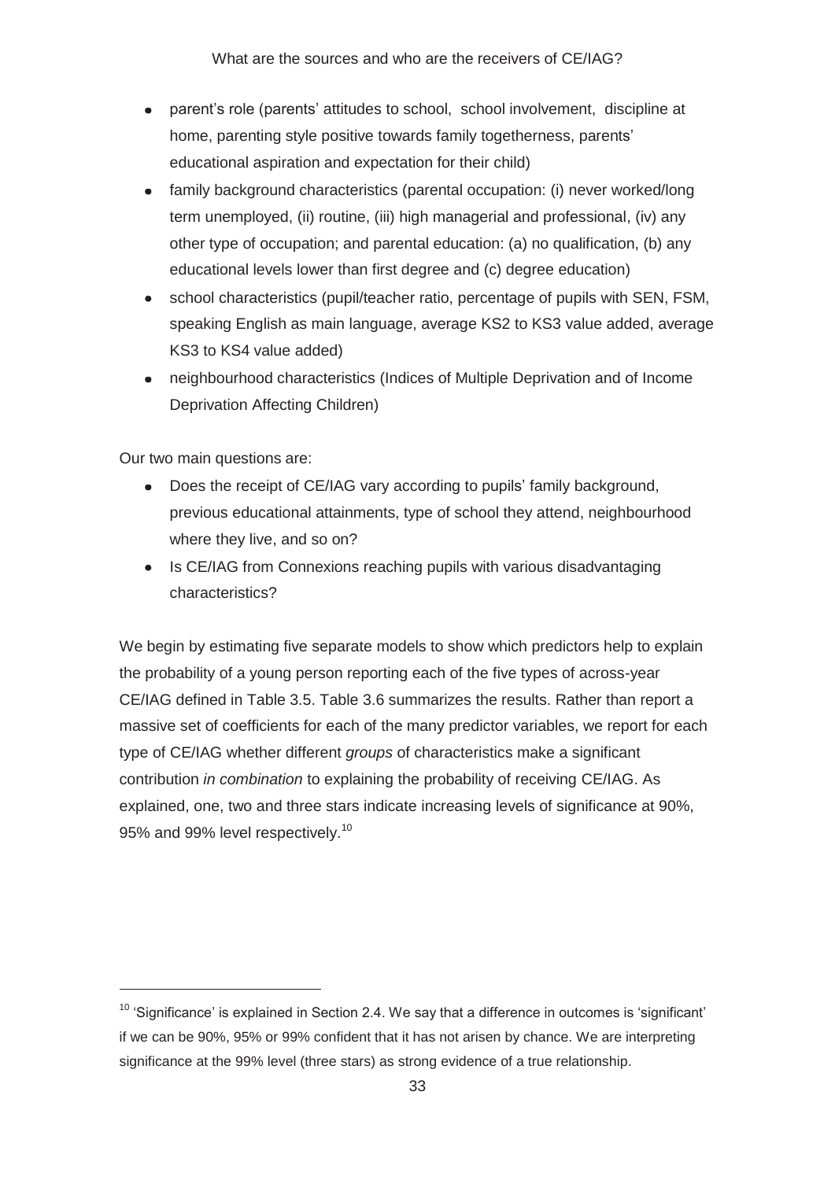- parent's role (parents' attitudes to school, school involvement, discipline at home, parenting style positive towards family togetherness, parents' educational aspiration and expectation for their child)
- family background characteristics (parental occupation: (i) never worked/long term unemployed, (ii) routine, (iii) high managerial and professional, (iv) any other type of occupation; and parental education: (a) no qualification, (b) any educational levels lower than first degree and (c) degree education)
- school characteristics (pupil/teacher ratio, percentage of pupils with SEN, FSM, speaking English as main language, average KS2 to KS3 value added, average KS3 to KS4 value added)
- neighbourhood characteristics (Indices of Multiple Deprivation and of Income Deprivation Affecting Children)

Our two main questions are:

- Does the receipt of CE/IAG vary according to pupils' family background, previous educational attainments, type of school they attend, neighbourhood where they live, and so on?
- Is CE/IAG from Connexions reaching pupils with various disadvantaging characteristics?

We begin by estimating five separate models to show which predictors help to explain the probability of a young person reporting each of the five types of across-year CE/IAG defined in Table 3.5. Table 3.6 summarizes the results. Rather than report a massive set of coefficients for each of the many predictor variables, we report for each type of CE/IAG whether different *groups* of characteristics make a significant contribution *in combination* to explaining the probability of receiving CE/IAG. As explained, one, two and three stars indicate increasing levels of significance at 90%, 95% and 99% level respectively.[10]

---

[10] 'Significance' is explained in Section 2.4. We say that a difference in outcomes is 'significant' if we can be 90%, 95% or 99% confident that it has not arisen by chance. We are interpreting significance at the 99% level (three stars) as strong evidence of a true relationship.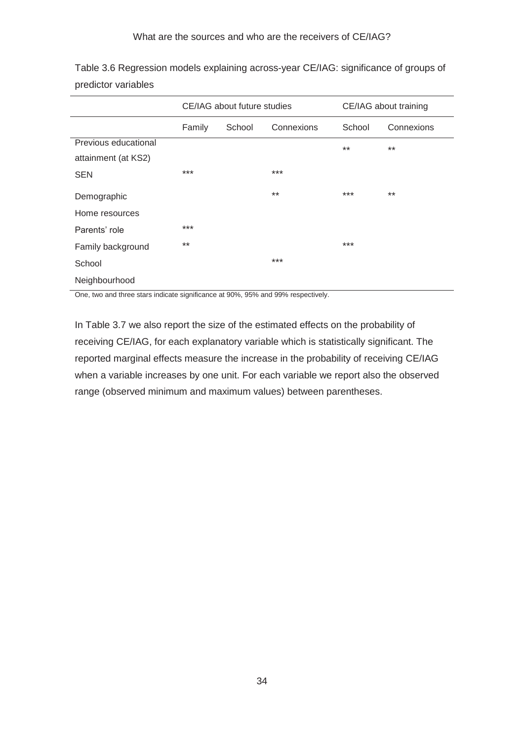Table 3.6 Regression models explaining across-year CE/IAG: significance of groups of predictor variables

| | CE/IAG about future studies | | | CE/IAG about training | |
|---|---|---|---|---|---|
| | Family | School | Connexions | School | Connexions |
| Previous educational attainment (at KS2) | | | | ** | ** |
| SEN | *** | | *** | | |
| Demographic | | | ** | *** | ** |
| Home resources | | | | | |
| Parents' role | *** | | | | |
| Family background | ** | | | *** | |
| School | | | *** | | |
| Neighbourhood | | | | | |

One, two and three stars indicate significance at 90%, 95% and 99% respectively.

In Table 3.7 we also report the size of the estimated effects on the probability of receiving CE/IAG, for each explanatory variable which is statistically significant. The reported marginal effects measure the increase in the probability of receiving CE/IAG when a variable increases by one unit. For each variable we report also the observed range (observed minimum and maximum values) between parentheses.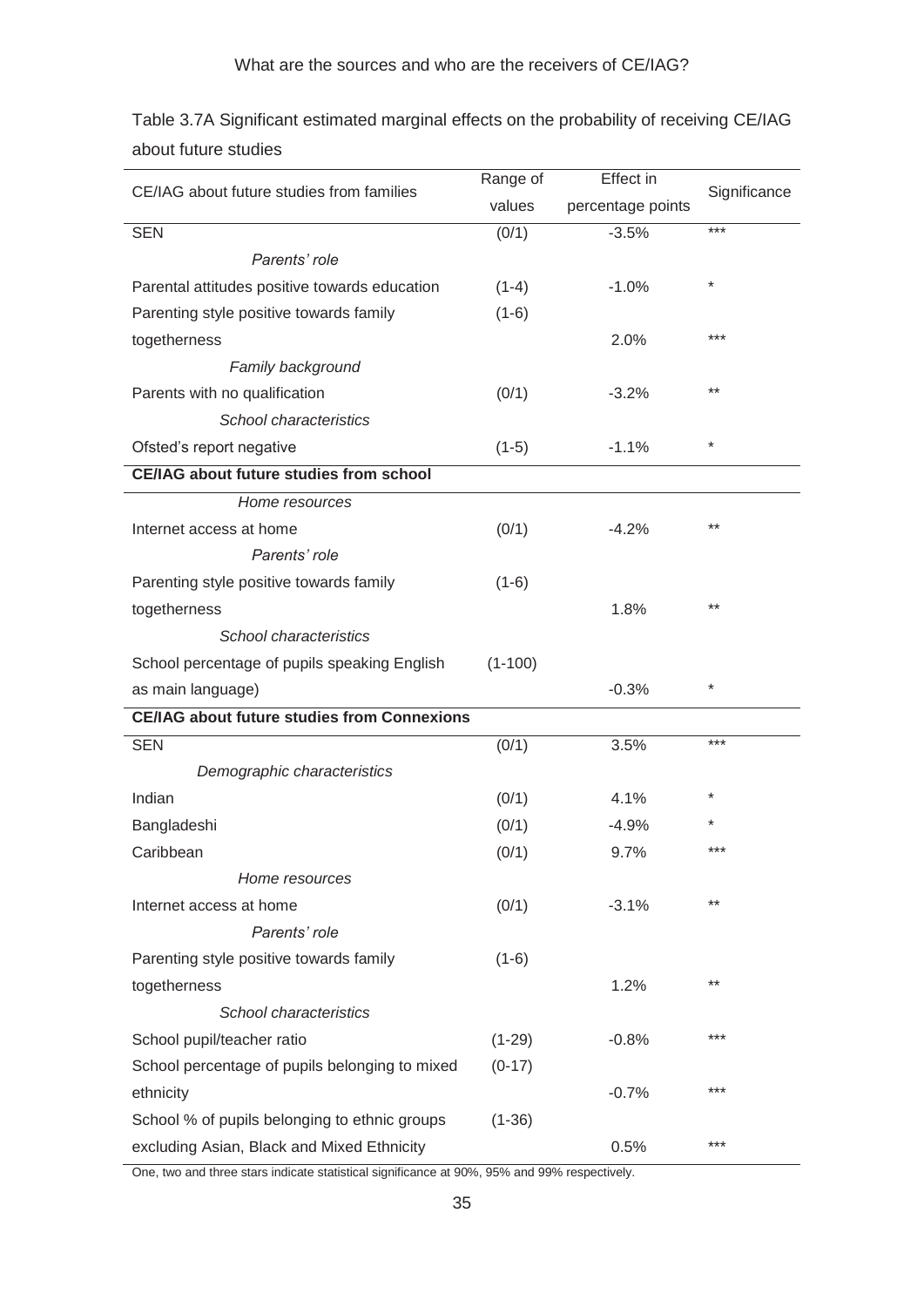Table 3.7A Significant estimated marginal effects on the probability of receiving CE/IAG about future studies

| CE/IAG about future studies from families | Range of values | Effect in percentage points | Significance |
|---|---|---|---|
| SEN | (0/1) | -3.5% | *** |
| *Parents' role* | | | |
| Parental attitudes positive towards education | (1-4) | -1.0% | * |
| Parenting style positive towards family togetherness | (1-6) | 2.0% | *** |
| *Family background* | | | |
| Parents with no qualification | (0/1) | -3.2% | ** |
| *School characteristics* | | | |
| Ofsted's report negative | (1-5) | -1.1% | * |
| **CE/IAG about future studies from school** | | | |
| *Home resources* | | | |
| Internet access at home | (0/1) | -4.2% | ** |
| *Parents' role* | | | |
| Parenting style positive towards family togetherness | (1-6) | 1.8% | ** |
| *School characteristics* | | | |
| School percentage of pupils speaking English as main language) | (1-100) | -0.3% | * |
| **CE/IAG about future studies from Connexions** | | | |
| SEN | (0/1) | 3.5% | *** |
| *Demographic characteristics* | | | |
| Indian | (0/1) | 4.1% | * |
| Bangladeshi | (0/1) | -4.9% | * |
| Caribbean | (0/1) | 9.7% | *** |
| *Home resources* | | | |
| Internet access at home | (0/1) | -3.1% | ** |
| *Parents' role* | | | |
| Parenting style positive towards family togetherness | (1-6) | 1.2% | ** |
| *School characteristics* | | | |
| School pupil/teacher ratio | (1-29) | -0.8% | *** |
| School percentage of pupils belonging to mixed ethnicity | (0-17) | -0.7% | *** |
| School % of pupils belonging to ethnic groups excluding Asian, Black and Mixed Ethnicity | (1-36) | 0.5% | *** |

One, two and three stars indicate statistical significance at 90%, 95% and 99% respectively.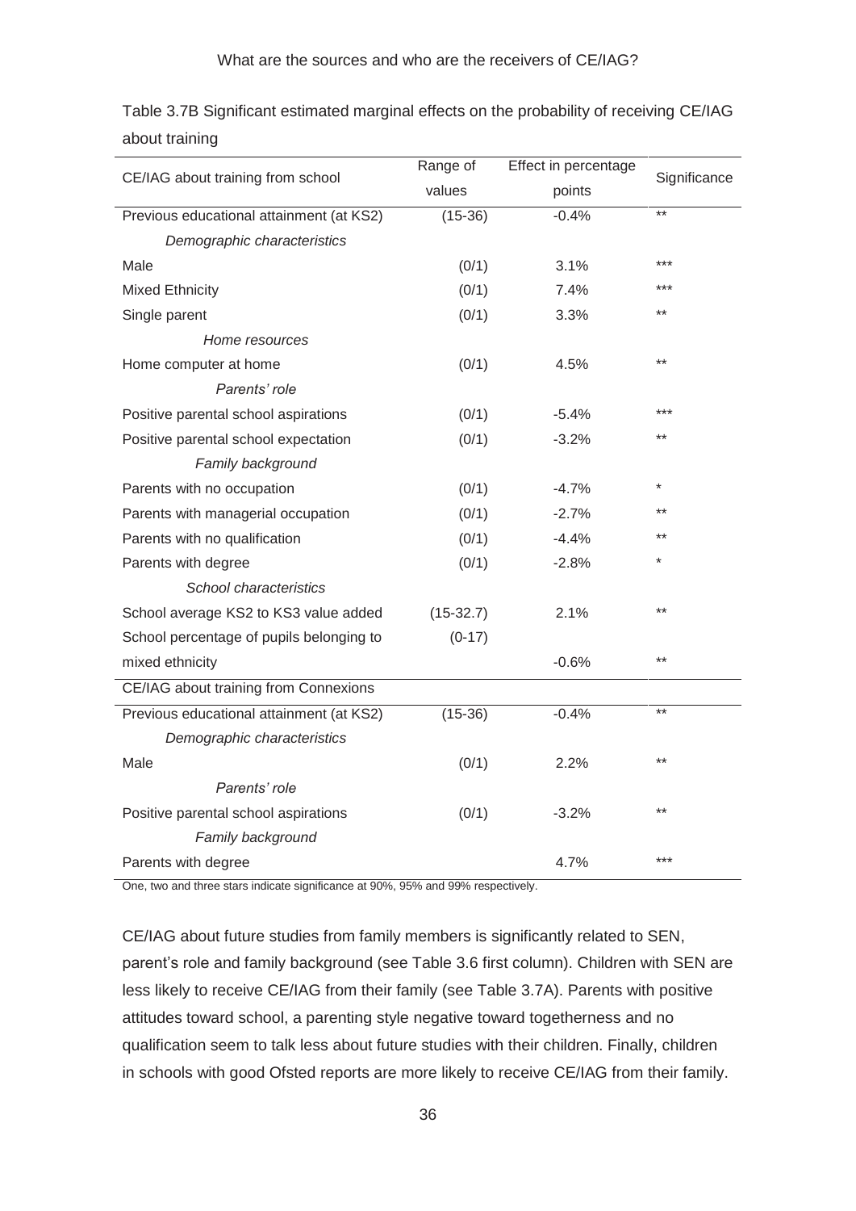Table 3.7B Significant estimated marginal effects on the probability of receiving CE/IAG about training

| CE/IAG about training from school | Range of values | Effect in percentage points | Significance |
|---|---|---|---|
| Previous educational attainment (at KS2) | (15-36) | -0.4% | ** |
| *Demographic characteristics* | | | |
| Male | (0/1) | 3.1% | *** |
| Mixed Ethnicity | (0/1) | 7.4% | *** |
| Single parent | (0/1) | 3.3% | ** |
| *Home resources* | | | |
| Home computer at home | (0/1) | 4.5% | ** |
| *Parents' role* | | | |
| Positive parental school aspirations | (0/1) | -5.4% | *** |
| Positive parental school expectation | (0/1) | -3.2% | ** |
| *Family background* | | | |
| Parents with no occupation | (0/1) | -4.7% | * |
| Parents with managerial occupation | (0/1) | -2.7% | ** |
| Parents with no qualification | (0/1) | -4.4% | ** |
| Parents with degree | (0/1) | -2.8% | * |
| *School characteristics* | | | |
| School average KS2 to KS3 value added | (15-32.7) | 2.1% | ** |
| School percentage of pupils belonging to mixed ethnicity | (0-17) | -0.6% | ** |
| **CE/IAG about training from Connexions** | | | |
| Previous educational attainment (at KS2) | (15-36) | -0.4% | ** |
| *Demographic characteristics* | | | |
| Male | (0/1) | 2.2% | ** |
| *Parents' role* | | | |
| Positive parental school aspirations | (0/1) | -3.2% | ** |
| *Family background* | | | |
| Parents with degree | | 4.7% | *** |

One, two and three stars indicate significance at 90%, 95% and 99% respectively.

CE/IAG about future studies from family members is significantly related to SEN, parent's role and family background (see Table 3.6 first column). Children with SEN are less likely to receive CE/IAG from their family (see Table 3.7A). Parents with positive attitudes toward school, a parenting style negative toward togetherness and no qualification seem to talk less about future studies with their children. Finally, children in schools with good Ofsted reports are more likely to receive CE/IAG from their family.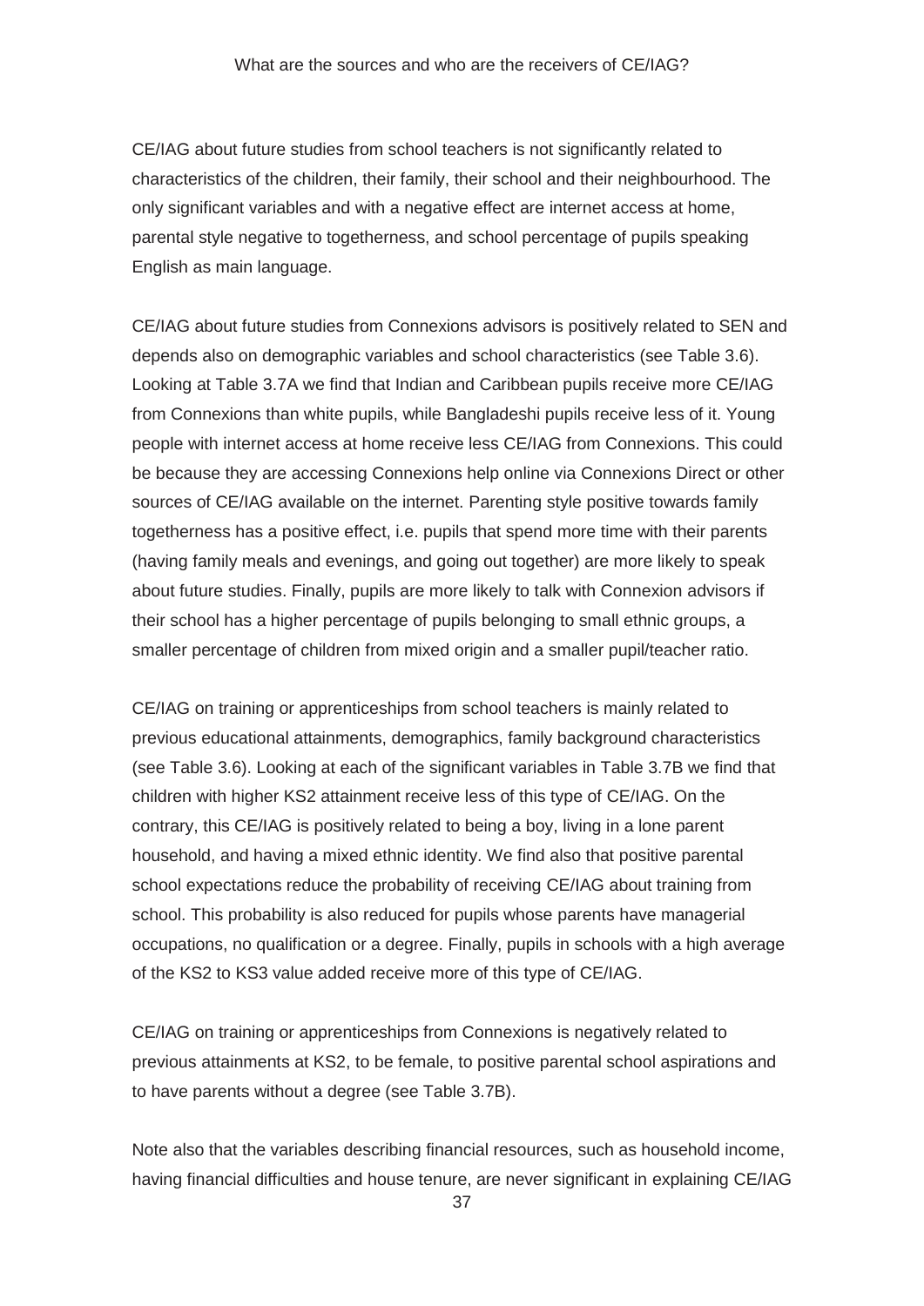CE/IAG about future studies from school teachers is not significantly related to characteristics of the children, their family, their school and their neighbourhood. The only significant variables and with a negative effect are internet access at home, parental style negative to togetherness, and school percentage of pupils speaking English as main language.

CE/IAG about future studies from Connexions advisors is positively related to SEN and depends also on demographic variables and school characteristics (see Table 3.6). Looking at Table 3.7A we find that Indian and Caribbean pupils receive more CE/IAG from Connexions than white pupils, while Bangladeshi pupils receive less of it. Young people with internet access at home receive less CE/IAG from Connexions. This could be because they are accessing Connexions help online via Connexions Direct or other sources of CE/IAG available on the internet. Parenting style positive towards family togetherness has a positive effect, i.e. pupils that spend more time with their parents (having family meals and evenings, and going out together) are more likely to speak about future studies. Finally, pupils are more likely to talk with Connexion advisors if their school has a higher percentage of pupils belonging to small ethnic groups, a smaller percentage of children from mixed origin and a smaller pupil/teacher ratio.

CE/IAG on training or apprenticeships from school teachers is mainly related to previous educational attainments, demographics, family background characteristics (see Table 3.6). Looking at each of the significant variables in Table 3.7B we find that children with higher KS2 attainment receive less of this type of CE/IAG. On the contrary, this CE/IAG is positively related to being a boy, living in a lone parent household, and having a mixed ethnic identity. We find also that positive parental school expectations reduce the probability of receiving CE/IAG about training from school. This probability is also reduced for pupils whose parents have managerial occupations, no qualification or a degree. Finally, pupils in schools with a high average of the KS2 to KS3 value added receive more of this type of CE/IAG.

CE/IAG on training or apprenticeships from Connexions is negatively related to previous attainments at KS2, to be female, to positive parental school aspirations and to have parents without a degree (see Table 3.7B).

Note also that the variables describing financial resources, such as household income, having financial difficulties and house tenure, are never significant in explaining CE/IAG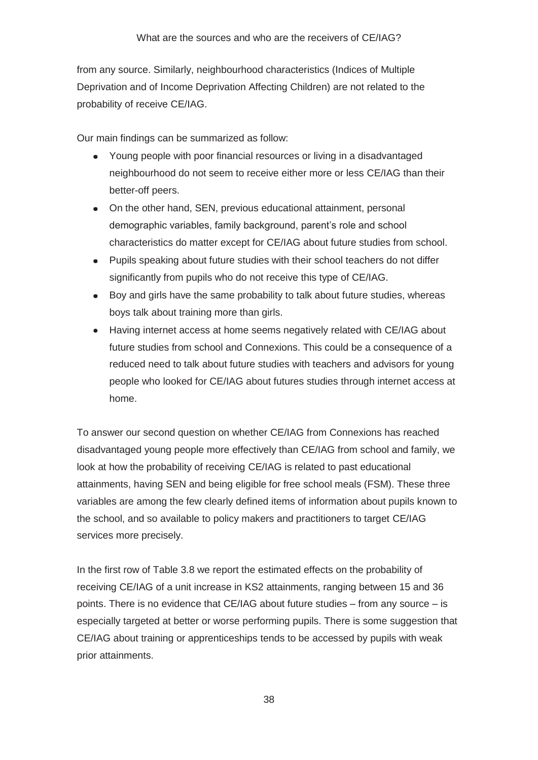from any source. Similarly, neighbourhood characteristics (Indices of Multiple Deprivation and of Income Deprivation Affecting Children) are not related to the probability of receive CE/IAG.

Our main findings can be summarized as follow:

- Young people with poor financial resources or living in a disadvantaged neighbourhood do not seem to receive either more or less CE/IAG than their better-off peers.
- On the other hand, SEN, previous educational attainment, personal demographic variables, family background, parent's role and school characteristics do matter except for CE/IAG about future studies from school.
- Pupils speaking about future studies with their school teachers do not differ significantly from pupils who do not receive this type of CE/IAG.
- Boy and girls have the same probability to talk about future studies, whereas boys talk about training more than girls.
- Having internet access at home seems negatively related with CE/IAG about future studies from school and Connexions. This could be a consequence of a reduced need to talk about future studies with teachers and advisors for young people who looked for CE/IAG about futures studies through internet access at home.

To answer our second question on whether CE/IAG from Connexions has reached disadvantaged young people more effectively than CE/IAG from school and family, we look at how the probability of receiving CE/IAG is related to past educational attainments, having SEN and being eligible for free school meals (FSM). These three variables are among the few clearly defined items of information about pupils known to the school, and so available to policy makers and practitioners to target CE/IAG services more precisely.

In the first row of Table 3.8 we report the estimated effects on the probability of receiving CE/IAG of a unit increase in KS2 attainments, ranging between 15 and 36 points. There is no evidence that CE/IAG about future studies – from any source – is especially targeted at better or worse performing pupils. There is some suggestion that CE/IAG about training or apprenticeships tends to be accessed by pupils with weak prior attainments.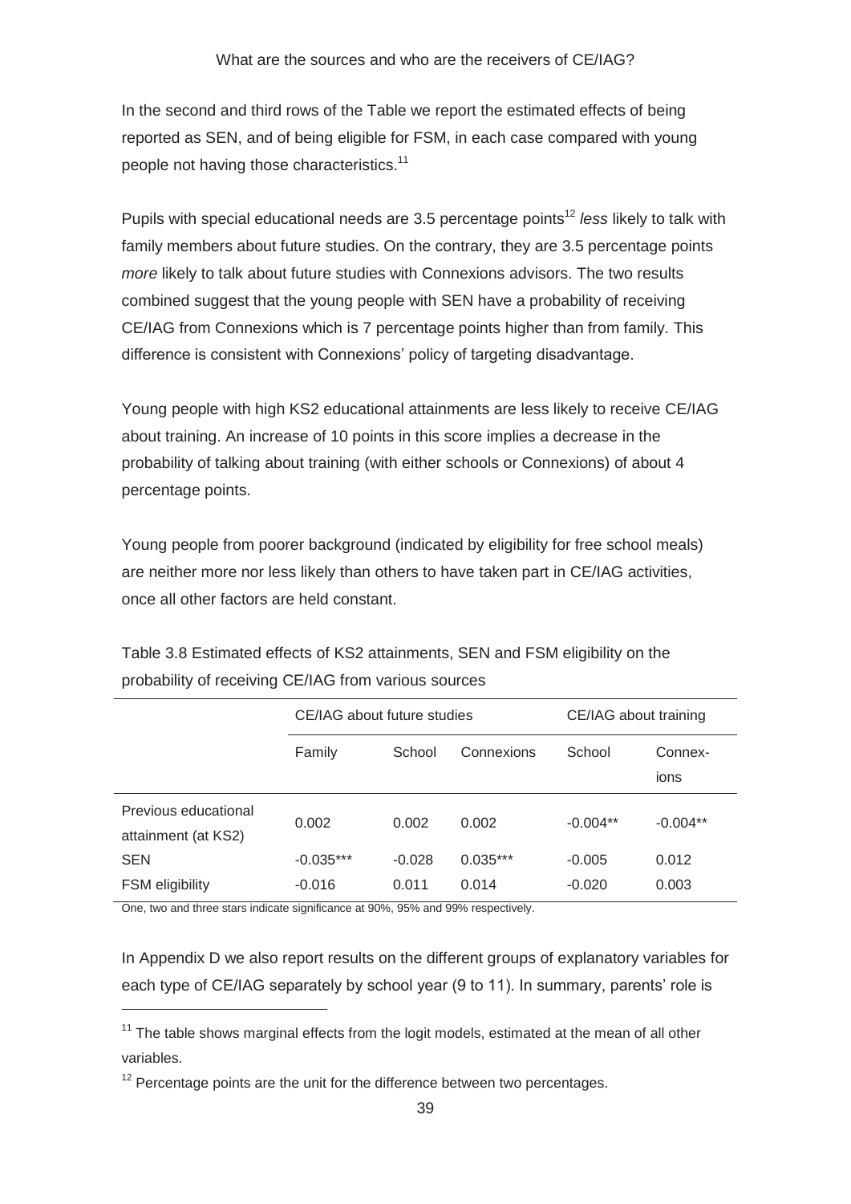In the second and third rows of the Table we report the estimated effects of being reported as SEN, and of being eligible for FSM, in each case compared with young people not having those characteristics.[11]

Pupils with special educational needs are 3.5 percentage points[12] *less* likely to talk with family members about future studies. On the contrary, they are 3.5 percentage points *more* likely to talk about future studies with Connexions advisors. The two results combined suggest that the young people with SEN have a probability of receiving CE/IAG from Connexions which is 7 percentage points higher than from family. This difference is consistent with Connexions' policy of targeting disadvantage.

Young people with high KS2 educational attainments are less likely to receive CE/IAG about training. An increase of 10 points in this score implies a decrease in the probability of talking about training (with either schools or Connexions) of about 4 percentage points.

Young people from poorer background (indicated by eligibility for free school meals) are neither more nor less likely than others to have taken part in CE/IAG activities, once all other factors are held constant.

Table 3.8 Estimated effects of KS2 attainments, SEN and FSM eligibility on the probability of receiving CE/IAG from various sources

| | CE/IAG about future studies | | | CE/IAG about training | |
|---|---|---|---|---|---|
| | Family | School | Connexions | School | Connexions |
| Previous educational attainment (at KS2) | 0.002 | 0.002 | 0.002 | -0.004** | -0.004** |
| SEN | -0.035*** | -0.028 | 0.035*** | -0.005 | 0.012 |
| FSM eligibility | -0.016 | 0.011 | 0.014 | -0.020 | 0.003 |

One, two and three stars indicate significance at 90%, 95% and 99% respectively.

In Appendix D we also report results on the different groups of explanatory variables for each type of CE/IAG separately by school year (9 to 11). In summary, parents' role is

[11] The table shows marginal effects from the logit models, estimated at the mean of all other variables.

[12] Percentage points are the unit for the difference between two percentages.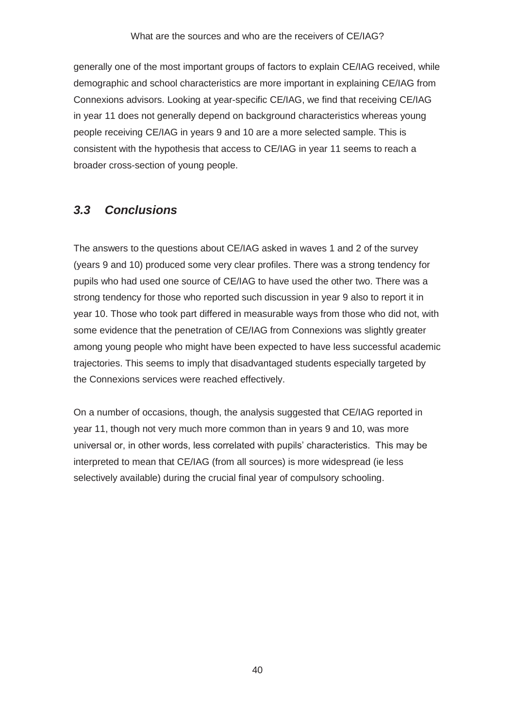generally one of the most important groups of factors to explain CE/IAG received, while demographic and school characteristics are more important in explaining CE/IAG from Connexions advisors. Looking at year-specific CE/IAG, we find that receiving CE/IAG in year 11 does not generally depend on background characteristics whereas young people receiving CE/IAG in years 9 and 10 are a more selected sample. This is consistent with the hypothesis that access to CE/IAG in year 11 seems to reach a broader cross-section of young people.

## *3.3 Conclusions*

The answers to the questions about CE/IAG asked in waves 1 and 2 of the survey (years 9 and 10) produced some very clear profiles. There was a strong tendency for pupils who had used one source of CE/IAG to have used the other two. There was a strong tendency for those who reported such discussion in year 9 also to report it in year 10. Those who took part differed in measurable ways from those who did not, with some evidence that the penetration of CE/IAG from Connexions was slightly greater among young people who might have been expected to have less successful academic trajectories. This seems to imply that disadvantaged students especially targeted by the Connexions services were reached effectively.

On a number of occasions, though, the analysis suggested that CE/IAG reported in year 11, though not very much more common than in years 9 and 10, was more universal or, in other words, less correlated with pupils' characteristics. This may be interpreted to mean that CE/IAG (from all sources) is more widespread (ie less selectively available) during the crucial final year of compulsory schooling.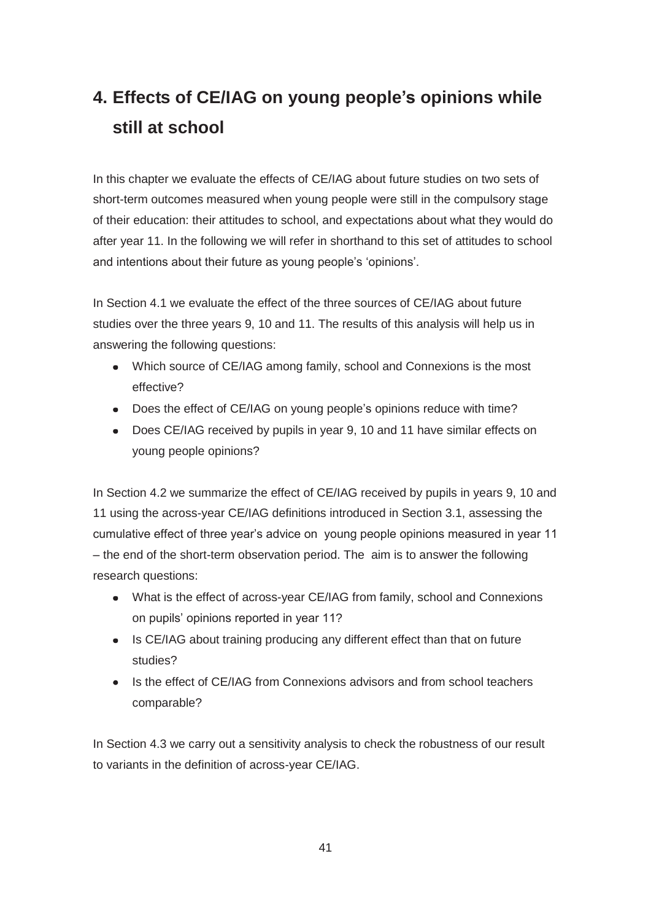# 4. Effects of CE/IAG on young people's opinions while still at school

In this chapter we evaluate the effects of CE/IAG about future studies on two sets of short-term outcomes measured when young people were still in the compulsory stage of their education: their attitudes to school, and expectations about what they would do after year 11. In the following we will refer in shorthand to this set of attitudes to school and intentions about their future as young people's 'opinions'.

In Section 4.1 we evaluate the effect of the three sources of CE/IAG about future studies over the three years 9, 10 and 11. The results of this analysis will help us in answering the following questions:

- Which source of CE/IAG among family, school and Connexions is the most effective?
- Does the effect of CE/IAG on young people's opinions reduce with time?
- Does CE/IAG received by pupils in year 9, 10 and 11 have similar effects on young people opinions?

In Section 4.2 we summarize the effect of CE/IAG received by pupils in years 9, 10 and 11 using the across-year CE/IAG definitions introduced in Section 3.1, assessing the cumulative effect of three year's advice on young people opinions measured in year 11 – the end of the short-term observation period. The aim is to answer the following research questions:

- What is the effect of across-year CE/IAG from family, school and Connexions on pupils' opinions reported in year 11?
- Is CE/IAG about training producing any different effect than that on future studies?
- Is the effect of CE/IAG from Connexions advisors and from school teachers comparable?

In Section 4.3 we carry out a sensitivity analysis to check the robustness of our result to variants in the definition of across-year CE/IAG.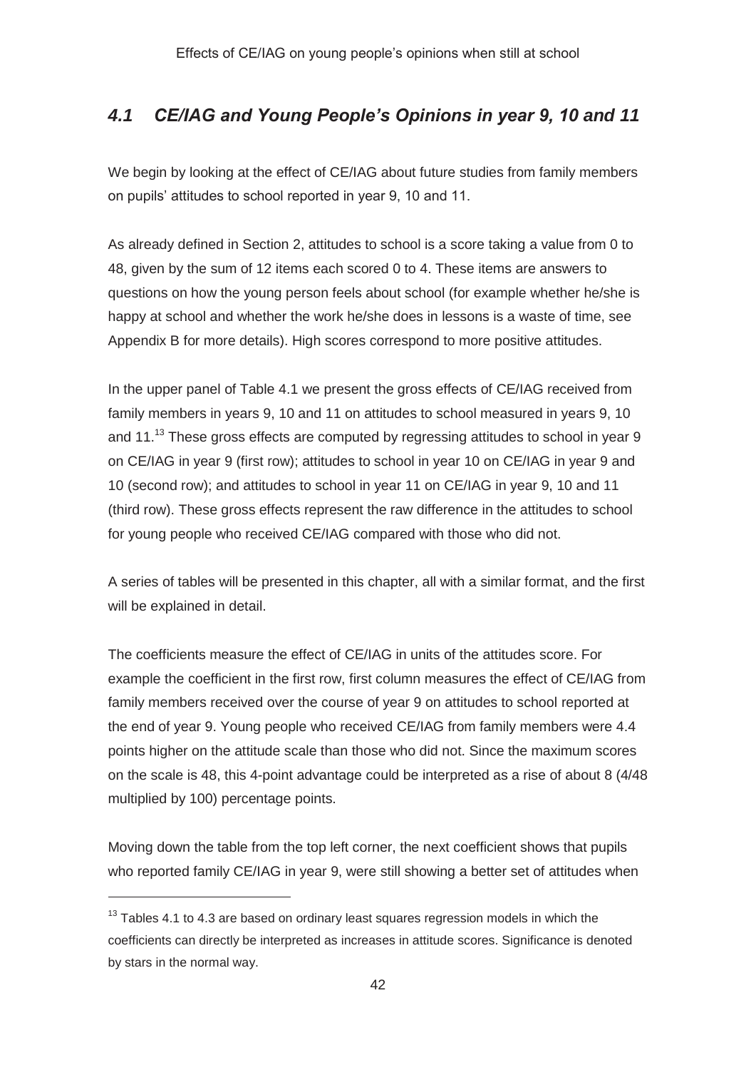## *4.1 CE/IAG and Young People's Opinions in year 9, 10 and 11*

We begin by looking at the effect of CE/IAG about future studies from family members on pupils' attitudes to school reported in year 9, 10 and 11.

As already defined in Section 2, attitudes to school is a score taking a value from 0 to 48, given by the sum of 12 items each scored 0 to 4. These items are answers to questions on how the young person feels about school (for example whether he/she is happy at school and whether the work he/she does in lessons is a waste of time, see Appendix B for more details). High scores correspond to more positive attitudes.

In the upper panel of Table 4.1 we present the gross effects of CE/IAG received from family members in years 9, 10 and 11 on attitudes to school measured in years 9, 10 and 11.[13] These gross effects are computed by regressing attitudes to school in year 9 on CE/IAG in year 9 (first row); attitudes to school in year 10 on CE/IAG in year 9 and 10 (second row); and attitudes to school in year 11 on CE/IAG in year 9, 10 and 11 (third row). These gross effects represent the raw difference in the attitudes to school for young people who received CE/IAG compared with those who did not.

A series of tables will be presented in this chapter, all with a similar format, and the first will be explained in detail.

The coefficients measure the effect of CE/IAG in units of the attitudes score. For example the coefficient in the first row, first column measures the effect of CE/IAG from family members received over the course of year 9 on attitudes to school reported at the end of year 9. Young people who received CE/IAG from family members were 4.4 points higher on the attitude scale than those who did not. Since the maximum scores on the scale is 48, this 4-point advantage could be interpreted as a rise of about 8 (4/48 multiplied by 100) percentage points.

Moving down the table from the top left corner, the next coefficient shows that pupils who reported family CE/IAG in year 9, were still showing a better set of attitudes when

[13] Tables 4.1 to 4.3 are based on ordinary least squares regression models in which the coefficients can directly be interpreted as increases in attitude scores. Significance is denoted by stars in the normal way.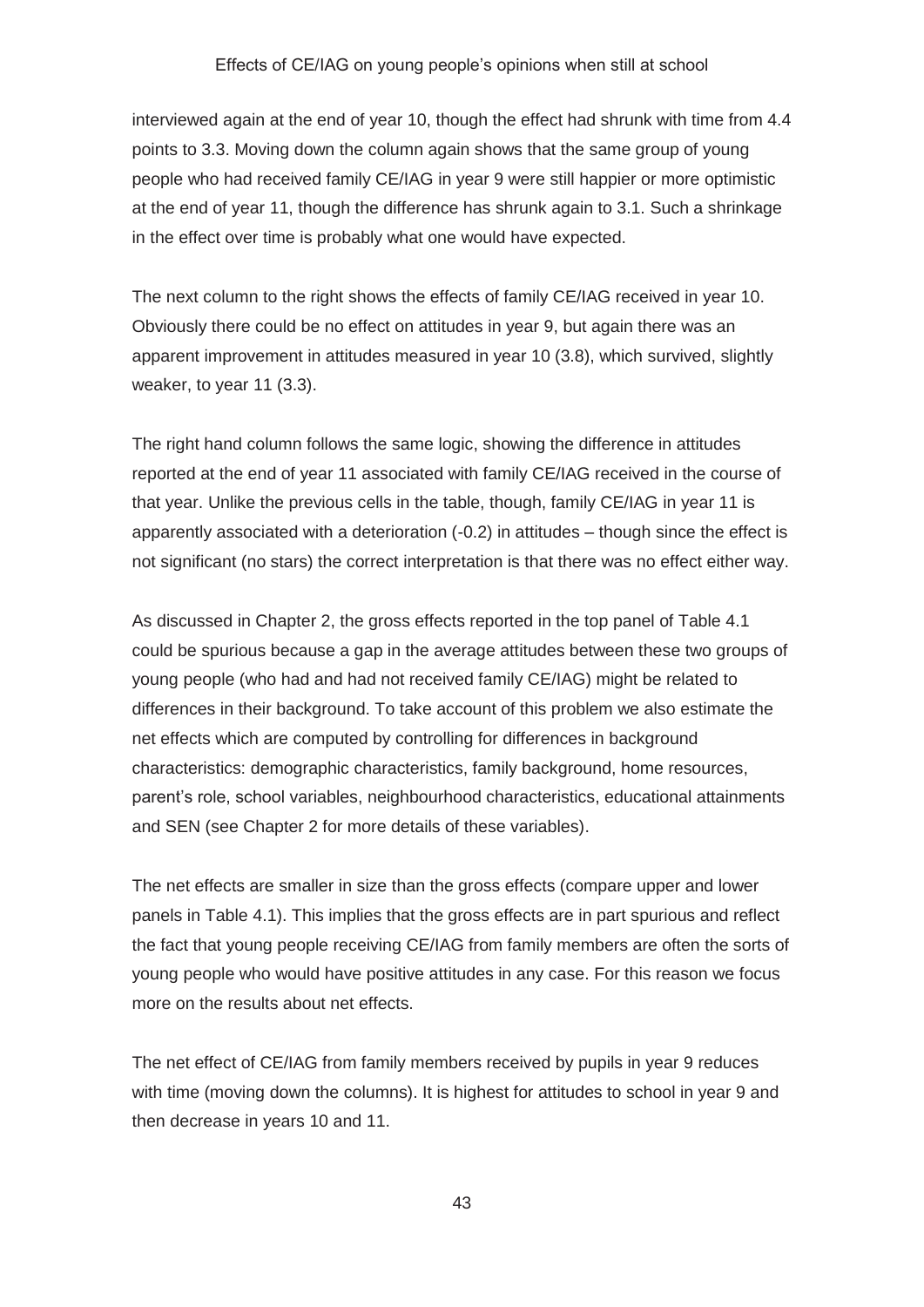interviewed again at the end of year 10, though the effect had shrunk with time from 4.4 points to 3.3. Moving down the column again shows that the same group of young people who had received family CE/IAG in year 9 were still happier or more optimistic at the end of year 11, though the difference has shrunk again to 3.1. Such a shrinkage in the effect over time is probably what one would have expected.

The next column to the right shows the effects of family CE/IAG received in year 10. Obviously there could be no effect on attitudes in year 9, but again there was an apparent improvement in attitudes measured in year 10 (3.8), which survived, slightly weaker, to year 11 (3.3).

The right hand column follows the same logic, showing the difference in attitudes reported at the end of year 11 associated with family CE/IAG received in the course of that year. Unlike the previous cells in the table, though, family CE/IAG in year 11 is apparently associated with a deterioration (-0.2) in attitudes – though since the effect is not significant (no stars) the correct interpretation is that there was no effect either way.

As discussed in Chapter 2, the gross effects reported in the top panel of Table 4.1 could be spurious because a gap in the average attitudes between these two groups of young people (who had and had not received family CE/IAG) might be related to differences in their background. To take account of this problem we also estimate the net effects which are computed by controlling for differences in background characteristics: demographic characteristics, family background, home resources, parent's role, school variables, neighbourhood characteristics, educational attainments and SEN (see Chapter 2 for more details of these variables).

The net effects are smaller in size than the gross effects (compare upper and lower panels in Table 4.1). This implies that the gross effects are in part spurious and reflect the fact that young people receiving CE/IAG from family members are often the sorts of young people who would have positive attitudes in any case. For this reason we focus more on the results about net effects.

The net effect of CE/IAG from family members received by pupils in year 9 reduces with time (moving down the columns). It is highest for attitudes to school in year 9 and then decrease in years 10 and 11.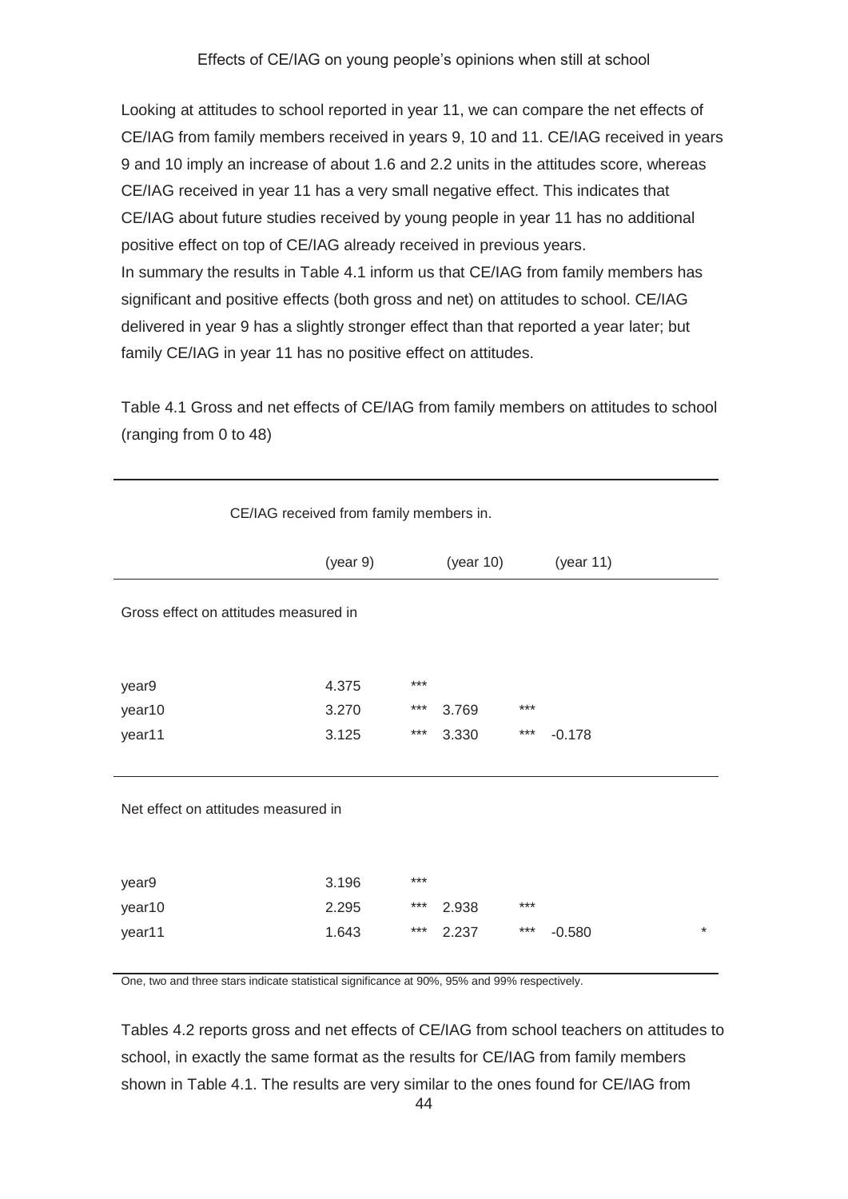Effects of CE/IAG on young people's opinions when still at school

Looking at attitudes to school reported in year 11, we can compare the net effects of CE/IAG from family members received in years 9, 10 and 11. CE/IAG received in years 9 and 10 imply an increase of about 1.6 and 2.2 units in the attitudes score, whereas CE/IAG received in year 11 has a very small negative effect. This indicates that CE/IAG about future studies received by young people in year 11 has no additional positive effect on top of CE/IAG already received in previous years.

In summary the results in Table 4.1 inform us that CE/IAG from family members has significant and positive effects (both gross and net) on attitudes to school. CE/IAG delivered in year 9 has a slightly stronger effect than that reported a year later; but family CE/IAG in year 11 has no positive effect on attitudes.

Table 4.1 Gross and net effects of CE/IAG from family members on attitudes to school (ranging from 0 to 48)

| | CE/IAG received from family members in. | | | | | |
|---|---|---|---|---|---|---|
| | (year 9) | | (year 10) | | (year 11) | |
| **Gross effect on attitudes measured in** | | | | | | |
| year9 | 4.375 | *** | | | | |
| year10 | 3.270 | *** | 3.769 | *** | | |
| year11 | 3.125 | *** | 3.330 | *** | -0.178 | |
| **Net effect on attitudes measured in** | | | | | | |
| year9 | 3.196 | *** | | | | |
| year10 | 2.295 | *** | 2.938 | *** | | |
| year11 | 1.643 | *** | 2.237 | *** | -0.580 | * |

One, two and three stars indicate statistical significance at 90%, 95% and 99% respectively.

Tables 4.2 reports gross and net effects of CE/IAG from school teachers on attitudes to school, in exactly the same format as the results for CE/IAG from family members shown in Table 4.1. The results are very similar to the ones found for CE/IAG from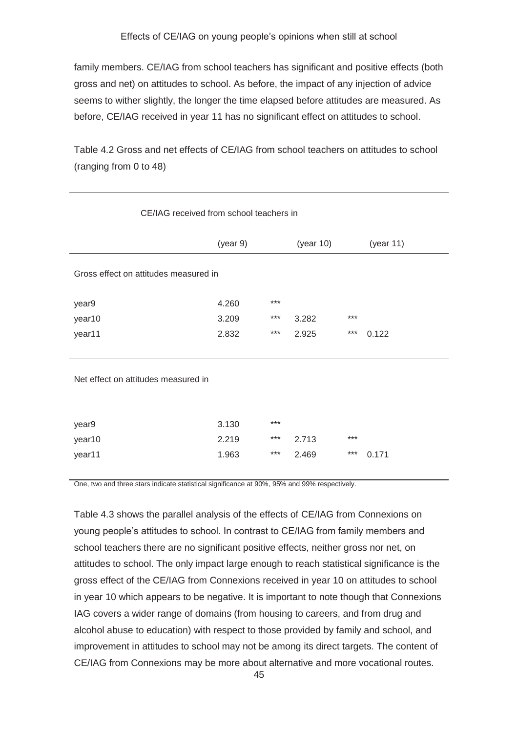family members. CE/IAG from school teachers has significant and positive effects (both gross and net) on attitudes to school. As before, the impact of any injection of advice seems to wither slightly, the longer the time elapsed before attitudes are measured. As before, CE/IAG received in year 11 has no significant effect on attitudes to school.

Table 4.2 Gross and net effects of CE/IAG from school teachers on attitudes to school (ranging from 0 to 48)

| | CE/IAG received from school teachers in | | | | |
|---|---|---|---|---|---|
| | (year 9) | | (year 10) | | (year 11) |
| **Gross effect on attitudes measured in** | | | | | |
| year9 | 4.260 | *** | | | |
| year10 | 3.209 | *** | 3.282 | *** | |
| year11 | 2.832 | *** | 2.925 | *** | 0.122 |
| **Net effect on attitudes measured in** | | | | | |
| year9 | 3.130 | *** | | | |
| year10 | 2.219 | *** | 2.713 | *** | |
| year11 | 1.963 | *** | 2.469 | *** | 0.171 |

One, two and three stars indicate statistical significance at 90%, 95% and 99% respectively.

Table 4.3 shows the parallel analysis of the effects of CE/IAG from Connexions on young people's attitudes to school. In contrast to CE/IAG from family members and school teachers there are no significant positive effects, neither gross nor net, on attitudes to school. The only impact large enough to reach statistical significance is the gross effect of the CE/IAG from Connexions received in year 10 on attitudes to school in year 10 which appears to be negative. It is important to note though that Connexions IAG covers a wider range of domains (from housing to careers, and from drug and alcohol abuse to education) with respect to those provided by family and school, and improvement in attitudes to school may not be among its direct targets. The content of CE/IAG from Connexions may be more about alternative and more vocational routes.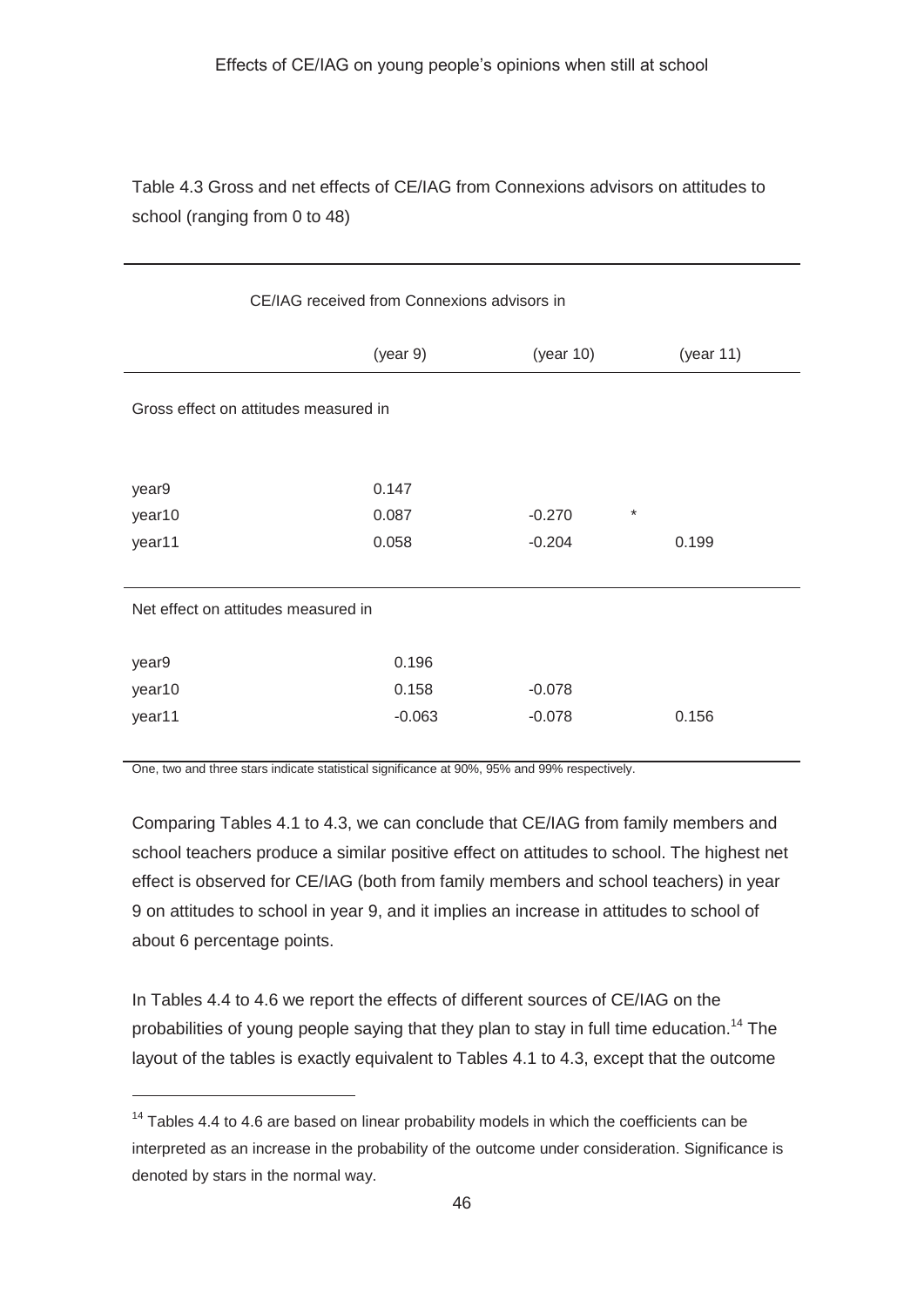Table 4.3 Gross and net effects of CE/IAG from Connexions advisors on attitudes to school (ranging from 0 to 48)

| | CE/IAG received from Connexions advisors in | | |
|---|---|---|---|
| | (year 9) | (year 10) | (year 11) |
| Gross effect on attitudes measured in | | | |
| year9 | 0.147 | | |
| year10 | 0.087 | -0.270 * | |
| year11 | 0.058 | -0.204 | 0.199 |
| Net effect on attitudes measured in | | | |
| year9 | 0.196 | | |
| year10 | 0.158 | -0.078 | |
| year11 | -0.063 | -0.078 | 0.156 |

One, two and three stars indicate statistical significance at 90%, 95% and 99% respectively.

Comparing Tables 4.1 to 4.3, we can conclude that CE/IAG from family members and school teachers produce a similar positive effect on attitudes to school. The highest net effect is observed for CE/IAG (both from family members and school teachers) in year 9 on attitudes to school in year 9, and it implies an increase in attitudes to school of about 6 percentage points.

In Tables 4.4 to 4.6 we report the effects of different sources of CE/IAG on the probabilities of young people saying that they plan to stay in full time education.[14] The layout of the tables is exactly equivalent to Tables 4.1 to 4.3, except that the outcome

[14] Tables 4.4 to 4.6 are based on linear probability models in which the coefficients can be interpreted as an increase in the probability of the outcome under consideration. Significance is denoted by stars in the normal way.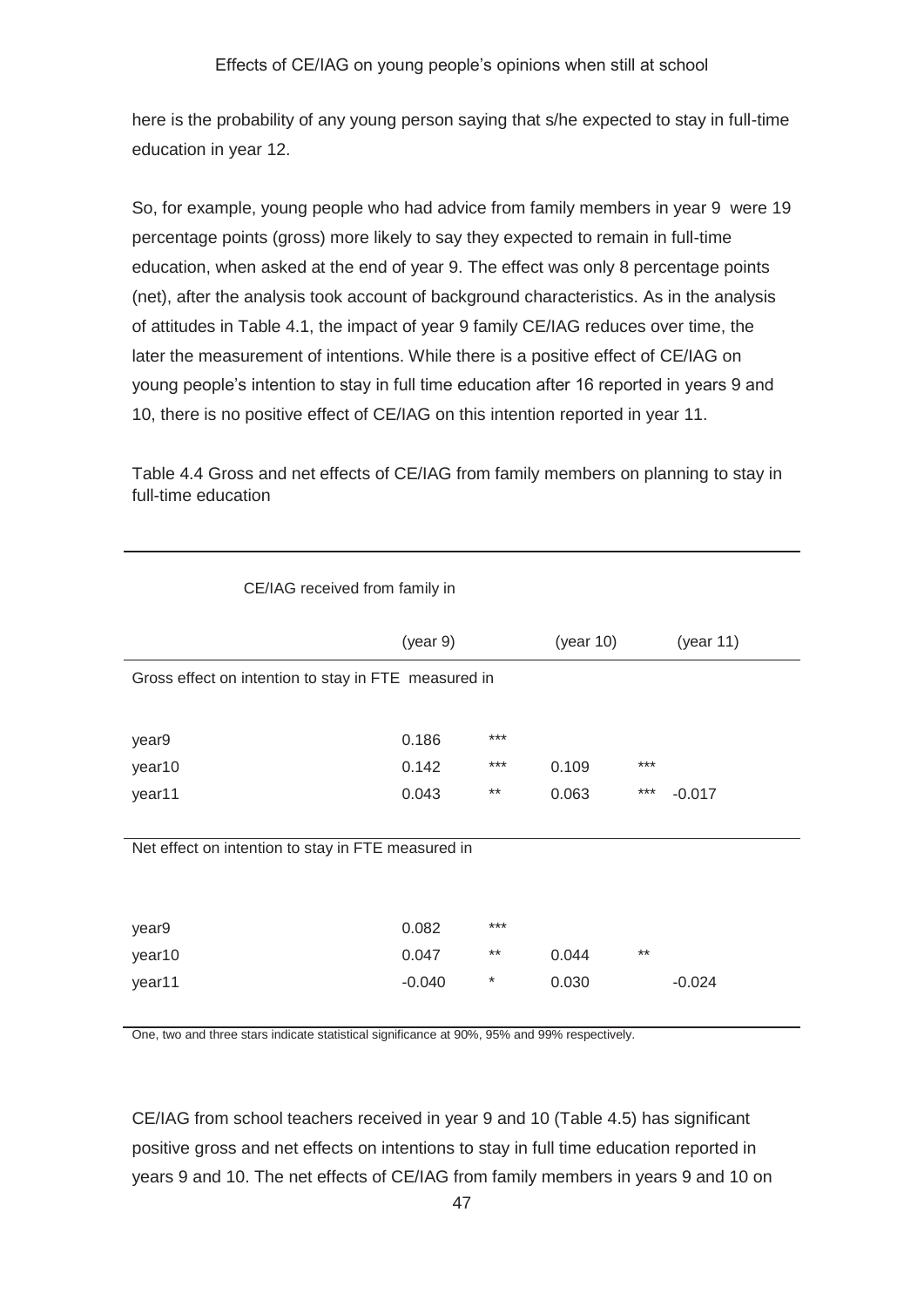here is the probability of any young person saying that s/he expected to stay in full-time education in year 12.

So, for example, young people who had advice from family members in year 9 were 19 percentage points (gross) more likely to say they expected to remain in full-time education, when asked at the end of year 9. The effect was only 8 percentage points (net), after the analysis took account of background characteristics. As in the analysis of attitudes in Table 4.1, the impact of year 9 family CE/IAG reduces over time, the later the measurement of intentions. While there is a positive effect of CE/IAG on young people's intention to stay in full time education after 16 reported in years 9 and 10, there is no positive effect of CE/IAG on this intention reported in year 11.

Table 4.4 Gross and net effects of CE/IAG from family members on planning to stay in full-time education

| CE/IAG received from family in | | | | | |
|---|---|---|---|---|---|
| | (year 9) | | (year 10) | | (year 11) |
| Gross effect on intention to stay in FTE measured in | | | | | |
| year9 | 0.186 | *** | | | |
| year10 | 0.142 | *** | 0.109 | *** | |
| year11 | 0.043 | ** | 0.063 | *** | -0.017 |
| Net effect on intention to stay in FTE measured in | | | | | |
| year9 | 0.082 | *** | | | |
| year10 | 0.047 | ** | 0.044 | ** | |
| year11 | -0.040 | * | 0.030 | | -0.024 |

One, two and three stars indicate statistical significance at 90%, 95% and 99% respectively.

CE/IAG from school teachers received in year 9 and 10 (Table 4.5) has significant positive gross and net effects on intentions to stay in full time education reported in years 9 and 10. The net effects of CE/IAG from family members in years 9 and 10 on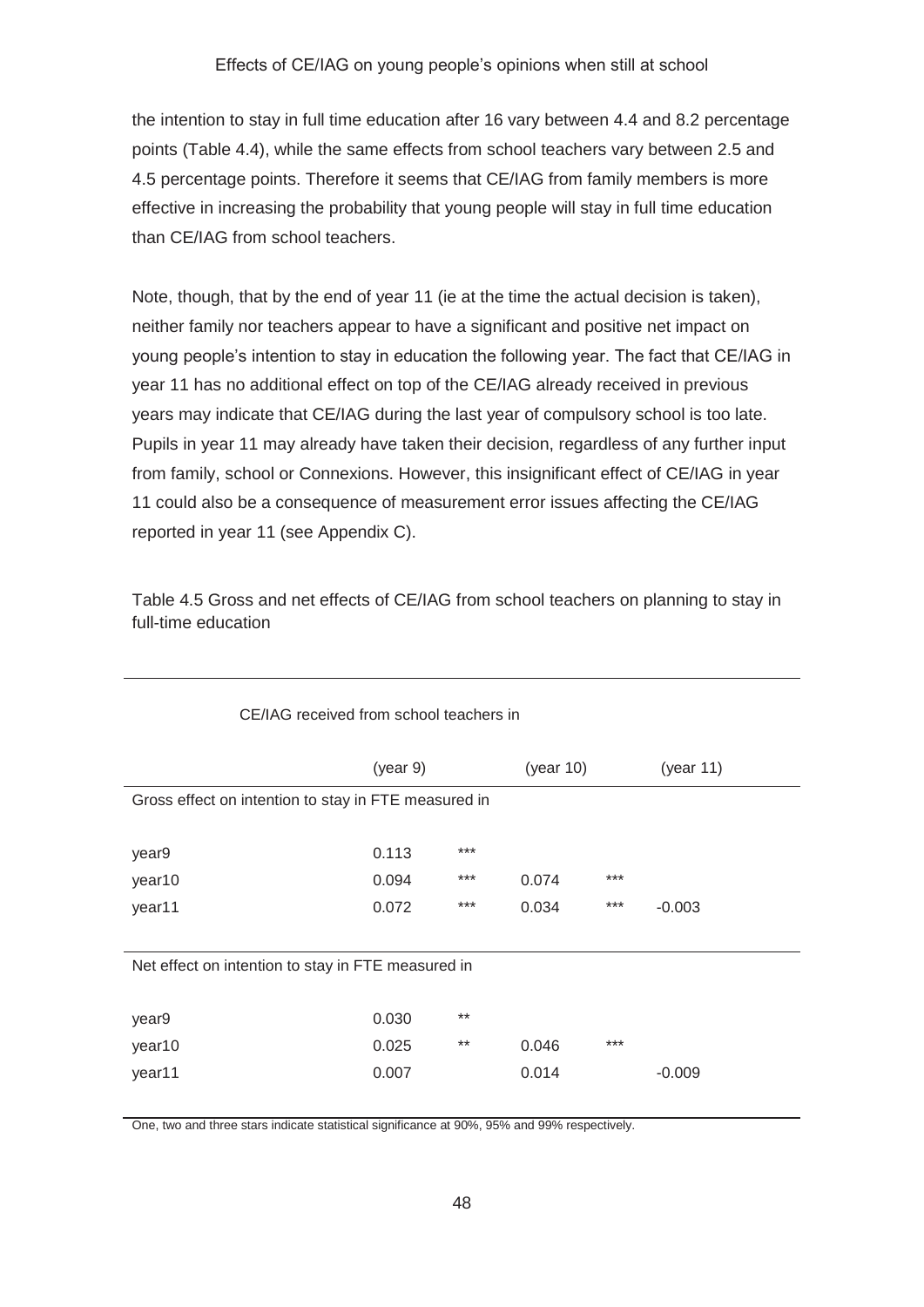the intention to stay in full time education after 16 vary between 4.4 and 8.2 percentage points (Table 4.4), while the same effects from school teachers vary between 2.5 and 4.5 percentage points. Therefore it seems that CE/IAG from family members is more effective in increasing the probability that young people will stay in full time education than CE/IAG from school teachers.

Note, though, that by the end of year 11 (ie at the time the actual decision is taken), neither family nor teachers appear to have a significant and positive net impact on young people's intention to stay in education the following year. The fact that CE/IAG in year 11 has no additional effect on top of the CE/IAG already received in previous years may indicate that CE/IAG during the last year of compulsory school is too late. Pupils in year 11 may already have taken their decision, regardless of any further input from family, school or Connexions. However, this insignificant effect of CE/IAG in year 11 could also be a consequence of measurement error issues affecting the CE/IAG reported in year 11 (see Appendix C).

Table 4.5 Gross and net effects of CE/IAG from school teachers on planning to stay in full-time education

| | CE/IAG received from school teachers in | | | | |
|---|---|---|---|---|---|
| | (year 9) | | (year 10) | | (year 11) |
| **Gross effect on intention to stay in FTE measured in** | | | | | |
| year9 | 0.113 | *** | | | |
| year10 | 0.094 | *** | 0.074 | *** | |
| year11 | 0.072 | *** | 0.034 | *** | -0.003 |
| **Net effect on intention to stay in FTE measured in** | | | | | |
| year9 | 0.030 | ** | | | |
| year10 | 0.025 | ** | 0.046 | *** | |
| year11 | 0.007 | | 0.014 | | -0.009 |

One, two and three stars indicate statistical significance at 90%, 95% and 99% respectively.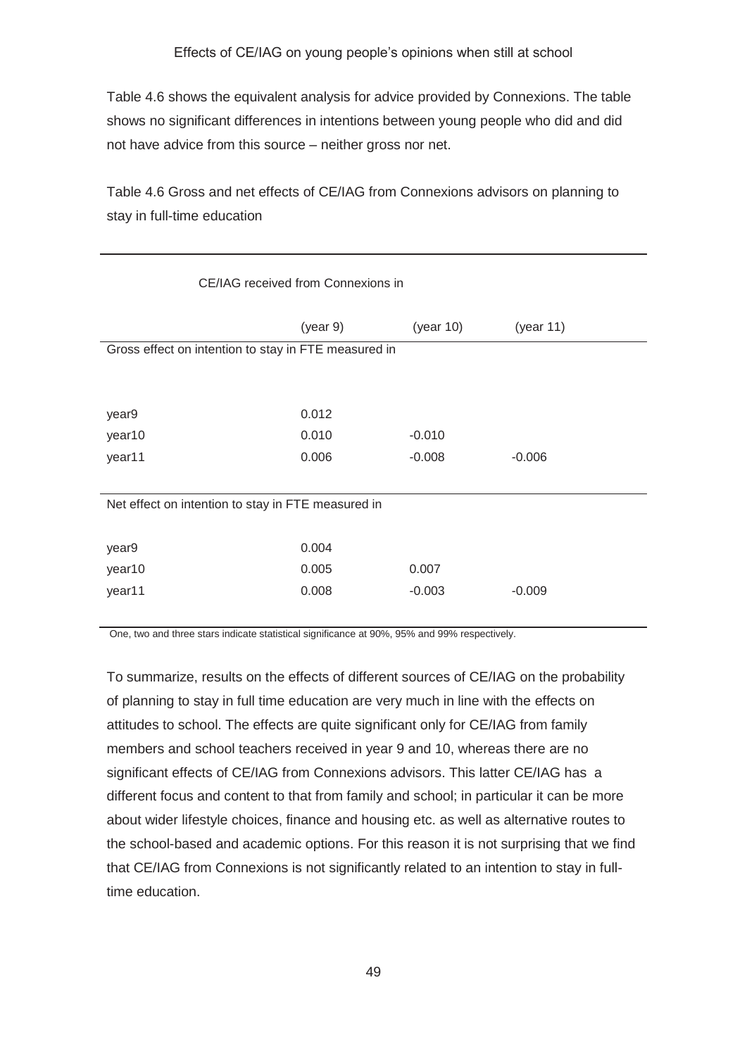Table 4.6 shows the equivalent analysis for advice provided by Connexions. The table shows no significant differences in intentions between young people who did and did not have advice from this source – neither gross nor net.

Table 4.6 Gross and net effects of CE/IAG from Connexions advisors on planning to stay in full-time education

| | CE/IAG received from Connexions in | | |
|---|---|---|---|
| | (year 9) | (year 10) | (year 11) |
| Gross effect on intention to stay in FTE measured in | | | |
| year9 | 0.012 | | |
| year10 | 0.010 | -0.010 | |
| year11 | 0.006 | -0.008 | -0.006 |
| Net effect on intention to stay in FTE measured in | | | |
| year9 | 0.004 | | |
| year10 | 0.005 | 0.007 | |
| year11 | 0.008 | -0.003 | -0.009 |

One, two and three stars indicate statistical significance at 90%, 95% and 99% respectively.

To summarize, results on the effects of different sources of CE/IAG on the probability of planning to stay in full time education are very much in line with the effects on attitudes to school. The effects are quite significant only for CE/IAG from family members and school teachers received in year 9 and 10, whereas there are no significant effects of CE/IAG from Connexions advisors. This latter CE/IAG has a different focus and content to that from family and school; in particular it can be more about wider lifestyle choices, finance and housing etc. as well as alternative routes to the school-based and academic options. For this reason it is not surprising that we find that CE/IAG from Connexions is not significantly related to an intention to stay in full-time education.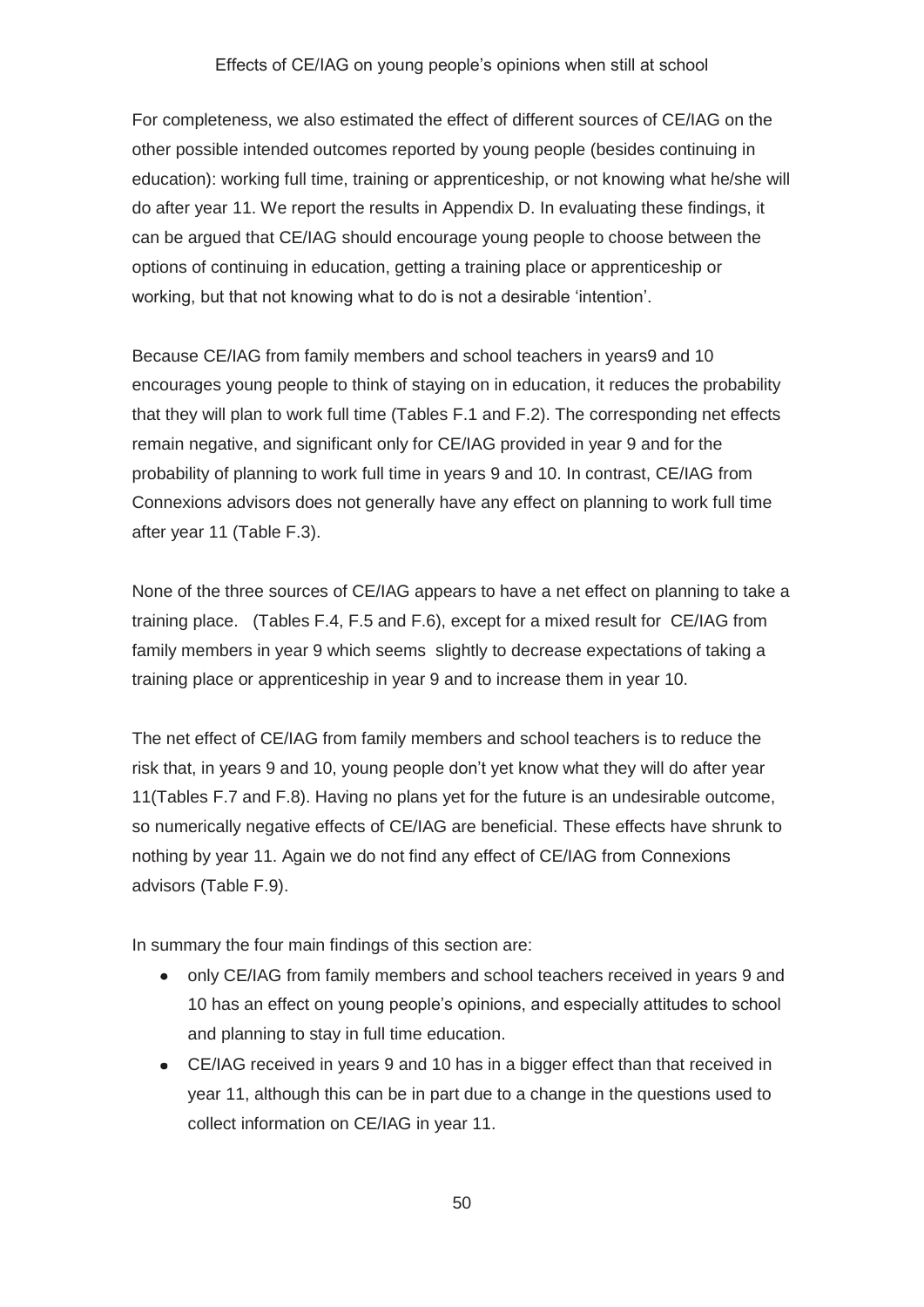For completeness, we also estimated the effect of different sources of CE/IAG on the other possible intended outcomes reported by young people (besides continuing in education): working full time, training or apprenticeship, or not knowing what he/she will do after year 11. We report the results in Appendix D. In evaluating these findings, it can be argued that CE/IAG should encourage young people to choose between the options of continuing in education, getting a training place or apprenticeship or working, but that not knowing what to do is not a desirable 'intention'.

Because CE/IAG from family members and school teachers in years9 and 10 encourages young people to think of staying on in education, it reduces the probability that they will plan to work full time (Tables F.1 and F.2). The corresponding net effects remain negative, and significant only for CE/IAG provided in year 9 and for the probability of planning to work full time in years 9 and 10. In contrast, CE/IAG from Connexions advisors does not generally have any effect on planning to work full time after year 11 (Table F.3).

None of the three sources of CE/IAG appears to have a net effect on planning to take a training place. (Tables F.4, F.5 and F.6), except for a mixed result for CE/IAG from family members in year 9 which seems slightly to decrease expectations of taking a training place or apprenticeship in year 9 and to increase them in year 10.

The net effect of CE/IAG from family members and school teachers is to reduce the risk that, in years 9 and 10, young people don't yet know what they will do after year 11(Tables F.7 and F.8). Having no plans yet for the future is an undesirable outcome, so numerically negative effects of CE/IAG are beneficial. These effects have shrunk to nothing by year 11. Again we do not find any effect of CE/IAG from Connexions advisors (Table F.9).

In summary the four main findings of this section are:

- only CE/IAG from family members and school teachers received in years 9 and 10 has an effect on young people's opinions, and especially attitudes to school and planning to stay in full time education.
- CE/IAG received in years 9 and 10 has in a bigger effect than that received in year 11, although this can be in part due to a change in the questions used to collect information on CE/IAG in year 11.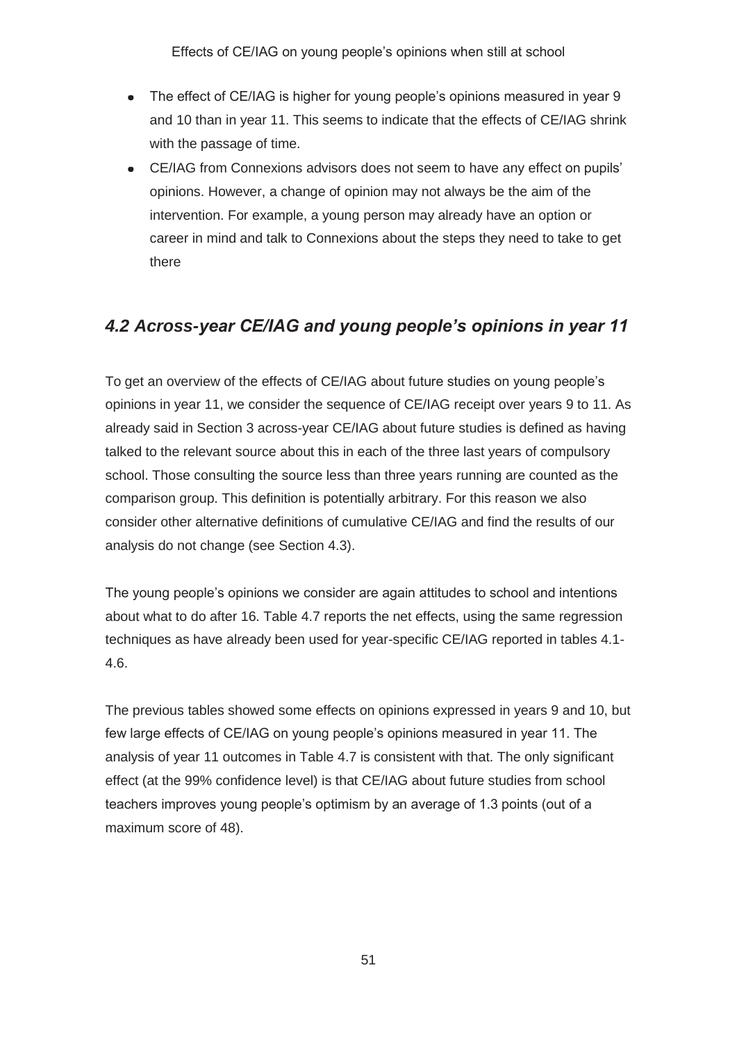- The effect of CE/IAG is higher for young people's opinions measured in year 9 and 10 than in year 11. This seems to indicate that the effects of CE/IAG shrink with the passage of time.
- CE/IAG from Connexions advisors does not seem to have any effect on pupils' opinions. However, a change of opinion may not always be the aim of the intervention. For example, a young person may already have an option or career in mind and talk to Connexions about the steps they need to take to get there

## *4.2 Across-year CE/IAG and young people's opinions in year 11*

To get an overview of the effects of CE/IAG about future studies on young people's opinions in year 11, we consider the sequence of CE/IAG receipt over years 9 to 11. As already said in Section 3 across-year CE/IAG about future studies is defined as having talked to the relevant source about this in each of the three last years of compulsory school. Those consulting the source less than three years running are counted as the comparison group. This definition is potentially arbitrary. For this reason we also consider other alternative definitions of cumulative CE/IAG and find the results of our analysis do not change (see Section 4.3).

The young people's opinions we consider are again attitudes to school and intentions about what to do after 16. Table 4.7 reports the net effects, using the same regression techniques as have already been used for year-specific CE/IAG reported in tables 4.1-4.6.

The previous tables showed some effects on opinions expressed in years 9 and 10, but few large effects of CE/IAG on young people's opinions measured in year 11. The analysis of year 11 outcomes in Table 4.7 is consistent with that. The only significant effect (at the 99% confidence level) is that CE/IAG about future studies from school teachers improves young people's optimism by an average of 1.3 points (out of a maximum score of 48).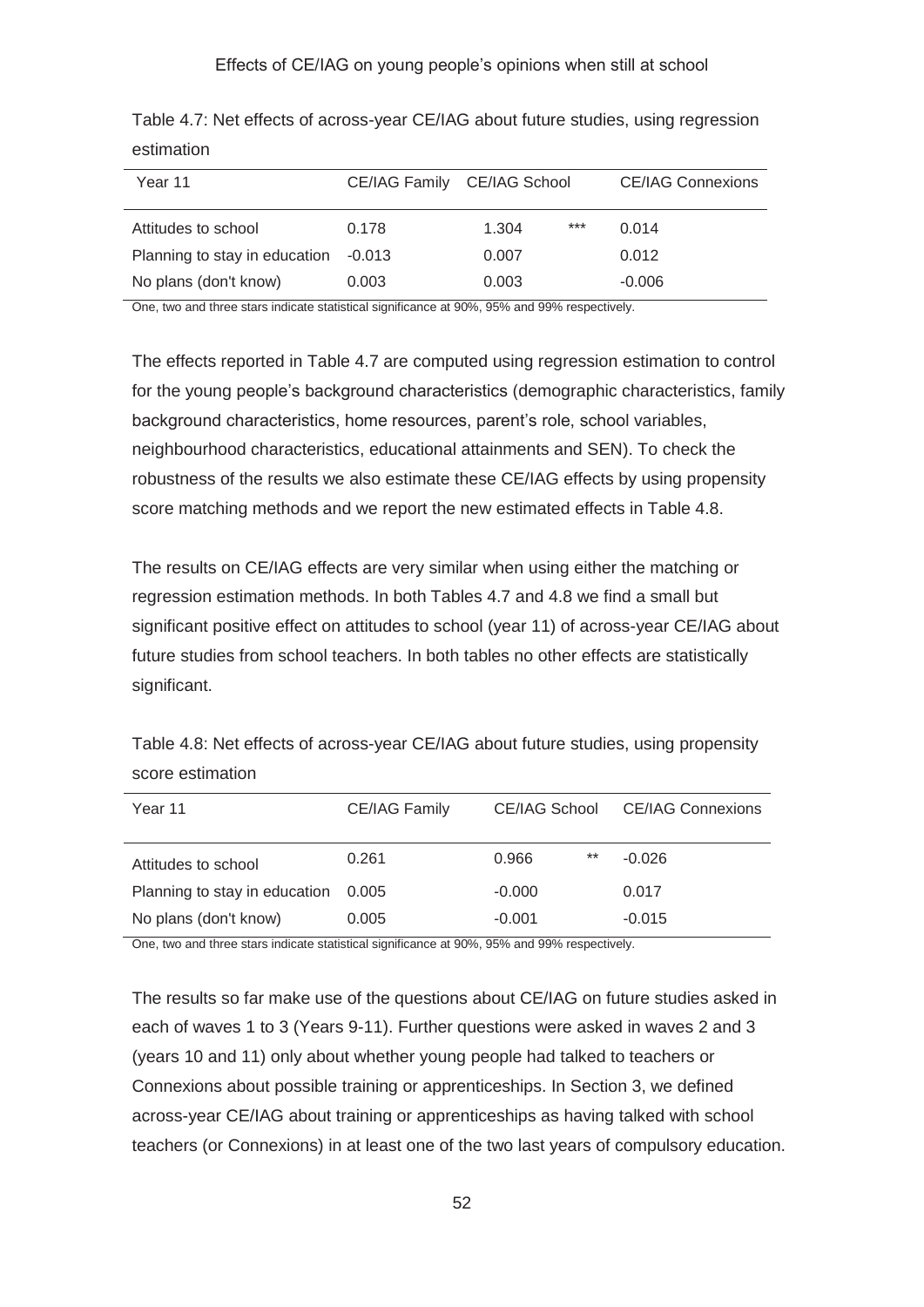Table 4.7: Net effects of across-year CE/IAG about future studies, using regression estimation

| Year 11 | CE/IAG Family | CE/IAG School | | CE/IAG Connexions |
|---|---|---|---|---|
| Attitudes to school | 0.178 | 1.304 | *** | 0.014 |
| Planning to stay in education | -0.013 | 0.007 | | 0.012 |
| No plans (don't know) | 0.003 | 0.003 | | -0.006 |

One, two and three stars indicate statistical significance at 90%, 95% and 99% respectively.

The effects reported in Table 4.7 are computed using regression estimation to control for the young people's background characteristics (demographic characteristics, family background characteristics, home resources, parent's role, school variables, neighbourhood characteristics, educational attainments and SEN). To check the robustness of the results we also estimate these CE/IAG effects by using propensity score matching methods and we report the new estimated effects in Table 4.8.

The results on CE/IAG effects are very similar when using either the matching or regression estimation methods. In both Tables 4.7 and 4.8 we find a small but significant positive effect on attitudes to school (year 11) of across-year CE/IAG about future studies from school teachers. In both tables no other effects are statistically significant.

Table 4.8: Net effects of across-year CE/IAG about future studies, using propensity score estimation

| Year 11 | CE/IAG Family | CE/IAG School | | CE/IAG Connexions |
|---|---|---|---|---|
| Attitudes to school | 0.261 | 0.966 | ** | -0.026 |
| Planning to stay in education | 0.005 | -0.000 | | 0.017 |
| No plans (don't know) | 0.005 | -0.001 | | -0.015 |

One, two and three stars indicate statistical significance at 90%, 95% and 99% respectively.

The results so far make use of the questions about CE/IAG on future studies asked in each of waves 1 to 3 (Years 9-11). Further questions were asked in waves 2 and 3 (years 10 and 11) only about whether young people had talked to teachers or Connexions about possible training or apprenticeships. In Section 3, we defined across-year CE/IAG about training or apprenticeships as having talked with school teachers (or Connexions) in at least one of the two last years of compulsory education.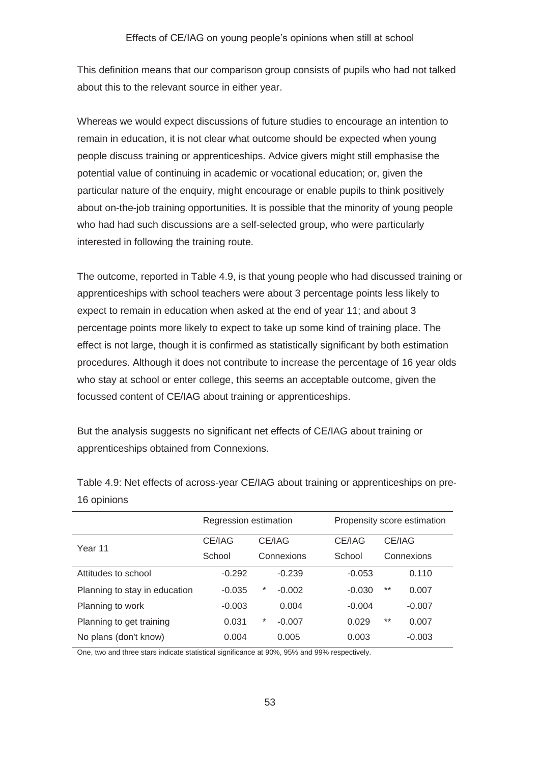This definition means that our comparison group consists of pupils who had not talked about this to the relevant source in either year.

Whereas we would expect discussions of future studies to encourage an intention to remain in education, it is not clear what outcome should be expected when young people discuss training or apprenticeships. Advice givers might still emphasise the potential value of continuing in academic or vocational education; or, given the particular nature of the enquiry, might encourage or enable pupils to think positively about on-the-job training opportunities. It is possible that the minority of young people who had had such discussions are a self-selected group, who were particularly interested in following the training route.

The outcome, reported in Table 4.9, is that young people who had discussed training or apprenticeships with school teachers were about 3 percentage points less likely to expect to remain in education when asked at the end of year 11; and about 3 percentage points more likely to expect to take up some kind of training place. The effect is not large, though it is confirmed as statistically significant by both estimation procedures. Although it does not contribute to increase the percentage of 16 year olds who stay at school or enter college, this seems an acceptable outcome, given the focussed content of CE/IAG about training or apprenticeships.

But the analysis suggests no significant net effects of CE/IAG about training or apprenticeships obtained from Connexions.

Table 4.9: Net effects of across-year CE/IAG about training or apprenticeships on pre-16 opinions

| | Regression estimation | | Propensity score estimation | |
|---|---|---|---|---|
| Year 11 | CE/IAG School | CE/IAG Connexions | CE/IAG School | CE/IAG Connexions |
| Attitudes to school | -0.292 | -0.239 | -0.053 | 0.110 |
| Planning to stay in education | -0.035 * | -0.002 | -0.030 ** | 0.007 |
| Planning to work | -0.003 | 0.004 | -0.004 | -0.007 |
| Planning to get training | 0.031 * | -0.007 | 0.029 ** | 0.007 |
| No plans (don't know) | 0.004 | 0.005 | 0.003 | -0.003 |

One, two and three stars indicate statistical significance at 90%, 95% and 99% respectively.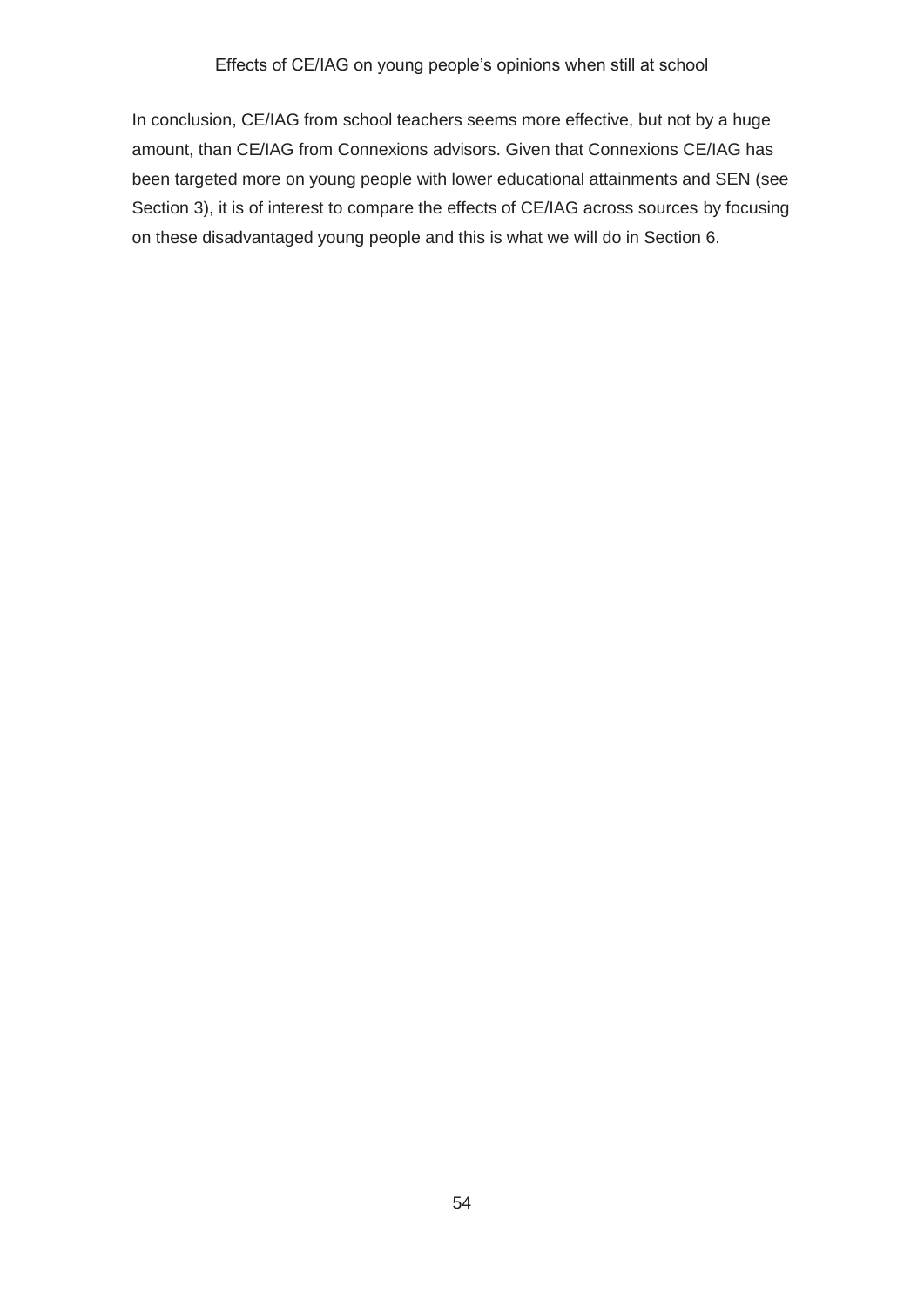In conclusion, CE/IAG from school teachers seems more effective, but not by a huge amount, than CE/IAG from Connexions advisors. Given that Connexions CE/IAG has been targeted more on young people with lower educational attainments and SEN (see Section 3), it is of interest to compare the effects of CE/IAG across sources by focusing on these disadvantaged young people and this is what we will do in Section 6.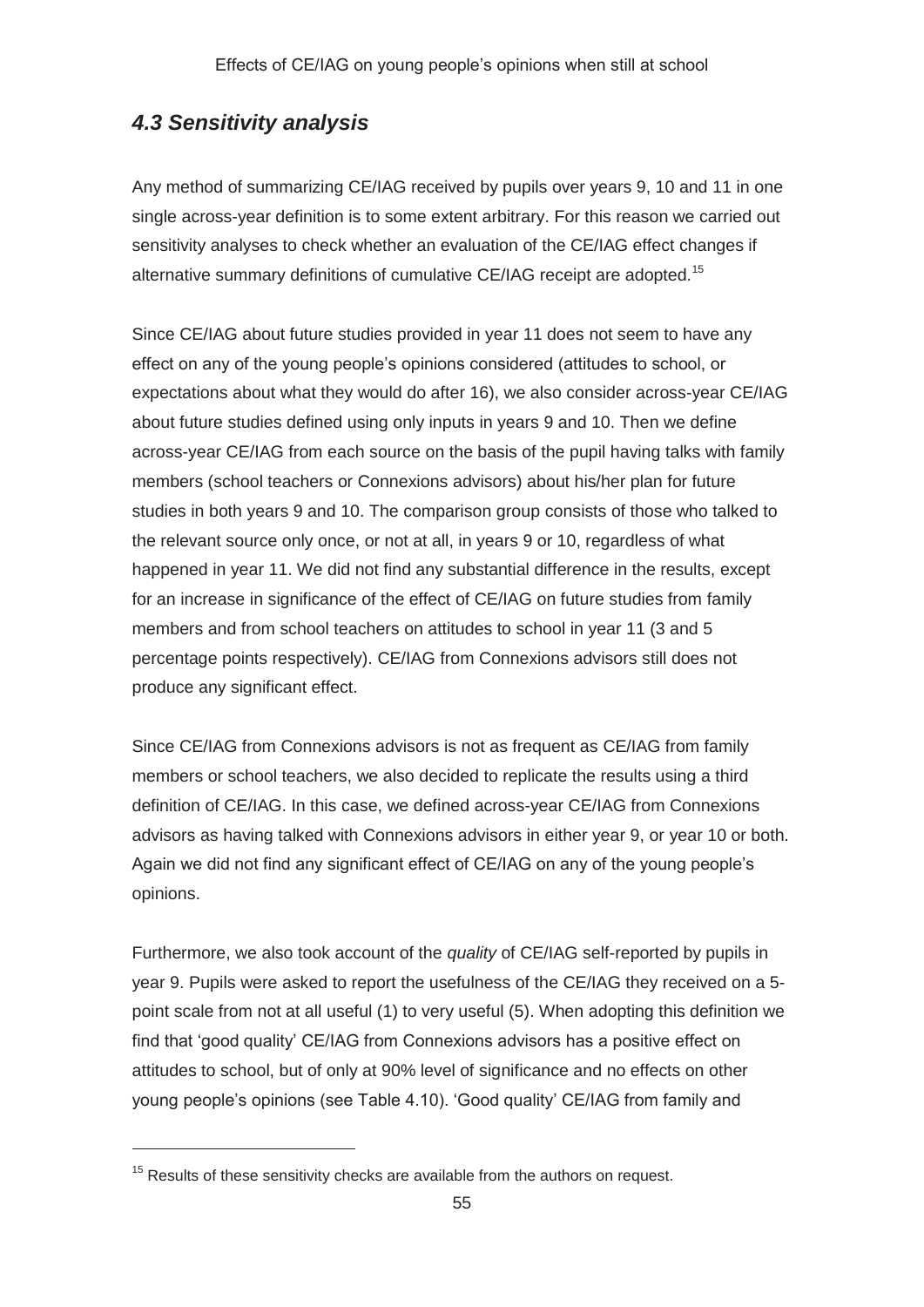## *4.3 Sensitivity analysis*

Any method of summarizing CE/IAG received by pupils over years 9, 10 and 11 in one single across-year definition is to some extent arbitrary. For this reason we carried out sensitivity analyses to check whether an evaluation of the CE/IAG effect changes if alternative summary definitions of cumulative CE/IAG receipt are adopted.[15]

Since CE/IAG about future studies provided in year 11 does not seem to have any effect on any of the young people's opinions considered (attitudes to school, or expectations about what they would do after 16), we also consider across-year CE/IAG about future studies defined using only inputs in years 9 and 10. Then we define across-year CE/IAG from each source on the basis of the pupil having talks with family members (school teachers or Connexions advisors) about his/her plan for future studies in both years 9 and 10. The comparison group consists of those who talked to the relevant source only once, or not at all, in years 9 or 10, regardless of what happened in year 11. We did not find any substantial difference in the results, except for an increase in significance of the effect of CE/IAG on future studies from family members and from school teachers on attitudes to school in year 11 (3 and 5 percentage points respectively). CE/IAG from Connexions advisors still does not produce any significant effect.

Since CE/IAG from Connexions advisors is not as frequent as CE/IAG from family members or school teachers, we also decided to replicate the results using a third definition of CE/IAG. In this case, we defined across-year CE/IAG from Connexions advisors as having talked with Connexions advisors in either year 9, or year 10 or both. Again we did not find any significant effect of CE/IAG on any of the young people's opinions.

Furthermore, we also took account of the *quality* of CE/IAG self-reported by pupils in year 9. Pupils were asked to report the usefulness of the CE/IAG they received on a 5-point scale from not at all useful (1) to very useful (5). When adopting this definition we find that 'good quality' CE/IAG from Connexions advisors has a positive effect on attitudes to school, but of only at 90% level of significance and no effects on other young people's opinions (see Table 4.10). 'Good quality' CE/IAG from family and

[15] Results of these sensitivity checks are available from the authors on request.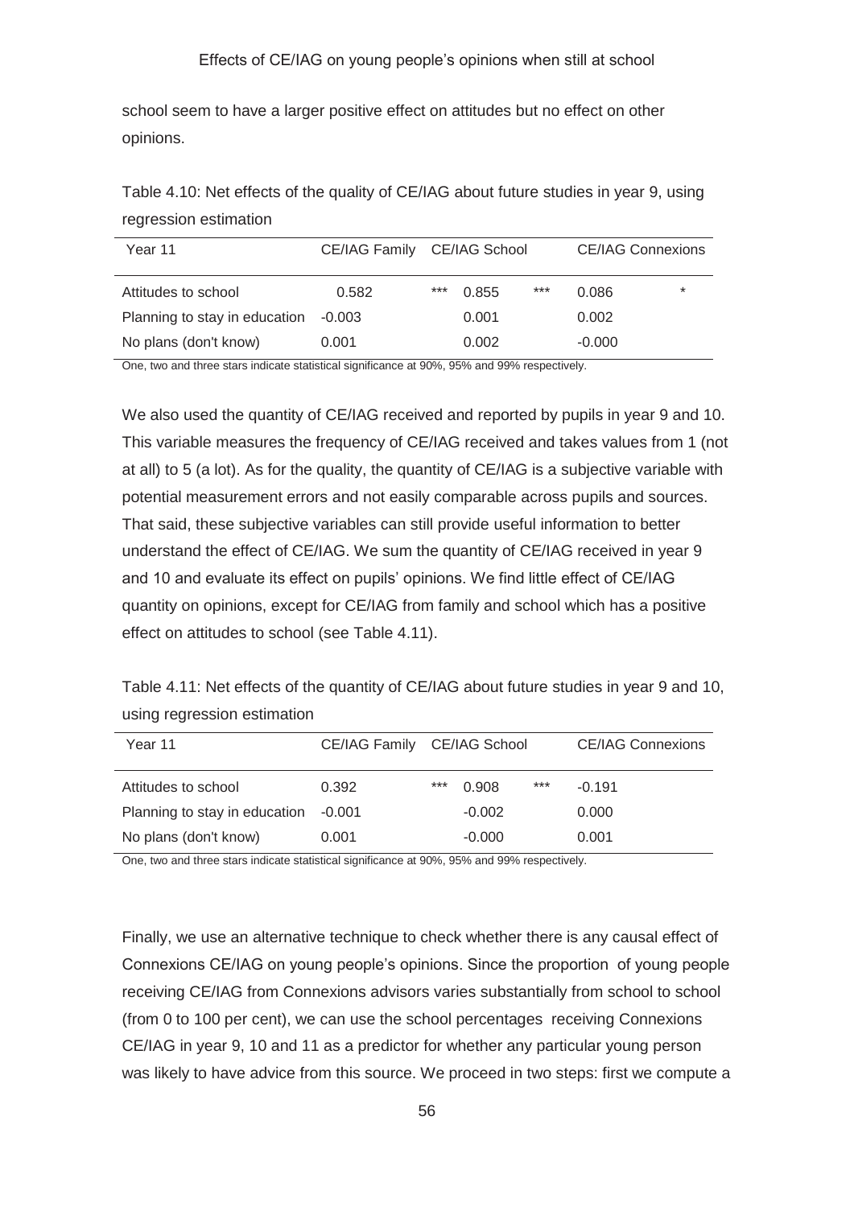school seem to have a larger positive effect on attitudes but no effect on other opinions.

Table 4.10: Net effects of the quality of CE/IAG about future studies in year 9, using regression estimation

| Year 11 | CE/IAG Family | | CE/IAG School | | CE/IAG Connexions | |
|---|---|---|---|---|---|---|
| Attitudes to school | 0.582 | *** | 0.855 | *** | 0.086 | * |
| Planning to stay in education | -0.003 | | 0.001 | | 0.002 | |
| No plans (don't know) | 0.001 | | 0.002 | | -0.000 | |

One, two and three stars indicate statistical significance at 90%, 95% and 99% respectively.

We also used the quantity of CE/IAG received and reported by pupils in year 9 and 10. This variable measures the frequency of CE/IAG received and takes values from 1 (not at all) to 5 (a lot). As for the quality, the quantity of CE/IAG is a subjective variable with potential measurement errors and not easily comparable across pupils and sources. That said, these subjective variables can still provide useful information to better understand the effect of CE/IAG. We sum the quantity of CE/IAG received in year 9 and 10 and evaluate its effect on pupils' opinions. We find little effect of CE/IAG quantity on opinions, except for CE/IAG from family and school which has a positive effect on attitudes to school (see Table 4.11).

Table 4.11: Net effects of the quantity of CE/IAG about future studies in year 9 and 10, using regression estimation

| Year 11 | CE/IAG Family | | CE/IAG School | | CE/IAG Connexions |
|---|---|---|---|---|---|
| Attitudes to school | 0.392 | *** | 0.908 | *** | -0.191 |
| Planning to stay in education | -0.001 | | -0.002 | | 0.000 |
| No plans (don't know) | 0.001 | | -0.000 | | 0.001 |

One, two and three stars indicate statistical significance at 90%, 95% and 99% respectively.

Finally, we use an alternative technique to check whether there is any causal effect of Connexions CE/IAG on young people's opinions. Since the proportion of young people receiving CE/IAG from Connexions advisors varies substantially from school to school (from 0 to 100 per cent), we can use the school percentages receiving Connexions CE/IAG in year 9, 10 and 11 as a predictor for whether any particular young person was likely to have advice from this source. We proceed in two steps: first we compute a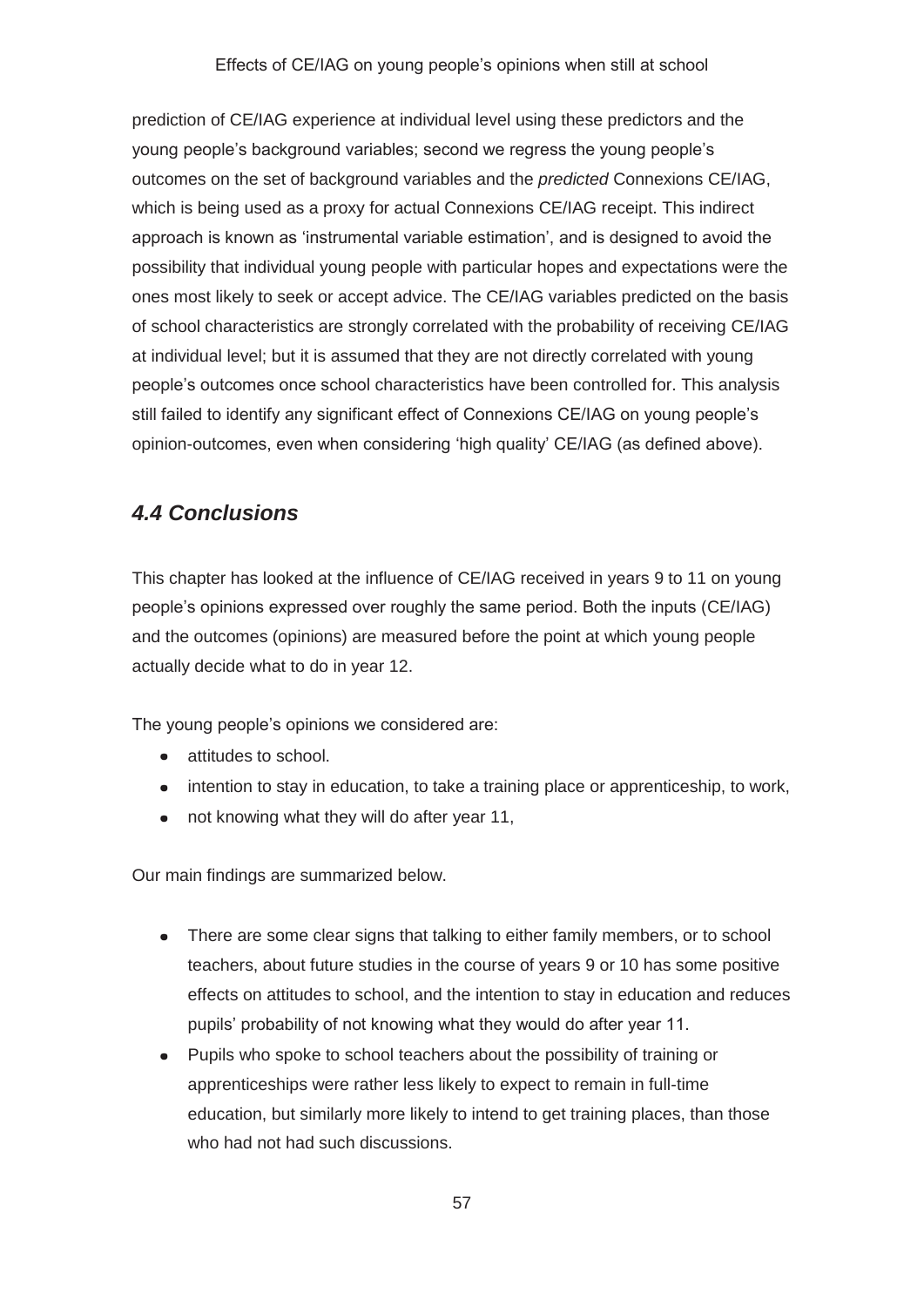prediction of CE/IAG experience at individual level using these predictors and the young people's background variables; second we regress the young people's outcomes on the set of background variables and the *predicted* Connexions CE/IAG, which is being used as a proxy for actual Connexions CE/IAG receipt. This indirect approach is known as 'instrumental variable estimation', and is designed to avoid the possibility that individual young people with particular hopes and expectations were the ones most likely to seek or accept advice. The CE/IAG variables predicted on the basis of school characteristics are strongly correlated with the probability of receiving CE/IAG at individual level; but it is assumed that they are not directly correlated with young people's outcomes once school characteristics have been controlled for. This analysis still failed to identify any significant effect of Connexions CE/IAG on young people's opinion-outcomes, even when considering 'high quality' CE/IAG (as defined above).

## *4.4 Conclusions*

This chapter has looked at the influence of CE/IAG received in years 9 to 11 on young people's opinions expressed over roughly the same period. Both the inputs (CE/IAG) and the outcomes (opinions) are measured before the point at which young people actually decide what to do in year 12.

The young people's opinions we considered are:

- attitudes to school.
- intention to stay in education, to take a training place or apprenticeship, to work,
- not knowing what they will do after year 11,

Our main findings are summarized below.

- There are some clear signs that talking to either family members, or to school teachers, about future studies in the course of years 9 or 10 has some positive effects on attitudes to school, and the intention to stay in education and reduces pupils' probability of not knowing what they would do after year 11.
- Pupils who spoke to school teachers about the possibility of training or apprenticeships were rather less likely to expect to remain in full-time education, but similarly more likely to intend to get training places, than those who had not had such discussions.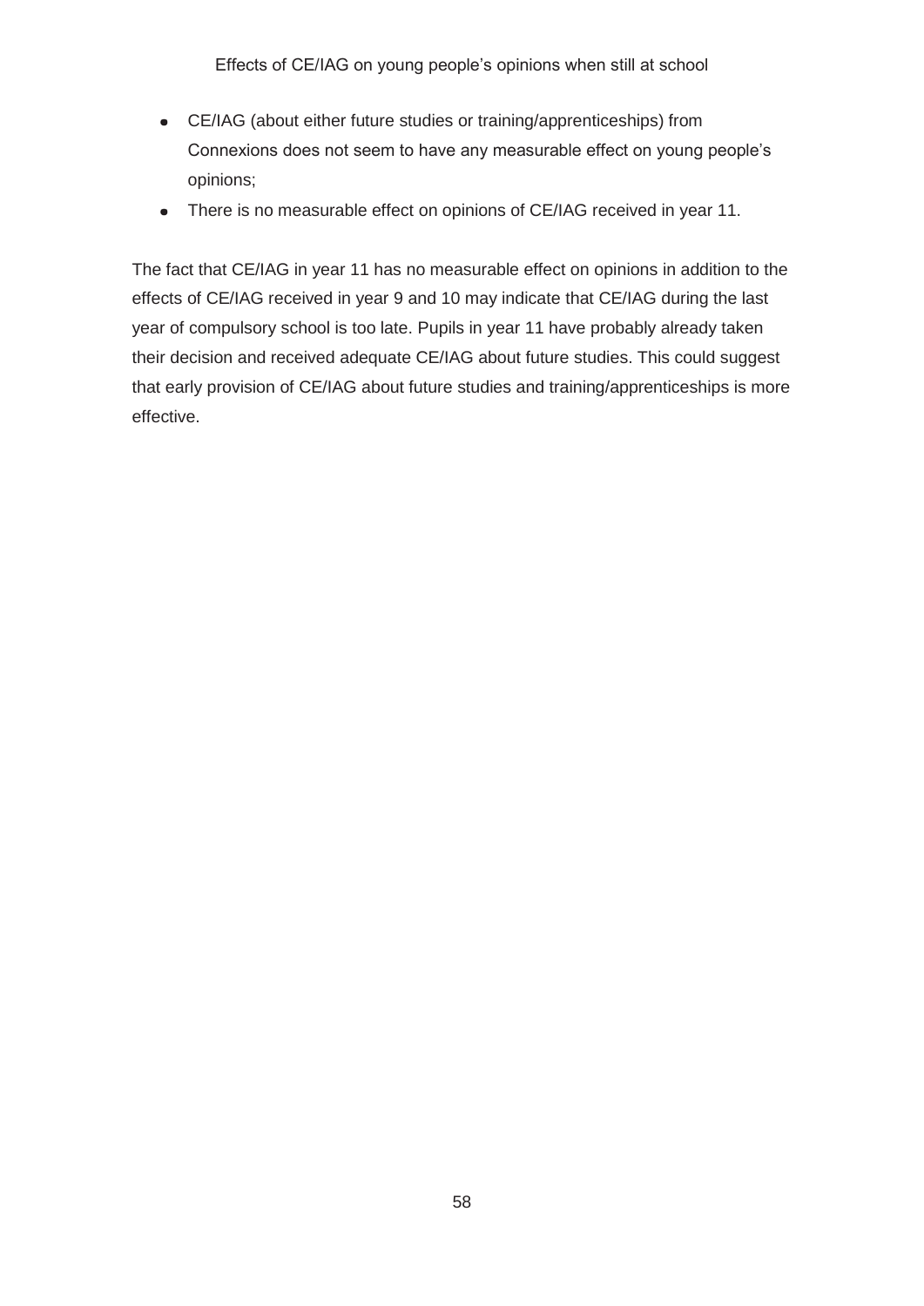Effects of CE/IAG on young people's opinions when still at school

- CE/IAG (about either future studies or training/apprenticeships) from Connexions does not seem to have any measurable effect on young people's opinions;
- There is no measurable effect on opinions of CE/IAG received in year 11.

The fact that CE/IAG in year 11 has no measurable effect on opinions in addition to the effects of CE/IAG received in year 9 and 10 may indicate that CE/IAG during the last year of compulsory school is too late. Pupils in year 11 have probably already taken their decision and received adequate CE/IAG about future studies. This could suggest that early provision of CE/IAG about future studies and training/apprenticeships is more effective.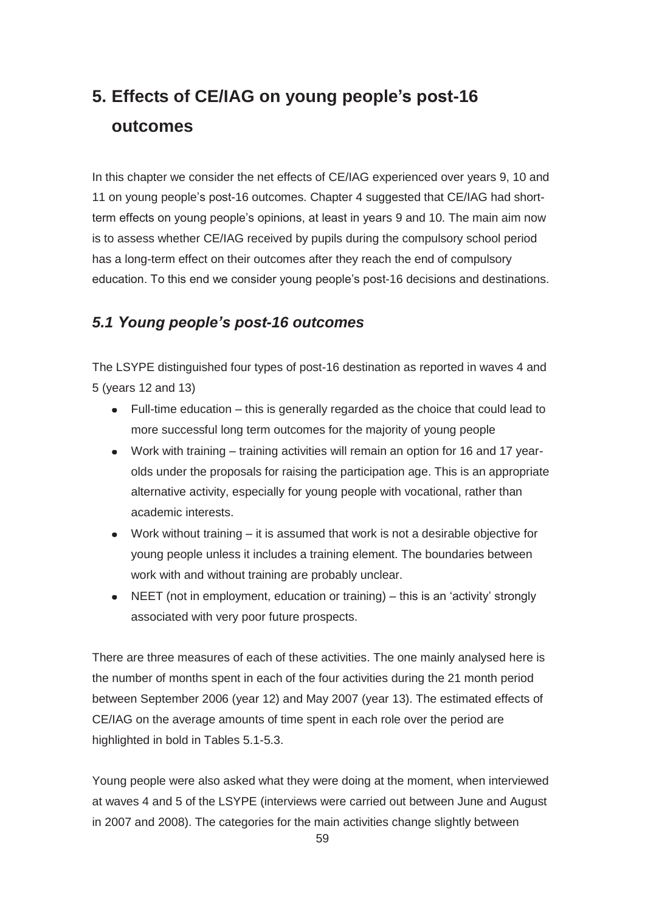# 5. Effects of CE/IAG on young people's post-16 outcomes

In this chapter we consider the net effects of CE/IAG experienced over years 9, 10 and 11 on young people's post-16 outcomes. Chapter 4 suggested that CE/IAG had short-term effects on young people's opinions, at least in years 9 and 10. The main aim now is to assess whether CE/IAG received by pupils during the compulsory school period has a long-term effect on their outcomes after they reach the end of compulsory education. To this end we consider young people's post-16 decisions and destinations.

## *5.1 Young people's post-16 outcomes*

The LSYPE distinguished four types of post-16 destination as reported in waves 4 and 5 (years 12 and 13)

- Full-time education – this is generally regarded as the choice that could lead to more successful long term outcomes for the majority of young people
- Work with training – training activities will remain an option for 16 and 17 year-olds under the proposals for raising the participation age. This is an appropriate alternative activity, especially for young people with vocational, rather than academic interests.
- Work without training – it is assumed that work is not a desirable objective for young people unless it includes a training element. The boundaries between work with and without training are probably unclear.
- NEET (not in employment, education or training) – this is an 'activity' strongly associated with very poor future prospects.

There are three measures of each of these activities. The one mainly analysed here is the number of months spent in each of the four activities during the 21 month period between September 2006 (year 12) and May 2007 (year 13). The estimated effects of CE/IAG on the average amounts of time spent in each role over the period are highlighted in bold in Tables 5.1-5.3.

Young people were also asked what they were doing at the moment, when interviewed at waves 4 and 5 of the LSYPE (interviews were carried out between June and August in 2007 and 2008). The categories for the main activities change slightly between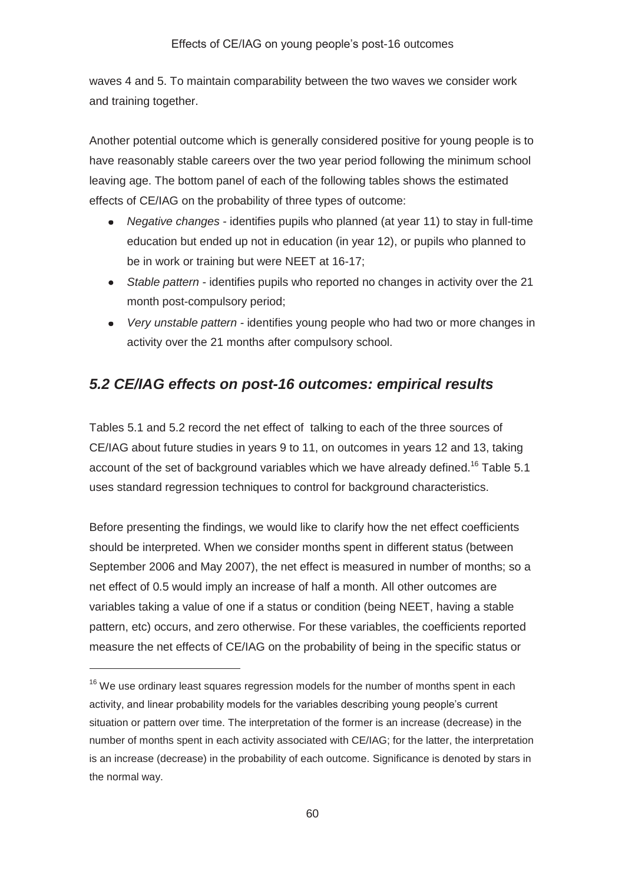waves 4 and 5. To maintain comparability between the two waves we consider work and training together.

Another potential outcome which is generally considered positive for young people is to have reasonably stable careers over the two year period following the minimum school leaving age. The bottom panel of each of the following tables shows the estimated effects of CE/IAG on the probability of three types of outcome:

- *Negative changes* - identifies pupils who planned (at year 11) to stay in full-time education but ended up not in education (in year 12), or pupils who planned to be in work or training but were NEET at 16-17;
- *Stable pattern* - identifies pupils who reported no changes in activity over the 21 month post-compulsory period;
- *Very unstable pattern* - identifies young people who had two or more changes in activity over the 21 months after compulsory school.

## *5.2 CE/IAG effects on post-16 outcomes: empirical results*

Tables 5.1 and 5.2 record the net effect of talking to each of the three sources of CE/IAG about future studies in years 9 to 11, on outcomes in years 12 and 13, taking account of the set of background variables which we have already defined.[16] Table 5.1 uses standard regression techniques to control for background characteristics.

Before presenting the findings, we would like to clarify how the net effect coefficients should be interpreted. When we consider months spent in different status (between September 2006 and May 2007), the net effect is measured in number of months; so a net effect of 0.5 would imply an increase of half a month. All other outcomes are variables taking a value of one if a status or condition (being NEET, having a stable pattern, etc) occurs, and zero otherwise. For these variables, the coefficients reported measure the net effects of CE/IAG on the probability of being in the specific status or

[16] We use ordinary least squares regression models for the number of months spent in each activity, and linear probability models for the variables describing young people's current situation or pattern over time. The interpretation of the former is an increase (decrease) in the number of months spent in each activity associated with CE/IAG; for the latter, the interpretation is an increase (decrease) in the probability of each outcome. Significance is denoted by stars in the normal way.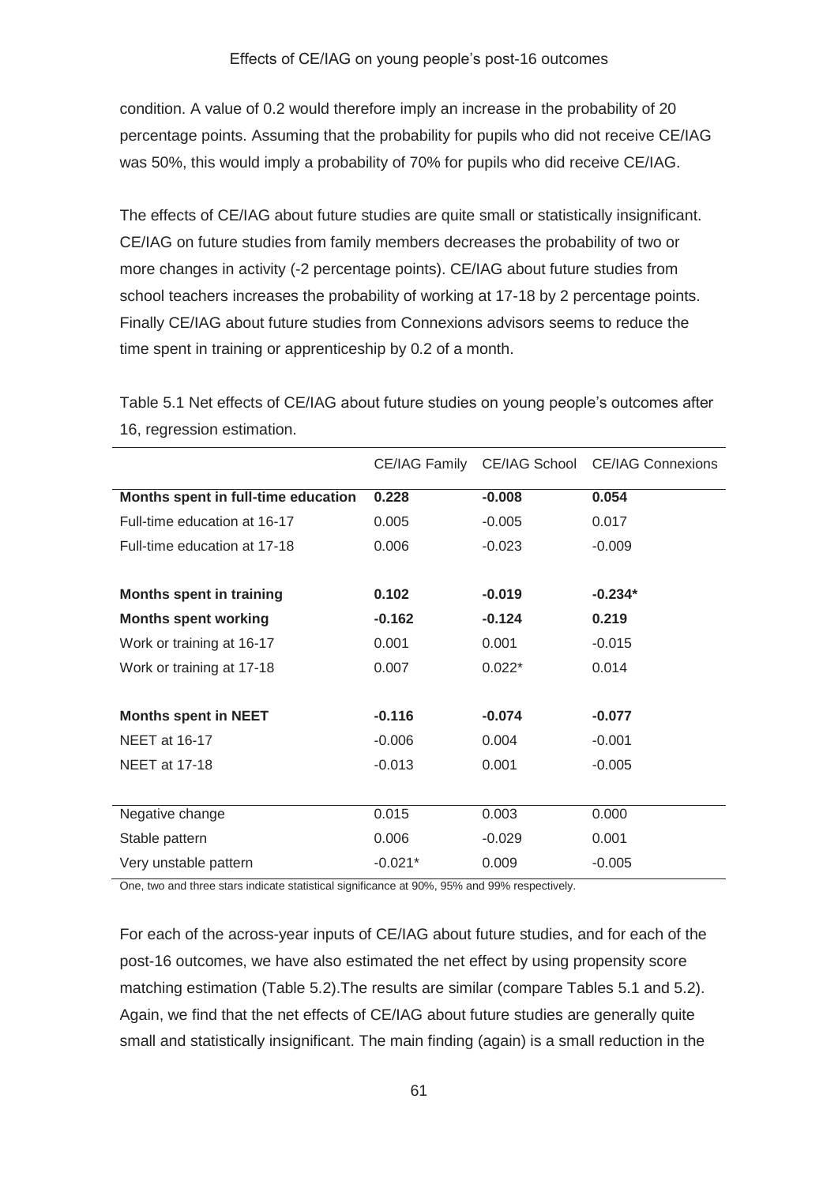condition. A value of 0.2 would therefore imply an increase in the probability of 20 percentage points. Assuming that the probability for pupils who did not receive CE/IAG was 50%, this would imply a probability of 70% for pupils who did receive CE/IAG.

The effects of CE/IAG about future studies are quite small or statistically insignificant. CE/IAG on future studies from family members decreases the probability of two or more changes in activity (-2 percentage points). CE/IAG about future studies from school teachers increases the probability of working at 17-18 by 2 percentage points. Finally CE/IAG about future studies from Connexions advisors seems to reduce the time spent in training or apprenticeship by 0.2 of a month.

Table 5.1 Net effects of CE/IAG about future studies on young people's outcomes after 16, regression estimation.

| | CE/IAG Family | CE/IAG School | CE/IAG Connexions |
|---|---|---|---|
| **Months spent in full-time education** | **0.228** | **-0.008** | **0.054** |
| Full-time education at 16-17 | 0.005 | -0.005 | 0.017 |
| Full-time education at 17-18 | 0.006 | -0.023 | -0.009 |
| | | | |
| **Months spent in training** | **0.102** | **-0.019** | **-0.234*** |
| **Months spent working** | **-0.162** | **-0.124** | **0.219** |
| Work or training at 16-17 | 0.001 | 0.001 | -0.015 |
| Work or training at 17-18 | 0.007 | 0.022* | 0.014 |
| | | | |
| **Months spent in NEET** | **-0.116** | **-0.074** | **-0.077** |
| NEET at 16-17 | -0.006 | 0.004 | -0.001 |
| NEET at 17-18 | -0.013 | 0.001 | -0.005 |
| | | | |
| Negative change | 0.015 | 0.003 | 0.000 |
| Stable pattern | 0.006 | -0.029 | 0.001 |
| Very unstable pattern | -0.021* | 0.009 | -0.005 |

One, two and three stars indicate statistical significance at 90%, 95% and 99% respectively.

For each of the across-year inputs of CE/IAG about future studies, and for each of the post-16 outcomes, we have also estimated the net effect by using propensity score matching estimation (Table 5.2).The results are similar (compare Tables 5.1 and 5.2). Again, we find that the net effects of CE/IAG about future studies are generally quite small and statistically insignificant. The main finding (again) is a small reduction in the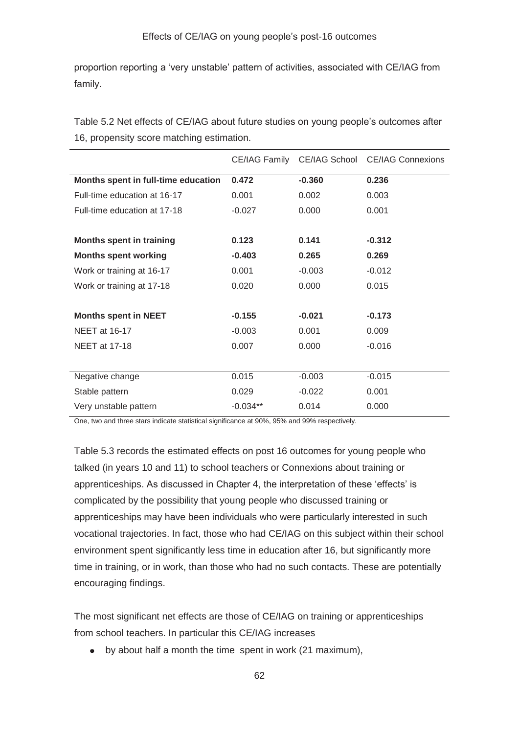proportion reporting a 'very unstable' pattern of activities, associated with CE/IAG from family.

Table 5.2 Net effects of CE/IAG about future studies on young people's outcomes after 16, propensity score matching estimation.

| | CE/IAG Family | CE/IAG School | CE/IAG Connexions |
|---|---|---|---|
| **Months spent in full-time education** | **0.472** | **-0.360** | **0.236** |
| Full-time education at 16-17 | 0.001 | 0.002 | 0.003 |
| Full-time education at 17-18 | -0.027 | 0.000 | 0.001 |
| | | | |
| **Months spent in training** | **0.123** | **0.141** | **-0.312** |
| **Months spent working** | **-0.403** | **0.265** | **0.269** |
| Work or training at 16-17 | 0.001 | -0.003 | -0.012 |
| Work or training at 17-18 | 0.020 | 0.000 | 0.015 |
| | | | |
| **Months spent in NEET** | **-0.155** | **-0.021** | **-0.173** |
| NEET at 16-17 | -0.003 | 0.001 | 0.009 |
| NEET at 17-18 | 0.007 | 0.000 | -0.016 |
| | | | |
| Negative change | 0.015 | -0.003 | -0.015 |
| Stable pattern | 0.029 | -0.022 | 0.001 |
| Very unstable pattern | -0.034** | 0.014 | 0.000 |

One, two and three stars indicate statistical significance at 90%, 95% and 99% respectively.

Table 5.3 records the estimated effects on post 16 outcomes for young people who talked (in years 10 and 11) to school teachers or Connexions about training or apprenticeships. As discussed in Chapter 4, the interpretation of these 'effects' is complicated by the possibility that young people who discussed training or apprenticeships may have been individuals who were particularly interested in such vocational trajectories. In fact, those who had CE/IAG on this subject within their school environment spent significantly less time in education after 16, but significantly more time in training, or in work, than those who had no such contacts. These are potentially encouraging findings.

The most significant net effects are those of CE/IAG on training or apprenticeships from school teachers. In particular this CE/IAG increases

- by about half a month the time spent in work (21 maximum),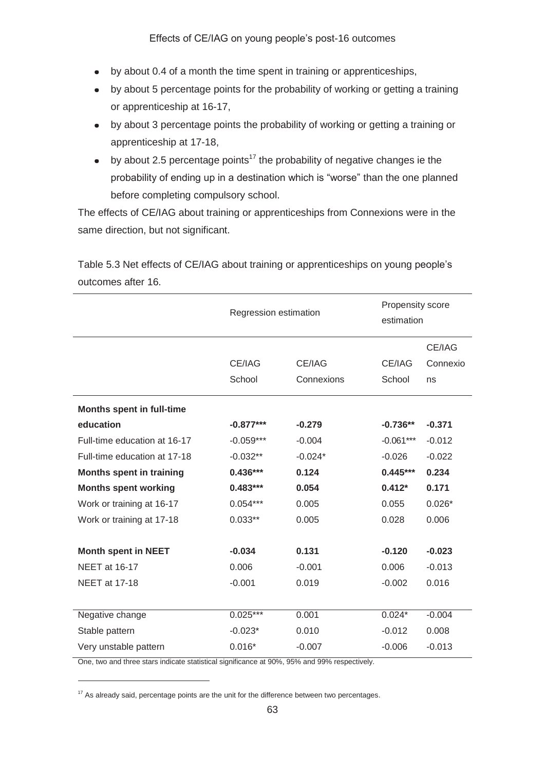- by about 0.4 of a month the time spent in training or apprenticeships,
- by about 5 percentage points for the probability of working or getting a training or apprenticeship at 16-17,
- by about 3 percentage points the probability of working or getting a training or apprenticeship at 17-18,
- by about 2.5 percentage points[17] the probability of negative changes ie the probability of ending up in a destination which is "worse" than the one planned before completing compulsory school.

The effects of CE/IAG about training or apprenticeships from Connexions were in the same direction, but not significant.

Table 5.3 Net effects of CE/IAG about training or apprenticeships on young people's outcomes after 16.

| | Regression estimation | | Propensity score estimation | |
|---|---|---|---|---|
| | CE/IAG School | CE/IAG Connexions | CE/IAG School | CE/IAG Connexions |
| **Months spent in full-time education** | **-0.877*** ** | **-0.279** | **-0.736** ** | **-0.371** |
| Full-time education at 16-17 | -0.059*** | -0.004 | -0.061*** | -0.012 |
| Full-time education at 17-18 | -0.032** | -0.024* | -0.026 | -0.022 |
| **Months spent in training** | **0.436*** ** | **0.124** | **0.445*** ** | **0.234** |
| **Months spent working** | **0.483*** ** | **0.054** | **0.412* ** | **0.171** |
| Work or training at 16-17 | 0.054*** | 0.005 | 0.055 | 0.026* |
| Work or training at 17-18 | 0.033** | 0.005 | 0.028 | 0.006 |
| **Month spent in NEET** | **-0.034** | **0.131** | **-0.120** | **-0.023** |
| NEET at 16-17 | 0.006 | -0.001 | 0.006 | -0.013 |
| NEET at 17-18 | -0.001 | 0.019 | -0.002 | 0.016 |
| Negative change | 0.025*** | 0.001 | 0.024* | -0.004 |
| Stable pattern | -0.023* | 0.010 | -0.012 | 0.008 |
| Very unstable pattern | 0.016* | -0.007 | -0.006 | -0.013 |

One, two and three stars indicate statistical significance at 90%, 95% and 99% respectively.

[17] As already said, percentage points are the unit for the difference between two percentages.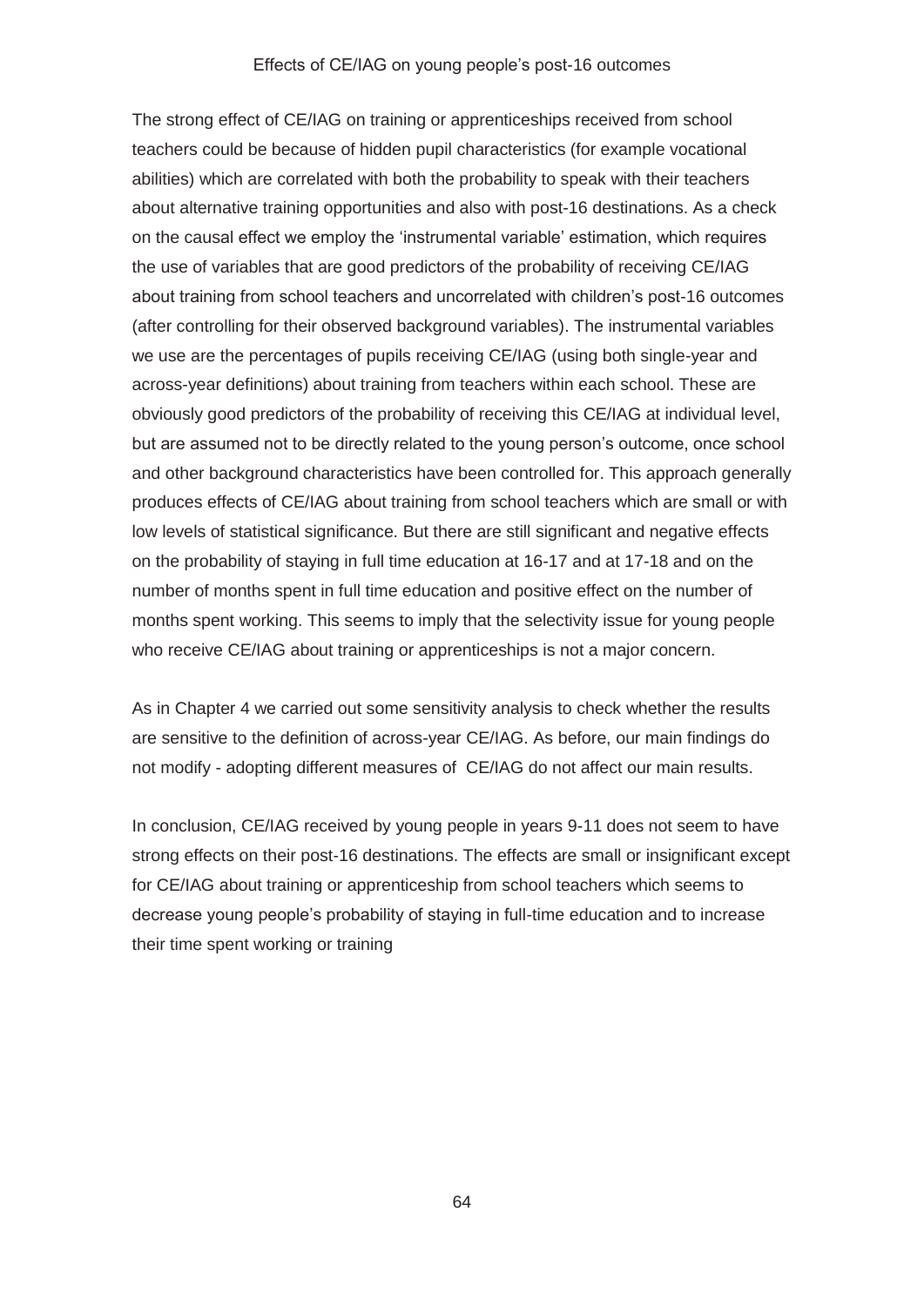The strong effect of CE/IAG on training or apprenticeships received from school teachers could be because of hidden pupil characteristics (for example vocational abilities) which are correlated with both the probability to speak with their teachers about alternative training opportunities and also with post-16 destinations. As a check on the causal effect we employ the 'instrumental variable' estimation, which requires the use of variables that are good predictors of the probability of receiving CE/IAG about training from school teachers and uncorrelated with children's post-16 outcomes (after controlling for their observed background variables). The instrumental variables we use are the percentages of pupils receiving CE/IAG (using both single-year and across-year definitions) about training from teachers within each school. These are obviously good predictors of the probability of receiving this CE/IAG at individual level, but are assumed not to be directly related to the young person's outcome, once school and other background characteristics have been controlled for. This approach generally produces effects of CE/IAG about training from school teachers which are small or with low levels of statistical significance. But there are still significant and negative effects on the probability of staying in full time education at 16-17 and at 17-18 and on the number of months spent in full time education and positive effect on the number of months spent working. This seems to imply that the selectivity issue for young people who receive CE/IAG about training or apprenticeships is not a major concern.

As in Chapter 4 we carried out some sensitivity analysis to check whether the results are sensitive to the definition of across-year CE/IAG. As before, our main findings do not modify - adopting different measures of CE/IAG do not affect our main results.

In conclusion, CE/IAG received by young people in years 9-11 does not seem to have strong effects on their post-16 destinations. The effects are small or insignificant except for CE/IAG about training or apprenticeship from school teachers which seems to decrease young people's probability of staying in full-time education and to increase their time spent working or training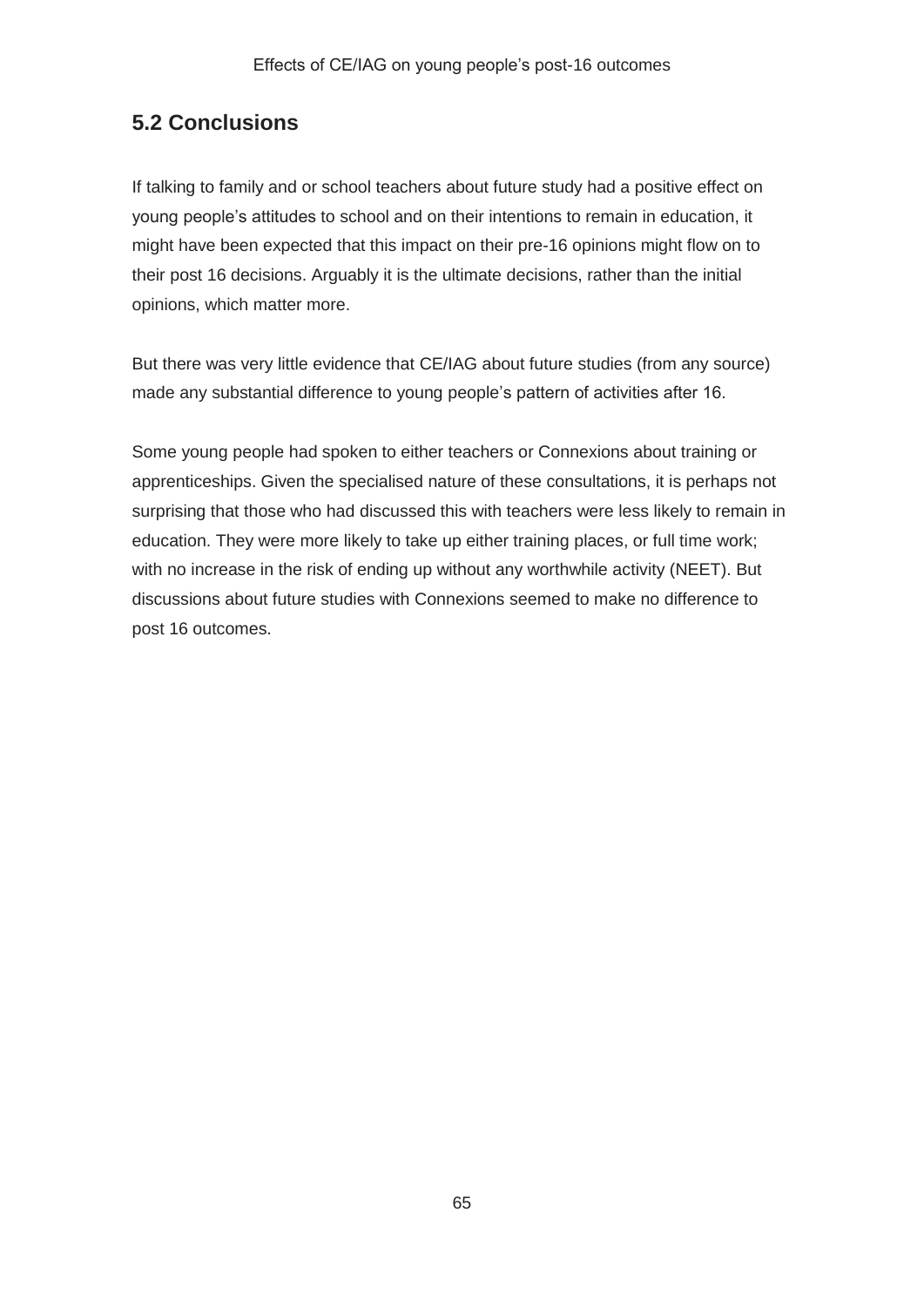## 5.2 Conclusions

If talking to family and or school teachers about future study had a positive effect on young people's attitudes to school and on their intentions to remain in education, it might have been expected that this impact on their pre-16 opinions might flow on to their post 16 decisions. Arguably it is the ultimate decisions, rather than the initial opinions, which matter more.

But there was very little evidence that CE/IAG about future studies (from any source) made any substantial difference to young people's pattern of activities after 16.

Some young people had spoken to either teachers or Connexions about training or apprenticeships. Given the specialised nature of these consultations, it is perhaps not surprising that those who had discussed this with teachers were less likely to remain in education. They were more likely to take up either training places, or full time work; with no increase in the risk of ending up without any worthwhile activity (NEET). But discussions about future studies with Connexions seemed to make no difference to post 16 outcomes.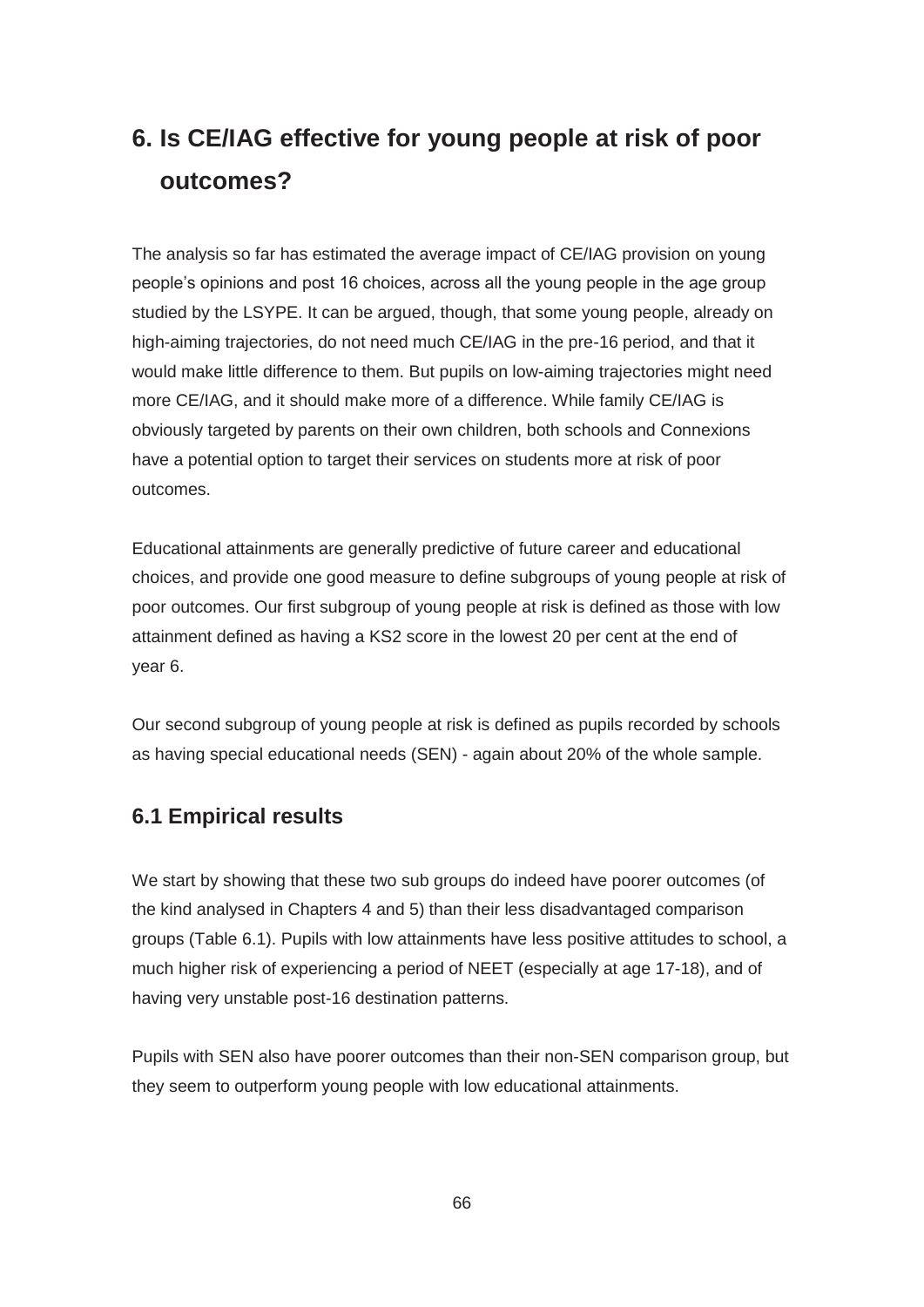# 6. Is CE/IAG effective for young people at risk of poor outcomes?

The analysis so far has estimated the average impact of CE/IAG provision on young people's opinions and post 16 choices, across all the young people in the age group studied by the LSYPE. It can be argued, though, that some young people, already on high-aiming trajectories, do not need much CE/IAG in the pre-16 period, and that it would make little difference to them. But pupils on low-aiming trajectories might need more CE/IAG, and it should make more of a difference. While family CE/IAG is obviously targeted by parents on their own children, both schools and Connexions have a potential option to target their services on students more at risk of poor outcomes.

Educational attainments are generally predictive of future career and educational choices, and provide one good measure to define subgroups of young people at risk of poor outcomes. Our first subgroup of young people at risk is defined as those with low attainment defined as having a KS2 score in the lowest 20 per cent at the end of year 6.

Our second subgroup of young people at risk is defined as pupils recorded by schools as having special educational needs (SEN) - again about 20% of the whole sample.

## 6.1 Empirical results

We start by showing that these two sub groups do indeed have poorer outcomes (of the kind analysed in Chapters 4 and 5) than their less disadvantaged comparison groups (Table 6.1). Pupils with low attainments have less positive attitudes to school, a much higher risk of experiencing a period of NEET (especially at age 17-18), and of having very unstable post-16 destination patterns.

Pupils with SEN also have poorer outcomes than their non-SEN comparison group, but they seem to outperform young people with low educational attainments.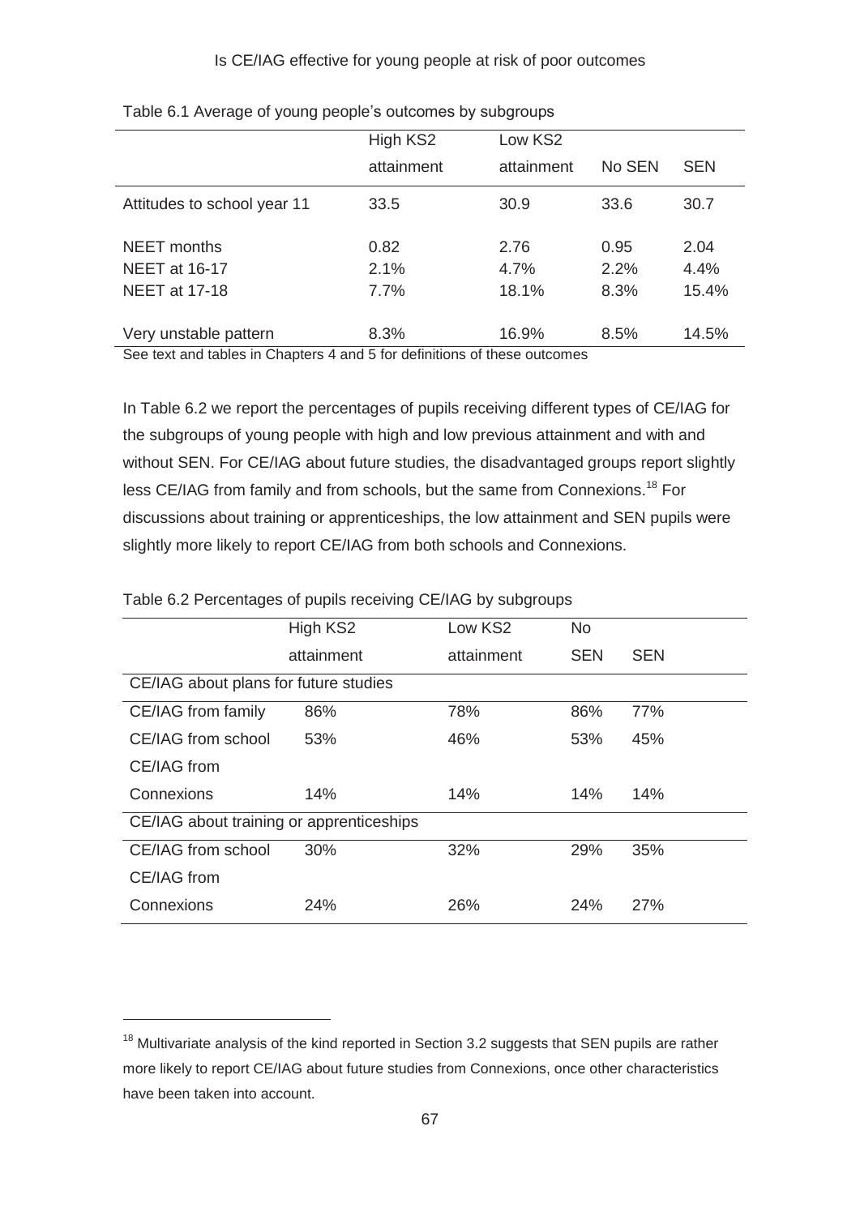Table 6.1 Average of young people's outcomes by subgroups

| | High KS2 attainment | Low KS2 attainment | No SEN | SEN |
|---|---|---|---|---|
| Attitudes to school year 11 | 33.5 | 30.9 | 33.6 | 30.7 |
| NEET months | 0.82 | 2.76 | 0.95 | 2.04 |
| NEET at 16-17 | 2.1% | 4.7% | 2.2% | 4.4% |
| NEET at 17-18 | 7.7% | 18.1% | 8.3% | 15.4% |
| Very unstable pattern | 8.3% | 16.9% | 8.5% | 14.5% |

See text and tables in Chapters 4 and 5 for definitions of these outcomes

In Table 6.2 we report the percentages of pupils receiving different types of CE/IAG for the subgroups of young people with high and low previous attainment and with and without SEN. For CE/IAG about future studies, the disadvantaged groups report slightly less CE/IAG from family and from schools, but the same from Connexions.[18] For discussions about training or apprenticeships, the low attainment and SEN pupils were slightly more likely to report CE/IAG from both schools and Connexions.

Table 6.2 Percentages of pupils receiving CE/IAG by subgroups

| | High KS2 attainment | Low KS2 attainment | No SEN | SEN |
|---|---|---|---|---|
| CE/IAG about plans for future studies | | | | |
| CE/IAG from family | 86% | 78% | 86% | 77% |
| CE/IAG from school | 53% | 46% | 53% | 45% |
| CE/IAG from Connexions | 14% | 14% | 14% | 14% |
| CE/IAG about training or apprenticeships | | | | |
| CE/IAG from school | 30% | 32% | 29% | 35% |
| CE/IAG from Connexions | 24% | 26% | 24% | 27% |

[18] Multivariate analysis of the kind reported in Section 3.2 suggests that SEN pupils are rather more likely to report CE/IAG about future studies from Connexions, once other characteristics have been taken into account.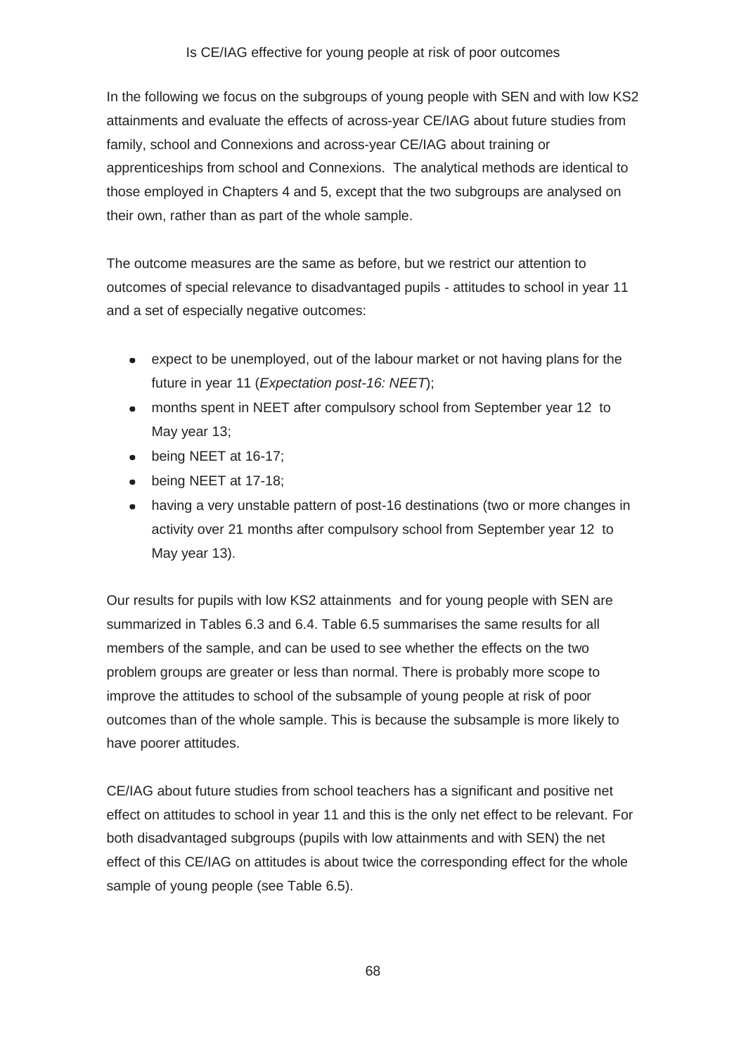Is CE/IAG effective for young people at risk of poor outcomes

In the following we focus on the subgroups of young people with SEN and with low KS2 attainments and evaluate the effects of across-year CE/IAG about future studies from family, school and Connexions and across-year CE/IAG about training or apprenticeships from school and Connexions. The analytical methods are identical to those employed in Chapters 4 and 5, except that the two subgroups are analysed on their own, rather than as part of the whole sample.

The outcome measures are the same as before, but we restrict our attention to outcomes of special relevance to disadvantaged pupils - attitudes to school in year 11 and a set of especially negative outcomes:

- expect to be unemployed, out of the labour market or not having plans for the future in year 11 (*Expectation post-16: NEET*);
- months spent in NEET after compulsory school from September year 12 to May year 13;
- being NEET at 16-17;
- being NEET at 17-18;
- having a very unstable pattern of post-16 destinations (two or more changes in activity over 21 months after compulsory school from September year 12 to May year 13).

Our results for pupils with low KS2 attainments and for young people with SEN are summarized in Tables 6.3 and 6.4. Table 6.5 summarises the same results for all members of the sample, and can be used to see whether the effects on the two problem groups are greater or less than normal. There is probably more scope to improve the attitudes to school of the subsample of young people at risk of poor outcomes than of the whole sample. This is because the subsample is more likely to have poorer attitudes.

CE/IAG about future studies from school teachers has a significant and positive net effect on attitudes to school in year 11 and this is the only net effect to be relevant. For both disadvantaged subgroups (pupils with low attainments and with SEN) the net effect of this CE/IAG on attitudes is about twice the corresponding effect for the whole sample of young people (see Table 6.5).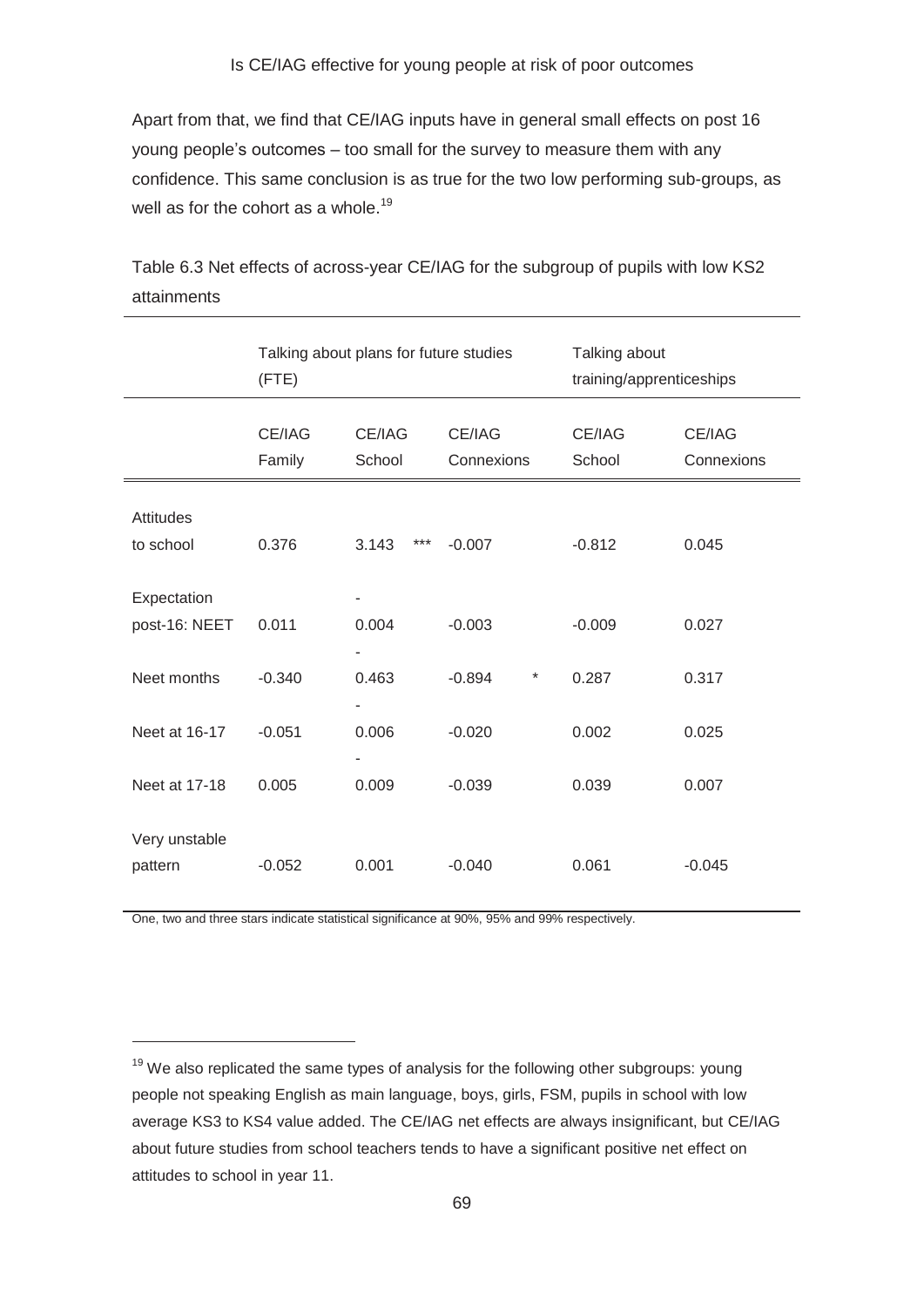Apart from that, we find that CE/IAG inputs have in general small effects on post 16 young people's outcomes – too small for the survey to measure them with any confidence. This same conclusion is as true for the two low performing sub-groups, as well as for the cohort as a whole.[19]

Table 6.3 Net effects of across-year CE/IAG for the subgroup of pupils with low KS2 attainments

| | Talking about plans for future studies (FTE) | | | Talking about training/apprenticeships | |
|---|---|---|---|---|---|
| | CE/IAG Family | CE/IAG School | CE/IAG Connexions | CE/IAG School | CE/IAG Connexions |
| Attitudes to school | 0.376 | 3.143 *** | -0.007 | -0.812 | 0.045 |
| Expectation post-16: NEET | 0.011 | -0.004 | -0.003 | -0.009 | 0.027 |
| Neet months | -0.340 | -0.463 | -0.894 * | 0.287 | 0.317 |
| Neet at 16-17 | -0.051 | -0.006 | -0.020 | 0.002 | 0.025 |
| Neet at 17-18 | 0.005 | -0.009 | -0.039 | 0.039 | 0.007 |
| Very unstable pattern | -0.052 | 0.001 | -0.040 | 0.061 | -0.045 |

One, two and three stars indicate statistical significance at 90%, 95% and 99% respectively.

[19] We also replicated the same types of analysis for the following other subgroups: young people not speaking English as main language, boys, girls, FSM, pupils in school with low average KS3 to KS4 value added. The CE/IAG net effects are always insignificant, but CE/IAG about future studies from school teachers tends to have a significant positive net effect on attitudes to school in year 11.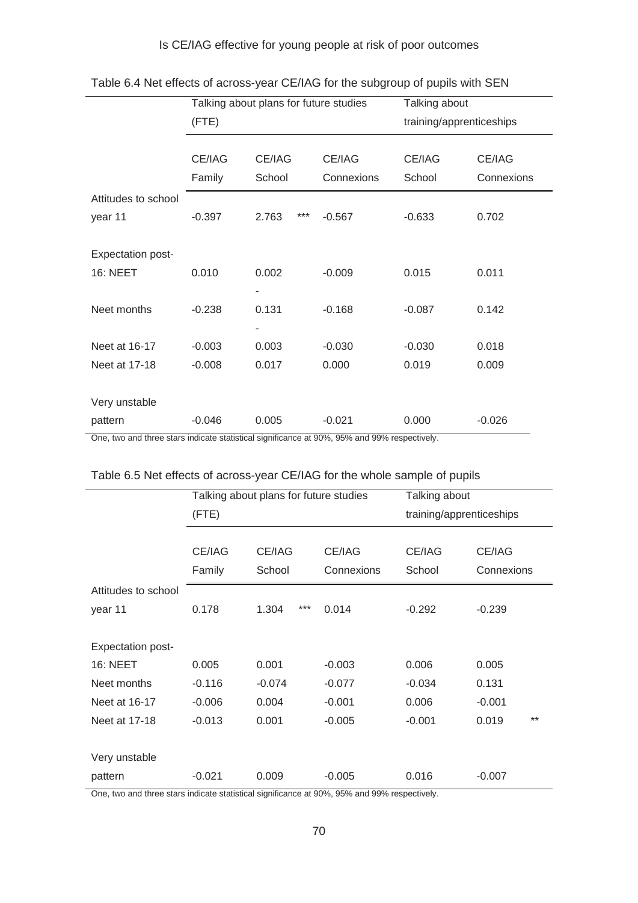Table 6.4 Net effects of across-year CE/IAG for the subgroup of pupils with SEN

| | Talking about plans for future studies (FTE) | | | Talking about training/apprenticeships | |
|---|---|---|---|---|---|
| | CE/IAG Family | CE/IAG School | CE/IAG Connexions | CE/IAG School | CE/IAG Connexions |
| Attitudes to school year 11 | -0.397 | 2.763 *** | -0.567 | -0.633 | 0.702 |
| Expectation post-16: NEET | 0.010 | 0.002 | -0.009 | 0.015 | 0.011 |
| Neet months | -0.238 | -0.131 | -0.168 | -0.087 | 0.142 |
| Neet at 16-17 | -0.003 | -0.003 | -0.030 | -0.030 | 0.018 |
| Neet at 17-18 | -0.008 | 0.017 | 0.000 | 0.019 | 0.009 |
| Very unstable pattern | -0.046 | 0.005 | -0.021 | 0.000 | -0.026 |

One, two and three stars indicate statistical significance at 90%, 95% and 99% respectively.

Table 6.5 Net effects of across-year CE/IAG for the whole sample of pupils

| | Talking about plans for future studies (FTE) | | | Talking about training/apprenticeships | |
|---|---|---|---|---|---|
| | CE/IAG Family | CE/IAG School | CE/IAG Connexions | CE/IAG School | CE/IAG Connexions |
| Attitudes to school year 11 | 0.178 | 1.304 *** | 0.014 | -0.292 | -0.239 |
| Expectation post-16: NEET | 0.005 | 0.001 | -0.003 | 0.006 | 0.005 |
| Neet months | -0.116 | -0.074 | -0.077 | -0.034 | 0.131 |
| Neet at 16-17 | -0.006 | 0.004 | -0.001 | 0.006 | -0.001 |
| Neet at 17-18 | -0.013 | 0.001 | -0.005 | -0.001 | 0.019 ** |
| Very unstable pattern | -0.021 | 0.009 | -0.005 | 0.016 | -0.007 |

One, two and three stars indicate statistical significance at 90%, 95% and 99% respectively.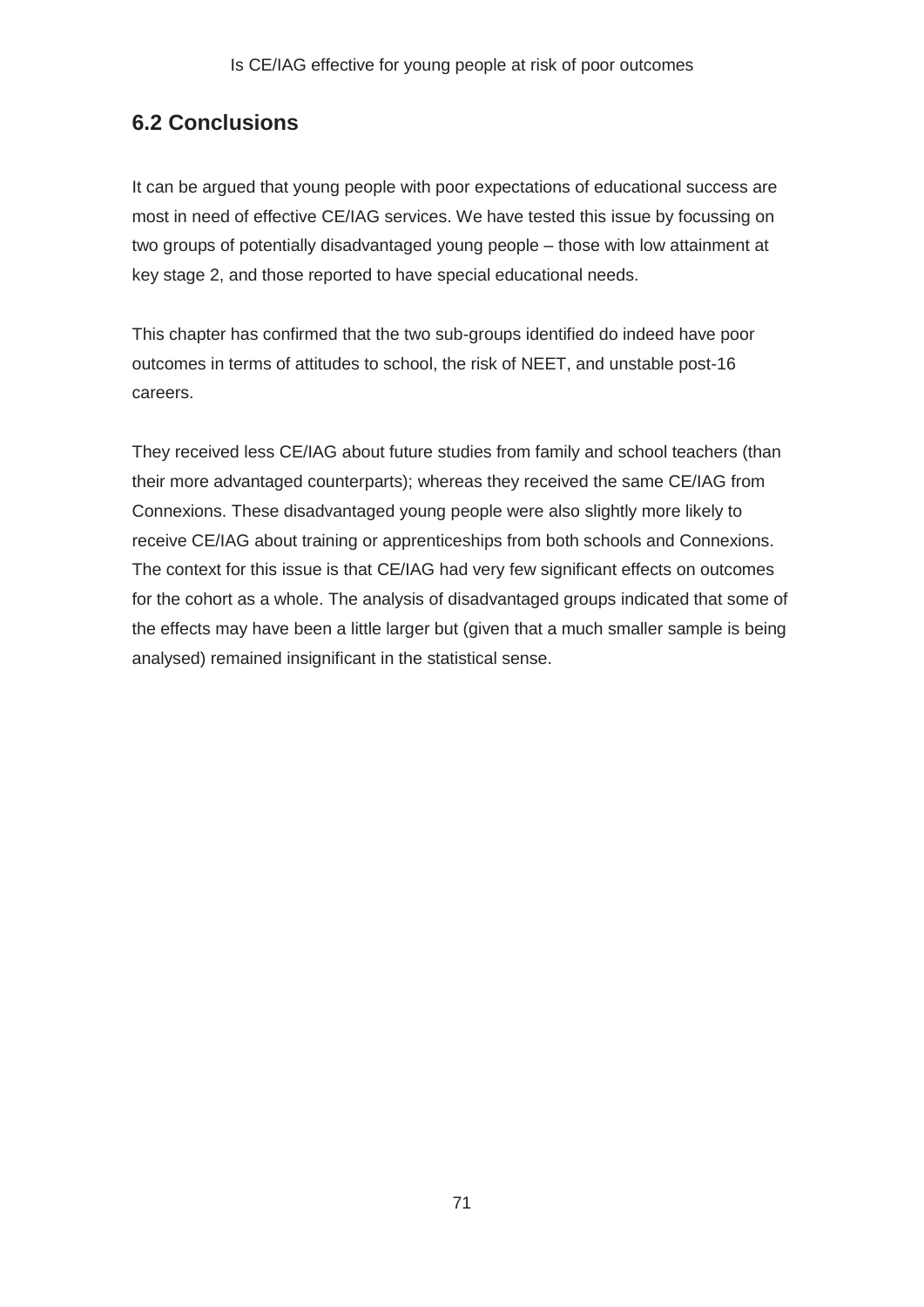## 6.2 Conclusions

It can be argued that young people with poor expectations of educational success are most in need of effective CE/IAG services. We have tested this issue by focussing on two groups of potentially disadvantaged young people – those with low attainment at key stage 2, and those reported to have special educational needs.

This chapter has confirmed that the two sub-groups identified do indeed have poor outcomes in terms of attitudes to school, the risk of NEET, and unstable post-16 careers.

They received less CE/IAG about future studies from family and school teachers (than their more advantaged counterparts); whereas they received the same CE/IAG from Connexions. These disadvantaged young people were also slightly more likely to receive CE/IAG about training or apprenticeships from both schools and Connexions. The context for this issue is that CE/IAG had very few significant effects on outcomes for the cohort as a whole. The analysis of disadvantaged groups indicated that some of the effects may have been a little larger but (given that a much smaller sample is being analysed) remained insignificant in the statistical sense.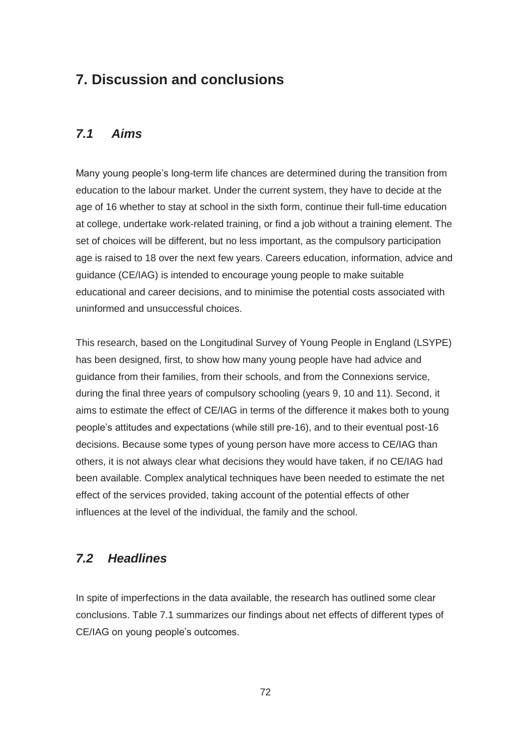# 7. Discussion and conclusions

## *7.1 Aims*

Many young people's long-term life chances are determined during the transition from education to the labour market. Under the current system, they have to decide at the age of 16 whether to stay at school in the sixth form, continue their full-time education at college, undertake work-related training, or find a job without a training element. The set of choices will be different, but no less important, as the compulsory participation age is raised to 18 over the next few years. Careers education, information, advice and guidance (CE/IAG) is intended to encourage young people to make suitable educational and career decisions, and to minimise the potential costs associated with uninformed and unsuccessful choices.

This research, based on the Longitudinal Survey of Young People in England (LSYPE) has been designed, first, to show how many young people have had advice and guidance from their families, from their schools, and from the Connexions service, during the final three years of compulsory schooling (years 9, 10 and 11). Second, it aims to estimate the effect of CE/IAG in terms of the difference it makes both to young people's attitudes and expectations (while still pre-16), and to their eventual post-16 decisions. Because some types of young person have more access to CE/IAG than others, it is not always clear what decisions they would have taken, if no CE/IAG had been available. Complex analytical techniques have been needed to estimate the net effect of the services provided, taking account of the potential effects of other influences at the level of the individual, the family and the school.

## *7.2 Headlines*

In spite of imperfections in the data available, the research has outlined some clear conclusions. Table 7.1 summarizes our findings about net effects of different types of CE/IAG on young people's outcomes.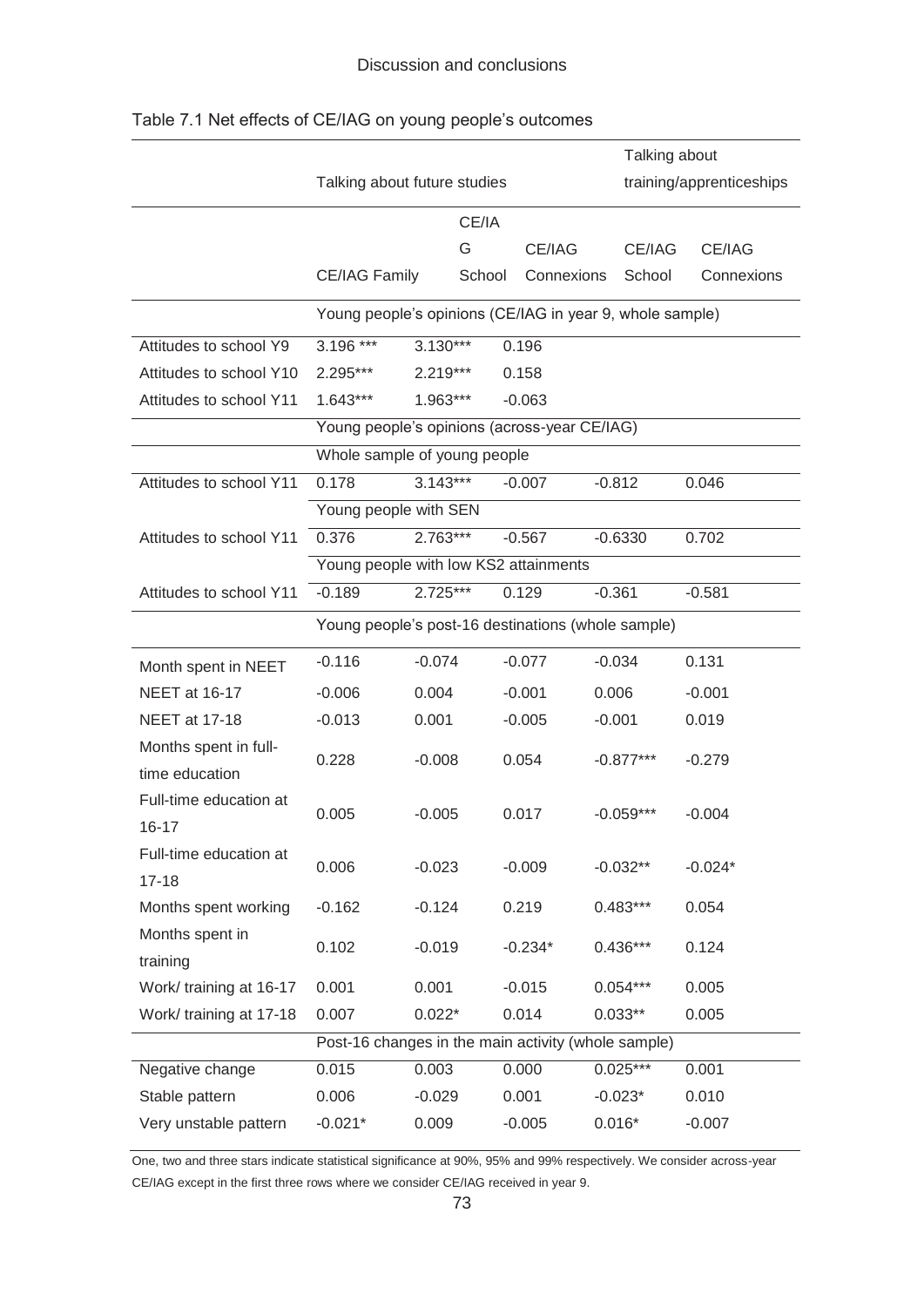Table 7.1 Net effects of CE/IAG on young people's outcomes

| | Talking about future studies | | | Talking about training/apprenticeships | |
|---|---|---|---|---|---|
| | CE/IAG Family | CE/IAG School | CE/IAG Connexions | CE/IAG School | CE/IAG Connexions |
| | Young people's opinions (CE/IAG in year 9, whole sample) | | | | |
| Attitudes to school Y9 | 3.196 *** | 3.130*** | 0.196 | | |
| Attitudes to school Y10 | 2.295*** | 2.219*** | 0.158 | | |
| Attitudes to school Y11 | 1.643*** | 1.963*** | -0.063 | | |
| | Young people's opinions (across-year CE/IAG) | | | | |
| | Whole sample of young people | | | | |
| Attitudes to school Y11 | 0.178 | 3.143*** | -0.007 | -0.812 | 0.046 |
| | Young people with SEN | | | | |
| Attitudes to school Y11 | 0.376 | 2.763*** | -0.567 | -0.6330 | 0.702 |
| | Young people with low KS2 attainments | | | | |
| Attitudes to school Y11 | -0.189 | 2.725*** | 0.129 | -0.361 | -0.581 |
| | Young people's post-16 destinations (whole sample) | | | | |
| Month spent in NEET | -0.116 | -0.074 | -0.077 | -0.034 | 0.131 |
| NEET at 16-17 | -0.006 | 0.004 | -0.001 | 0.006 | -0.001 |
| NEET at 17-18 | -0.013 | 0.001 | -0.005 | -0.001 | 0.019 |
| Months spent in full-time education | 0.228 | -0.008 | 0.054 | -0.877*** | -0.279 |
| Full-time education at 16-17 | 0.005 | -0.005 | 0.017 | -0.059*** | -0.004 |
| Full-time education at 17-18 | 0.006 | -0.023 | -0.009 | -0.032** | -0.024* |
| Months spent working | -0.162 | -0.124 | 0.219 | 0.483*** | 0.054 |
| Months spent in training | 0.102 | -0.019 | -0.234* | 0.436*** | 0.124 |
| Work/ training at 16-17 | 0.001 | 0.001 | -0.015 | 0.054*** | 0.005 |
| Work/ training at 17-18 | 0.007 | 0.022* | 0.014 | 0.033** | 0.005 |
| | Post-16 changes in the main activity (whole sample) | | | | |
| Negative change | 0.015 | 0.003 | 0.000 | 0.025*** | 0.001 |
| Stable pattern | 0.006 | -0.029 | 0.001 | -0.023* | 0.010 |
| Very unstable pattern | -0.021* | 0.009 | -0.005 | 0.016* | -0.007 |

One, two and three stars indicate statistical significance at 90%, 95% and 99% respectively. We consider across-year CE/IAG except in the first three rows where we consider CE/IAG received in year 9.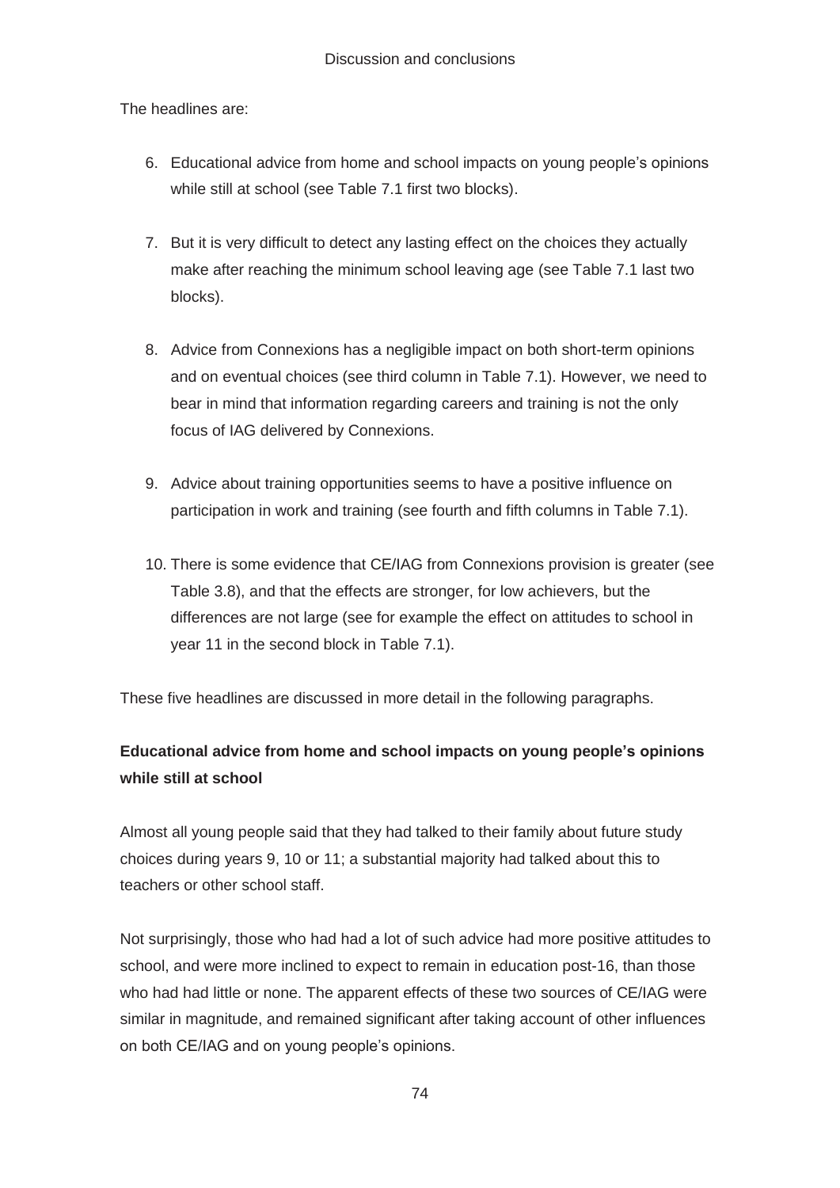The headlines are:

6. Educational advice from home and school impacts on young people's opinions while still at school (see Table 7.1 first two blocks).

7. But it is very difficult to detect any lasting effect on the choices they actually make after reaching the minimum school leaving age (see Table 7.1 last two blocks).

8. Advice from Connexions has a negligible impact on both short-term opinions and on eventual choices (see third column in Table 7.1). However, we need to bear in mind that information regarding careers and training is not the only focus of IAG delivered by Connexions.

9. Advice about training opportunities seems to have a positive influence on participation in work and training (see fourth and fifth columns in Table 7.1).

10. There is some evidence that CE/IAG from Connexions provision is greater (see Table 3.8), and that the effects are stronger, for low achievers, but the differences are not large (see for example the effect on attitudes to school in year 11 in the second block in Table 7.1).

These five headlines are discussed in more detail in the following paragraphs.

**Educational advice from home and school impacts on young people's opinions while still at school**

Almost all young people said that they had talked to their family about future study choices during years 9, 10 or 11; a substantial majority had talked about this to teachers or other school staff.

Not surprisingly, those who had had a lot of such advice had more positive attitudes to school, and were more inclined to expect to remain in education post-16, than those who had had little or none. The apparent effects of these two sources of CE/IAG were similar in magnitude, and remained significant after taking account of other influences on both CE/IAG and on young people's opinions.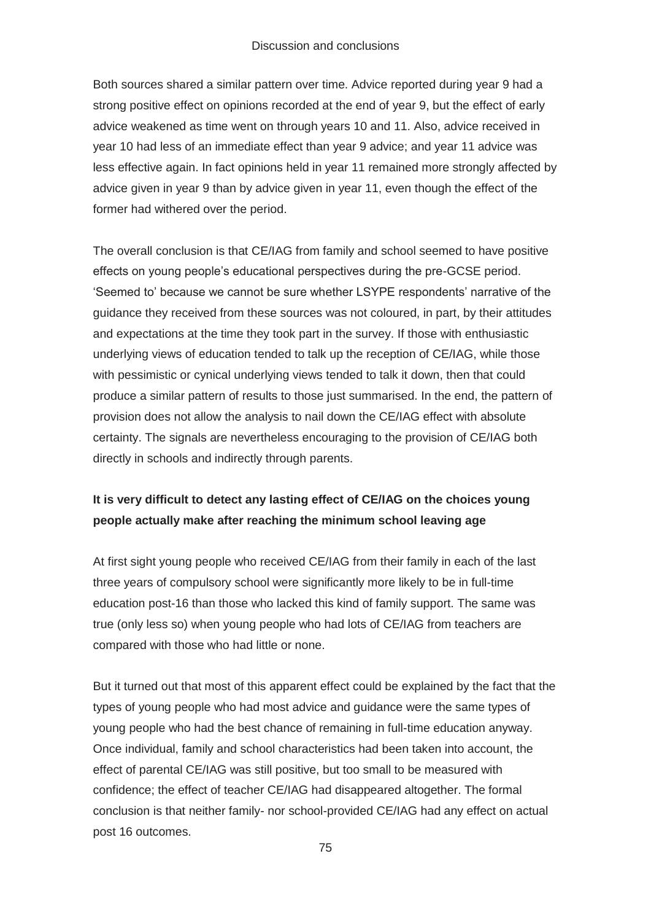Both sources shared a similar pattern over time. Advice reported during year 9 had a strong positive effect on opinions recorded at the end of year 9, but the effect of early advice weakened as time went on through years 10 and 11. Also, advice received in year 10 had less of an immediate effect than year 9 advice; and year 11 advice was less effective again. In fact opinions held in year 11 remained more strongly affected by advice given in year 9 than by advice given in year 11, even though the effect of the former had withered over the period.

The overall conclusion is that CE/IAG from family and school seemed to have positive effects on young people's educational perspectives during the pre-GCSE period. 'Seemed to' because we cannot be sure whether LSYPE respondents' narrative of the guidance they received from these sources was not coloured, in part, by their attitudes and expectations at the time they took part in the survey. If those with enthusiastic underlying views of education tended to talk up the reception of CE/IAG, while those with pessimistic or cynical underlying views tended to talk it down, then that could produce a similar pattern of results to those just summarised. In the end, the pattern of provision does not allow the analysis to nail down the CE/IAG effect with absolute certainty. The signals are nevertheless encouraging to the provision of CE/IAG both directly in schools and indirectly through parents.

**It is very difficult to detect any lasting effect of CE/IAG on the choices young people actually make after reaching the minimum school leaving age**

At first sight young people who received CE/IAG from their family in each of the last three years of compulsory school were significantly more likely to be in full-time education post-16 than those who lacked this kind of family support. The same was true (only less so) when young people who had lots of CE/IAG from teachers are compared with those who had little or none.

But it turned out that most of this apparent effect could be explained by the fact that the types of young people who had most advice and guidance were the same types of young people who had the best chance of remaining in full-time education anyway. Once individual, family and school characteristics had been taken into account, the effect of parental CE/IAG was still positive, but too small to be measured with confidence; the effect of teacher CE/IAG had disappeared altogether. The formal conclusion is that neither family- nor school-provided CE/IAG had any effect on actual post 16 outcomes.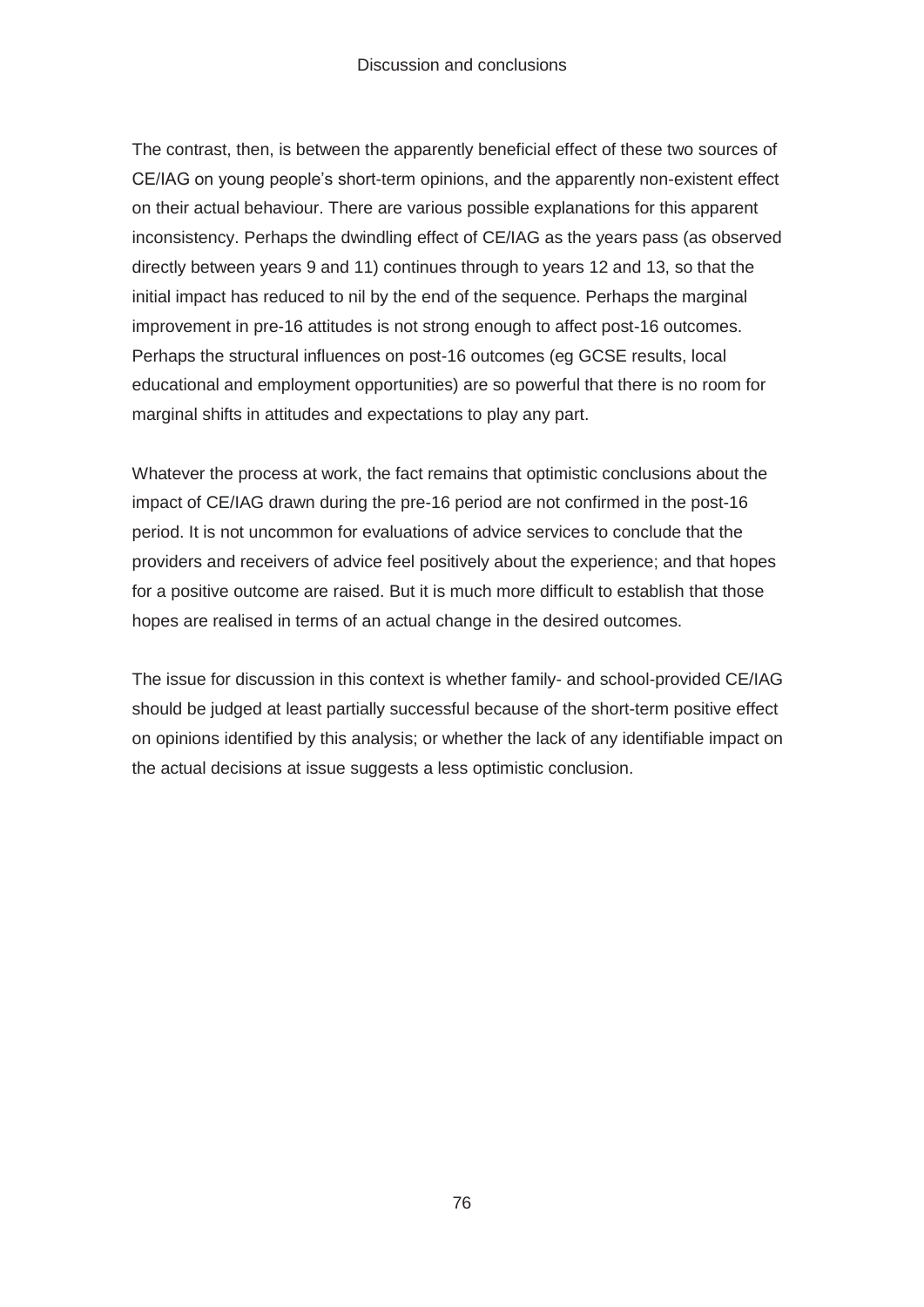The contrast, then, is between the apparently beneficial effect of these two sources of CE/IAG on young people's short-term opinions, and the apparently non-existent effect on their actual behaviour. There are various possible explanations for this apparent inconsistency. Perhaps the dwindling effect of CE/IAG as the years pass (as observed directly between years 9 and 11) continues through to years 12 and 13, so that the initial impact has reduced to nil by the end of the sequence. Perhaps the marginal improvement in pre-16 attitudes is not strong enough to affect post-16 outcomes. Perhaps the structural influences on post-16 outcomes (eg GCSE results, local educational and employment opportunities) are so powerful that there is no room for marginal shifts in attitudes and expectations to play any part.

Whatever the process at work, the fact remains that optimistic conclusions about the impact of CE/IAG drawn during the pre-16 period are not confirmed in the post-16 period. It is not uncommon for evaluations of advice services to conclude that the providers and receivers of advice feel positively about the experience; and that hopes for a positive outcome are raised. But it is much more difficult to establish that those hopes are realised in terms of an actual change in the desired outcomes.

The issue for discussion in this context is whether family- and school-provided CE/IAG should be judged at least partially successful because of the short-term positive effect on opinions identified by this analysis; or whether the lack of any identifiable impact on the actual decisions at issue suggests a less optimistic conclusion.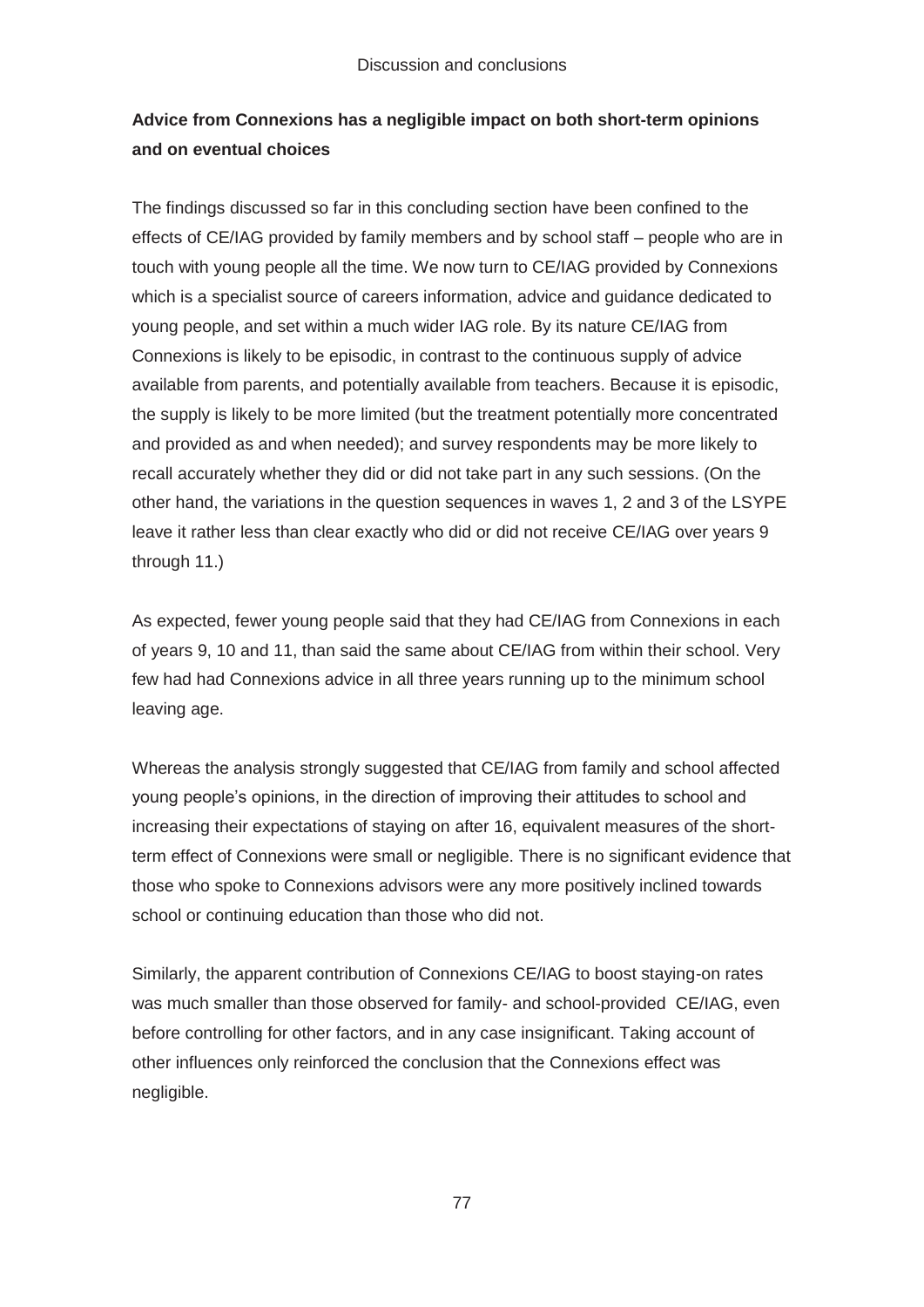**Advice from Connexions has a negligible impact on both short-term opinions and on eventual choices**

The findings discussed so far in this concluding section have been confined to the effects of CE/IAG provided by family members and by school staff – people who are in touch with young people all the time. We now turn to CE/IAG provided by Connexions which is a specialist source of careers information, advice and guidance dedicated to young people, and set within a much wider IAG role. By its nature CE/IAG from Connexions is likely to be episodic, in contrast to the continuous supply of advice available from parents, and potentially available from teachers. Because it is episodic, the supply is likely to be more limited (but the treatment potentially more concentrated and provided as and when needed); and survey respondents may be more likely to recall accurately whether they did or did not take part in any such sessions. (On the other hand, the variations in the question sequences in waves 1, 2 and 3 of the LSYPE leave it rather less than clear exactly who did or did not receive CE/IAG over years 9 through 11.)

As expected, fewer young people said that they had CE/IAG from Connexions in each of years 9, 10 and 11, than said the same about CE/IAG from within their school. Very few had had Connexions advice in all three years running up to the minimum school leaving age.

Whereas the analysis strongly suggested that CE/IAG from family and school affected young people's opinions, in the direction of improving their attitudes to school and increasing their expectations of staying on after 16, equivalent measures of the short-term effect of Connexions were small or negligible. There is no significant evidence that those who spoke to Connexions advisors were any more positively inclined towards school or continuing education than those who did not.

Similarly, the apparent contribution of Connexions CE/IAG to boost staying-on rates was much smaller than those observed for family- and school-provided CE/IAG, even before controlling for other factors, and in any case insignificant. Taking account of other influences only reinforced the conclusion that the Connexions effect was negligible.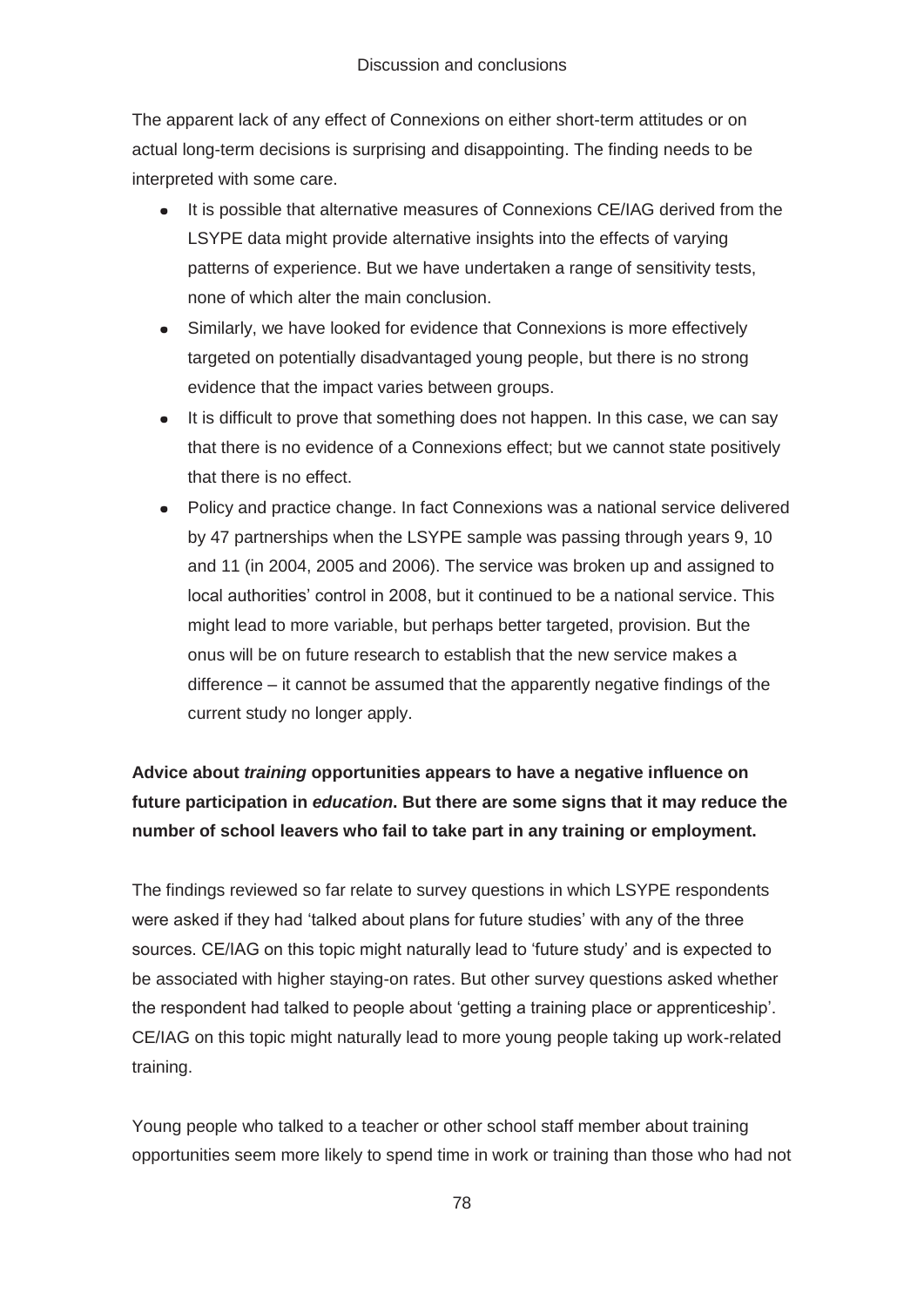The apparent lack of any effect of Connexions on either short-term attitudes or on actual long-term decisions is surprising and disappointing. The finding needs to be interpreted with some care.

- It is possible that alternative measures of Connexions CE/IAG derived from the LSYPE data might provide alternative insights into the effects of varying patterns of experience. But we have undertaken a range of sensitivity tests, none of which alter the main conclusion.
- Similarly, we have looked for evidence that Connexions is more effectively targeted on potentially disadvantaged young people, but there is no strong evidence that the impact varies between groups.
- It is difficult to prove that something does not happen. In this case, we can say that there is no evidence of a Connexions effect; but we cannot state positively that there is no effect.
- Policy and practice change. In fact Connexions was a national service delivered by 47 partnerships when the LSYPE sample was passing through years 9, 10 and 11 (in 2004, 2005 and 2006). The service was broken up and assigned to local authorities' control in 2008, but it continued to be a national service. This might lead to more variable, but perhaps better targeted, provision. But the onus will be on future research to establish that the new service makes a difference – it cannot be assumed that the apparently negative findings of the current study no longer apply.

**Advice about *training* opportunities appears to have a negative influence on future participation in *education*. But there are some signs that it may reduce the number of school leavers who fail to take part in any training or employment.**

The findings reviewed so far relate to survey questions in which LSYPE respondents were asked if they had 'talked about plans for future studies' with any of the three sources. CE/IAG on this topic might naturally lead to 'future study' and is expected to be associated with higher staying-on rates. But other survey questions asked whether the respondent had talked to people about 'getting a training place or apprenticeship'. CE/IAG on this topic might naturally lead to more young people taking up work-related training.

Young people who talked to a teacher or other school staff member about training opportunities seem more likely to spend time in work or training than those who had not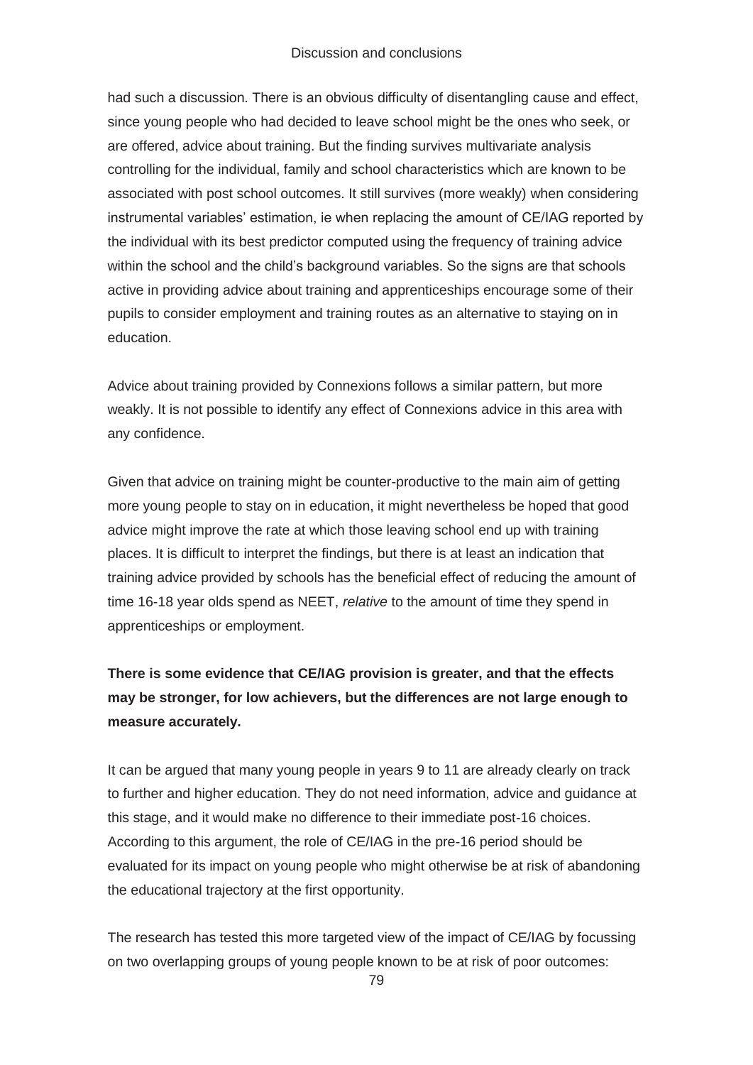had such a discussion. There is an obvious difficulty of disentangling cause and effect, since young people who had decided to leave school might be the ones who seek, or are offered, advice about training. But the finding survives multivariate analysis controlling for the individual, family and school characteristics which are known to be associated with post school outcomes. It still survives (more weakly) when considering instrumental variables' estimation, ie when replacing the amount of CE/IAG reported by the individual with its best predictor computed using the frequency of training advice within the school and the child's background variables. So the signs are that schools active in providing advice about training and apprenticeships encourage some of their pupils to consider employment and training routes as an alternative to staying on in education.

Advice about training provided by Connexions follows a similar pattern, but more weakly. It is not possible to identify any effect of Connexions advice in this area with any confidence.

Given that advice on training might be counter-productive to the main aim of getting more young people to stay on in education, it might nevertheless be hoped that good advice might improve the rate at which those leaving school end up with training places. It is difficult to interpret the findings, but there is at least an indication that training advice provided by schools has the beneficial effect of reducing the amount of time 16-18 year olds spend as NEET, *relative* to the amount of time they spend in apprenticeships or employment.

**There is some evidence that CE/IAG provision is greater, and that the effects may be stronger, for low achievers, but the differences are not large enough to measure accurately.**

It can be argued that many young people in years 9 to 11 are already clearly on track to further and higher education. They do not need information, advice and guidance at this stage, and it would make no difference to their immediate post-16 choices. According to this argument, the role of CE/IAG in the pre-16 period should be evaluated for its impact on young people who might otherwise be at risk of abandoning the educational trajectory at the first opportunity.

The research has tested this more targeted view of the impact of CE/IAG by focussing on two overlapping groups of young people known to be at risk of poor outcomes: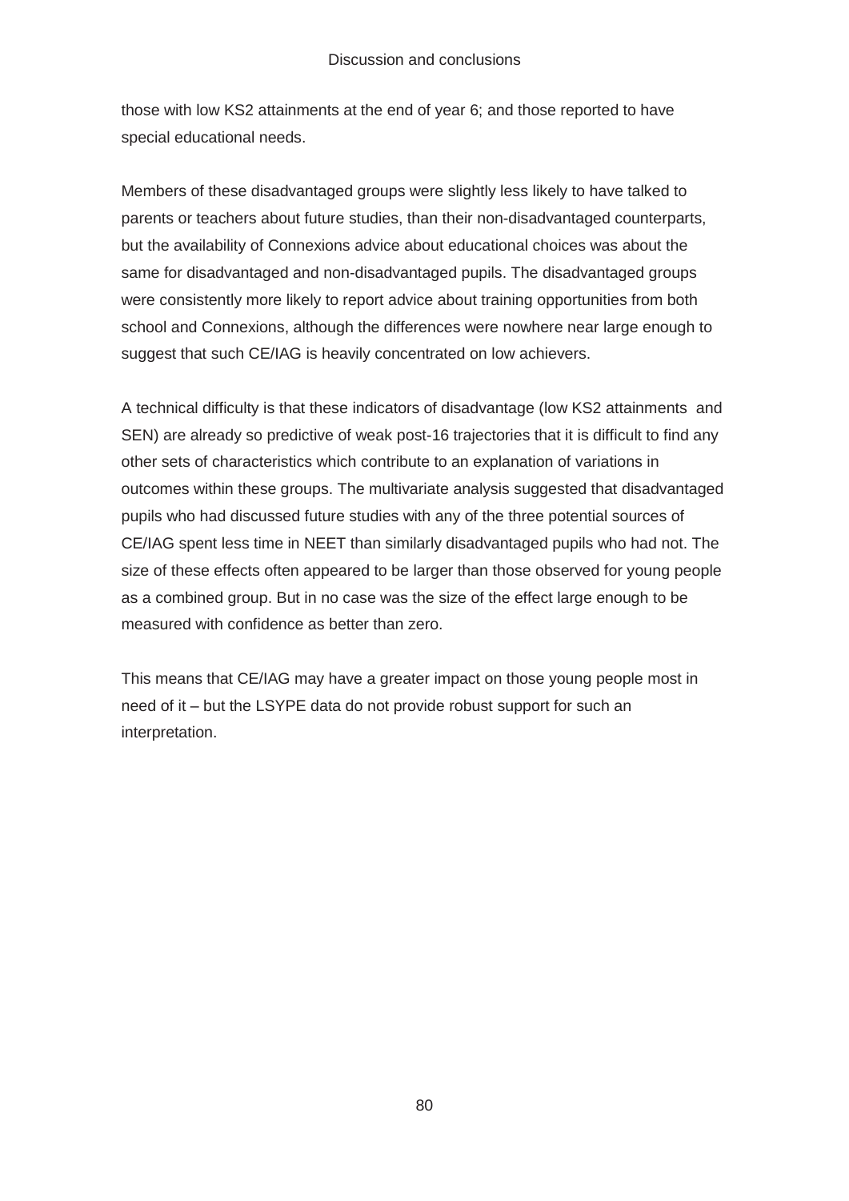those with low KS2 attainments at the end of year 6; and those reported to have special educational needs.

Members of these disadvantaged groups were slightly less likely to have talked to parents or teachers about future studies, than their non-disadvantaged counterparts, but the availability of Connexions advice about educational choices was about the same for disadvantaged and non-disadvantaged pupils. The disadvantaged groups were consistently more likely to report advice about training opportunities from both school and Connexions, although the differences were nowhere near large enough to suggest that such CE/IAG is heavily concentrated on low achievers.

A technical difficulty is that these indicators of disadvantage (low KS2 attainments and SEN) are already so predictive of weak post-16 trajectories that it is difficult to find any other sets of characteristics which contribute to an explanation of variations in outcomes within these groups. The multivariate analysis suggested that disadvantaged pupils who had discussed future studies with any of the three potential sources of CE/IAG spent less time in NEET than similarly disadvantaged pupils who had not. The size of these effects often appeared to be larger than those observed for young people as a combined group. But in no case was the size of the effect large enough to be measured with confidence as better than zero.

This means that CE/IAG may have a greater impact on those young people most in need of it – but the LSYPE data do not provide robust support for such an interpretation.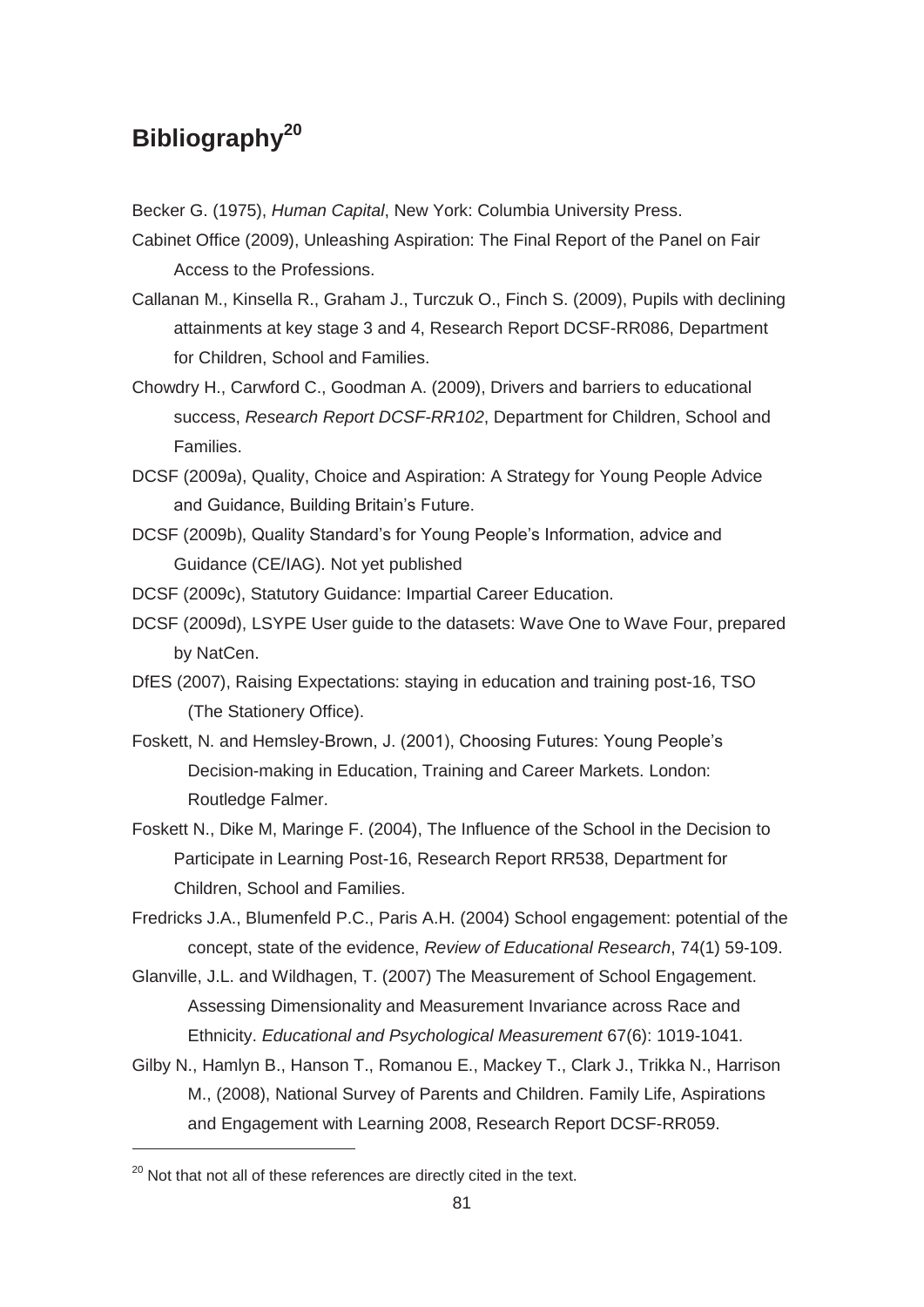# Bibliography[20]

Becker G. (1975), *Human Capital*, New York: Columbia University Press.

Cabinet Office (2009), Unleashing Aspiration: The Final Report of the Panel on Fair Access to the Professions.

Callanan M., Kinsella R., Graham J., Turczuk O., Finch S. (2009), Pupils with declining attainments at key stage 3 and 4, Research Report DCSF-RR086, Department for Children, School and Families.

Chowdry H., Carwford C., Goodman A. (2009), Drivers and barriers to educational success, *Research Report DCSF-RR102*, Department for Children, School and Families.

DCSF (2009a), Quality, Choice and Aspiration: A Strategy for Young People Advice and Guidance, Building Britain's Future.

DCSF (2009b), Quality Standard's for Young People's Information, advice and Guidance (CE/IAG). Not yet published

DCSF (2009c), Statutory Guidance: Impartial Career Education.

DCSF (2009d), LSYPE User guide to the datasets: Wave One to Wave Four, prepared by NatCen.

DfES (2007), Raising Expectations: staying in education and training post-16, TSO (The Stationery Office).

Foskett, N. and Hemsley-Brown, J. (2001), Choosing Futures: Young People's Decision-making in Education, Training and Career Markets. London: Routledge Falmer.

Foskett N., Dike M, Maringe F. (2004), The Influence of the School in the Decision to Participate in Learning Post-16, Research Report RR538, Department for Children, School and Families.

Fredricks J.A., Blumenfeld P.C., Paris A.H. (2004) School engagement: potential of the concept, state of the evidence, *Review of Educational Research*, 74(1) 59-109.

Glanville, J.L. and Wildhagen, T. (2007) The Measurement of School Engagement. Assessing Dimensionality and Measurement Invariance across Race and Ethnicity. *Educational and Psychological Measurement* 67(6): 1019-1041.

Gilby N., Hamlyn B., Hanson T., Romanou E., Mackey T., Clark J., Trikka N., Harrison M., (2008), National Survey of Parents and Children. Family Life, Aspirations and Engagement with Learning 2008, Research Report DCSF-RR059.

[20] Not that not all of these references are directly cited in the text.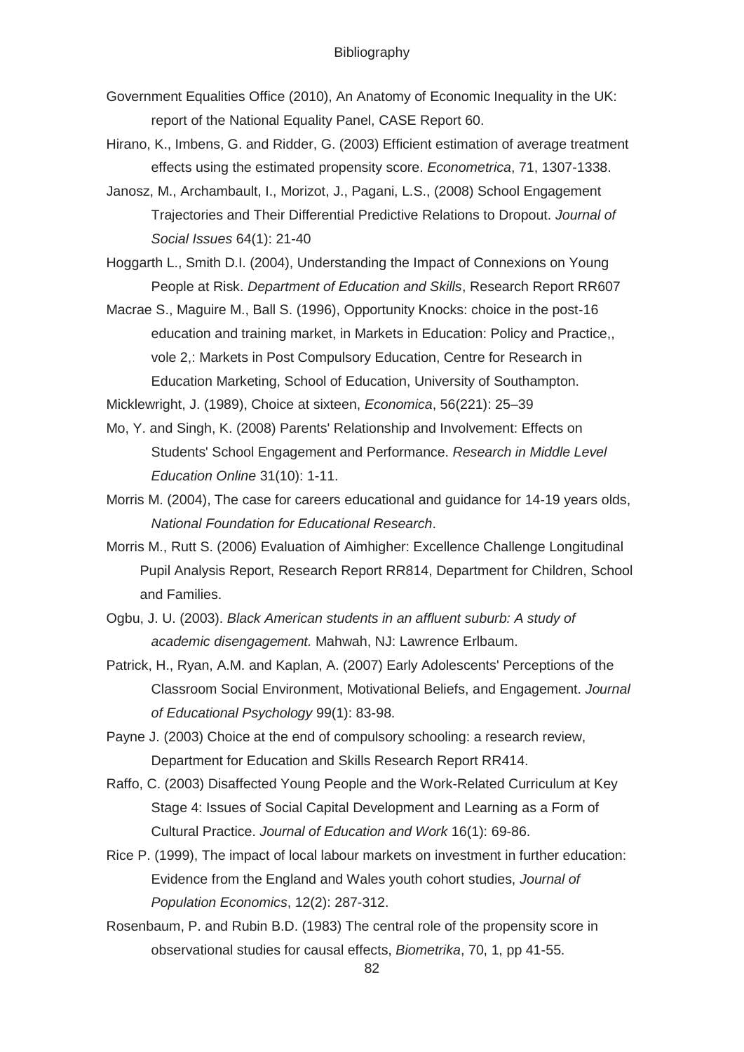Government Equalities Office (2010), An Anatomy of Economic Inequality in the UK: report of the National Equality Panel, CASE Report 60.

Hirano, K., Imbens, G. and Ridder, G. (2003) Efficient estimation of average treatment effects using the estimated propensity score. *Econometrica*, 71, 1307-1338.

Janosz, M., Archambault, I., Morizot, J., Pagani, L.S., (2008) School Engagement Trajectories and Their Differential Predictive Relations to Dropout. *Journal of Social Issues* 64(1): 21-40

Hoggarth L., Smith D.I. (2004), Understanding the Impact of Connexions on Young People at Risk. *Department of Education and Skills*, Research Report RR607

Macrae S., Maguire M., Ball S. (1996), Opportunity Knocks: choice in the post-16 education and training market, in Markets in Education: Policy and Practice,, vole 2,: Markets in Post Compulsory Education, Centre for Research in Education Marketing, School of Education, University of Southampton.

Micklewright, J. (1989), Choice at sixteen, *Economica*, 56(221): 25–39

Mo, Y. and Singh, K. (2008) Parents' Relationship and Involvement: Effects on Students' School Engagement and Performance. *Research in Middle Level Education Online* 31(10): 1-11.

Morris M. (2004), The case for careers educational and guidance for 14-19 years olds, *National Foundation for Educational Research*.

Morris M., Rutt S. (2006) Evaluation of Aimhigher: Excellence Challenge Longitudinal Pupil Analysis Report, Research Report RR814, Department for Children, School and Families.

Ogbu, J. U. (2003). *Black American students in an affluent suburb: A study of academic disengagement.* Mahwah, NJ: Lawrence Erlbaum.

Patrick, H., Ryan, A.M. and Kaplan, A. (2007) Early Adolescents' Perceptions of the Classroom Social Environment, Motivational Beliefs, and Engagement. *Journal of Educational Psychology* 99(1): 83-98.

Payne J. (2003) Choice at the end of compulsory schooling: a research review, Department for Education and Skills Research Report RR414.

Raffo, C. (2003) Disaffected Young People and the Work-Related Curriculum at Key Stage 4: Issues of Social Capital Development and Learning as a Form of Cultural Practice. *Journal of Education and Work* 16(1): 69-86.

Rice P. (1999), The impact of local labour markets on investment in further education: Evidence from the England and Wales youth cohort studies, *Journal of Population Economics*, 12(2): 287-312.

Rosenbaum, P. and Rubin B.D. (1983) The central role of the propensity score in observational studies for causal effects, *Biometrika*, 70, 1, pp 41-55.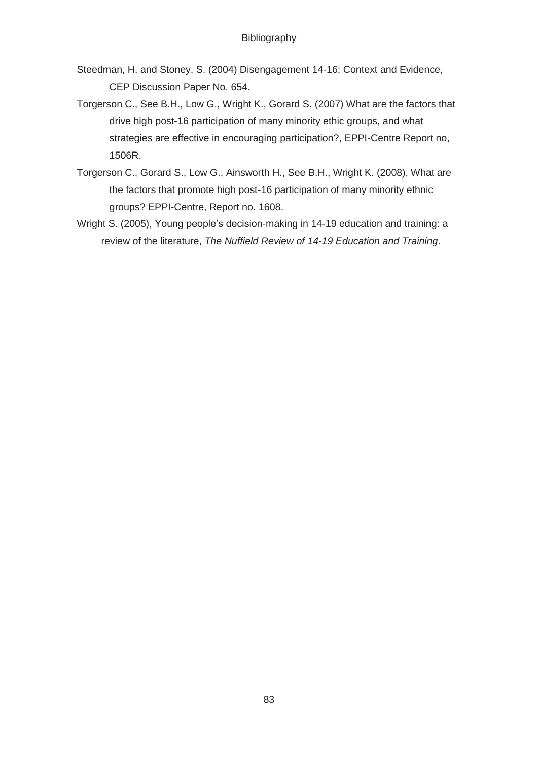Steedman, H. and Stoney, S. (2004) Disengagement 14-16: Context and Evidence, CEP Discussion Paper No. 654.

Torgerson C., See B.H., Low G., Wright K., Gorard S. (2007) What are the factors that drive high post-16 participation of many minority ethic groups, and what strategies are effective in encouraging participation?, EPPI-Centre Report no, 1506R.

Torgerson C., Gorard S., Low G., Ainsworth H., See B.H., Wright K. (2008), What are the factors that promote high post-16 participation of many minority ethnic groups? EPPI-Centre, Report no. 1608.

Wright S. (2005), Young people's decision-making in 14-19 education and training: a review of the literature, *The Nuffield Review of 14-19 Education and Training*.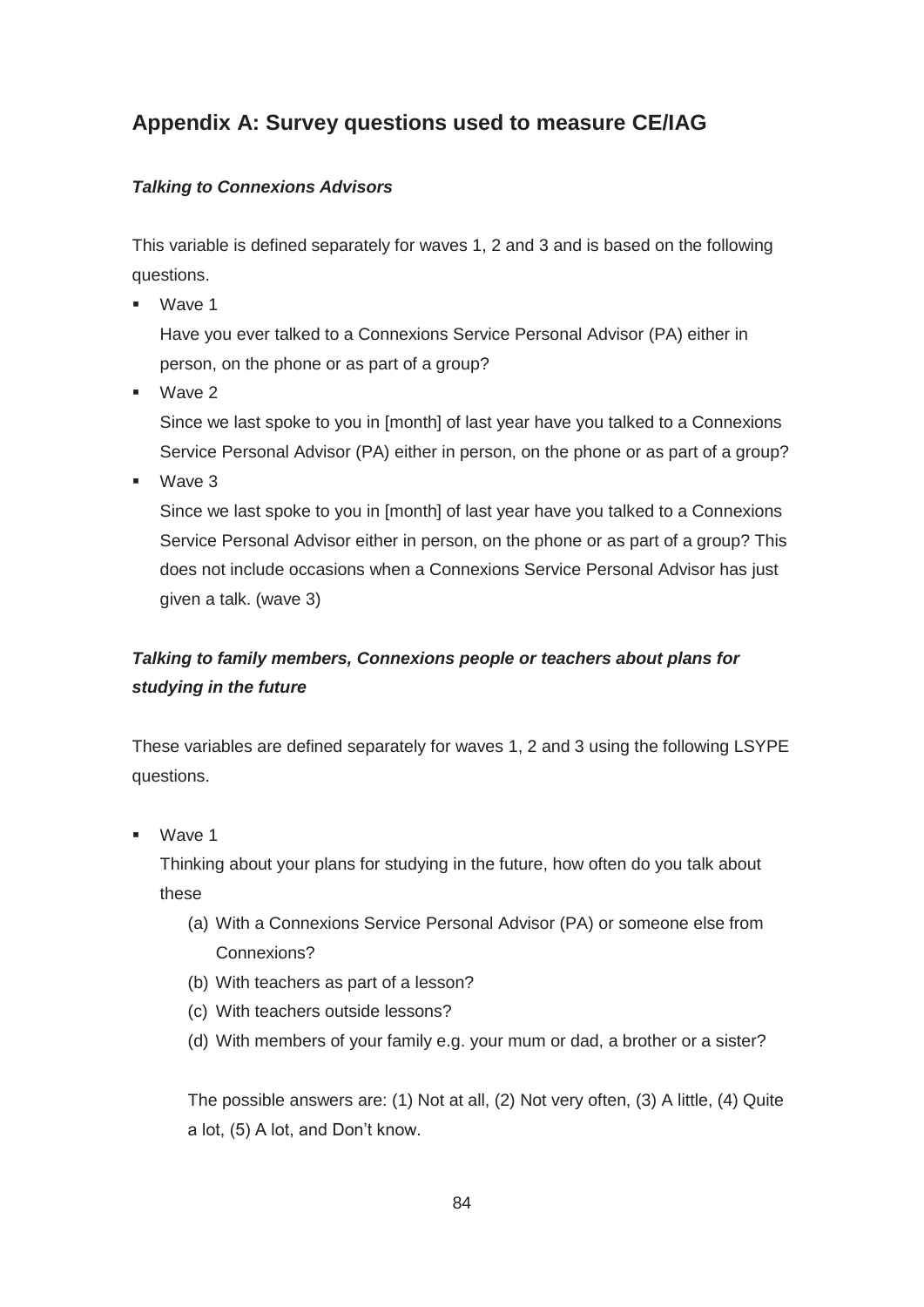## Appendix A: Survey questions used to measure CE/IAG

***Talking to Connexions Advisors***

This variable is defined separately for waves 1, 2 and 3 and is based on the following questions.

- Wave 1

  Have you ever talked to a Connexions Service Personal Advisor (PA) either in person, on the phone or as part of a group?

- Wave 2

  Since we last spoke to you in [month] of last year have you talked to a Connexions Service Personal Advisor (PA) either in person, on the phone or as part of a group?

- Wave 3

  Since we last spoke to you in [month] of last year have you talked to a Connexions Service Personal Advisor either in person, on the phone or as part of a group? This does not include occasions when a Connexions Service Personal Advisor has just given a talk. (wave 3)

***Talking to family members, Connexions people or teachers about plans for studying in the future***

These variables are defined separately for waves 1, 2 and 3 using the following LSYPE questions.

- Wave 1

  Thinking about your plans for studying in the future, how often do you talk about these

  (a) With a Connexions Service Personal Advisor (PA) or someone else from Connexions?
  (b) With teachers as part of a lesson?
  (c) With teachers outside lessons?
  (d) With members of your family e.g. your mum or dad, a brother or a sister?

  The possible answers are: (1) Not at all, (2) Not very often, (3) A little, (4) Quite a lot, (5) A lot, and Don't know.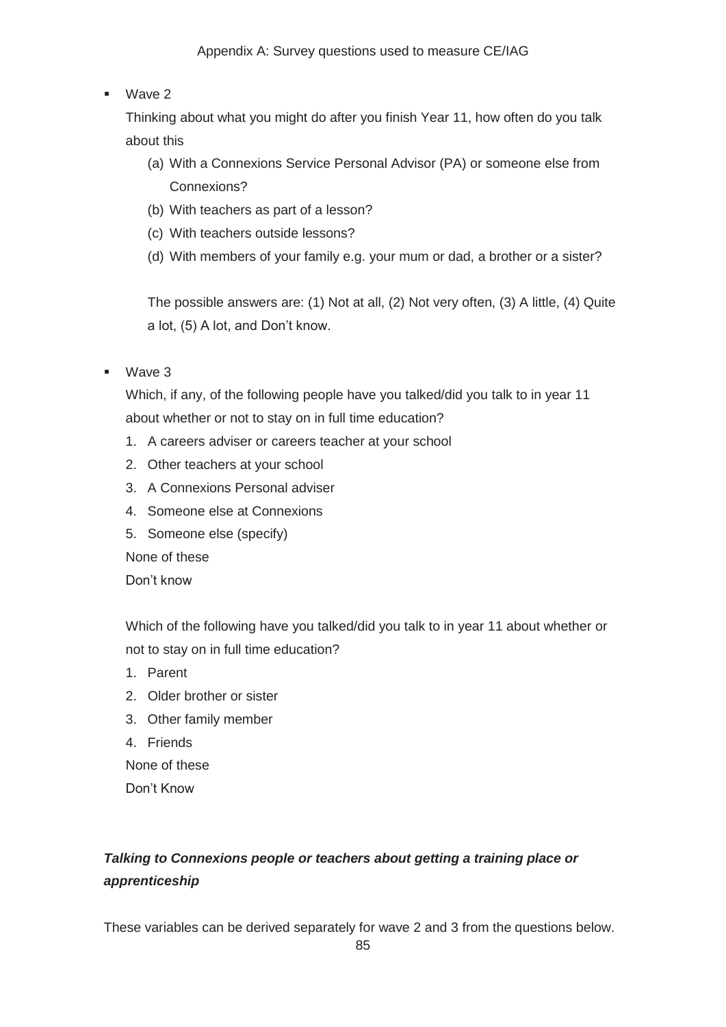- Wave 2

  Thinking about what you might do after you finish Year 11, how often do you talk about this

  (a) With a Connexions Service Personal Advisor (PA) or someone else from Connexions?
  (b) With teachers as part of a lesson?
  (c) With teachers outside lessons?
  (d) With members of your family e.g. your mum or dad, a brother or a sister?

  The possible answers are: (1) Not at all, (2) Not very often, (3) A little, (4) Quite a lot, (5) A lot, and Don't know.

- Wave 3

  Which, if any, of the following people have you talked/did you talk to in year 11 about whether or not to stay on in full time education?

  1. A careers adviser or careers teacher at your school
  2. Other teachers at your school
  3. A Connexions Personal adviser
  4. Someone else at Connexions
  5. Someone else (specify)

  None of these

  Don't know

  Which of the following have you talked/did you talk to in year 11 about whether or not to stay on in full time education?

  1. Parent
  2. Older brother or sister
  3. Other family member
  4. Friends

  None of these

  Don't Know

***Talking to Connexions people or teachers about getting a training place or apprenticeship***

These variables can be derived separately for wave 2 and 3 from the questions below.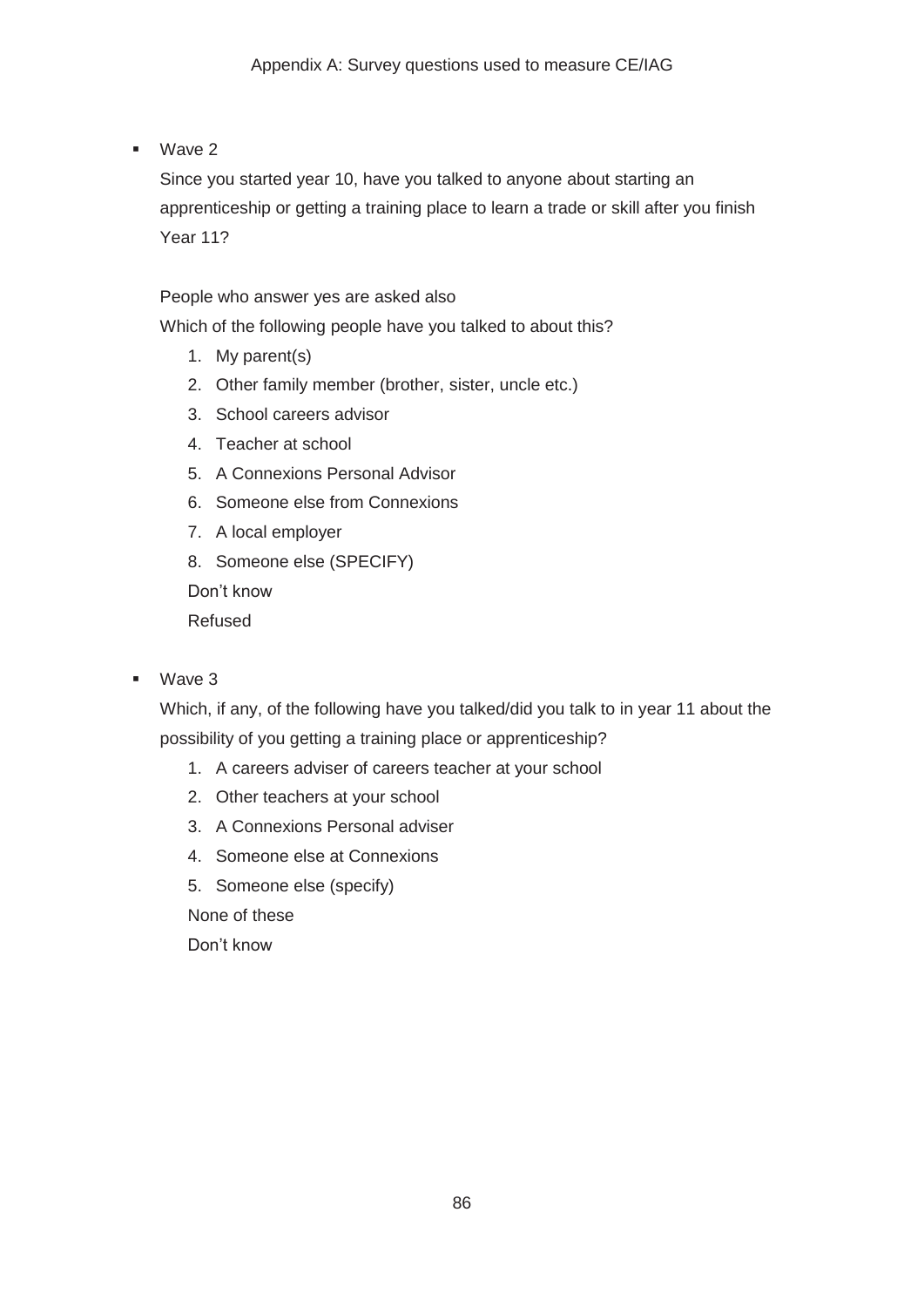Appendix A: Survey questions used to measure CE/IAG

- Wave 2

  Since you started year 10, have you talked to anyone about starting an apprenticeship or getting a training place to learn a trade or skill after you finish Year 11?

  People who answer yes are asked also

  Which of the following people have you talked to about this?

  1. My parent(s)
  2. Other family member (brother, sister, uncle etc.)
  3. School careers advisor
  4. Teacher at school
  5. A Connexions Personal Advisor
  6. Someone else from Connexions
  7. A local employer
  8. Someone else (SPECIFY)

  Don't know

  Refused

- Wave 3

  Which, if any, of the following have you talked/did you talk to in year 11 about the possibility of you getting a training place or apprenticeship?

  1. A careers adviser of careers teacher at your school
  2. Other teachers at your school
  3. A Connexions Personal adviser
  4. Someone else at Connexions
  5. Someone else (specify)

  None of these

  Don't know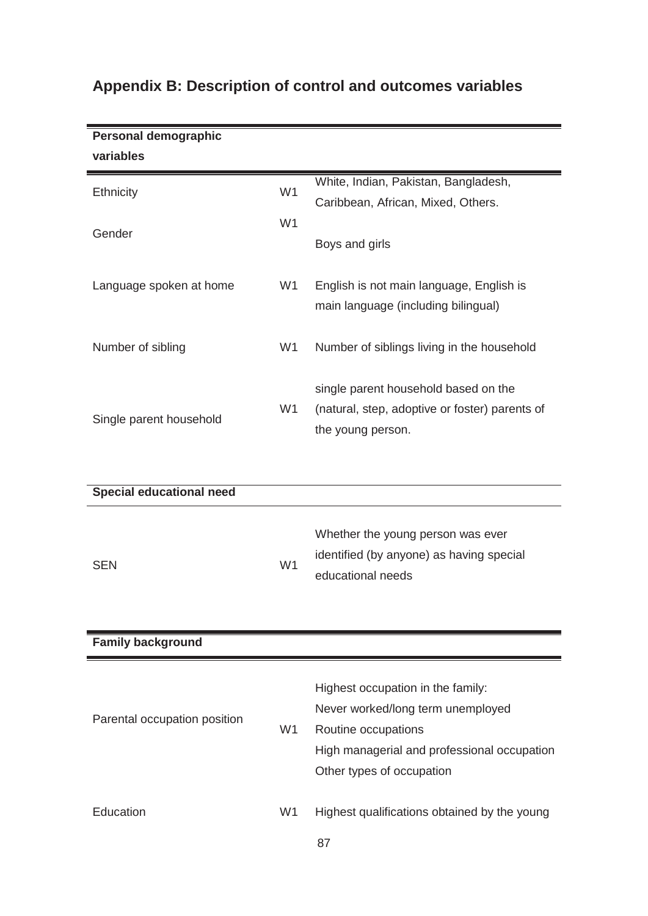## Appendix B: Description of control and outcomes variables

| **Personal demographic variables** | | |
|---|---|---|
| Ethnicity | W1 | White, Indian, Pakistan, Bangladesh, Caribbean, African, Mixed, Others. |
| Gender | W1 | Boys and girls |
| Language spoken at home | W1 | English is not main language, English is main language (including bilingual) |
| Number of sibling | W1 | Number of siblings living in the household |
| Single parent household | W1 | single parent household based on the (natural, step, adoptive or foster) parents of the young person. |
| **Special educational need** | | |
| SEN | W1 | Whether the young person was ever identified (by anyone) as having special educational needs |
| **Family background** | | |
| Parental occupation position | W1 | Highest occupation in the family:<br>Never worked/long term unemployed<br>Routine occupations<br>High managerial and professional occupation<br>Other types of occupation |
| Education | W1 | Highest qualifications obtained by the young |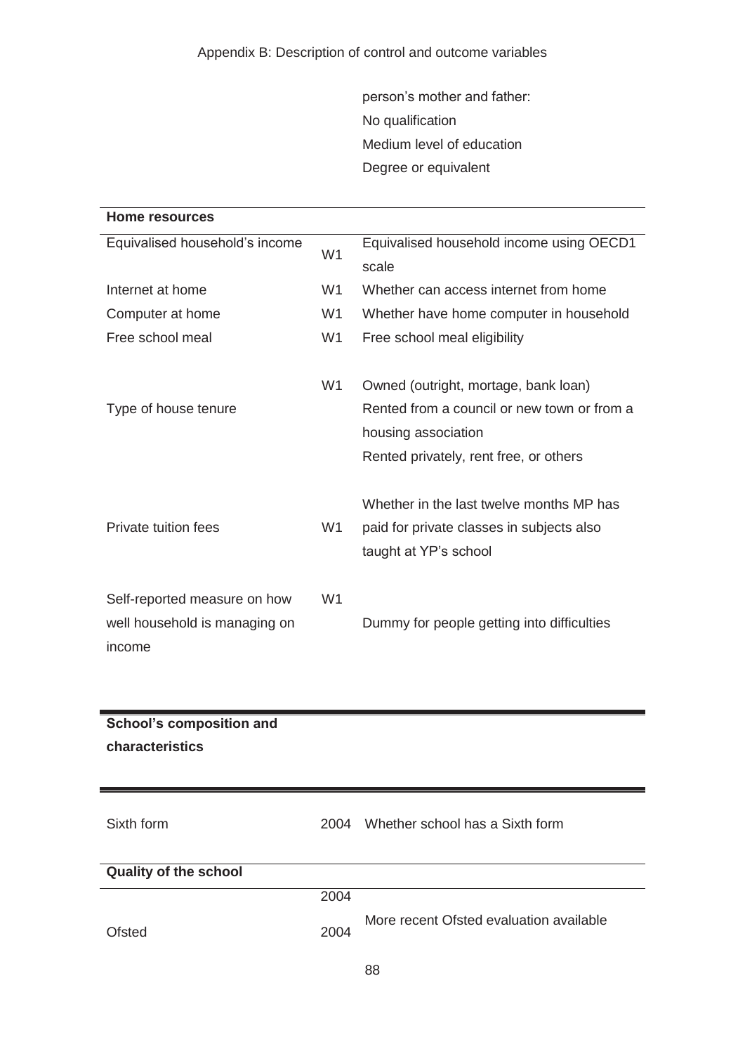| | | |
|---|---|---|
| | | person's mother and father:<br>No qualification<br>Medium level of education<br>Degree or equivalent |
| **Home resources** | | |
| Equivalised household's income | W1 | Equivalised household income using OECD1 scale |
| Internet at home | W1 | Whether can access internet from home |
| Computer at home | W1 | Whether have home computer in household |
| Free school meal | W1 | Free school meal eligibility |
| Type of house tenure | W1 | Owned (outright, mortage, bank loan)<br>Rented from a council or new town or from a housing association<br>Rented privately, rent free, or others |
| Private tuition fees | W1 | Whether in the last twelve months MP has paid for private classes in subjects also taught at YP's school |
| Self-reported measure on how well household is managing on income | W1 | Dummy for people getting into difficulties |
| **School's composition and characteristics** | | |
| Sixth form | 2004 | Whether school has a Sixth form |
| **Quality of the school** | | |
| Ofsted | 2004<br>2004 | More recent Ofsted evaluation available |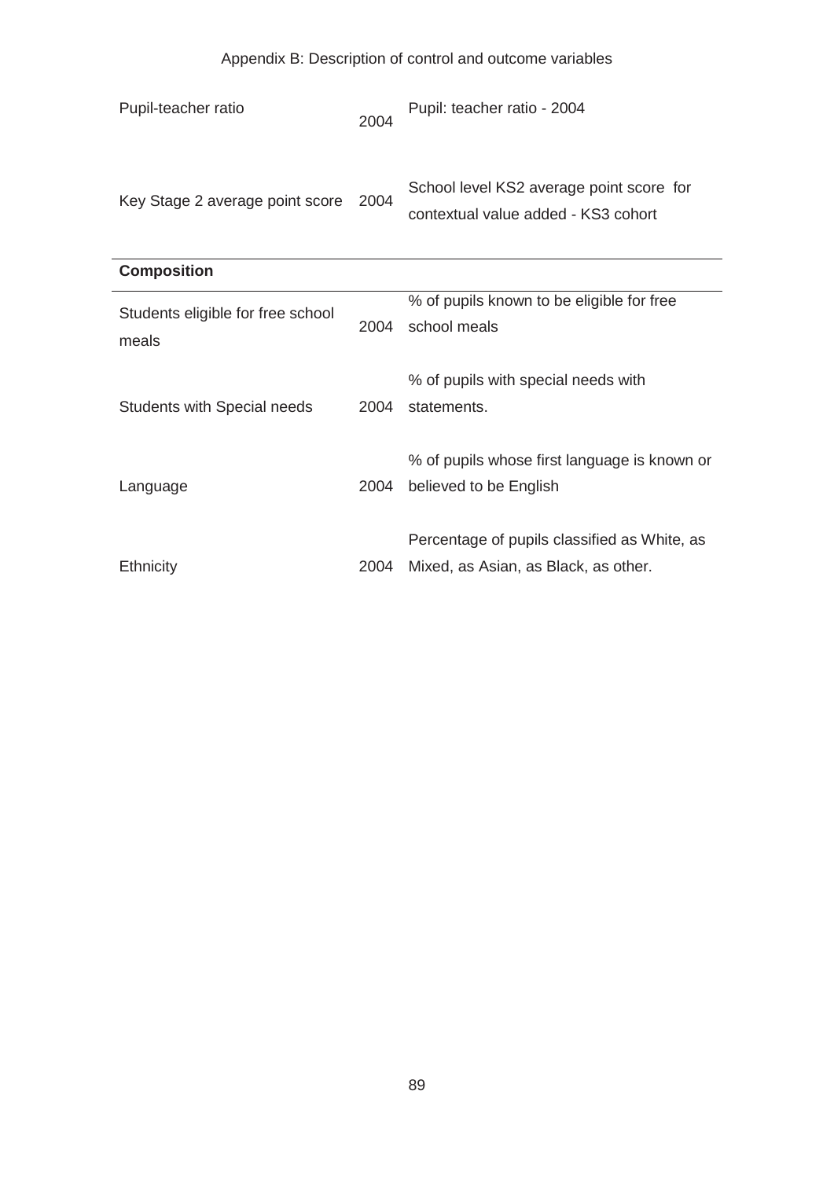Appendix B: Description of control and outcome variables

| | | |
|---|---|---|
| Pupil-teacher ratio | 2004 | Pupil: teacher ratio - 2004 |
| Key Stage 2 average point score | 2004 | School level KS2 average point score for contextual value added - KS3 cohort |
| **Composition** | | |
| Students eligible for free school meals | 2004 | % of pupils known to be eligible for free school meals |
| Students with Special needs | 2004 | % of pupils with special needs with statements. |
| Language | 2004 | % of pupils whose first language is known or believed to be English |
| Ethnicity | 2004 | Percentage of pupils classified as White, as Mixed, as Asian, as Black, as other. |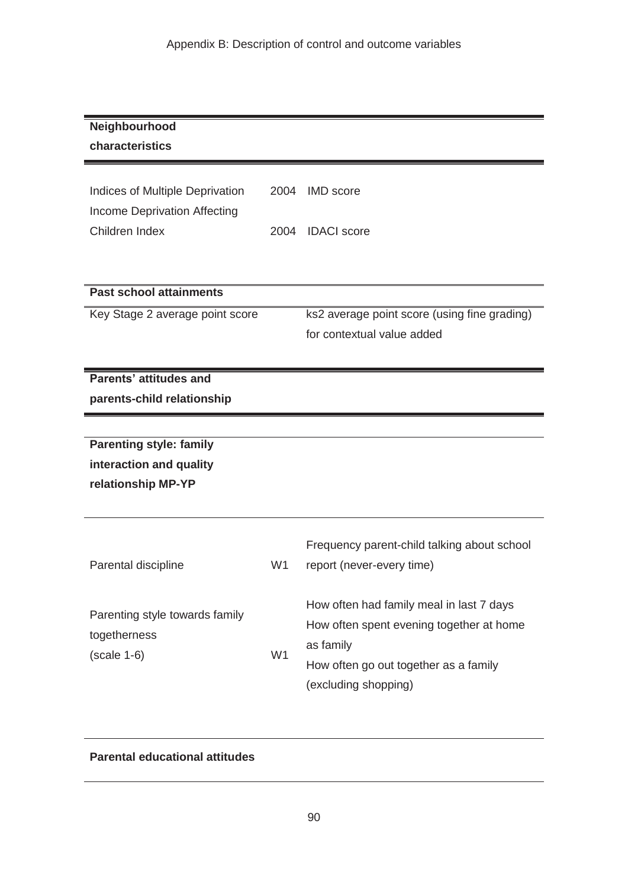Appendix B: Description of control and outcome variables

| **Neighbourhood characteristics** | | |
|---|---|---|
| Indices of Multiple Deprivation | 2004 | IMD score |
| Income Deprivation Affecting Children Index | 2004 | IDACI score |
| **Past school attainments** | | |
| Key Stage 2 average point score | | ks2 average point score (using fine grading) for contextual value added |
| **Parents' attitudes and parents-child relationship** | | |
| **Parenting style: family interaction and quality relationship MP-YP** | | |
| Parental discipline | W1 | Frequency parent-child talking about school report (never-every time) |
| Parenting style towards family togetherness (scale 1-6) | W1 | How often had family meal in last 7 days<br>How often spent evening together at home as family<br>How often go out together as a family (excluding shopping) |
| **Parental educational attitudes** | | |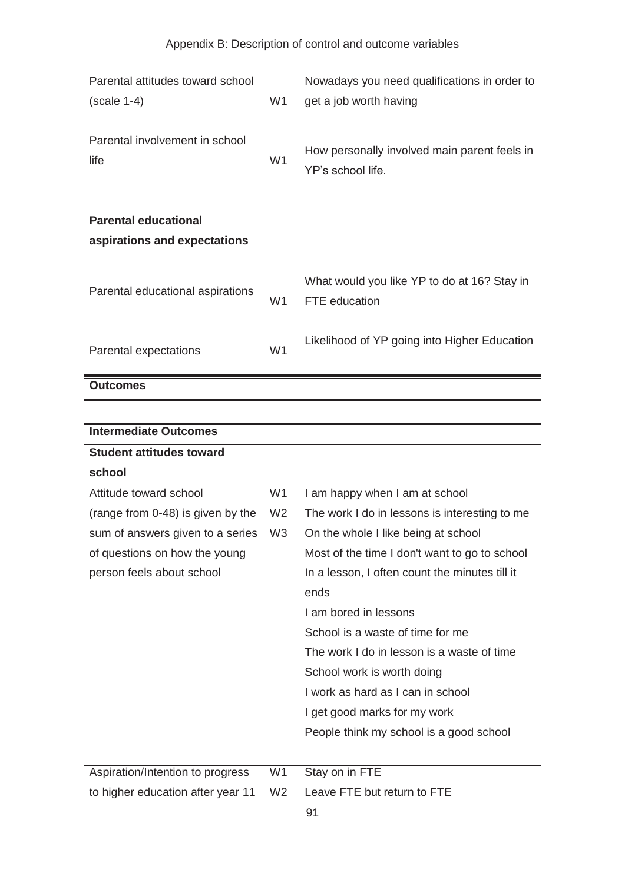Appendix B: Description of control and outcome variables

| | | |
|---|---|---|
| Parental attitudes toward school (scale 1-4) | W1 | Nowadays you need qualifications in order to get a job worth having |
| Parental involvement in school life | W1 | How personally involved main parent feels in YP's school life. |
| **Parental educational aspirations and expectations** | | |
| Parental educational aspirations | W1 | What would you like YP to do at 16? Stay in FTE education |
| Parental expectations | W1 | Likelihood of YP going into Higher Education |
| **Outcomes** | | |
| **Intermediate Outcomes** | | |
| **Student attitudes toward school** | | |
| Attitude toward school (range from 0-48) is given by the sum of answers given to a series of questions on how the young person feels about school | W1<br>W2<br>W3 | I am happy when I am at school<br>The work I do in lessons is interesting to me<br>On the whole I like being at school<br>Most of the time I don't want to go to school<br>In a lesson, I often count the minutes till it ends<br>I am bored in lessons<br>School is a waste of time for me<br>The work I do in lesson is a waste of time<br>School work is worth doing<br>I work as hard as I can in school<br>I get good marks for my work<br>People think my school is a good school |
| Aspiration/Intention to progress to higher education after year 11 | W1<br>W2 | Stay on in FTE<br>Leave FTE but return to FTE |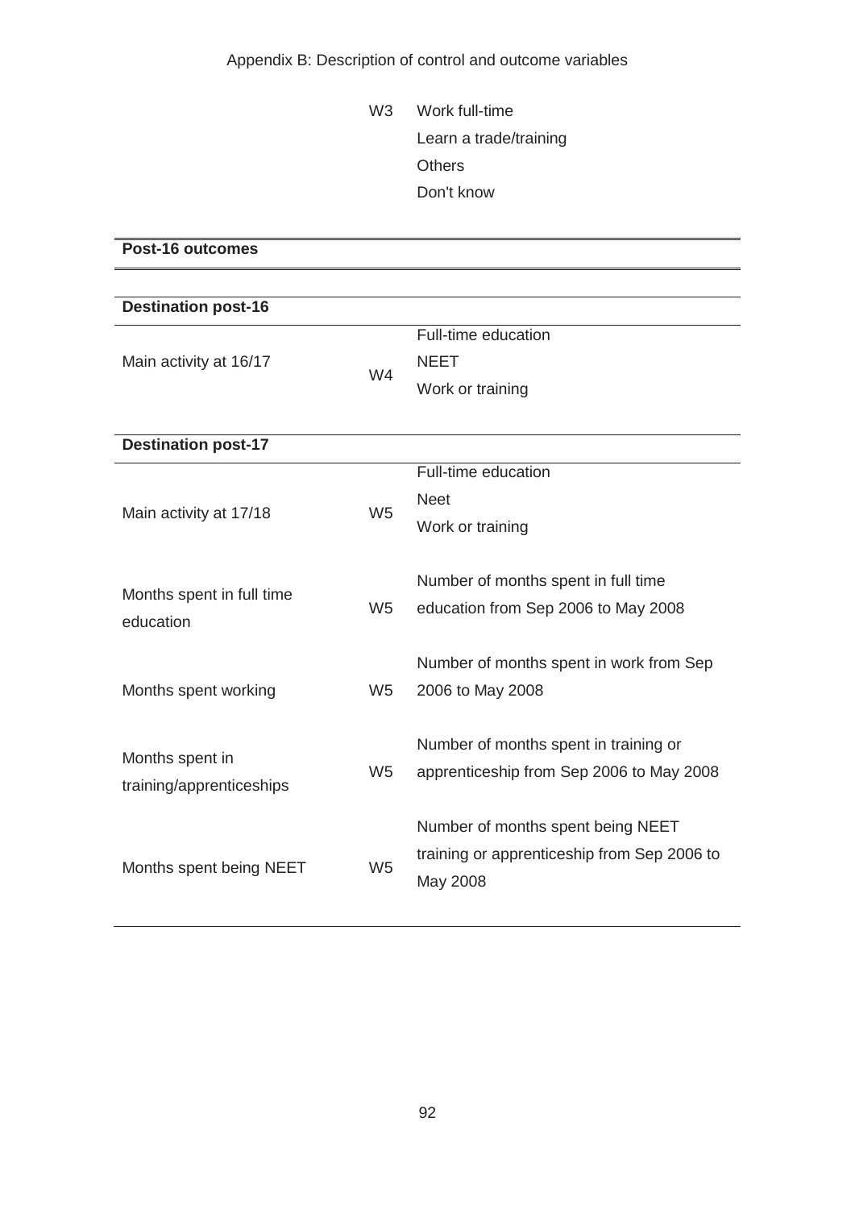| | | |
|---|---|---|
| | W3 | Work full-time<br>Learn a trade/training<br>Others<br>Don't know |
| **Post-16 outcomes** | | |
| **Destination post-16** | | |
| Main activity at 16/17 | W4 | Full-time education<br>NEET<br>Work or training |
| **Destination post-17** | | |
| Main activity at 17/18 | W5 | Full-time education<br>Neet<br>Work or training |
| Months spent in full time education | W5 | Number of months spent in full time education from Sep 2006 to May 2008 |
| Months spent working | W5 | Number of months spent in work from Sep 2006 to May 2008 |
| Months spent in training/apprenticeships | W5 | Number of months spent in training or apprenticeship from Sep 2006 to May 2008 |
| Months spent being NEET | W5 | Number of months spent being NEET training or apprenticeship from Sep 2006 to May 2008 |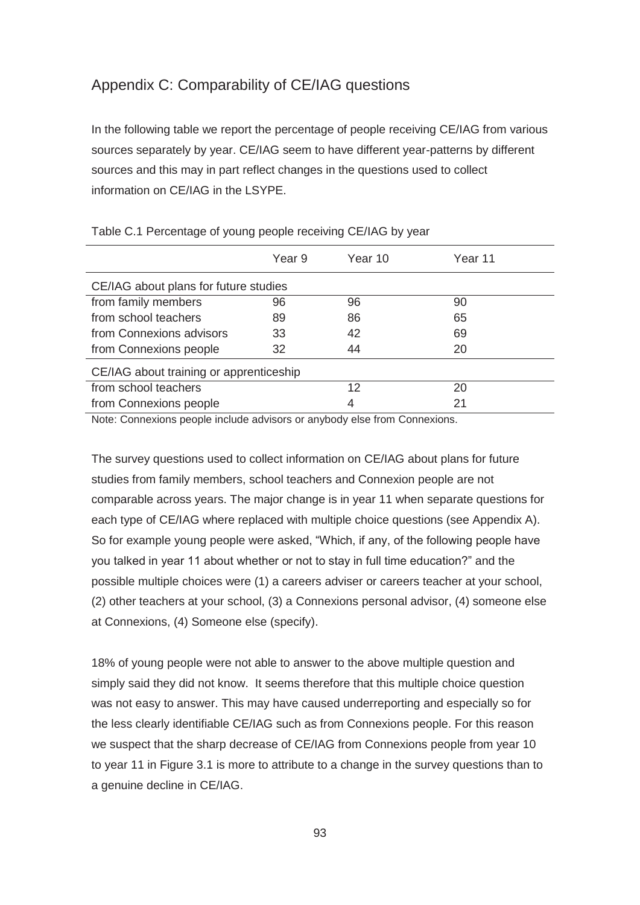## Appendix C: Comparability of CE/IAG questions

In the following table we report the percentage of people receiving CE/IAG from various sources separately by year. CE/IAG seem to have different year-patterns by different sources and this may in part reflect changes in the questions used to collect information on CE/IAG in the LSYPE.

Table C.1 Percentage of young people receiving CE/IAG by year

| | Year 9 | Year 10 | Year 11 |
|---|---|---|---|
| CE/IAG about plans for future studies | | | |
| from family members | 96 | 96 | 90 |
| from school teachers | 89 | 86 | 65 |
| from Connexions advisors | 33 | 42 | 69 |
| from Connexions people | 32 | 44 | 20 |
| CE/IAG about training or apprenticeship | | | |
| from school teachers | | 12 | 20 |
| from Connexions people | | 4 | 21 |

Note: Connexions people include advisors or anybody else from Connexions.

The survey questions used to collect information on CE/IAG about plans for future studies from family members, school teachers and Connexion people are not comparable across years. The major change is in year 11 when separate questions for each type of CE/IAG where replaced with multiple choice questions (see Appendix A). So for example young people were asked, "Which, if any, of the following people have you talked in year 11 about whether or not to stay in full time education?" and the possible multiple choices were (1) a careers adviser or careers teacher at your school, (2) other teachers at your school, (3) a Connexions personal advisor, (4) someone else at Connexions, (4) Someone else (specify).

18% of young people were not able to answer to the above multiple question and simply said they did not know. It seems therefore that this multiple choice question was not easy to answer. This may have caused underreporting and especially so for the less clearly identifiable CE/IAG such as from Connexions people. For this reason we suspect that the sharp decrease of CE/IAG from Connexions people from year 10 to year 11 in Figure 3.1 is more to attribute to a change in the survey questions than to a genuine decline in CE/IAG.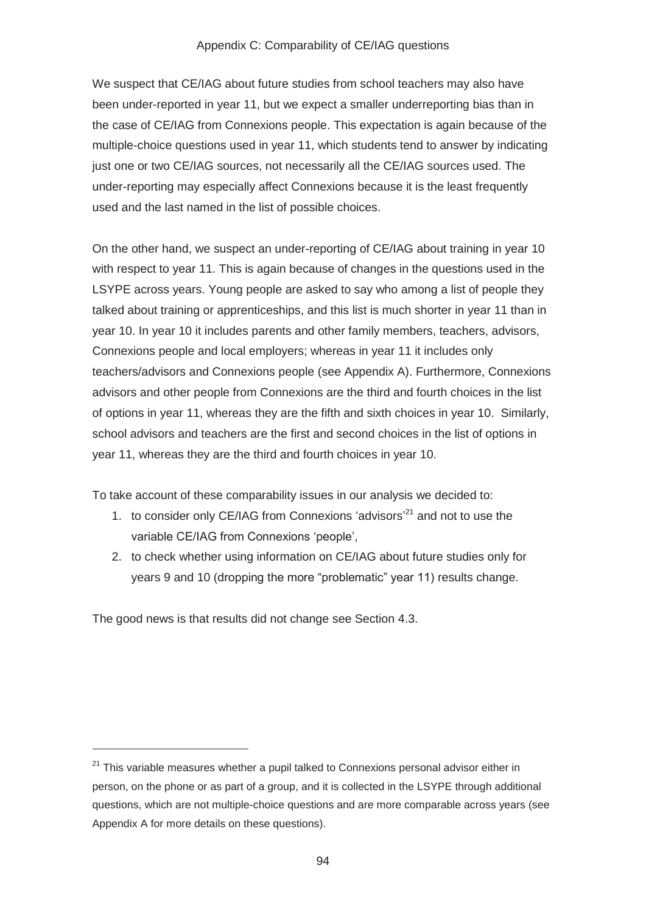We suspect that CE/IAG about future studies from school teachers may also have been under-reported in year 11, but we expect a smaller underreporting bias than in the case of CE/IAG from Connexions people. This expectation is again because of the multiple-choice questions used in year 11, which students tend to answer by indicating just one or two CE/IAG sources, not necessarily all the CE/IAG sources used. The under-reporting may especially affect Connexions because it is the least frequently used and the last named in the list of possible choices.

On the other hand, we suspect an under-reporting of CE/IAG about training in year 10 with respect to year 11. This is again because of changes in the questions used in the LSYPE across years. Young people are asked to say who among a list of people they talked about training or apprenticeships, and this list is much shorter in year 11 than in year 10. In year 10 it includes parents and other family members, teachers, advisors, Connexions people and local employers; whereas in year 11 it includes only teachers/advisors and Connexions people (see Appendix A). Furthermore, Connexions advisors and other people from Connexions are the third and fourth choices in the list of options in year 11, whereas they are the fifth and sixth choices in year 10. Similarly, school advisors and teachers are the first and second choices in the list of options in year 11, whereas they are the third and fourth choices in year 10.

To take account of these comparability issues in our analysis we decided to:

1. to consider only CE/IAG from Connexions 'advisors'[21] and not to use the variable CE/IAG from Connexions 'people',
2. to check whether using information on CE/IAG about future studies only for years 9 and 10 (dropping the more "problematic" year 11) results change.

The good news is that results did not change see Section 4.3.

---

[21] This variable measures whether a pupil talked to Connexions personal advisor either in person, on the phone or as part of a group, and it is collected in the LSYPE through additional questions, which are not multiple-choice questions and are more comparable across years (see Appendix A for more details on these questions).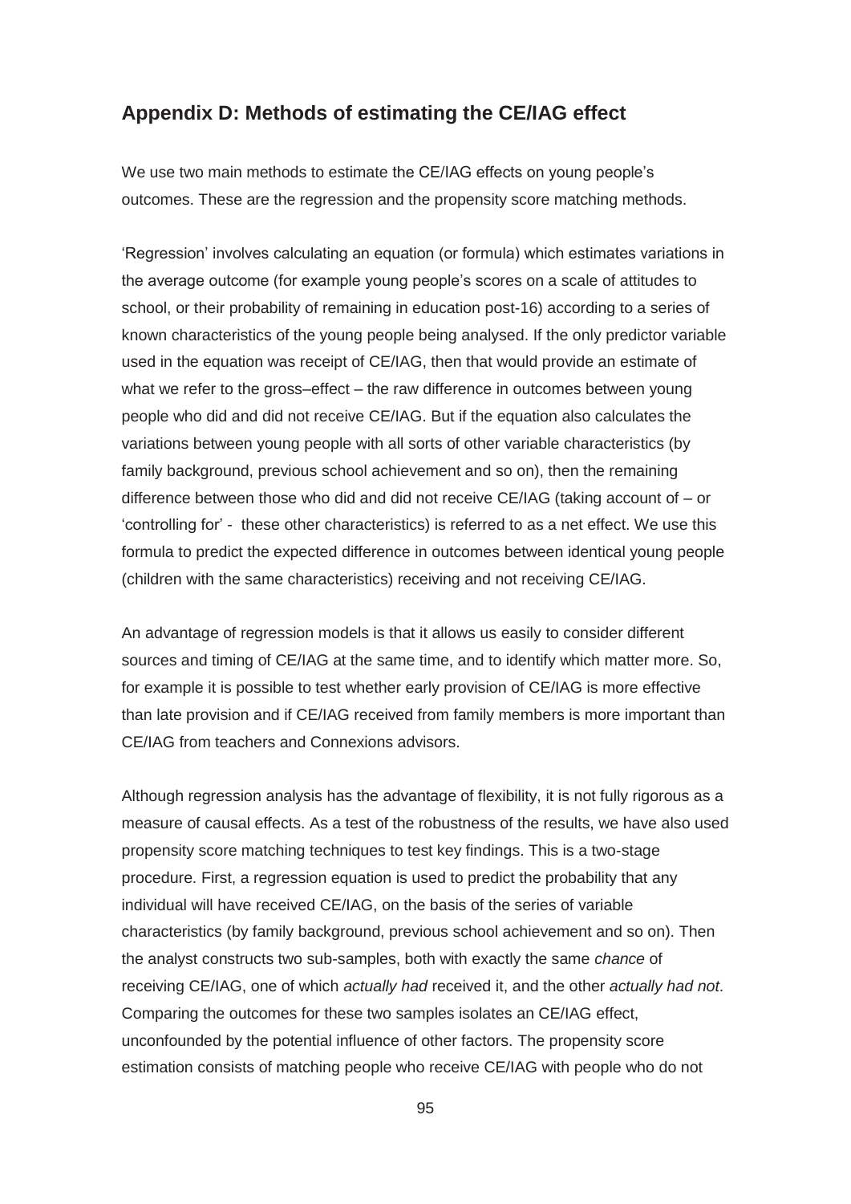## Appendix D: Methods of estimating the CE/IAG effect

We use two main methods to estimate the CE/IAG effects on young people's outcomes. These are the regression and the propensity score matching methods.

'Regression' involves calculating an equation (or formula) which estimates variations in the average outcome (for example young people's scores on a scale of attitudes to school, or their probability of remaining in education post-16) according to a series of known characteristics of the young people being analysed. If the only predictor variable used in the equation was receipt of CE/IAG, then that would provide an estimate of what we refer to the gross–effect – the raw difference in outcomes between young people who did and did not receive CE/IAG. But if the equation also calculates the variations between young people with all sorts of other variable characteristics (by family background, previous school achievement and so on), then the remaining difference between those who did and did not receive CE/IAG (taking account of – or 'controlling for' - these other characteristics) is referred to as a net effect. We use this formula to predict the expected difference in outcomes between identical young people (children with the same characteristics) receiving and not receiving CE/IAG.

An advantage of regression models is that it allows us easily to consider different sources and timing of CE/IAG at the same time, and to identify which matter more. So, for example it is possible to test whether early provision of CE/IAG is more effective than late provision and if CE/IAG received from family members is more important than CE/IAG from teachers and Connexions advisors.

Although regression analysis has the advantage of flexibility, it is not fully rigorous as a measure of causal effects. As a test of the robustness of the results, we have also used propensity score matching techniques to test key findings. This is a two-stage procedure. First, a regression equation is used to predict the probability that any individual will have received CE/IAG, on the basis of the series of variable characteristics (by family background, previous school achievement and so on). Then the analyst constructs two sub-samples, both with exactly the same *chance* of receiving CE/IAG, one of which *actually had* received it, and the other *actually had not*. Comparing the outcomes for these two samples isolates an CE/IAG effect, unconfounded by the potential influence of other factors. The propensity score estimation consists of matching people who receive CE/IAG with people who do not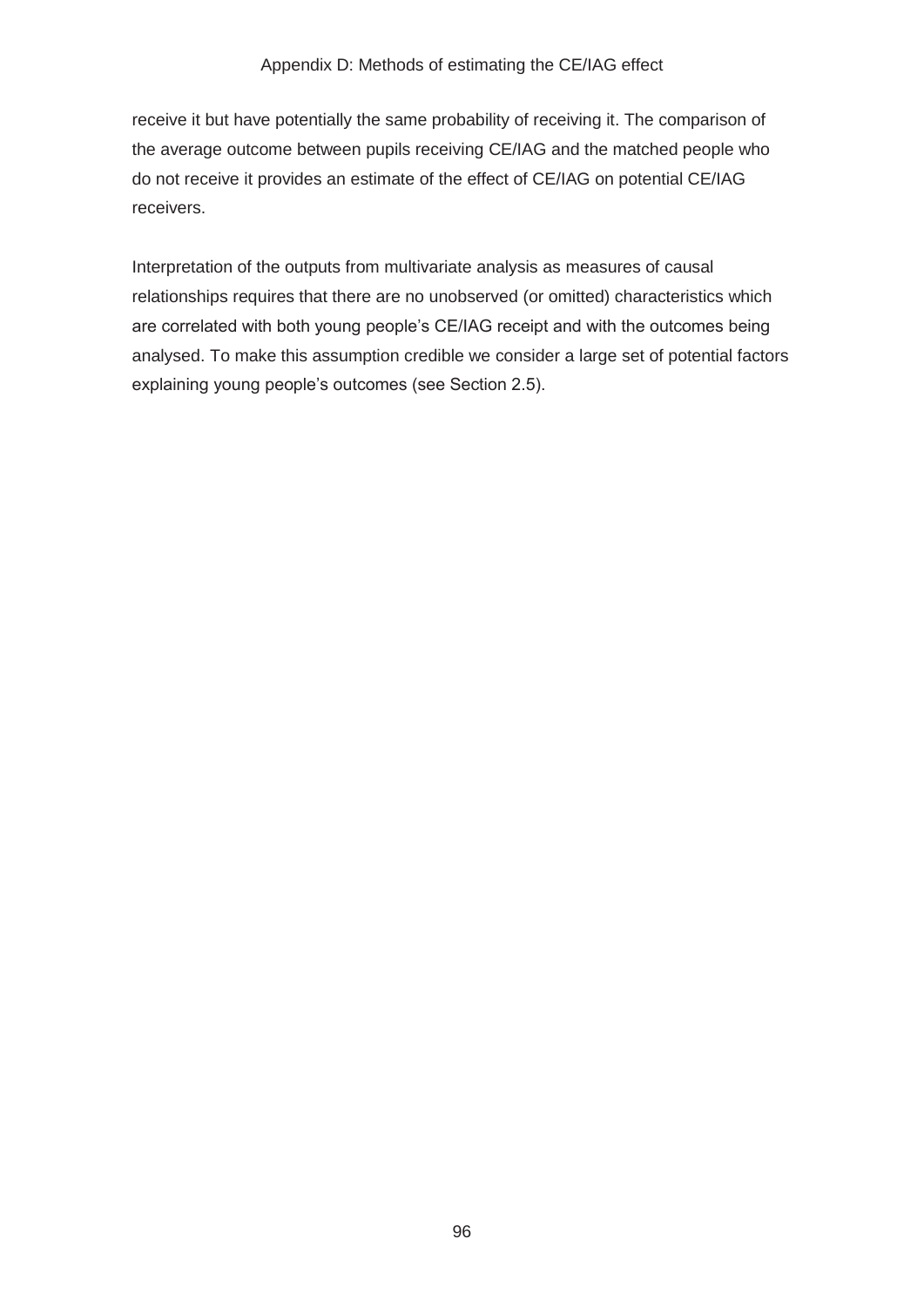receive it but have potentially the same probability of receiving it. The comparison of the average outcome between pupils receiving CE/IAG and the matched people who do not receive it provides an estimate of the effect of CE/IAG on potential CE/IAG receivers.

Interpretation of the outputs from multivariate analysis as measures of causal relationships requires that there are no unobserved (or omitted) characteristics which are correlated with both young people's CE/IAG receipt and with the outcomes being analysed. To make this assumption credible we consider a large set of potential factors explaining young people's outcomes (see Section 2.5).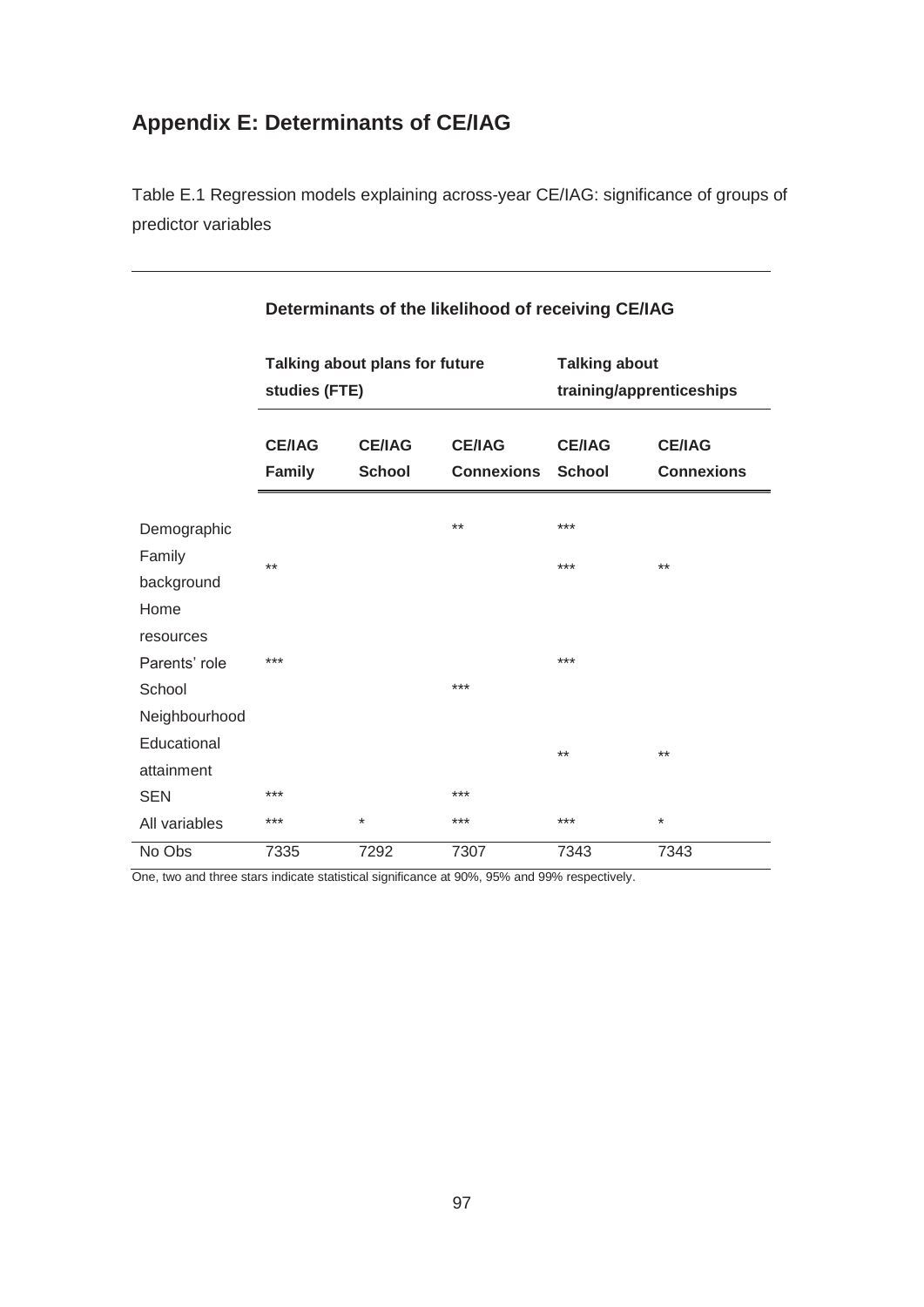## Appendix E: Determinants of CE/IAG

Table E.1 Regression models explaining across-year CE/IAG: significance of groups of predictor variables

| | Determinants of the likelihood of receiving CE/IAG | | | | |
|---|---|---|---|---|---|
| | Talking about plans for future studies (FTE) | | | Talking about training/apprenticeships | |
| | CE/IAG Family | CE/IAG School | CE/IAG Connexions | CE/IAG School | CE/IAG Connexions |
| Demographic | | | ** | *** | |
| Family background | ** | | | *** | ** |
| Home resources | | | | | |
| Parents' role | *** | | | *** | |
| School | | | *** | | |
| Neighbourhood | | | | | |
| Educational attainment | | | | ** | ** |
| SEN | *** | | *** | | |
| All variables | *** | * | *** | *** | * |
| No Obs | 7335 | 7292 | 7307 | 7343 | 7343 |

One, two and three stars indicate statistical significance at 90%, 95% and 99% respectively.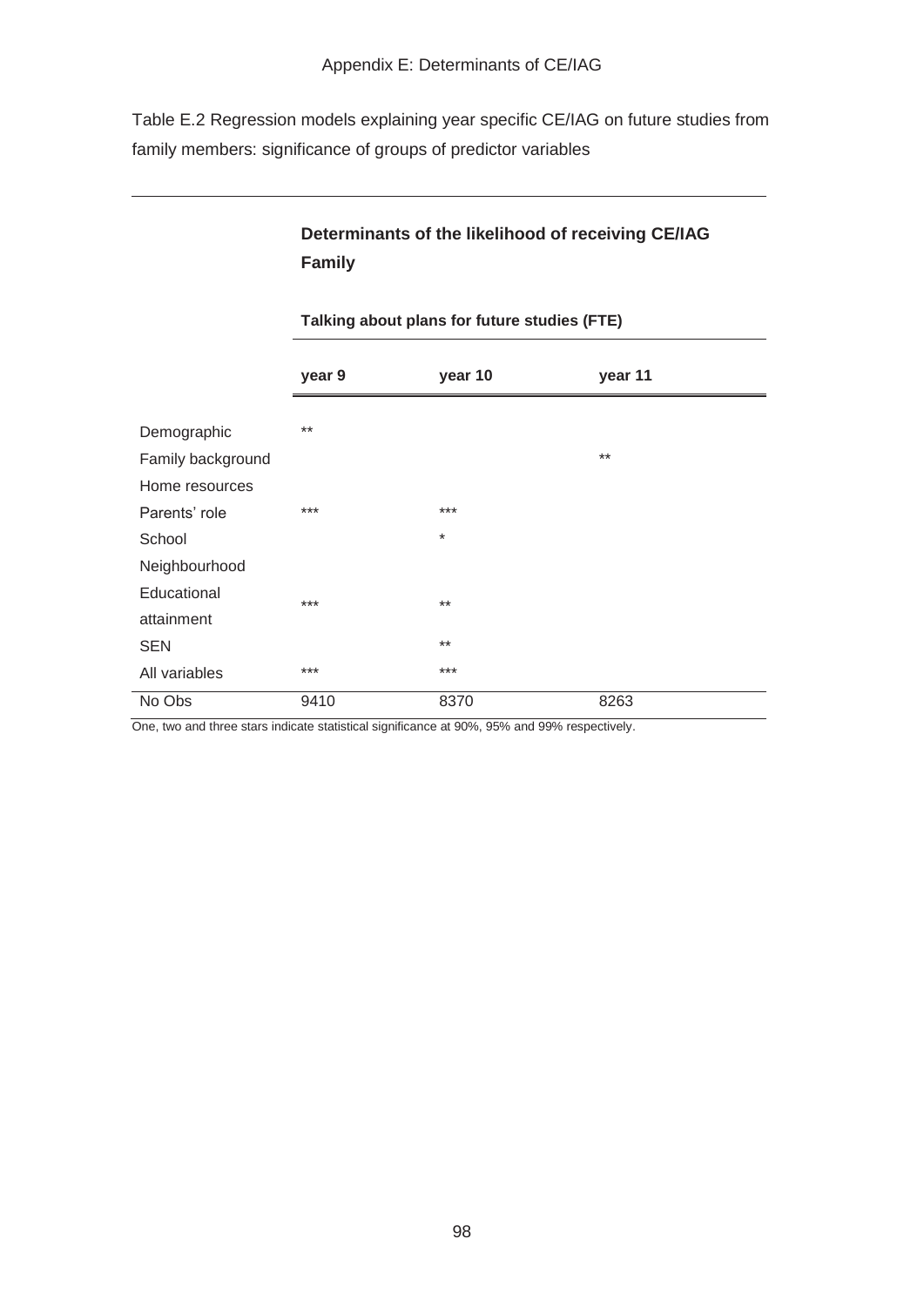Table E.2 Regression models explaining year specific CE/IAG on future studies from family members: significance of groups of predictor variables

| | **Determinants of the likelihood of receiving CE/IAG Family** | | |
|---|---|---|---|
| | **Talking about plans for future studies (FTE)** | | |
| | **year 9** | **year 10** | **year 11** |
| Demographic | ** | | |
| Family background | | | ** |
| Home resources | | | |
| Parents' role | *** | *** | |
| School | | * | |
| Neighbourhood | | | |
| Educational attainment | *** | ** | |
| SEN | | ** | |
| All variables | *** | *** | |
| No Obs | 9410 | 8370 | 8263 |

One, two and three stars indicate statistical significance at 90%, 95% and 99% respectively.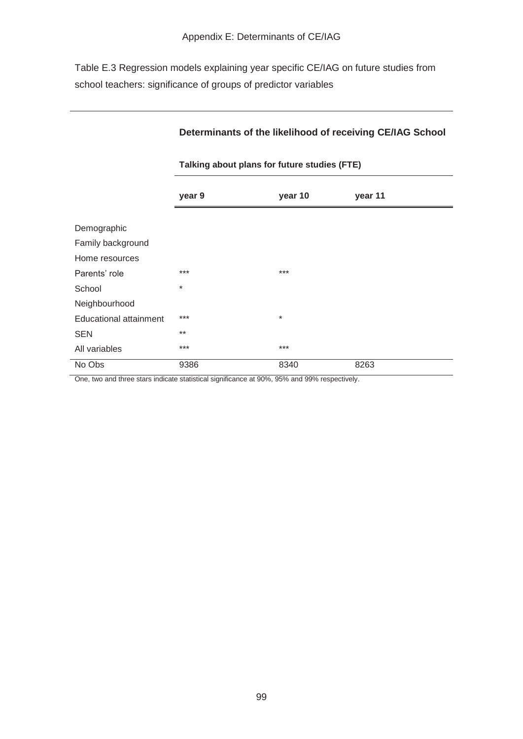Appendix E: Determinants of CE/IAG

Table E.3 Regression models explaining year specific CE/IAG on future studies from school teachers: significance of groups of predictor variables

| | Determinants of the likelihood of receiving CE/IAG School | | |
|---|---|---|---|
| | Talking about plans for future studies (FTE) | | |
| | year 9 | year 10 | year 11 |
| Demographic | | | |
| Family background | | | |
| Home resources | | | |
| Parents' role | *** | *** | |
| School | * | | |
| Neighbourhood | | | |
| Educational attainment | *** | * | |
| SEN | ** | | |
| All variables | *** | *** | |
| No Obs | 9386 | 8340 | 8263 |

One, two and three stars indicate statistical significance at 90%, 95% and 99% respectively.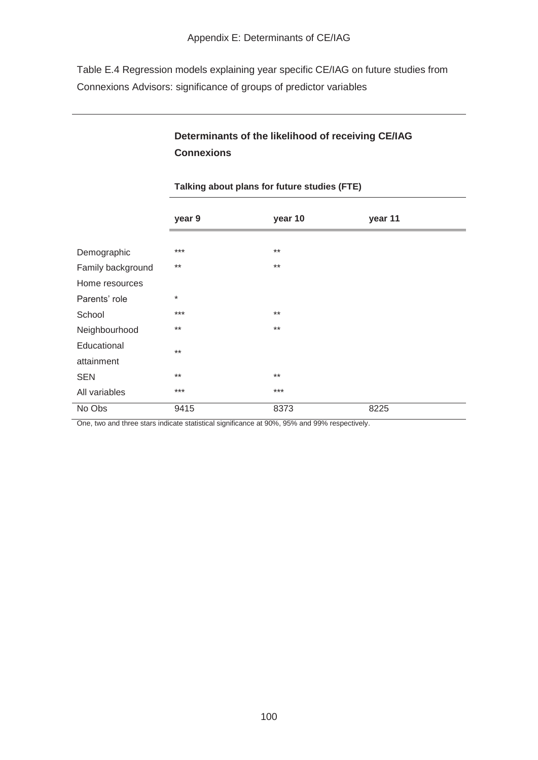Table E.4 Regression models explaining year specific CE/IAG on future studies from Connexions Advisors: significance of groups of predictor variables

| | Determinants of the likelihood of receiving CE/IAG Connexions | | |
|---|---|---|---|
| | **Talking about plans for future studies (FTE)** | | |
| | **year 9** | **year 10** | **year 11** |
| Demographic | *** | ** | |
| Family background | ** | ** | |
| Home resources | | | |
| Parents' role | * | | |
| School | *** | ** | |
| Neighbourhood | ** | ** | |
| Educational attainment | ** | | |
| SEN | ** | ** | |
| All variables | *** | *** | |
| No Obs | 9415 | 8373 | 8225 |

One, two and three stars indicate statistical significance at 90%, 95% and 99% respectively.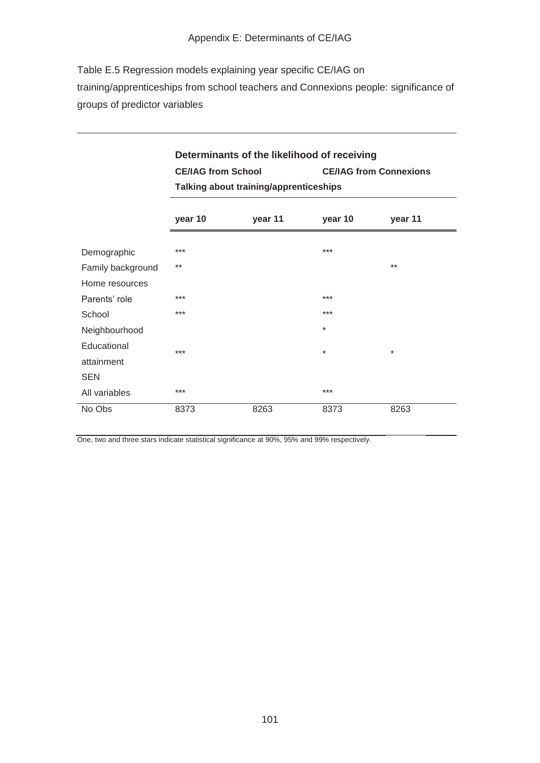Appendix E: Determinants of CE/IAG

Table E.5 Regression models explaining year specific CE/IAG on training/apprenticeships from school teachers and Connexions people: significance of groups of predictor variables

| | Determinants of the likelihood of receiving | | | |
|---|---|---|---|---|
| | CE/IAG from School | | CE/IAG from Connexions | |
| | Talking about training/apprenticeships | | | |
| | **year 10** | **year 11** | **year 10** | **year 11** |
| Demographic | *** | | *** | |
| Family background | ** | | | ** |
| Home resources | | | | |
| Parents' role | *** | | *** | |
| School | *** | | *** | |
| Neighbourhood | | | * | |
| Educational attainment | *** | | * | * |
| SEN | | | | |
| All variables | *** | | *** | |
| No Obs | 8373 | 8263 | 8373 | 8263 |

One, two and three stars indicate statistical significance at 90%, 95% and 99% respectively.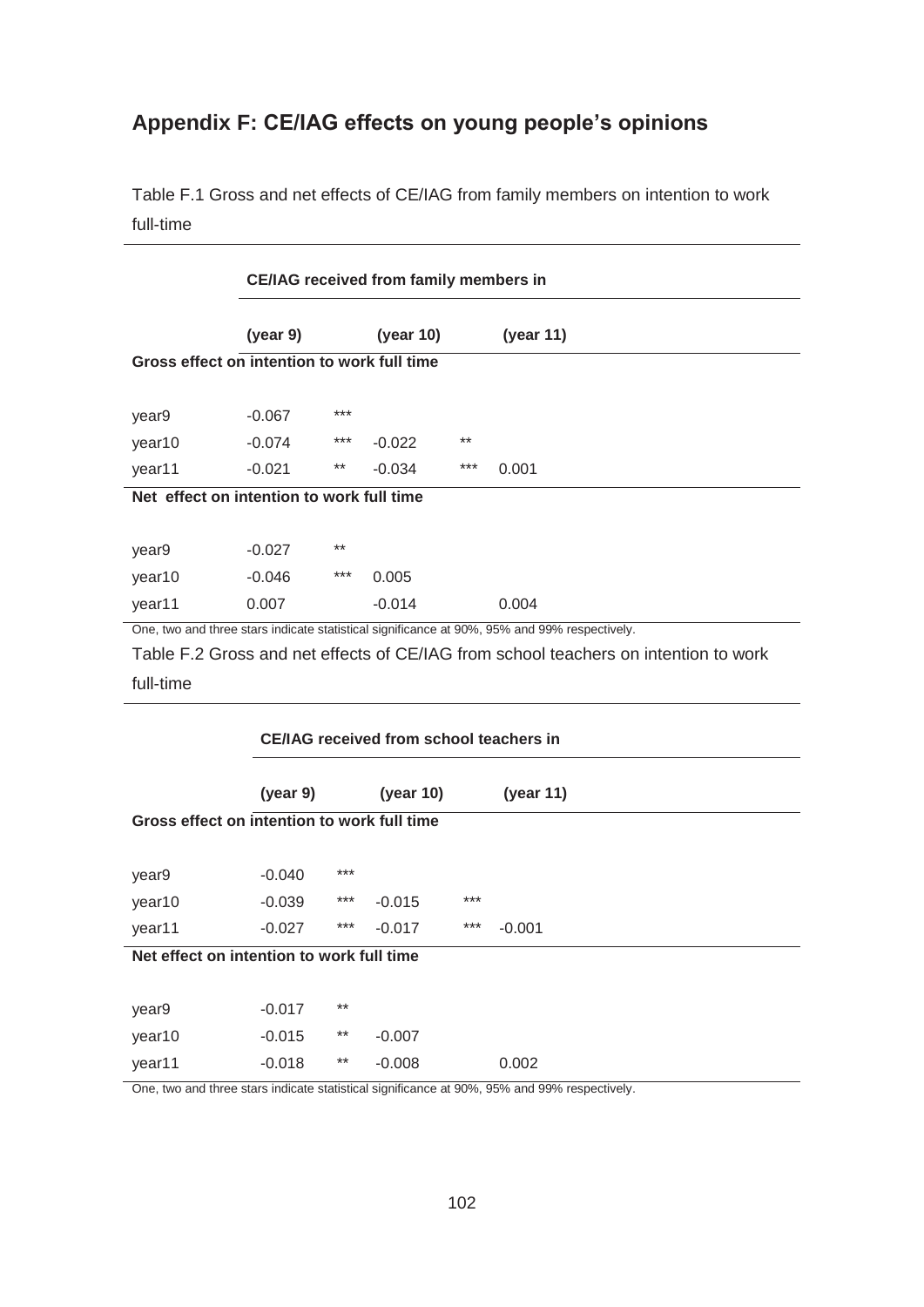## Appendix F: CE/IAG effects on young people's opinions

Table F.1 Gross and net effects of CE/IAG from family members on intention to work full-time

| | CE/IAG received from family members in | | | | |
|---|---|---|---|---|---|
| | (year 9) | | (year 10) | | (year 11) |
| **Gross effect on intention to work full time** | | | | | |
| year9 | -0.067 | *** | | | |
| year10 | -0.074 | *** | -0.022 | ** | |
| year11 | -0.021 | ** | -0.034 | *** | 0.001 |
| **Net effect on intention to work full time** | | | | | |
| year9 | -0.027 | ** | | | |
| year10 | -0.046 | *** | 0.005 | | |
| year11 | 0.007 | | -0.014 | | 0.004 |

One, two and three stars indicate statistical significance at 90%, 95% and 99% respectively.

Table F.2 Gross and net effects of CE/IAG from school teachers on intention to work full-time

| | CE/IAG received from school teachers in | | | | |
|---|---|---|---|---|---|
| | (year 9) | | (year 10) | | (year 11) |
| **Gross effect on intention to work full time** | | | | | |
| year9 | -0.040 | *** | | | |
| year10 | -0.039 | *** | -0.015 | *** | |
| year11 | -0.027 | *** | -0.017 | *** | -0.001 |
| **Net effect on intention to work full time** | | | | | |
| year9 | -0.017 | ** | | | |
| year10 | -0.015 | ** | -0.007 | | |
| year11 | -0.018 | ** | -0.008 | | 0.002 |

One, two and three stars indicate statistical significance at 90%, 95% and 99% respectively.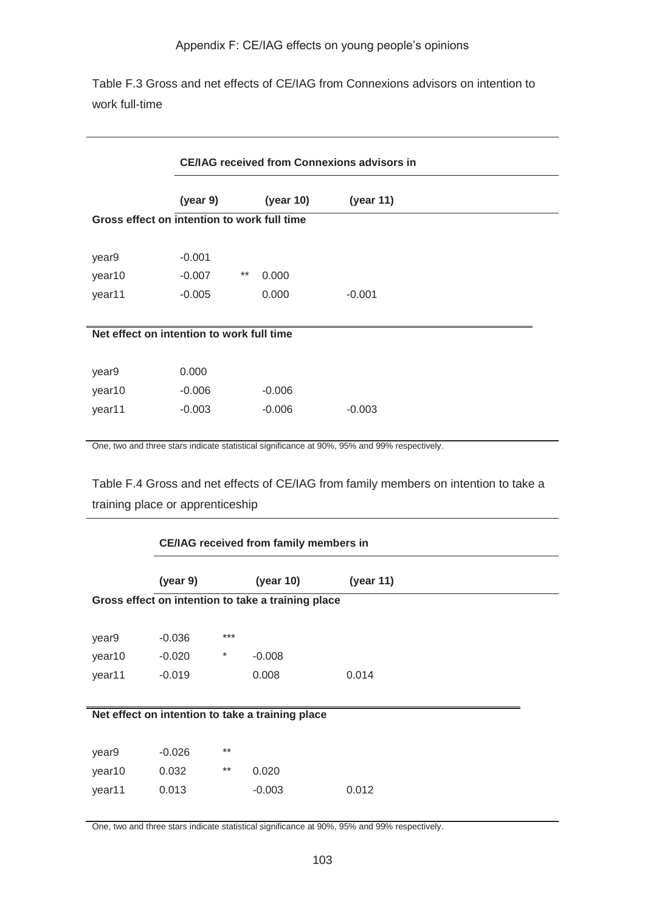## Appendix F: CE/IAG effects on young people's opinions

Table F.3 Gross and net effects of CE/IAG from Connexions advisors on intention to work full-time

| | CE/IAG received from Connexions advisors in | | | |
|---|---|---|---|---|
| | (year 9) | | (year 10) | (year 11) |
| **Gross effect on intention to work full time** | | | | |
| year9 | -0.001 | | | |
| year10 | -0.007 | ** | 0.000 | |
| year11 | -0.005 | | 0.000 | -0.001 |
| **Net effect on intention to work full time** | | | | |
| year9 | 0.000 | | | |
| year10 | -0.006 | | -0.006 | |
| year11 | -0.003 | | -0.006 | -0.003 |

One, two and three stars indicate statistical significance at 90%, 95% and 99% respectively.

Table F.4 Gross and net effects of CE/IAG from family members on intention to take a training place or apprenticeship

| | CE/IAG received from family members in | | | |
|---|---|---|---|---|
| | (year 9) | | (year 10) | (year 11) |
| **Gross effect on intention to take a training place** | | | | |
| year9 | -0.036 | *** | | |
| year10 | -0.020 | * | -0.008 | |
| year11 | -0.019 | | 0.008 | 0.014 |
| **Net effect on intention to take a training place** | | | | |
| year9 | -0.026 | ** | | |
| year10 | 0.032 | ** | 0.020 | |
| year11 | 0.013 | | -0.003 | 0.012 |

One, two and three stars indicate statistical significance at 90%, 95% and 99% respectively.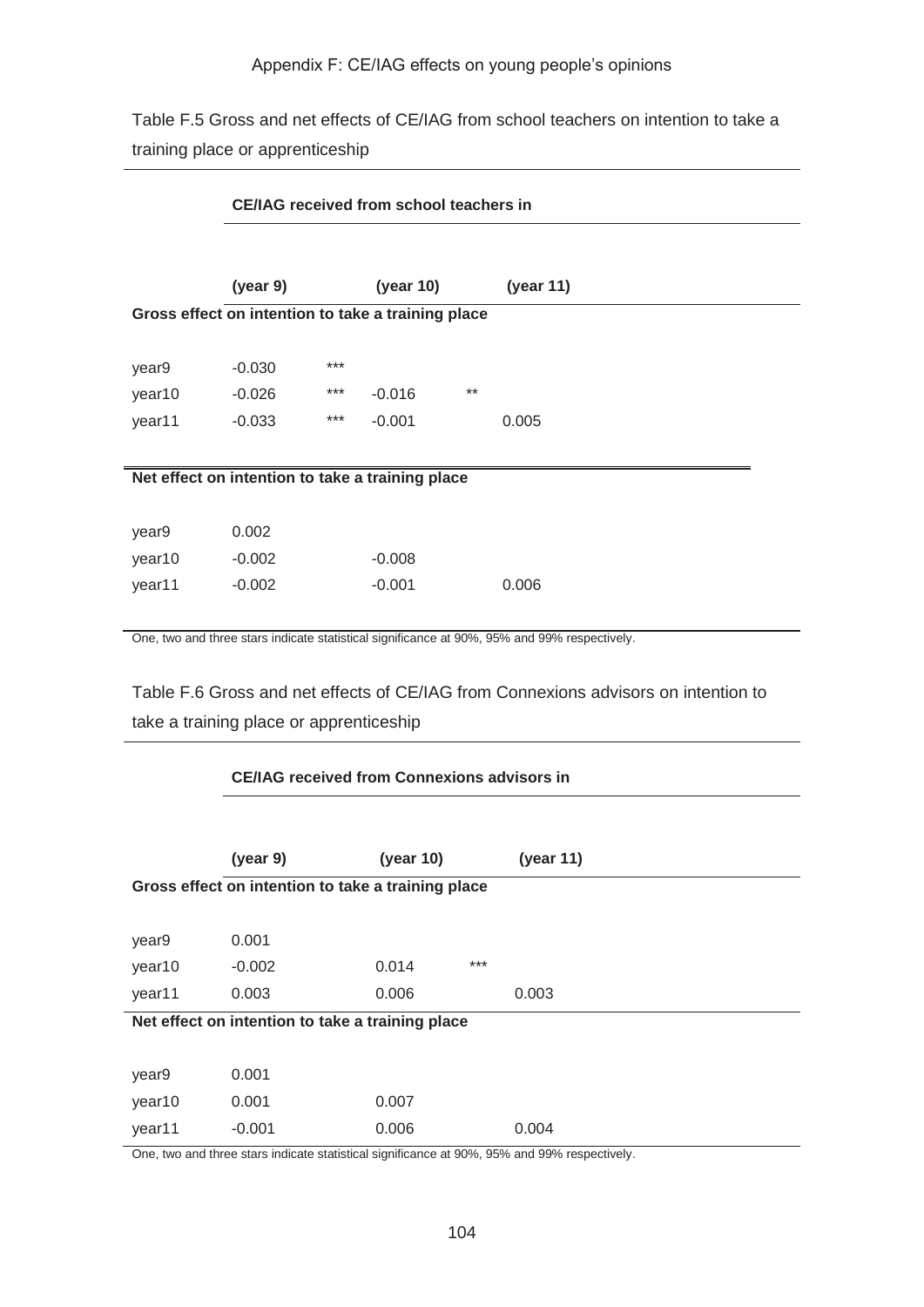Appendix F: CE/IAG effects on young people's opinions

Table F.5 Gross and net effects of CE/IAG from school teachers on intention to take a training place or apprenticeship

| | CE/IAG received from school teachers in | | | | |
|---|---|---|---|---|---|
| | **(year 9)** | | **(year 10)** | | **(year 11)** |
| **Gross effect on intention to take a training place** | | | | | |
| year9 | -0.030 | *** | | | |
| year10 | -0.026 | *** | -0.016 | ** | |
| year11 | -0.033 | *** | -0.001 | | 0.005 |
| **Net effect on intention to take a training place** | | | | | |
| year9 | 0.002 | | | | |
| year10 | -0.002 | | -0.008 | | |
| year11 | -0.002 | | -0.001 | | 0.006 |

One, two and three stars indicate statistical significance at 90%, 95% and 99% respectively.

Table F.6 Gross and net effects of CE/IAG from Connexions advisors on intention to take a training place or apprenticeship

| | CE/IAG received from Connexions advisors in | | | |
|---|---|---|---|---|
| | **(year 9)** | **(year 10)** | | **(year 11)** |
| **Gross effect on intention to take a training place** | | | | |
| year9 | 0.001 | | | |
| year10 | -0.002 | 0.014 | *** | |
| year11 | 0.003 | 0.006 | | 0.003 |
| **Net effect on intention to take a training place** | | | | |
| year9 | 0.001 | | | |
| year10 | 0.001 | 0.007 | | |
| year11 | -0.001 | 0.006 | | 0.004 |

One, two and three stars indicate statistical significance at 90%, 95% and 99% respectively.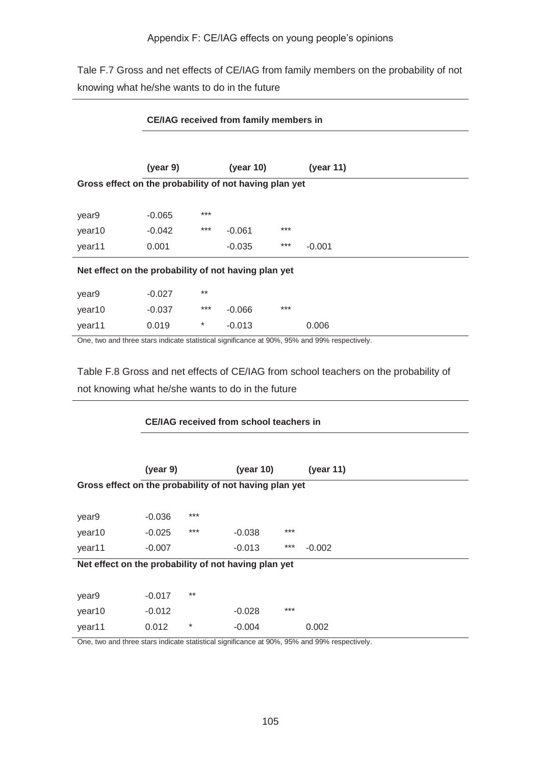Tale F.7 Gross and net effects of CE/IAG from family members on the probability of not knowing what he/she wants to do in the future

| | CE/IAG received from family members in | | | | |
|---|---|---|---|---|---|
| | (year 9) | | (year 10) | | (year 11) |
| **Gross effect on the probability of not having plan yet** | | | | | |
| year9 | -0.065 | *** | | | |
| year10 | -0.042 | *** | -0.061 | *** | |
| year11 | 0.001 | | -0.035 | *** | -0.001 |
| **Net effect on the probability of not having plan yet** | | | | | |
| year9 | -0.027 | ** | | | |
| year10 | -0.037 | *** | -0.066 | *** | |
| year11 | 0.019 | * | -0.013 | | 0.006 |

One, two and three stars indicate statistical significance at 90%, 95% and 99% respectively.

Table F.8 Gross and net effects of CE/IAG from school teachers on the probability of not knowing what he/she wants to do in the future

| | CE/IAG received from school teachers in | | | | |
|---|---|---|---|---|---|
| | (year 9) | | (year 10) | | (year 11) |
| **Gross effect on the probability of not having plan yet** | | | | | |
| year9 | -0.036 | *** | | | |
| year10 | -0.025 | *** | -0.038 | *** | |
| year11 | -0.007 | | -0.013 | *** | -0.002 |
| **Net effect on the probability of not having plan yet** | | | | | |
| year9 | -0.017 | ** | | | |
| year10 | -0.012 | | -0.028 | *** | |
| year11 | 0.012 | * | -0.004 | | 0.002 |

One, two and three stars indicate statistical significance at 90%, 95% and 99% respectively.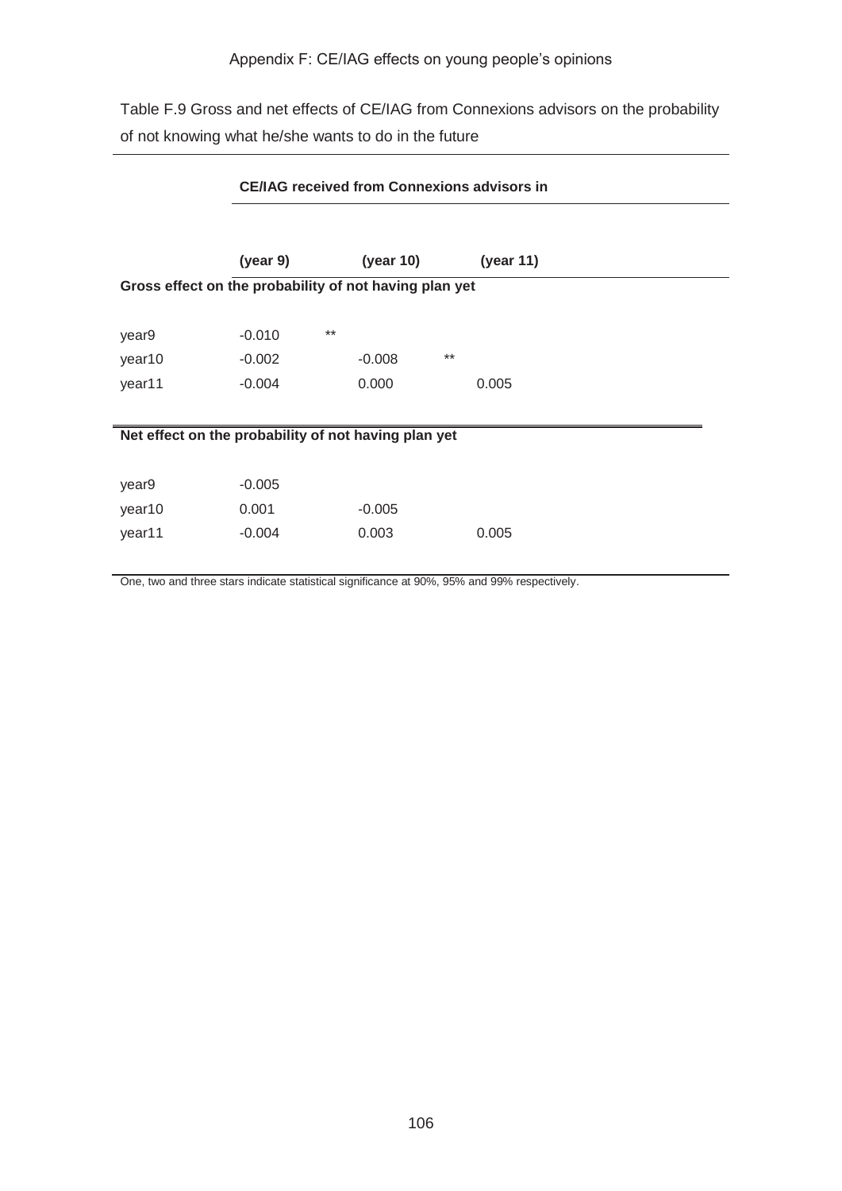Appendix F: CE/IAG effects on young people's opinions

Table F.9 Gross and net effects of CE/IAG from Connexions advisors on the probability of not knowing what he/she wants to do in the future

| | CE/IAG received from Connexions advisors in | | | | |
|---|---|---|---|---|---|
| | (year 9) | | (year 10) | | (year 11) |
| **Gross effect on the probability of not having plan yet** | | | | | |
| year9 | -0.010 | ** | | | |
| year10 | -0.002 | | -0.008 | ** | |
| year11 | -0.004 | | 0.000 | | 0.005 |
| **Net effect on the probability of not having plan yet** | | | | | |
| year9 | -0.005 | | | | |
| year10 | 0.001 | | -0.005 | | |
| year11 | -0.004 | | 0.003 | | 0.005 |

One, two and three stars indicate statistical significance at 90%, 95% and 99% respectively.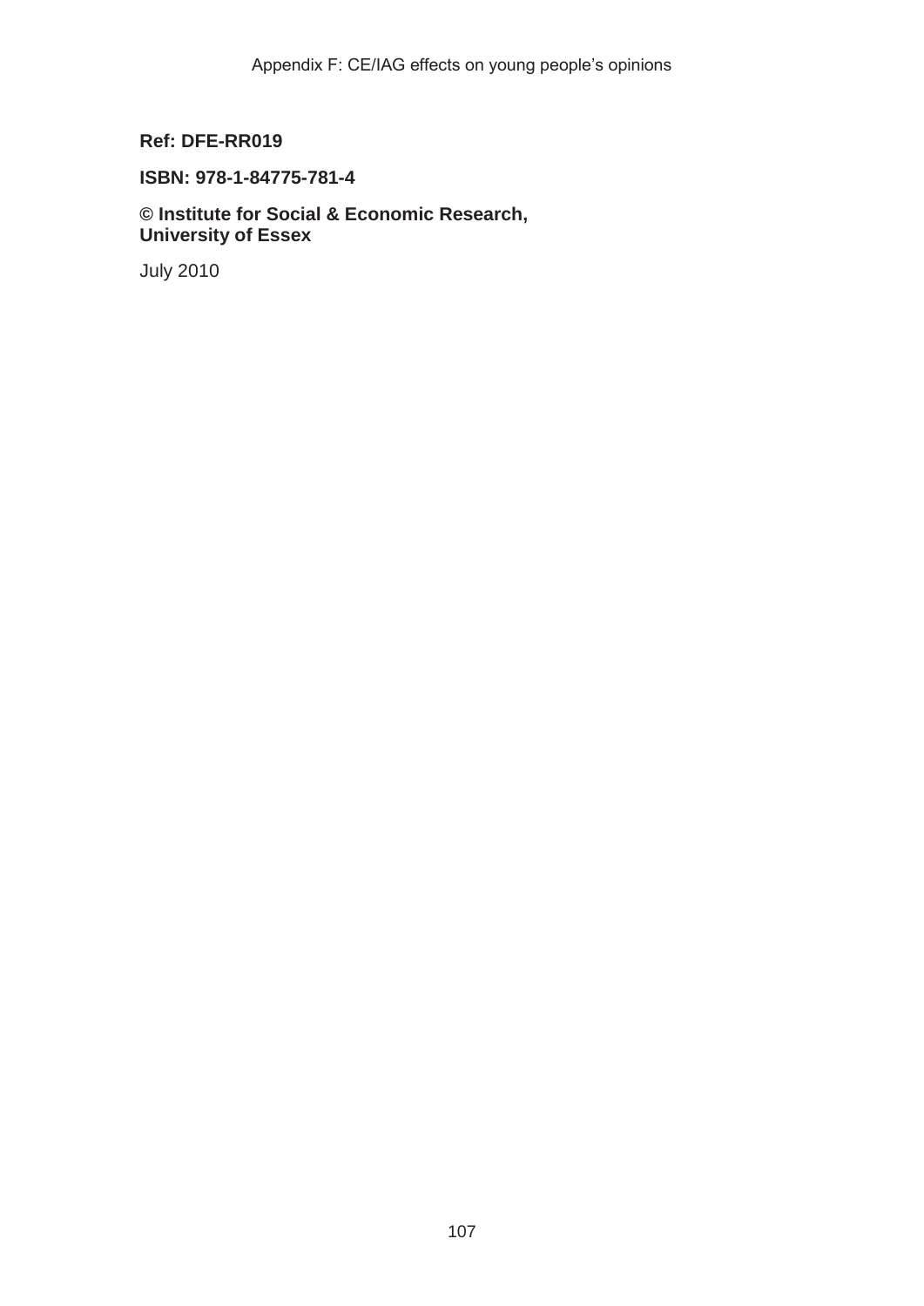**Ref: DFE-RR019**

**ISBN: 978-1-84775-781-4**

**© Institute for Social & Economic Research, University of Essex**

July 2010